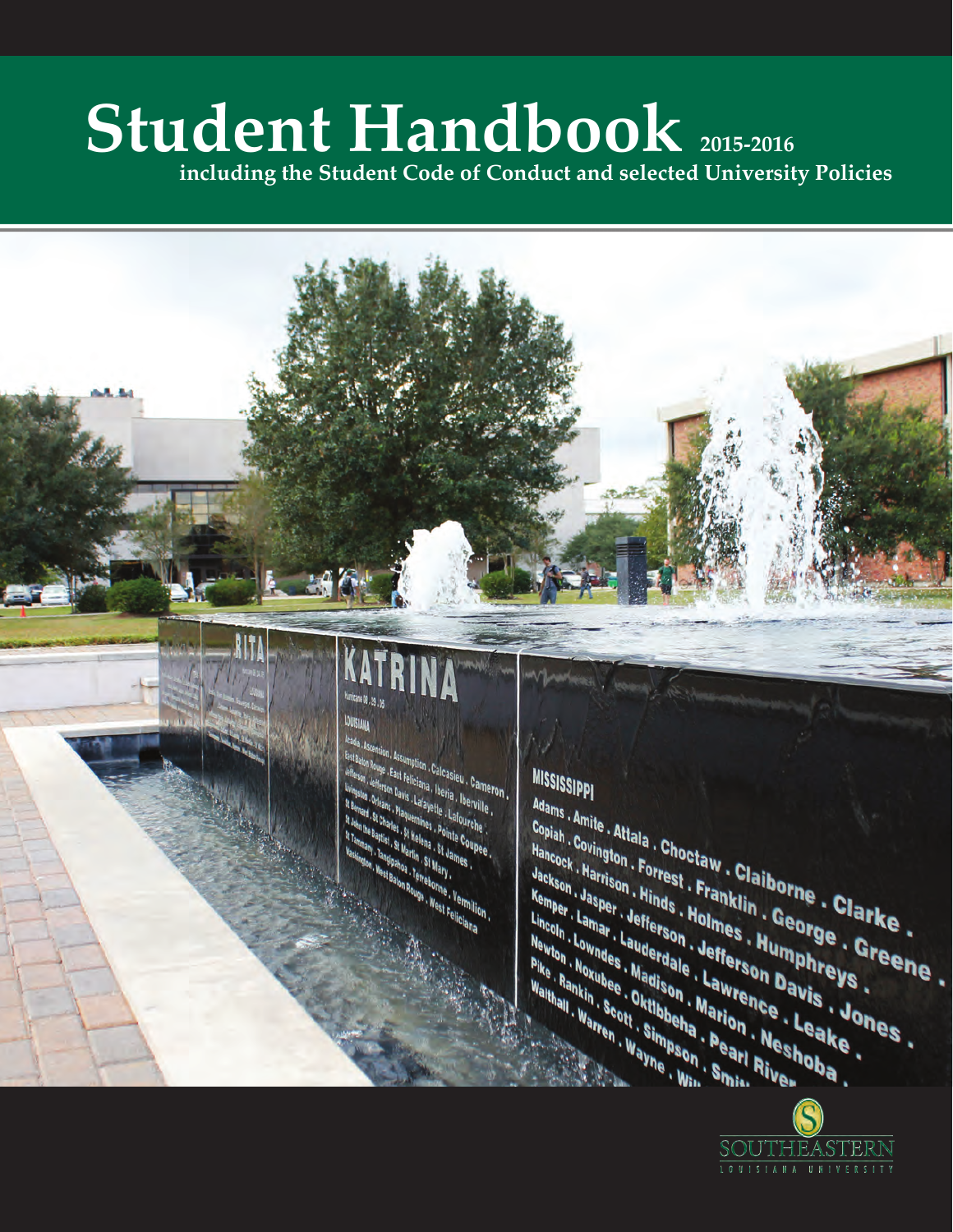# Student Handbook 2015-2016

**including the Student Code of Conduct and selected University Policies**

SOUTHEASTERN LOUISIANA UNIVERSITY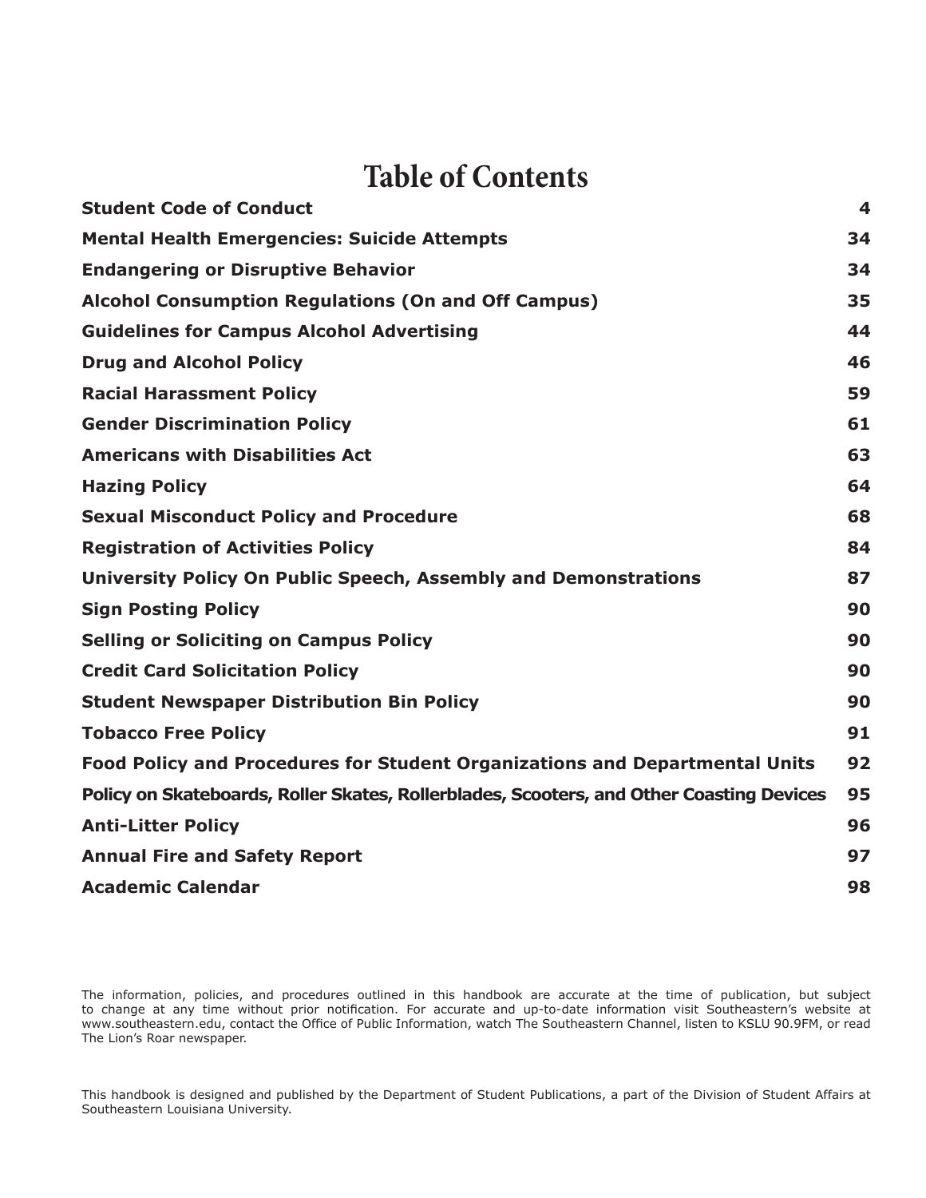# Table of Contents

| | |
|---|---|
| **Student Code of Conduct** | **4** |
| **Mental Health Emergencies: Suicide Attempts** | **34** |
| **Endangering or Disruptive Behavior** | **34** |
| **Alcohol Consumption Regulations (On and Off Campus)** | **35** |
| **Guidelines for Campus Alcohol Advertising** | **44** |
| **Drug and Alcohol Policy** | **46** |
| **Racial Harassment Policy** | **59** |
| **Gender Discrimination Policy** | **61** |
| **Americans with Disabilities Act** | **63** |
| **Hazing Policy** | **64** |
| **Sexual Misconduct Policy and Procedure** | **68** |
| **Registration of Activities Policy** | **84** |
| **University Policy On Public Speech, Assembly and Demonstrations** | **87** |
| **Sign Posting Policy** | **90** |
| **Selling or Soliciting on Campus Policy** | **90** |
| **Credit Card Solicitation Policy** | **90** |
| **Student Newspaper Distribution Bin Policy** | **90** |
| **Tobacco Free Policy** | **91** |
| **Food Policy and Procedures for Student Organizations and Departmental Units** | **92** |
| **Policy on Skateboards, Roller Skates, Rollerblades, Scooters, and Other Coasting Devices** | **95** |
| **Anti-Litter Policy** | **96** |
| **Annual Fire and Safety Report** | **97** |
| **Academic Calendar** | **98** |

The information, policies, and procedures outlined in this handbook are accurate at the time of publication, but subject to change at any time without prior notification. For accurate and up-to-date information visit Southeastern's website at www.southeastern.edu, contact the Office of Public Information, watch The Southeastern Channel, listen to KSLU 90.9FM, or read The Lion's Roar newspaper.

This handbook is designed and published by the Department of Student Publications, a part of the Division of Student Affairs at Southeastern Louisiana University.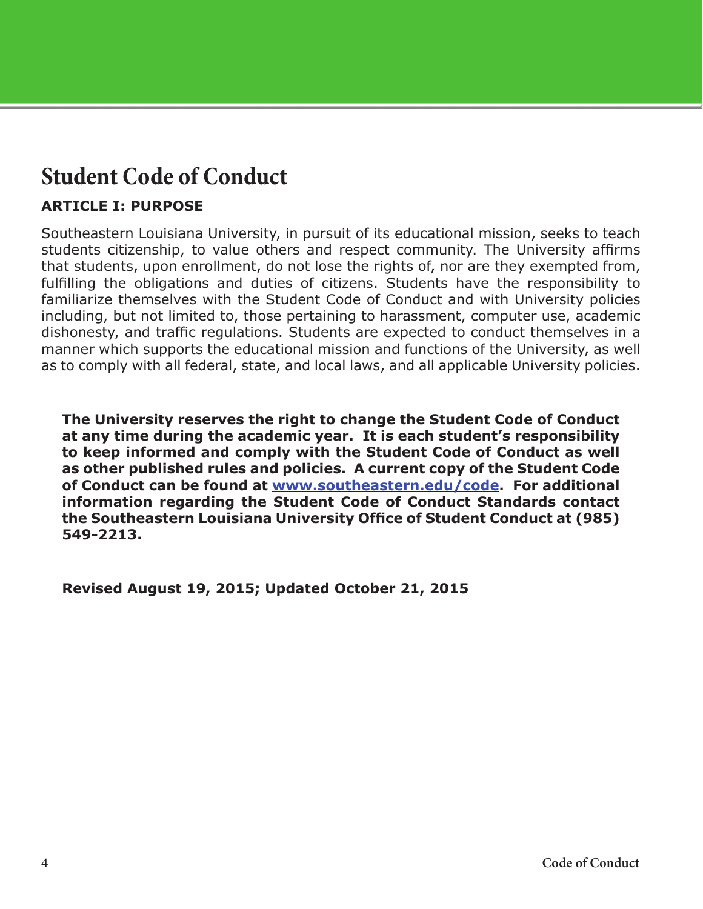# Student Code of Conduct

## ARTICLE I: PURPOSE

Southeastern Louisiana University, in pursuit of its educational mission, seeks to teach students citizenship, to value others and respect community. The University affirms that students, upon enrollment, do not lose the rights of, nor are they exempted from, fulfilling the obligations and duties of citizens. Students have the responsibility to familiarize themselves with the Student Code of Conduct and with University policies including, but not limited to, those pertaining to harassment, computer use, academic dishonesty, and traffic regulations. Students are expected to conduct themselves in a manner which supports the educational mission and functions of the University, as well as to comply with all federal, state, and local laws, and all applicable University policies.

**The University reserves the right to change the Student Code of Conduct at any time during the academic year. It is each student's responsibility to keep informed and comply with the Student Code of Conduct as well as other published rules and policies. A current copy of the Student Code of Conduct can be found at [www.southeastern.edu/code](http://www.southeastern.edu/code). For additional information regarding the Student Code of Conduct Standards contact the Southeastern Louisiana University Office of Student Conduct at (985) 549-2213.**

**Revised August 19, 2015; Updated October 21, 2015**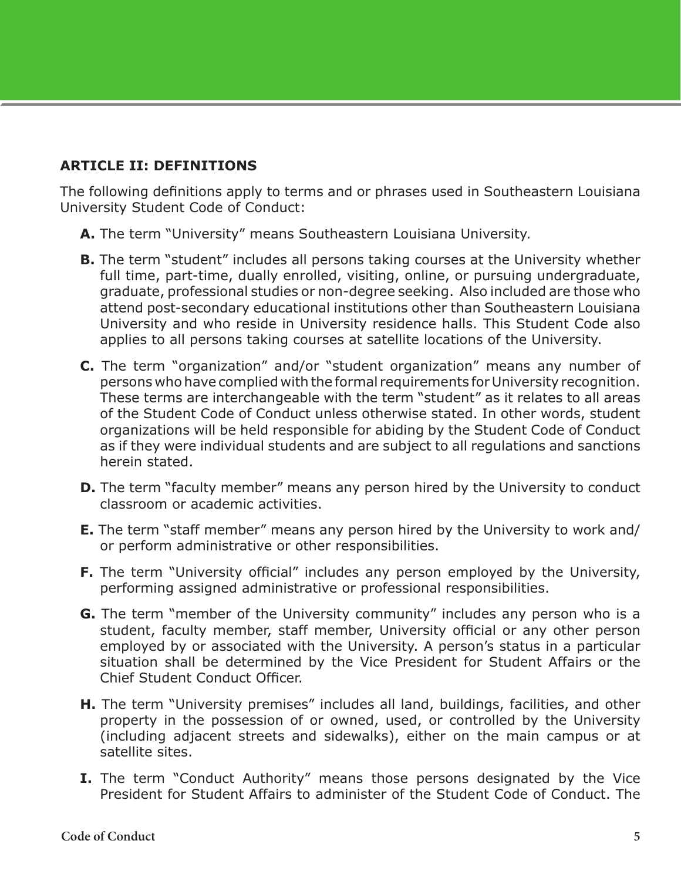## ARTICLE II: DEFINITIONS

The following definitions apply to terms and or phrases used in Southeastern Louisiana University Student Code of Conduct:

**A.** The term "University" means Southeastern Louisiana University.

**B.** The term "student" includes all persons taking courses at the University whether full time, part-time, dually enrolled, visiting, online, or pursuing undergraduate, graduate, professional studies or non-degree seeking. Also included are those who attend post-secondary educational institutions other than Southeastern Louisiana University and who reside in University residence halls. This Student Code also applies to all persons taking courses at satellite locations of the University.

**C.** The term "organization" and/or "student organization" means any number of persons who have complied with the formal requirements for University recognition. These terms are interchangeable with the term "student" as it relates to all areas of the Student Code of Conduct unless otherwise stated. In other words, student organizations will be held responsible for abiding by the Student Code of Conduct as if they were individual students and are subject to all regulations and sanctions herein stated.

**D.** The term "faculty member" means any person hired by the University to conduct classroom or academic activities.

**E.** The term "staff member" means any person hired by the University to work and/or perform administrative or other responsibilities.

**F.** The term "University official" includes any person employed by the University, performing assigned administrative or professional responsibilities.

**G.** The term "member of the University community" includes any person who is a student, faculty member, staff member, University official or any other person employed by or associated with the University. A person's status in a particular situation shall be determined by the Vice President for Student Affairs or the Chief Student Conduct Officer.

**H.** The term "University premises" includes all land, buildings, facilities, and other property in the possession of or owned, used, or controlled by the University (including adjacent streets and sidewalks), either on the main campus or at satellite sites.

**I.** The term "Conduct Authority" means those persons designated by the Vice President for Student Affairs to administer of the Student Code of Conduct. The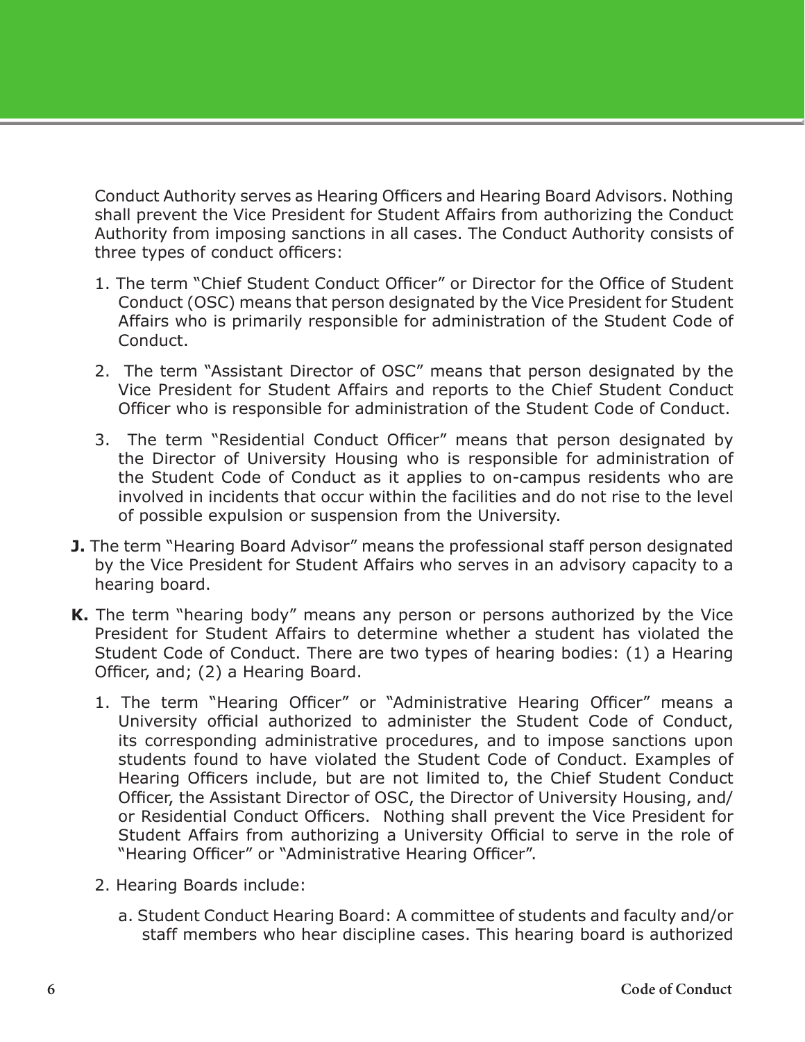Conduct Authority serves as Hearing Officers and Hearing Board Advisors. Nothing shall prevent the Vice President for Student Affairs from authorizing the Conduct Authority from imposing sanctions in all cases. The Conduct Authority consists of three types of conduct officers:

1. The term "Chief Student Conduct Officer" or Director for the Office of Student Conduct (OSC) means that person designated by the Vice President for Student Affairs who is primarily responsible for administration of the Student Code of Conduct.

2. The term "Assistant Director of OSC" means that person designated by the Vice President for Student Affairs and reports to the Chief Student Conduct Officer who is responsible for administration of the Student Code of Conduct.

3. The term "Residential Conduct Officer" means that person designated by the Director of University Housing who is responsible for administration of the Student Code of Conduct as it applies to on-campus residents who are involved in incidents that occur within the facilities and do not rise to the level of possible expulsion or suspension from the University.

**J.** The term "Hearing Board Advisor" means the professional staff person designated by the Vice President for Student Affairs who serves in an advisory capacity to a hearing board.

**K.** The term "hearing body" means any person or persons authorized by the Vice President for Student Affairs to determine whether a student has violated the Student Code of Conduct. There are two types of hearing bodies: (1) a Hearing Officer, and; (2) a Hearing Board.

1. The term "Hearing Officer" or "Administrative Hearing Officer" means a University official authorized to administer the Student Code of Conduct, its corresponding administrative procedures, and to impose sanctions upon students found to have violated the Student Code of Conduct. Examples of Hearing Officers include, but are not limited to, the Chief Student Conduct Officer, the Assistant Director of OSC, the Director of University Housing, and/or Residential Conduct Officers. Nothing shall prevent the Vice President for Student Affairs from authorizing a University Official to serve in the role of "Hearing Officer" or "Administrative Hearing Officer".

2. Hearing Boards include:

   a. Student Conduct Hearing Board: A committee of students and faculty and/or staff members who hear discipline cases. This hearing board is authorized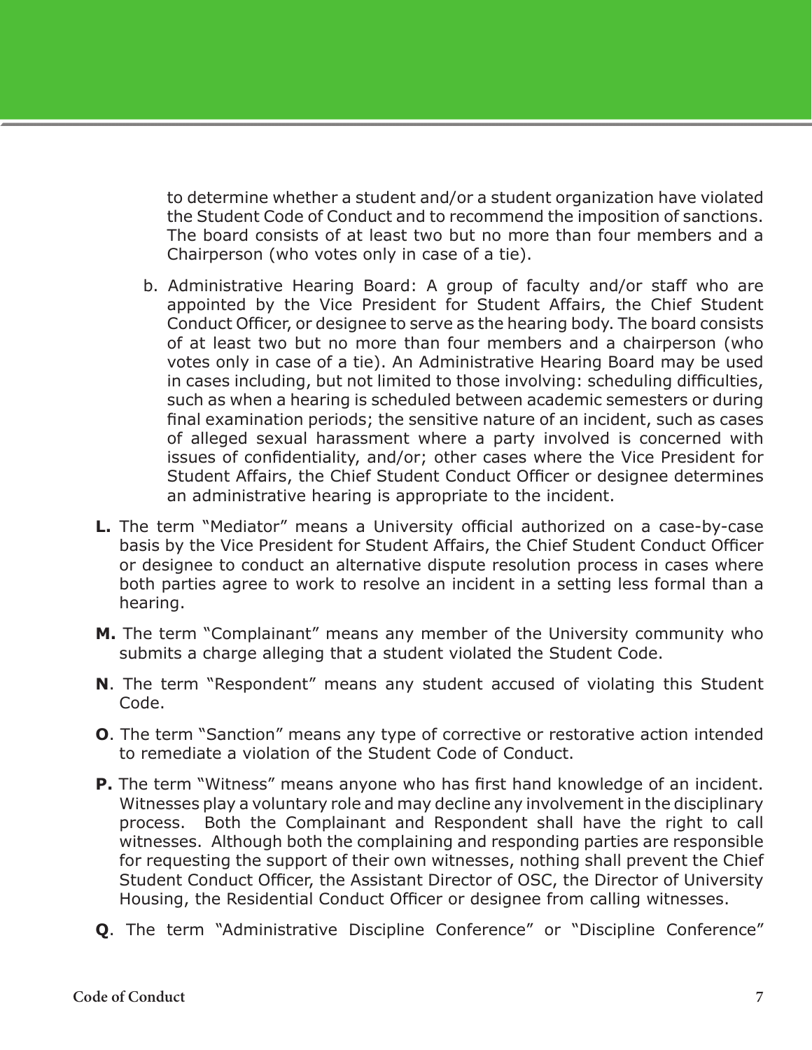to determine whether a student and/or a student organization have violated the Student Code of Conduct and to recommend the imposition of sanctions. The board consists of at least two but no more than four members and a Chairperson (who votes only in case of a tie).

b. Administrative Hearing Board: A group of faculty and/or staff who are appointed by the Vice President for Student Affairs, the Chief Student Conduct Officer, or designee to serve as the hearing body. The board consists of at least two but no more than four members and a chairperson (who votes only in case of a tie). An Administrative Hearing Board may be used in cases including, but not limited to those involving: scheduling difficulties, such as when a hearing is scheduled between academic semesters or during final examination periods; the sensitive nature of an incident, such as cases of alleged sexual harassment where a party involved is concerned with issues of confidentiality, and/or; other cases where the Vice President for Student Affairs, the Chief Student Conduct Officer or designee determines an administrative hearing is appropriate to the incident.

**L.** The term "Mediator" means a University official authorized on a case-by-case basis by the Vice President for Student Affairs, the Chief Student Conduct Officer or designee to conduct an alternative dispute resolution process in cases where both parties agree to work to resolve an incident in a setting less formal than a hearing.

**M.** The term "Complainant" means any member of the University community who submits a charge alleging that a student violated the Student Code.

**N**. The term "Respondent" means any student accused of violating this Student Code.

**O**. The term "Sanction" means any type of corrective or restorative action intended to remediate a violation of the Student Code of Conduct.

**P.** The term "Witness" means anyone who has first hand knowledge of an incident. Witnesses play a voluntary role and may decline any involvement in the disciplinary process. Both the Complainant and Respondent shall have the right to call witnesses. Although both the complaining and responding parties are responsible for requesting the support of their own witnesses, nothing shall prevent the Chief Student Conduct Officer, the Assistant Director of OSC, the Director of University Housing, the Residential Conduct Officer or designee from calling witnesses.

**Q**. The term "Administrative Discipline Conference" or "Discipline Conference"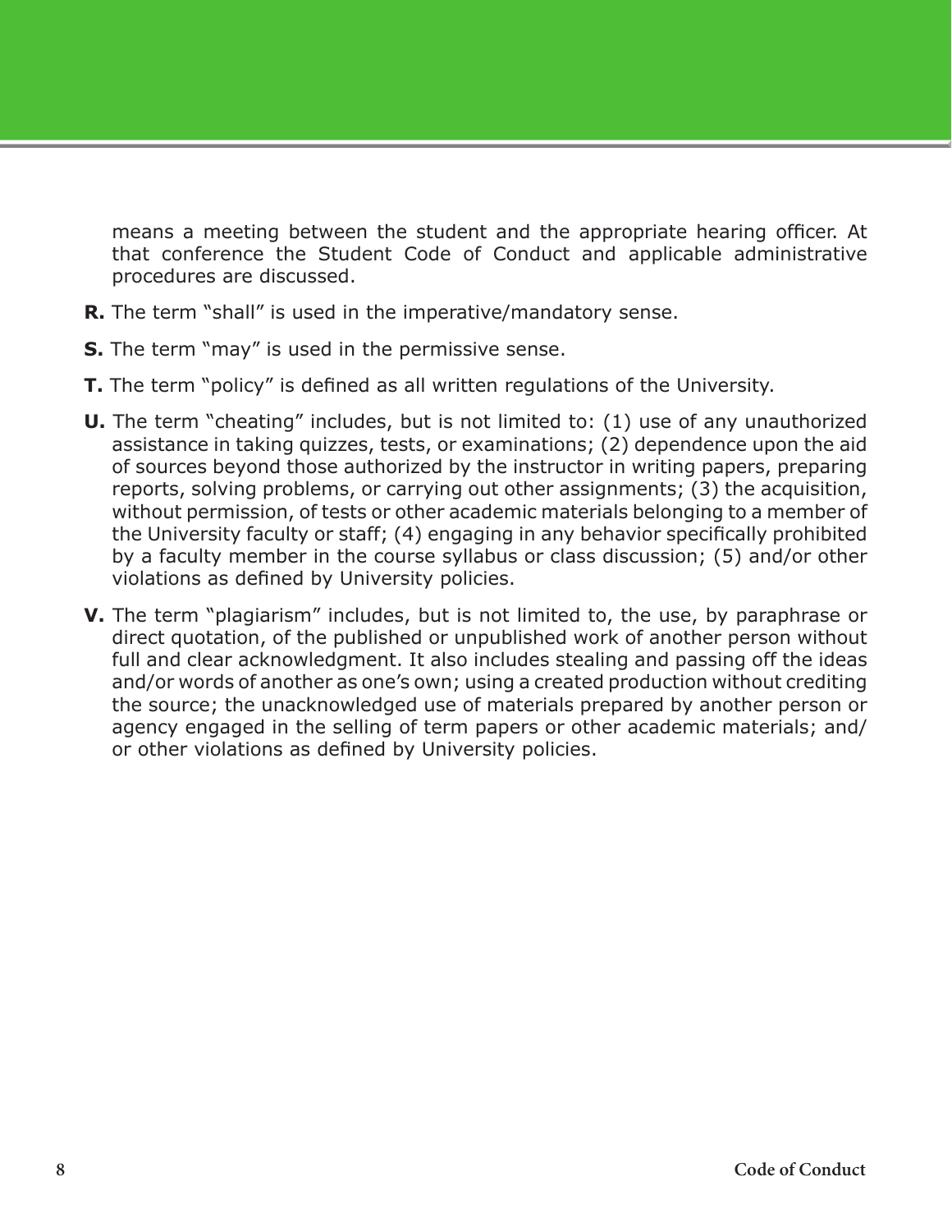means a meeting between the student and the appropriate hearing officer. At that conference the Student Code of Conduct and applicable administrative procedures are discussed.

**R.** The term "shall" is used in the imperative/mandatory sense.

**S.** The term "may" is used in the permissive sense.

**T.** The term "policy" is defined as all written regulations of the University.

**U.** The term "cheating" includes, but is not limited to: (1) use of any unauthorized assistance in taking quizzes, tests, or examinations; (2) dependence upon the aid of sources beyond those authorized by the instructor in writing papers, preparing reports, solving problems, or carrying out other assignments; (3) the acquisition, without permission, of tests or other academic materials belonging to a member of the University faculty or staff; (4) engaging in any behavior specifically prohibited by a faculty member in the course syllabus or class discussion; (5) and/or other violations as defined by University policies.

**V.** The term "plagiarism" includes, but is not limited to, the use, by paraphrase or direct quotation, of the published or unpublished work of another person without full and clear acknowledgment. It also includes stealing and passing off the ideas and/or words of another as one's own; using a created production without crediting the source; the unacknowledged use of materials prepared by another person or agency engaged in the selling of term papers or other academic materials; and/or other violations as defined by University policies.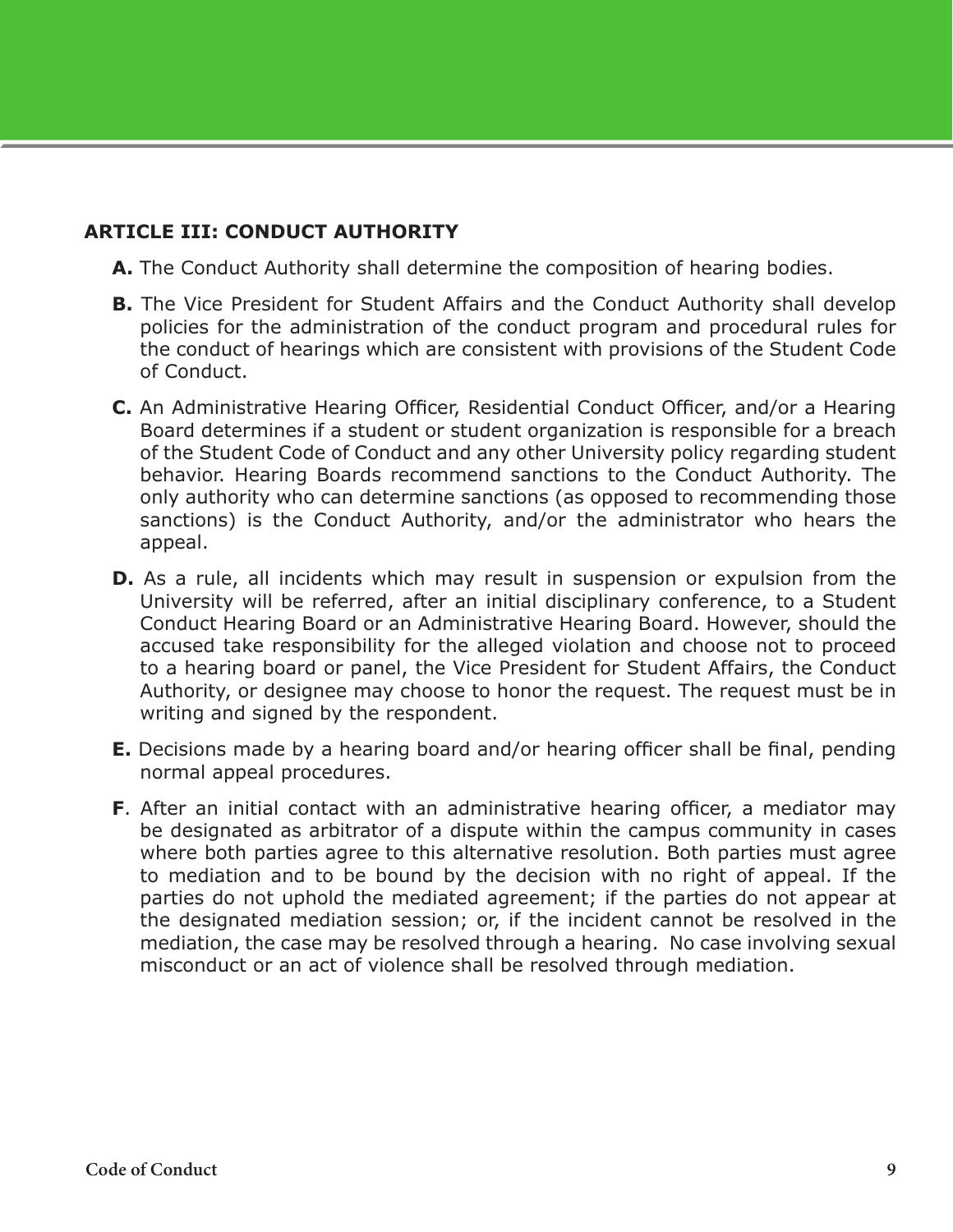## ARTICLE III: CONDUCT AUTHORITY

**A.** The Conduct Authority shall determine the composition of hearing bodies.

**B.** The Vice President for Student Affairs and the Conduct Authority shall develop policies for the administration of the conduct program and procedural rules for the conduct of hearings which are consistent with provisions of the Student Code of Conduct.

**C.** An Administrative Hearing Officer, Residential Conduct Officer, and/or a Hearing Board determines if a student or student organization is responsible for a breach of the Student Code of Conduct and any other University policy regarding student behavior. Hearing Boards recommend sanctions to the Conduct Authority. The only authority who can determine sanctions (as opposed to recommending those sanctions) is the Conduct Authority, and/or the administrator who hears the appeal.

**D.** As a rule, all incidents which may result in suspension or expulsion from the University will be referred, after an initial disciplinary conference, to a Student Conduct Hearing Board or an Administrative Hearing Board. However, should the accused take responsibility for the alleged violation and choose not to proceed to a hearing board or panel, the Vice President for Student Affairs, the Conduct Authority, or designee may choose to honor the request. The request must be in writing and signed by the respondent.

**E.** Decisions made by a hearing board and/or hearing officer shall be final, pending normal appeal procedures.

**F**. After an initial contact with an administrative hearing officer, a mediator may be designated as arbitrator of a dispute within the campus community in cases where both parties agree to this alternative resolution. Both parties must agree to mediation and to be bound by the decision with no right of appeal. If the parties do not uphold the mediated agreement; if the parties do not appear at the designated mediation session; or, if the incident cannot be resolved in the mediation, the case may be resolved through a hearing. No case involving sexual misconduct or an act of violence shall be resolved through mediation.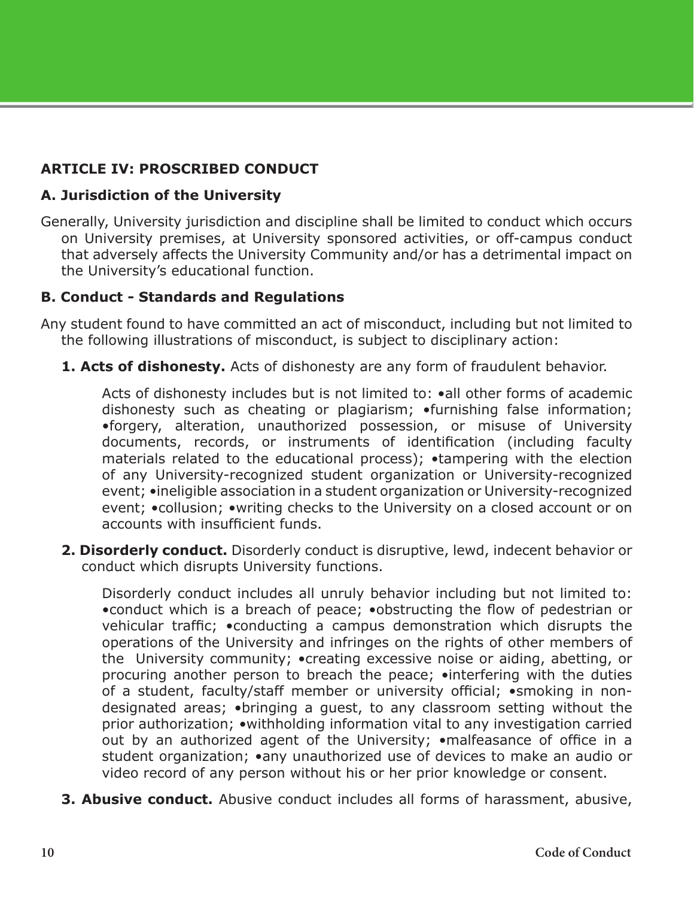## ARTICLE IV: PROSCRIBED CONDUCT

### A. Jurisdiction of the University

Generally, University jurisdiction and discipline shall be limited to conduct which occurs on University premises, at University sponsored activities, or off-campus conduct that adversely affects the University Community and/or has a detrimental impact on the University's educational function.

### B. Conduct - Standards and Regulations

Any student found to have committed an act of misconduct, including but not limited to the following illustrations of misconduct, is subject to disciplinary action:

**1. Acts of dishonesty.** Acts of dishonesty are any form of fraudulent behavior.

Acts of dishonesty includes but is not limited to: •all other forms of academic dishonesty such as cheating or plagiarism; •furnishing false information; •forgery, alteration, unauthorized possession, or misuse of University documents, records, or instruments of identification (including faculty materials related to the educational process); •tampering with the election of any University-recognized student organization or University-recognized event; •ineligible association in a student organization or University-recognized event; •collusion; •writing checks to the University on a closed account or on accounts with insufficient funds.

**2. Disorderly conduct.** Disorderly conduct is disruptive, lewd, indecent behavior or conduct which disrupts University functions.

Disorderly conduct includes all unruly behavior including but not limited to: •conduct which is a breach of peace; •obstructing the flow of pedestrian or vehicular traffic; •conducting a campus demonstration which disrupts the operations of the University and infringes on the rights of other members of the University community; •creating excessive noise or aiding, abetting, or procuring another person to breach the peace; •interfering with the duties of a student, faculty/staff member or university official; •smoking in non-designated areas; •bringing a guest, to any classroom setting without the prior authorization; •withholding information vital to any investigation carried out by an authorized agent of the University; •malfeasance of office in a student organization; •any unauthorized use of devices to make an audio or video record of any person without his or her prior knowledge or consent.

**3. Abusive conduct.** Abusive conduct includes all forms of harassment, abusive,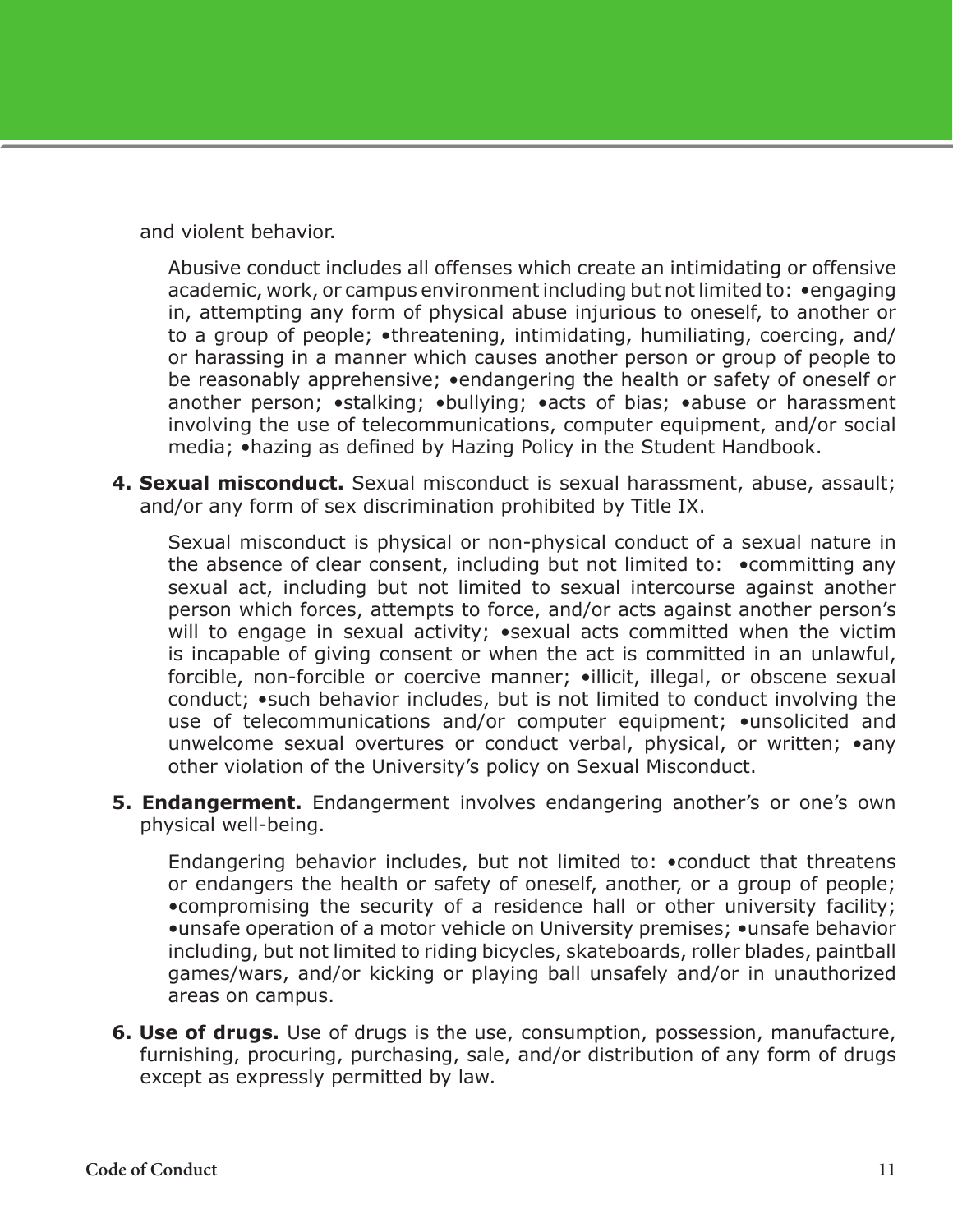and violent behavior.

Abusive conduct includes all offenses which create an intimidating or offensive academic, work, or campus environment including but not limited to: •engaging in, attempting any form of physical abuse injurious to oneself, to another or to a group of people; •threatening, intimidating, humiliating, coercing, and/or harassing in a manner which causes another person or group of people to be reasonably apprehensive; •endangering the health or safety of oneself or another person; •stalking; •bullying; •acts of bias; •abuse or harassment involving the use of telecommunications, computer equipment, and/or social media; •hazing as defined by Hazing Policy in the Student Handbook.

4. **Sexual misconduct.** Sexual misconduct is sexual harassment, abuse, assault; and/or any form of sex discrimination prohibited by Title IX.

   Sexual misconduct is physical or non-physical conduct of a sexual nature in the absence of clear consent, including but not limited to: •committing any sexual act, including but not limited to sexual intercourse against another person which forces, attempts to force, and/or acts against another person's will to engage in sexual activity; •sexual acts committed when the victim is incapable of giving consent or when the act is committed in an unlawful, forcible, non-forcible or coercive manner; •illicit, illegal, or obscene sexual conduct; •such behavior includes, but is not limited to conduct involving the use of telecommunications and/or computer equipment; •unsolicited and unwelcome sexual overtures or conduct verbal, physical, or written; •any other violation of the University's policy on Sexual Misconduct.

5. **Endangerment.** Endangerment involves endangering another's or one's own physical well-being.

   Endangering behavior includes, but not limited to: •conduct that threatens or endangers the health or safety of oneself, another, or a group of people; •compromising the security of a residence hall or other university facility; •unsafe operation of a motor vehicle on University premises; •unsafe behavior including, but not limited to riding bicycles, skateboards, roller blades, paintball games/wars, and/or kicking or playing ball unsafely and/or in unauthorized areas on campus.

6. **Use of drugs.** Use of drugs is the use, consumption, possession, manufacture, furnishing, procuring, purchasing, sale, and/or distribution of any form of drugs except as expressly permitted by law.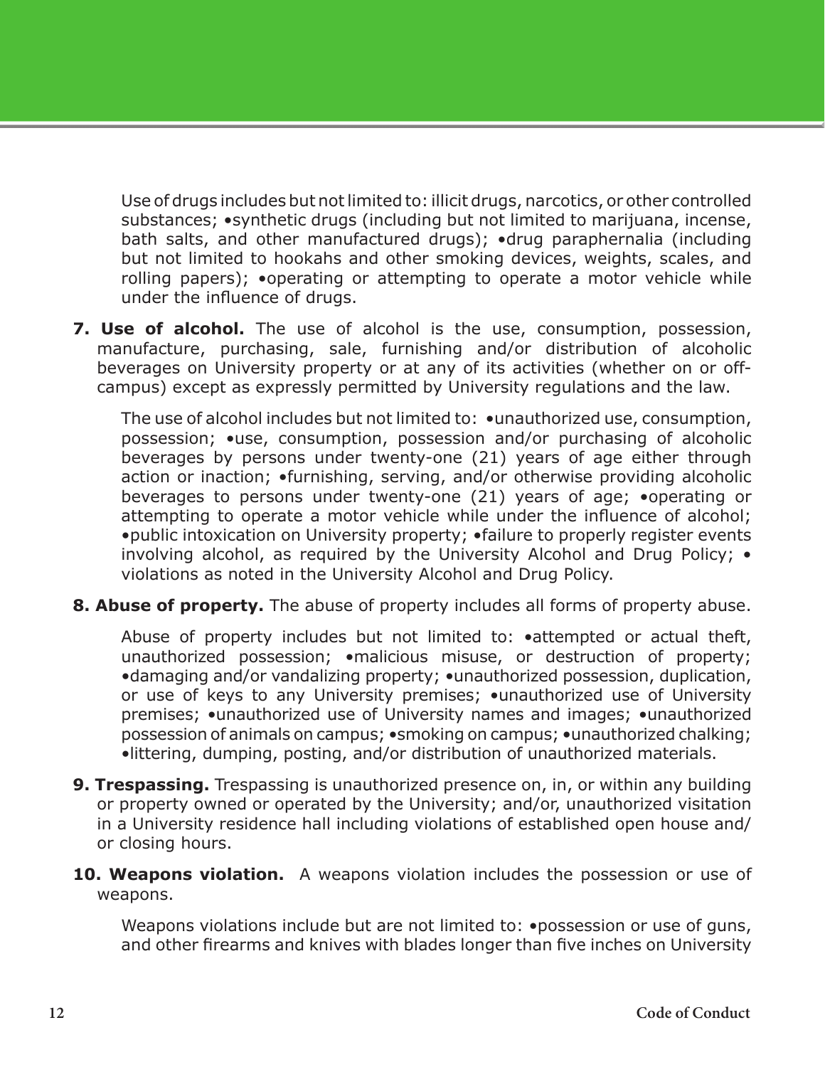Use of drugs includes but not limited to: illicit drugs, narcotics, or other controlled substances; •synthetic drugs (including but not limited to marijuana, incense, bath salts, and other manufactured drugs); •drug paraphernalia (including but not limited to hookahs and other smoking devices, weights, scales, and rolling papers); •operating or attempting to operate a motor vehicle while under the influence of drugs.

**7. Use of alcohol.** The use of alcohol is the use, consumption, possession, manufacture, purchasing, sale, furnishing and/or distribution of alcoholic beverages on University property or at any of its activities (whether on or off-campus) except as expressly permitted by University regulations and the law.

The use of alcohol includes but not limited to: •unauthorized use, consumption, possession; •use, consumption, possession and/or purchasing of alcoholic beverages by persons under twenty-one (21) years of age either through action or inaction; •furnishing, serving, and/or otherwise providing alcoholic beverages to persons under twenty-one (21) years of age; •operating or attempting to operate a motor vehicle while under the influence of alcohol; •public intoxication on University property; •failure to properly register events involving alcohol, as required by the University Alcohol and Drug Policy; • violations as noted in the University Alcohol and Drug Policy.

**8. Abuse of property.** The abuse of property includes all forms of property abuse.

Abuse of property includes but not limited to: •attempted or actual theft, unauthorized possession; •malicious misuse, or destruction of property; •damaging and/or vandalizing property; •unauthorized possession, duplication, or use of keys to any University premises; •unauthorized use of University premises; •unauthorized use of University names and images; •unauthorized possession of animals on campus; •smoking on campus; •unauthorized chalking; •littering, dumping, posting, and/or distribution of unauthorized materials.

**9. Trespassing.** Trespassing is unauthorized presence on, in, or within any building or property owned or operated by the University; and/or, unauthorized visitation in a University residence hall including violations of established open house and/or closing hours.

**10. Weapons violation.** A weapons violation includes the possession or use of weapons.

Weapons violations include but are not limited to: •possession or use of guns, and other firearms and knives with blades longer than five inches on University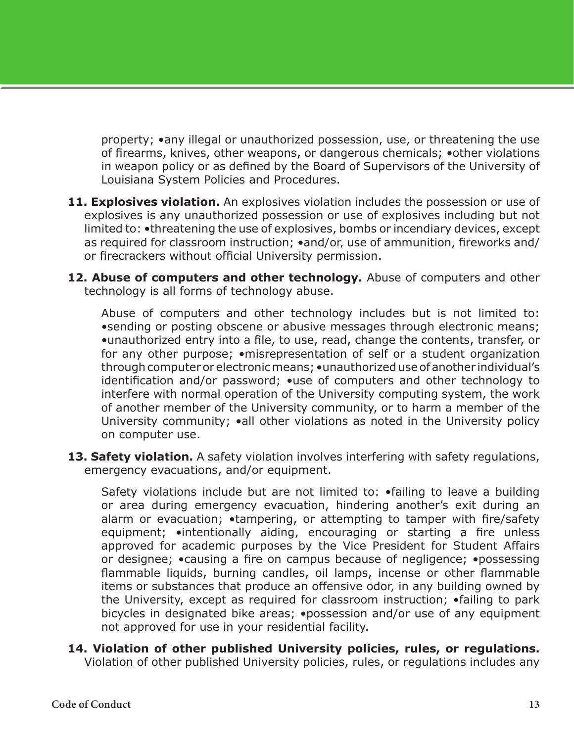property; •any illegal or unauthorized possession, use, or threatening the use of firearms, knives, other weapons, or dangerous chemicals; •other violations in weapon policy or as defined by the Board of Supervisors of the University of Louisiana System Policies and Procedures.

11. **Explosives violation.** An explosives violation includes the possession or use of explosives is any unauthorized possession or use of explosives including but not limited to: •threatening the use of explosives, bombs or incendiary devices, except as required for classroom instruction; •and/or, use of ammunition, fireworks and/or firecrackers without official University permission.

12. **Abuse of computers and other technology.** Abuse of computers and other technology is all forms of technology abuse.

    Abuse of computers and other technology includes but is not limited to: •sending or posting obscene or abusive messages through electronic means; •unauthorized entry into a file, to use, read, change the contents, transfer, or for any other purpose; •misrepresentation of self or a student organization through computer or electronic means; •unauthorized use of another individual's identification and/or password; •use of computers and other technology to interfere with normal operation of the University computing system, the work of another member of the University community, or to harm a member of the University community; •all other violations as noted in the University policy on computer use.

13. **Safety violation.** A safety violation involves interfering with safety regulations, emergency evacuations, and/or equipment.

    Safety violations include but are not limited to: •failing to leave a building or area during emergency evacuation, hindering another's exit during an alarm or evacuation; •tampering, or attempting to tamper with fire/safety equipment; •intentionally aiding, encouraging or starting a fire unless approved for academic purposes by the Vice President for Student Affairs or designee; •causing a fire on campus because of negligence; •possessing flammable liquids, burning candles, oil lamps, incense or other flammable items or substances that produce an offensive odor, in any building owned by the University, except as required for classroom instruction; •failing to park bicycles in designated bike areas; •possession and/or use of any equipment not approved for use in your residential facility.

14. **Violation of other published University policies, rules, or regulations.** Violation of other published University policies, rules, or regulations includes any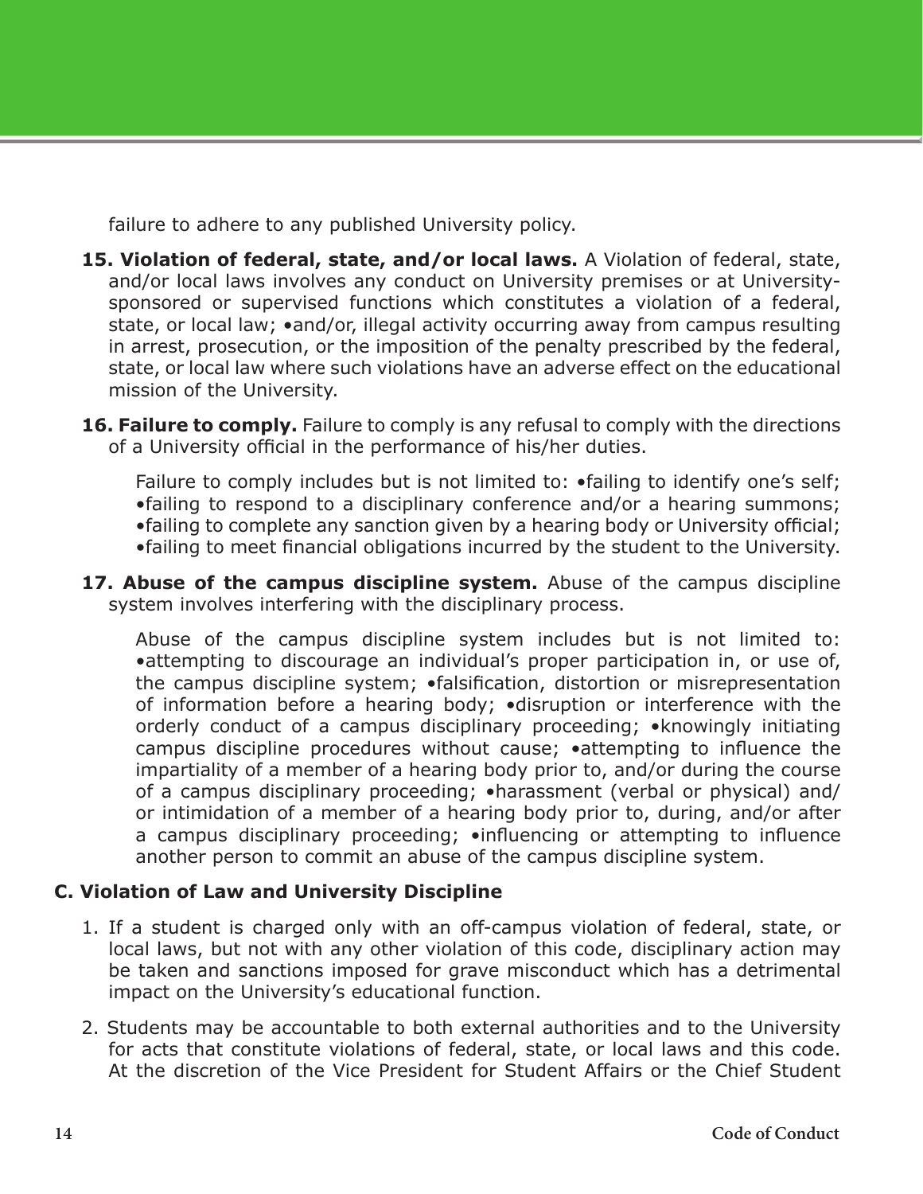failure to adhere to any published University policy.

**15. Violation of federal, state, and/or local laws.** A Violation of federal, state, and/or local laws involves any conduct on University premises or at University-sponsored or supervised functions which constitutes a violation of a federal, state, or local law; •and/or, illegal activity occurring away from campus resulting in arrest, prosecution, or the imposition of the penalty prescribed by the federal, state, or local law where such violations have an adverse effect on the educational mission of the University.

**16. Failure to comply.** Failure to comply is any refusal to comply with the directions of a University official in the performance of his/her duties.

Failure to comply includes but is not limited to: •failing to identify one's self; •failing to respond to a disciplinary conference and/or a hearing summons; •failing to complete any sanction given by a hearing body or University official; •failing to meet financial obligations incurred by the student to the University.

**17. Abuse of the campus discipline system.** Abuse of the campus discipline system involves interfering with the disciplinary process.

Abuse of the campus discipline system includes but is not limited to: •attempting to discourage an individual's proper participation in, or use of, the campus discipline system; •falsification, distortion or misrepresentation of information before a hearing body; •disruption or interference with the orderly conduct of a campus disciplinary proceeding; •knowingly initiating campus discipline procedures without cause; •attempting to influence the impartiality of a member of a hearing body prior to, and/or during the course of a campus disciplinary proceeding; •harassment (verbal or physical) and/or intimidation of a member of a hearing body prior to, during, and/or after a campus disciplinary proceeding; •influencing or attempting to influence another person to commit an abuse of the campus discipline system.

**C. Violation of Law and University Discipline**

1. If a student is charged only with an off-campus violation of federal, state, or local laws, but not with any other violation of this code, disciplinary action may be taken and sanctions imposed for grave misconduct which has a detrimental impact on the University's educational function.
2. Students may be accountable to both external authorities and to the University for acts that constitute violations of federal, state, or local laws and this code. At the discretion of the Vice President for Student Affairs or the Chief Student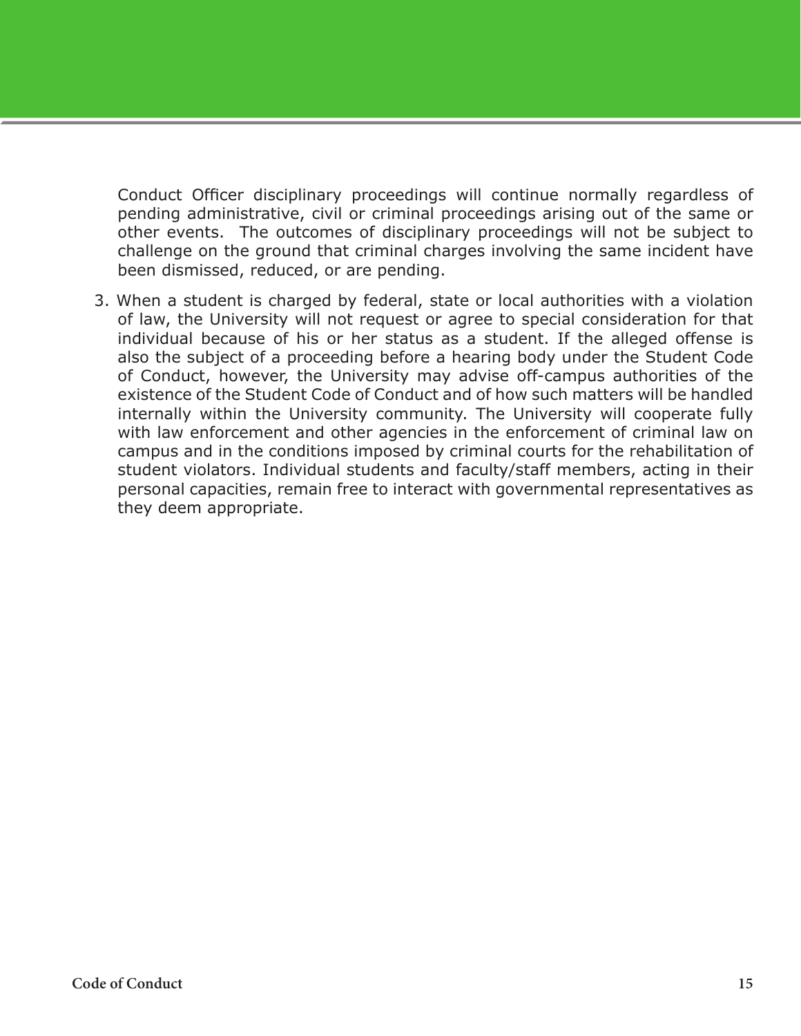Conduct Officer disciplinary proceedings will continue normally regardless of pending administrative, civil or criminal proceedings arising out of the same or other events. The outcomes of disciplinary proceedings will not be subject to challenge on the ground that criminal charges involving the same incident have been dismissed, reduced, or are pending.

3. When a student is charged by federal, state or local authorities with a violation of law, the University will not request or agree to special consideration for that individual because of his or her status as a student. If the alleged offense is also the subject of a proceeding before a hearing body under the Student Code of Conduct, however, the University may advise off-campus authorities of the existence of the Student Code of Conduct and of how such matters will be handled internally within the University community. The University will cooperate fully with law enforcement and other agencies in the enforcement of criminal law on campus and in the conditions imposed by criminal courts for the rehabilitation of student violators. Individual students and faculty/staff members, acting in their personal capacities, remain free to interact with governmental representatives as they deem appropriate.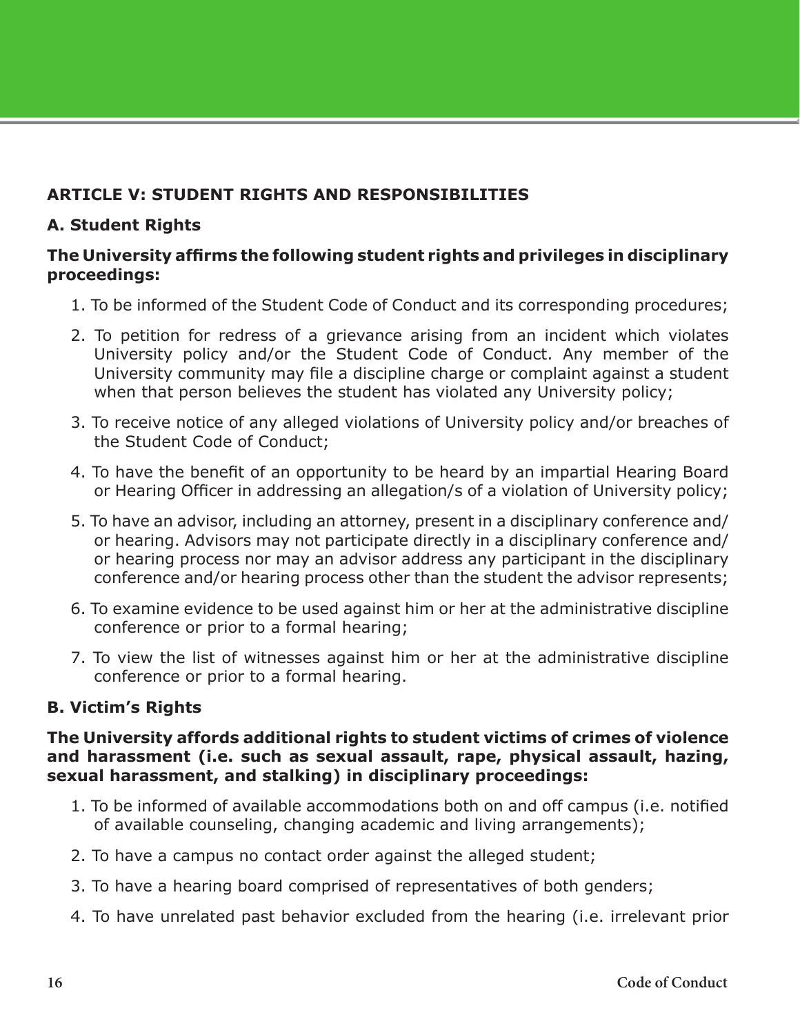## ARTICLE V: STUDENT RIGHTS AND RESPONSIBILITIES

### A. Student Rights

**The University affirms the following student rights and privileges in disciplinary proceedings:**

1. To be informed of the Student Code of Conduct and its corresponding procedures;
2. To petition for redress of a grievance arising from an incident which violates University policy and/or the Student Code of Conduct. Any member of the University community may file a discipline charge or complaint against a student when that person believes the student has violated any University policy;
3. To receive notice of any alleged violations of University policy and/or breaches of the Student Code of Conduct;
4. To have the benefit of an opportunity to be heard by an impartial Hearing Board or Hearing Officer in addressing an allegation/s of a violation of University policy;
5. To have an advisor, including an attorney, present in a disciplinary conference and/or hearing. Advisors may not participate directly in a disciplinary conference and/or hearing process nor may an advisor address any participant in the disciplinary conference and/or hearing process other than the student the advisor represents;
6. To examine evidence to be used against him or her at the administrative discipline conference or prior to a formal hearing;
7. To view the list of witnesses against him or her at the administrative discipline conference or prior to a formal hearing.

### B. Victim's Rights

**The University affords additional rights to student victims of crimes of violence and harassment (i.e. such as sexual assault, rape, physical assault, hazing, sexual harassment, and stalking) in disciplinary proceedings:**

1. To be informed of available accommodations both on and off campus (i.e. notified of available counseling, changing academic and living arrangements);
2. To have a campus no contact order against the alleged student;
3. To have a hearing board comprised of representatives of both genders;
4. To have unrelated past behavior excluded from the hearing (i.e. irrelevant prior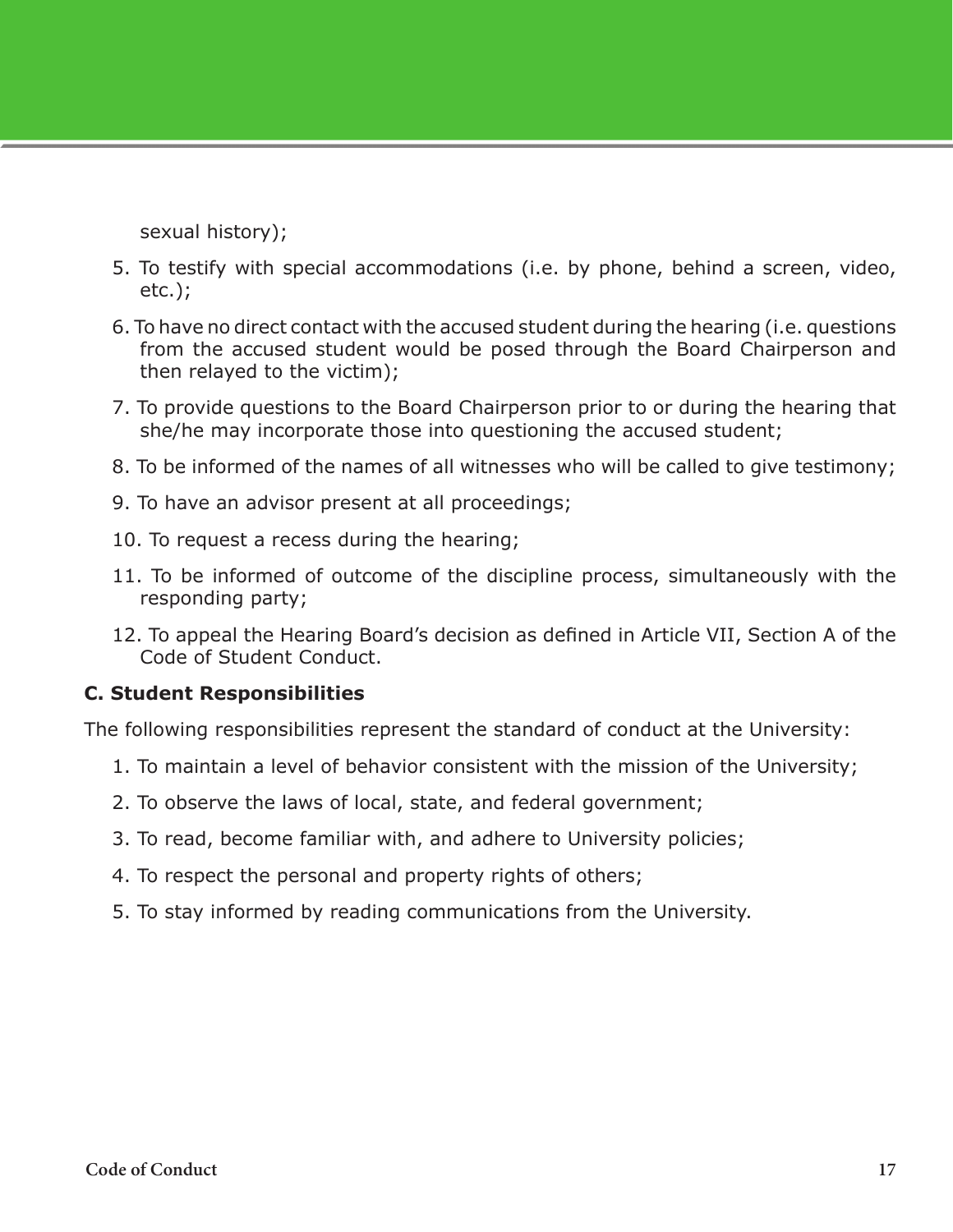sexual history);

5. To testify with special accommodations (i.e. by phone, behind a screen, video, etc.);
6. To have no direct contact with the accused student during the hearing (i.e. questions from the accused student would be posed through the Board Chairperson and then relayed to the victim);
7. To provide questions to the Board Chairperson prior to or during the hearing that she/he may incorporate those into questioning the accused student;
8. To be informed of the names of all witnesses who will be called to give testimony;
9. To have an advisor present at all proceedings;
10. To request a recess during the hearing;
11. To be informed of outcome of the discipline process, simultaneously with the responding party;
12. To appeal the Hearing Board's decision as defined in Article VII, Section A of the Code of Student Conduct.

**C. Student Responsibilities**

The following responsibilities represent the standard of conduct at the University:

1. To maintain a level of behavior consistent with the mission of the University;
2. To observe the laws of local, state, and federal government;
3. To read, become familiar with, and adhere to University policies;
4. To respect the personal and property rights of others;
5. To stay informed by reading communications from the University.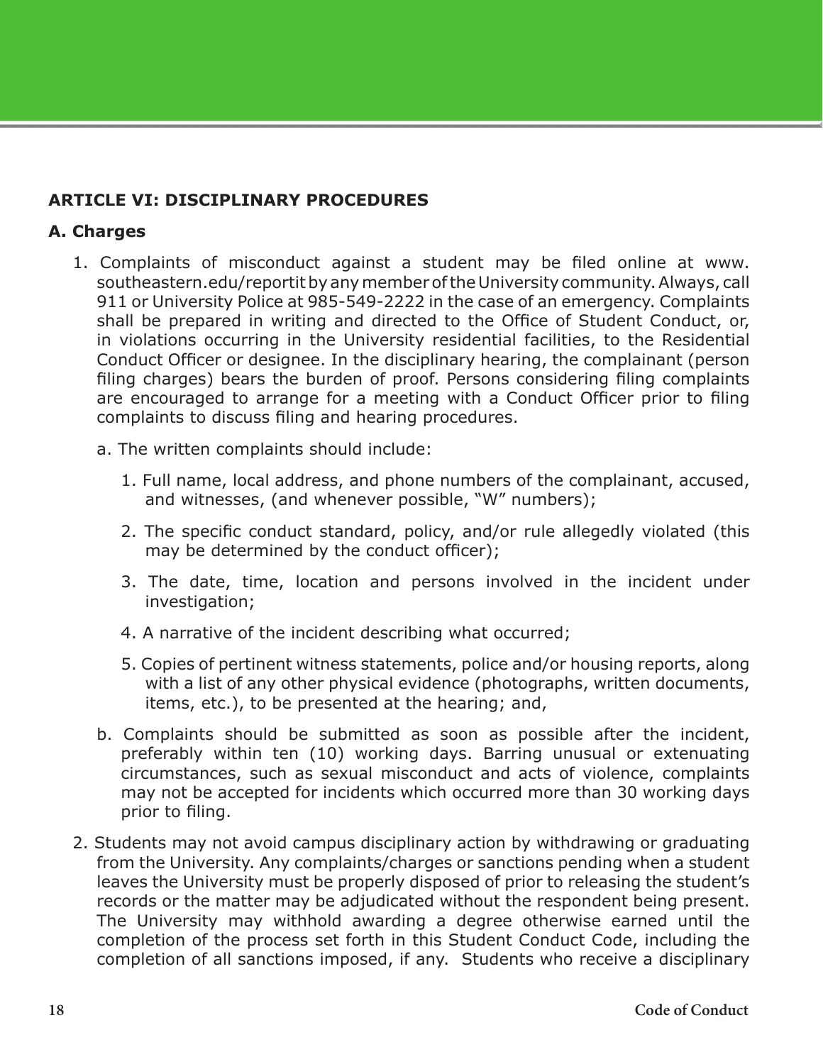## ARTICLE VI: DISCIPLINARY PROCEDURES

### A. Charges

1. Complaints of misconduct against a student may be filed online at www.southeastern.edu/reportit by any member of the University community. Always, call 911 or University Police at 985-549-2222 in the case of an emergency. Complaints shall be prepared in writing and directed to the Office of Student Conduct, or, in violations occurring in the University residential facilities, to the Residential Conduct Officer or designee. In the disciplinary hearing, the complainant (person filing charges) bears the burden of proof. Persons considering filing complaints are encouraged to arrange for a meeting with a Conduct Officer prior to filing complaints to discuss filing and hearing procedures.

   a. The written complaints should include:

      1. Full name, local address, and phone numbers of the complainant, accused, and witnesses, (and whenever possible, "W" numbers);

      2. The specific conduct standard, policy, and/or rule allegedly violated (this may be determined by the conduct officer);

      3. The date, time, location and persons involved in the incident under investigation;

      4. A narrative of the incident describing what occurred;

      5. Copies of pertinent witness statements, police and/or housing reports, along with a list of any other physical evidence (photographs, written documents, items, etc.), to be presented at the hearing; and,

   b. Complaints should be submitted as soon as possible after the incident, preferably within ten (10) working days. Barring unusual or extenuating circumstances, such as sexual misconduct and acts of violence, complaints may not be accepted for incidents which occurred more than 30 working days prior to filing.

2. Students may not avoid campus disciplinary action by withdrawing or graduating from the University. Any complaints/charges or sanctions pending when a student leaves the University must be properly disposed of prior to releasing the student's records or the matter may be adjudicated without the respondent being present. The University may withhold awarding a degree otherwise earned until the completion of the process set forth in this Student Conduct Code, including the completion of all sanctions imposed, if any. Students who receive a disciplinary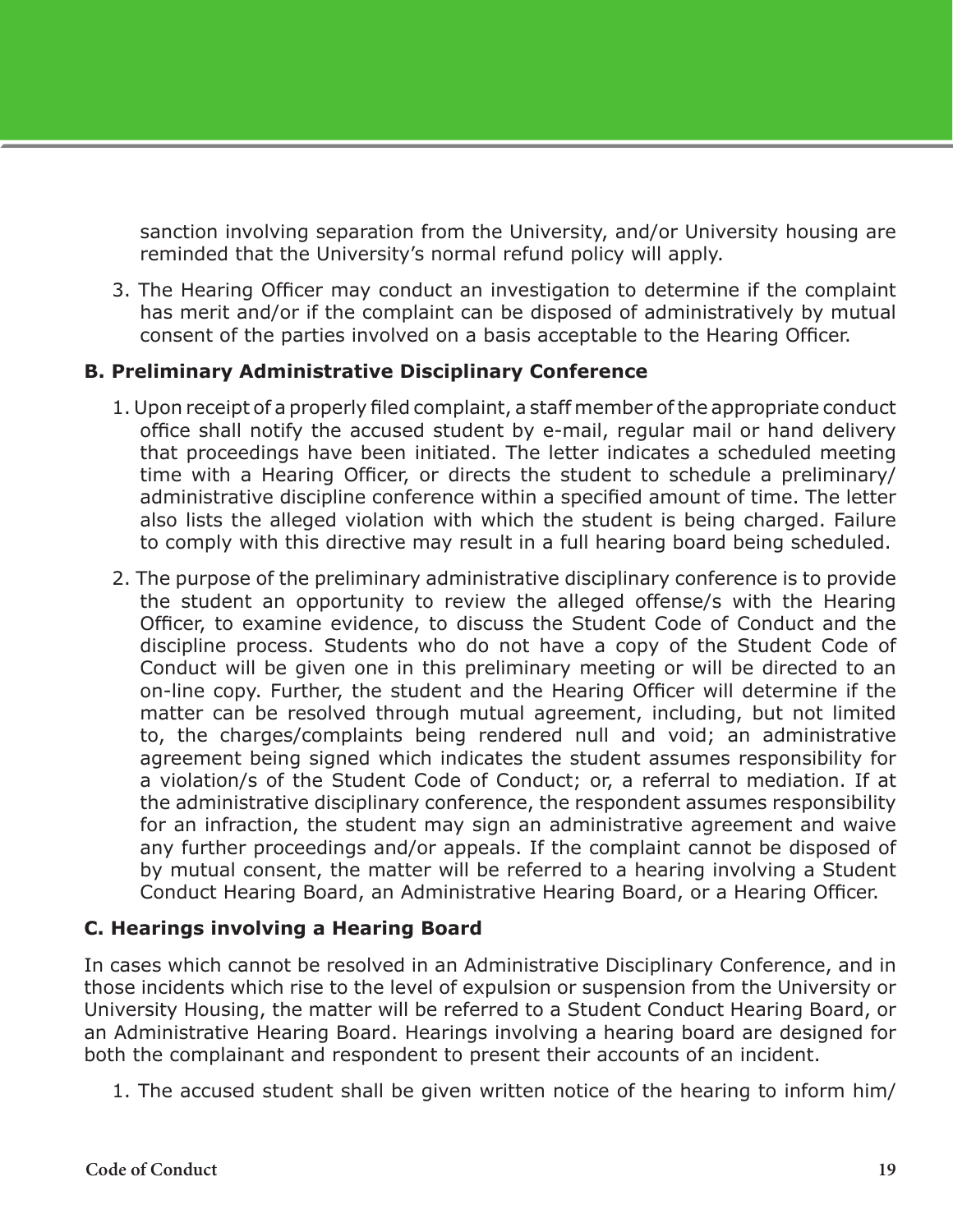sanction involving separation from the University, and/or University housing are reminded that the University's normal refund policy will apply.

3. The Hearing Officer may conduct an investigation to determine if the complaint has merit and/or if the complaint can be disposed of administratively by mutual consent of the parties involved on a basis acceptable to the Hearing Officer.

**B. Preliminary Administrative Disciplinary Conference**

1. Upon receipt of a properly filed complaint, a staff member of the appropriate conduct office shall notify the accused student by e-mail, regular mail or hand delivery that proceedings have been initiated. The letter indicates a scheduled meeting time with a Hearing Officer, or directs the student to schedule a preliminary/ administrative discipline conference within a specified amount of time. The letter also lists the alleged violation with which the student is being charged. Failure to comply with this directive may result in a full hearing board being scheduled.

2. The purpose of the preliminary administrative disciplinary conference is to provide the student an opportunity to review the alleged offense/s with the Hearing Officer, to examine evidence, to discuss the Student Code of Conduct and the discipline process. Students who do not have a copy of the Student Code of Conduct will be given one in this preliminary meeting or will be directed to an on-line copy. Further, the student and the Hearing Officer will determine if the matter can be resolved through mutual agreement, including, but not limited to, the charges/complaints being rendered null and void; an administrative agreement being signed which indicates the student assumes responsibility for a violation/s of the Student Code of Conduct; or, a referral to mediation. If at the administrative disciplinary conference, the respondent assumes responsibility for an infraction, the student may sign an administrative agreement and waive any further proceedings and/or appeals. If the complaint cannot be disposed of by mutual consent, the matter will be referred to a hearing involving a Student Conduct Hearing Board, an Administrative Hearing Board, or a Hearing Officer.

**C. Hearings involving a Hearing Board**

In cases which cannot be resolved in an Administrative Disciplinary Conference, and in those incidents which rise to the level of expulsion or suspension from the University or University Housing, the matter will be referred to a Student Conduct Hearing Board, or an Administrative Hearing Board. Hearings involving a hearing board are designed for both the complainant and respondent to present their accounts of an incident.

1. The accused student shall be given written notice of the hearing to inform him/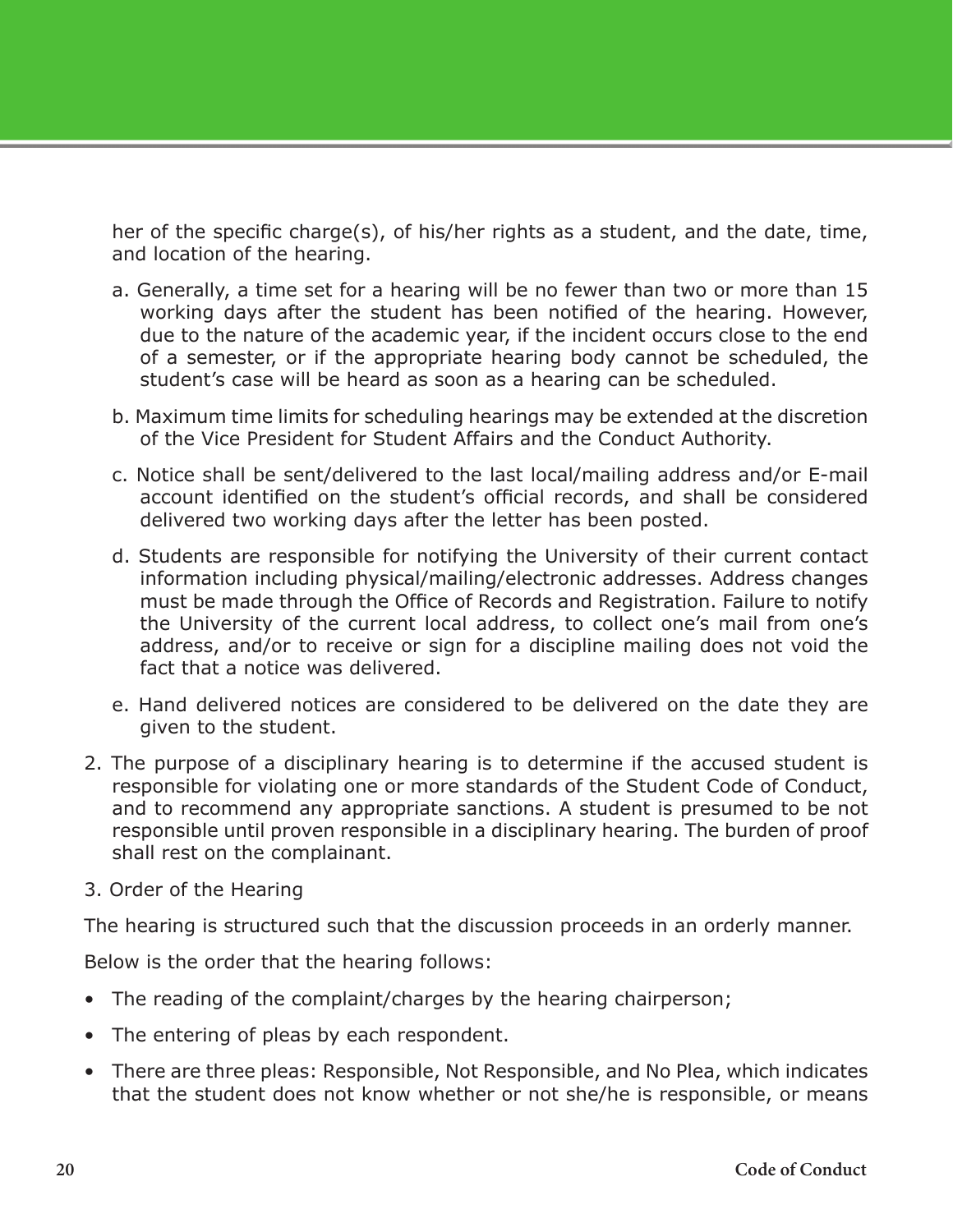her of the specific charge(s), of his/her rights as a student, and the date, time, and location of the hearing.

a. Generally, a time set for a hearing will be no fewer than two or more than 15 working days after the student has been notified of the hearing. However, due to the nature of the academic year, if the incident occurs close to the end of a semester, or if the appropriate hearing body cannot be scheduled, the student's case will be heard as soon as a hearing can be scheduled.

b. Maximum time limits for scheduling hearings may be extended at the discretion of the Vice President for Student Affairs and the Conduct Authority.

c. Notice shall be sent/delivered to the last local/mailing address and/or E-mail account identified on the student's official records, and shall be considered delivered two working days after the letter has been posted.

d. Students are responsible for notifying the University of their current contact information including physical/mailing/electronic addresses. Address changes must be made through the Office of Records and Registration. Failure to notify the University of the current local address, to collect one's mail from one's address, and/or to receive or sign for a discipline mailing does not void the fact that a notice was delivered.

e. Hand delivered notices are considered to be delivered on the date they are given to the student.

2. The purpose of a disciplinary hearing is to determine if the accused student is responsible for violating one or more standards of the Student Code of Conduct, and to recommend any appropriate sanctions. A student is presumed to be not responsible until proven responsible in a disciplinary hearing. The burden of proof shall rest on the complainant.

3. Order of the Hearing

The hearing is structured such that the discussion proceeds in an orderly manner.

Below is the order that the hearing follows:

- The reading of the complaint/charges by the hearing chairperson;
- The entering of pleas by each respondent.
- There are three pleas: Responsible, Not Responsible, and No Plea, which indicates that the student does not know whether or not she/he is responsible, or means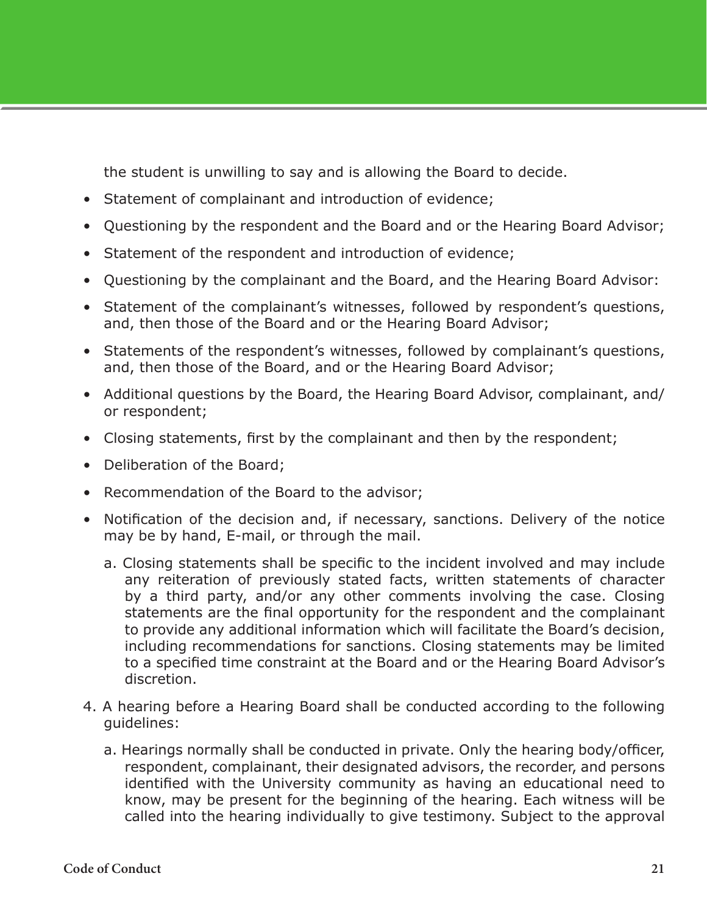the student is unwilling to say and is allowing the Board to decide.

- Statement of complainant and introduction of evidence;
- Questioning by the respondent and the Board and or the Hearing Board Advisor;
- Statement of the respondent and introduction of evidence;
- Questioning by the complainant and the Board, and the Hearing Board Advisor:
- Statement of the complainant's witnesses, followed by respondent's questions, and, then those of the Board and or the Hearing Board Advisor;
- Statements of the respondent's witnesses, followed by complainant's questions, and, then those of the Board, and or the Hearing Board Advisor;
- Additional questions by the Board, the Hearing Board Advisor, complainant, and/or respondent;
- Closing statements, first by the complainant and then by the respondent;
- Deliberation of the Board;
- Recommendation of the Board to the advisor;
- Notification of the decision and, if necessary, sanctions. Delivery of the notice may be by hand, E-mail, or through the mail.

  a. Closing statements shall be specific to the incident involved and may include any reiteration of previously stated facts, written statements of character by a third party, and/or any other comments involving the case. Closing statements are the final opportunity for the respondent and the complainant to provide any additional information which will facilitate the Board's decision, including recommendations for sanctions. Closing statements may be limited to a specified time constraint at the Board and or the Hearing Board Advisor's discretion.

4. A hearing before a Hearing Board shall be conducted according to the following guidelines:

   a. Hearings normally shall be conducted in private. Only the hearing body/officer, respondent, complainant, their designated advisors, the recorder, and persons identified with the University community as having an educational need to know, may be present for the beginning of the hearing. Each witness will be called into the hearing individually to give testimony. Subject to the approval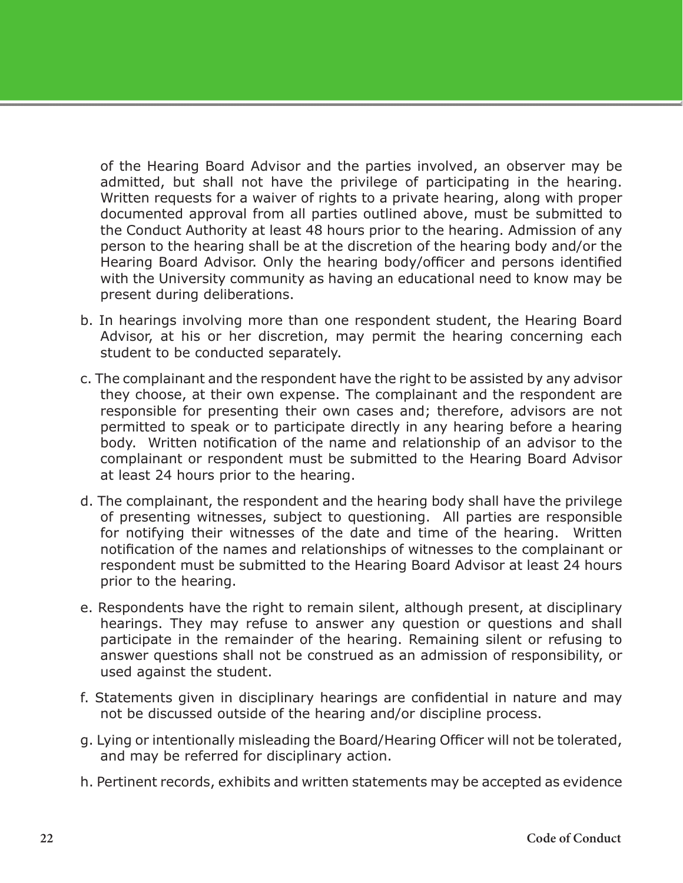of the Hearing Board Advisor and the parties involved, an observer may be admitted, but shall not have the privilege of participating in the hearing. Written requests for a waiver of rights to a private hearing, along with proper documented approval from all parties outlined above, must be submitted to the Conduct Authority at least 48 hours prior to the hearing. Admission of any person to the hearing shall be at the discretion of the hearing body and/or the Hearing Board Advisor. Only the hearing body/officer and persons identified with the University community as having an educational need to know may be present during deliberations.

b. In hearings involving more than one respondent student, the Hearing Board Advisor, at his or her discretion, may permit the hearing concerning each student to be conducted separately.

c. The complainant and the respondent have the right to be assisted by any advisor they choose, at their own expense. The complainant and the respondent are responsible for presenting their own cases and; therefore, advisors are not permitted to speak or to participate directly in any hearing before a hearing body. Written notification of the name and relationship of an advisor to the complainant or respondent must be submitted to the Hearing Board Advisor at least 24 hours prior to the hearing.

d. The complainant, the respondent and the hearing body shall have the privilege of presenting witnesses, subject to questioning. All parties are responsible for notifying their witnesses of the date and time of the hearing. Written notification of the names and relationships of witnesses to the complainant or respondent must be submitted to the Hearing Board Advisor at least 24 hours prior to the hearing.

e. Respondents have the right to remain silent, although present, at disciplinary hearings. They may refuse to answer any question or questions and shall participate in the remainder of the hearing. Remaining silent or refusing to answer questions shall not be construed as an admission of responsibility, or used against the student.

f. Statements given in disciplinary hearings are confidential in nature and may not be discussed outside of the hearing and/or discipline process.

g. Lying or intentionally misleading the Board/Hearing Officer will not be tolerated, and may be referred for disciplinary action.

h. Pertinent records, exhibits and written statements may be accepted as evidence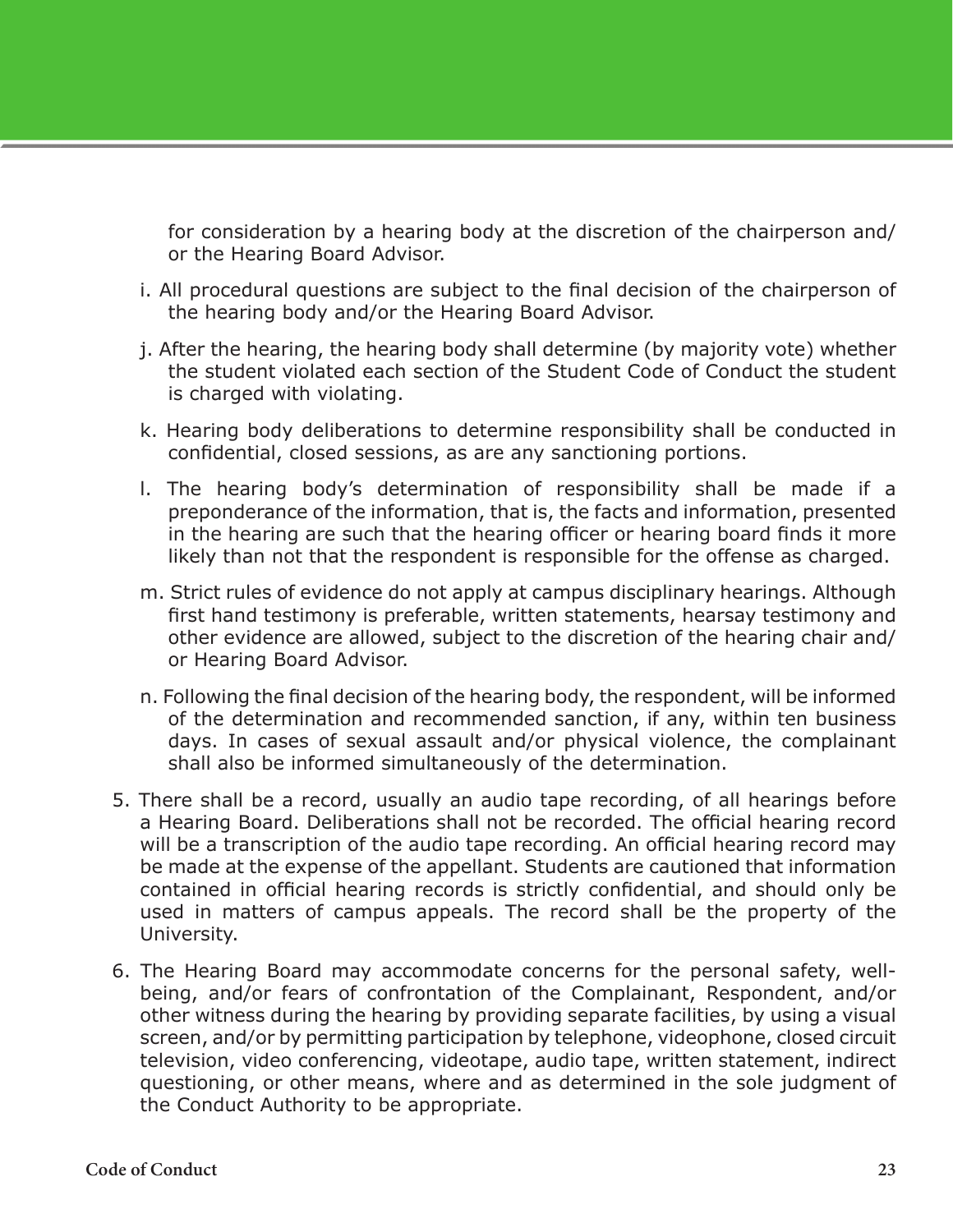for consideration by a hearing body at the discretion of the chairperson and/ or the Hearing Board Advisor.

i. All procedural questions are subject to the final decision of the chairperson of the hearing body and/or the Hearing Board Advisor.

j. After the hearing, the hearing body shall determine (by majority vote) whether the student violated each section of the Student Code of Conduct the student is charged with violating.

k. Hearing body deliberations to determine responsibility shall be conducted in confidential, closed sessions, as are any sanctioning portions.

l. The hearing body's determination of responsibility shall be made if a preponderance of the information, that is, the facts and information, presented in the hearing are such that the hearing officer or hearing board finds it more likely than not that the respondent is responsible for the offense as charged.

m. Strict rules of evidence do not apply at campus disciplinary hearings. Although first hand testimony is preferable, written statements, hearsay testimony and other evidence are allowed, subject to the discretion of the hearing chair and/ or Hearing Board Advisor.

n. Following the final decision of the hearing body, the respondent, will be informed of the determination and recommended sanction, if any, within ten business days. In cases of sexual assault and/or physical violence, the complainant shall also be informed simultaneously of the determination.

5. There shall be a record, usually an audio tape recording, of all hearings before a Hearing Board. Deliberations shall not be recorded. The official hearing record will be a transcription of the audio tape recording. An official hearing record may be made at the expense of the appellant. Students are cautioned that information contained in official hearing records is strictly confidential, and should only be used in matters of campus appeals. The record shall be the property of the University.

6. The Hearing Board may accommodate concerns for the personal safety, well-being, and/or fears of confrontation of the Complainant, Respondent, and/or other witness during the hearing by providing separate facilities, by using a visual screen, and/or by permitting participation by telephone, videophone, closed circuit television, video conferencing, videotape, audio tape, written statement, indirect questioning, or other means, where and as determined in the sole judgment of the Conduct Authority to be appropriate.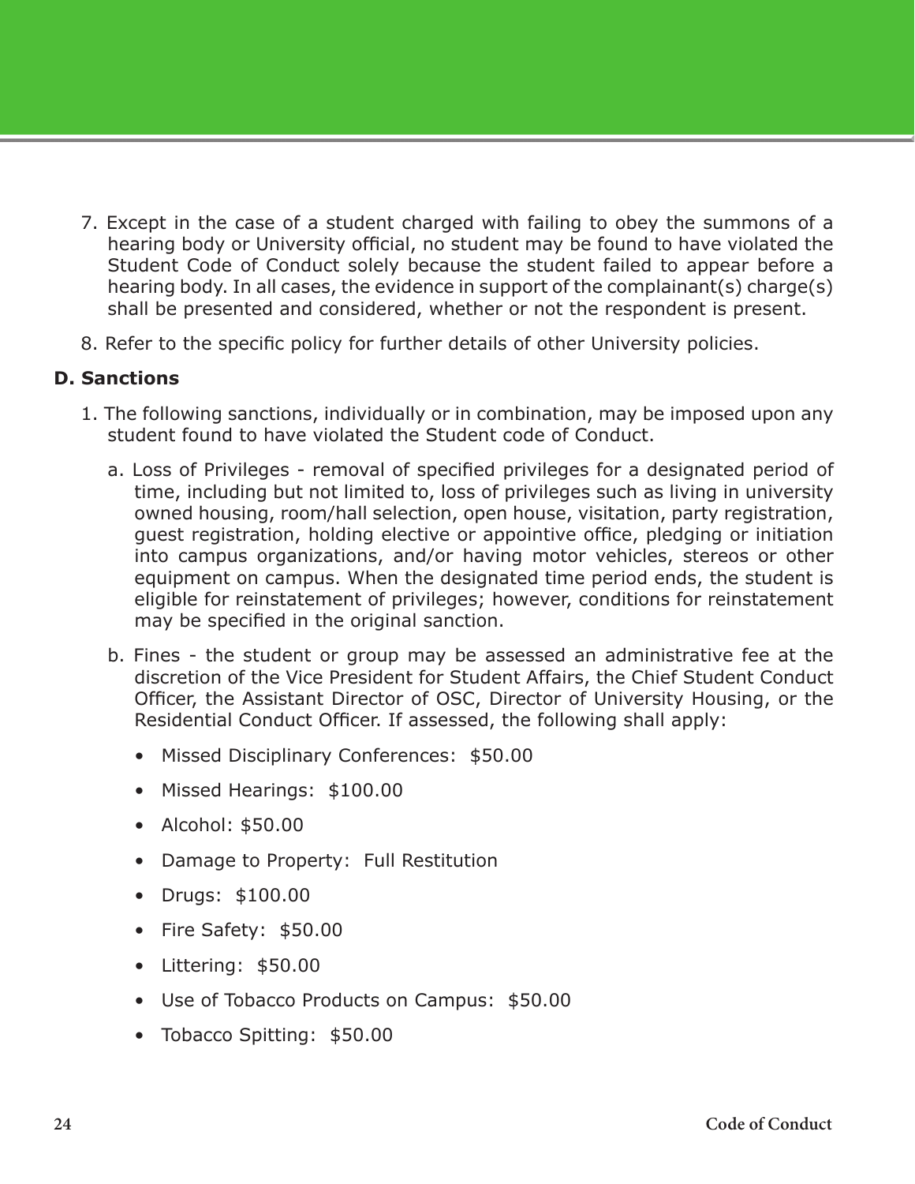7. Except in the case of a student charged with failing to obey the summons of a hearing body or University official, no student may be found to have violated the Student Code of Conduct solely because the student failed to appear before a hearing body. In all cases, the evidence in support of the complainant(s) charge(s) shall be presented and considered, whether or not the respondent is present.

8. Refer to the specific policy for further details of other University policies.

**D. Sanctions**

1. The following sanctions, individually or in combination, may be imposed upon any student found to have violated the Student code of Conduct.

   a. Loss of Privileges - removal of specified privileges for a designated period of time, including but not limited to, loss of privileges such as living in university owned housing, room/hall selection, open house, visitation, party registration, guest registration, holding elective or appointive office, pledging or initiation into campus organizations, and/or having motor vehicles, stereos or other equipment on campus. When the designated time period ends, the student is eligible for reinstatement of privileges; however, conditions for reinstatement may be specified in the original sanction.

   b. Fines - the student or group may be assessed an administrative fee at the discretion of the Vice President for Student Affairs, the Chief Student Conduct Officer, the Assistant Director of OSC, Director of University Housing, or the Residential Conduct Officer. If assessed, the following shall apply:

      - Missed Disciplinary Conferences: $50.00
      - Missed Hearings: $100.00
      - Alcohol: $50.00
      - Damage to Property: Full Restitution
      - Drugs: $100.00
      - Fire Safety: $50.00
      - Littering: $50.00
      - Use of Tobacco Products on Campus: $50.00
      - Tobacco Spitting: $50.00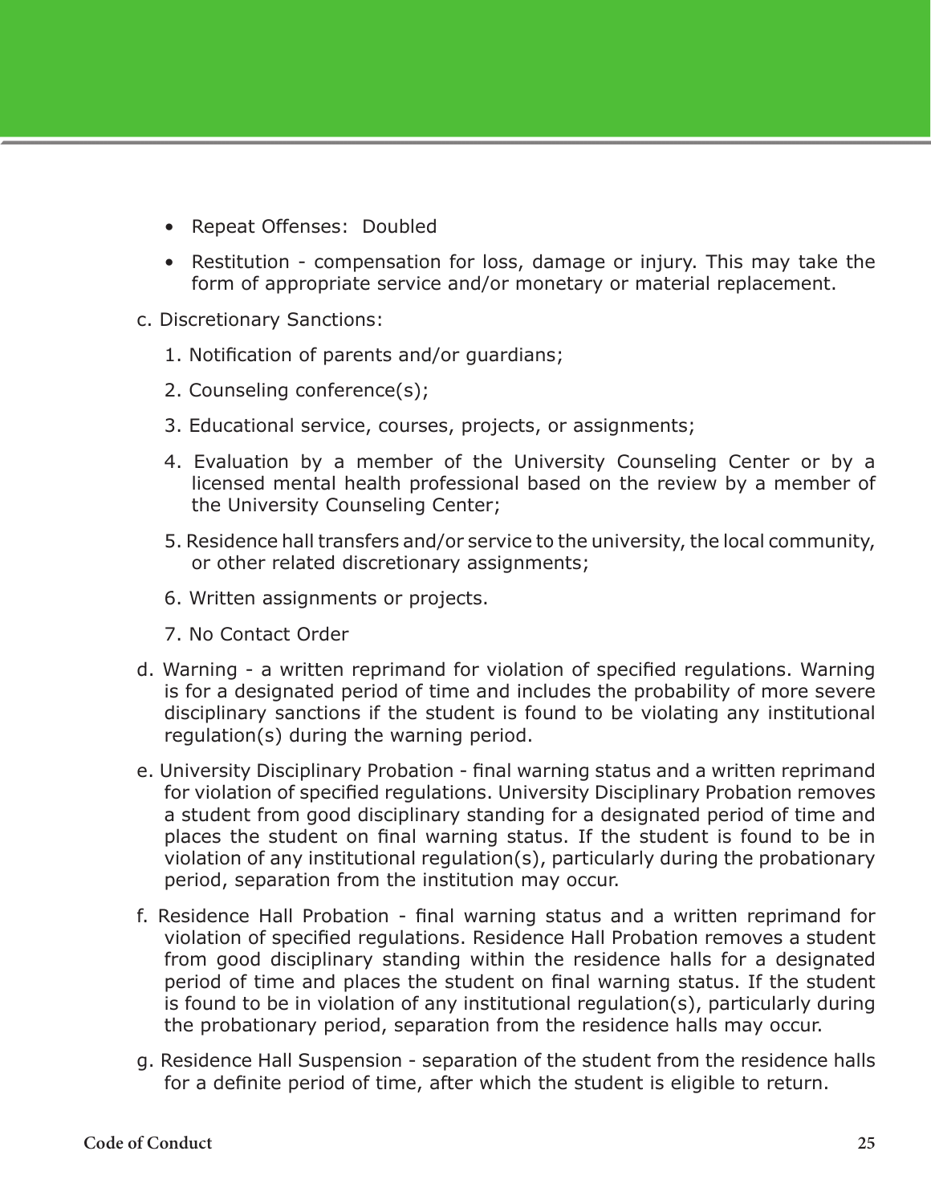- Repeat Offenses: Doubled
- Restitution - compensation for loss, damage or injury. This may take the form of appropriate service and/or monetary or material replacement.

c. Discretionary Sanctions:

1. Notification of parents and/or guardians;
2. Counseling conference(s);
3. Educational service, courses, projects, or assignments;
4. Evaluation by a member of the University Counseling Center or by a licensed mental health professional based on the review by a member of the University Counseling Center;
5. Residence hall transfers and/or service to the university, the local community, or other related discretionary assignments;
6. Written assignments or projects.
7. No Contact Order

d. Warning - a written reprimand for violation of specified regulations. Warning is for a designated period of time and includes the probability of more severe disciplinary sanctions if the student is found to be violating any institutional regulation(s) during the warning period.

e. University Disciplinary Probation - final warning status and a written reprimand for violation of specified regulations. University Disciplinary Probation removes a student from good disciplinary standing for a designated period of time and places the student on final warning status. If the student is found to be in violation of any institutional regulation(s), particularly during the probationary period, separation from the institution may occur.

f. Residence Hall Probation - final warning status and a written reprimand for violation of specified regulations. Residence Hall Probation removes a student from good disciplinary standing within the residence halls for a designated period of time and places the student on final warning status. If the student is found to be in violation of any institutional regulation(s), particularly during the probationary period, separation from the residence halls may occur.

g. Residence Hall Suspension - separation of the student from the residence halls for a definite period of time, after which the student is eligible to return.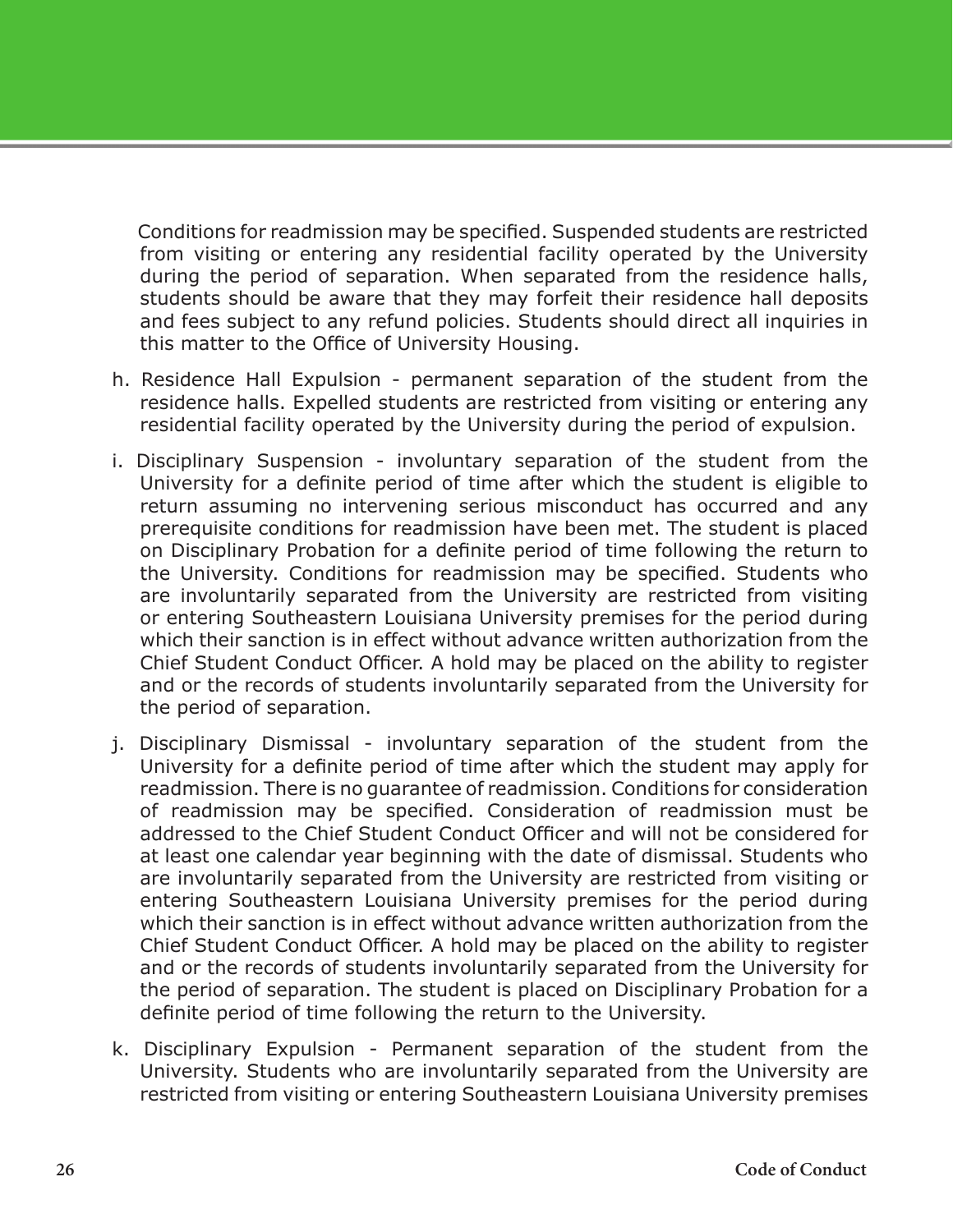Conditions for readmission may be specified. Suspended students are restricted from visiting or entering any residential facility operated by the University during the period of separation. When separated from the residence halls, students should be aware that they may forfeit their residence hall deposits and fees subject to any refund policies. Students should direct all inquiries in this matter to the Office of University Housing.

h. Residence Hall Expulsion - permanent separation of the student from the residence halls. Expelled students are restricted from visiting or entering any residential facility operated by the University during the period of expulsion.

i. Disciplinary Suspension - involuntary separation of the student from the University for a definite period of time after which the student is eligible to return assuming no intervening serious misconduct has occurred and any prerequisite conditions for readmission have been met. The student is placed on Disciplinary Probation for a definite period of time following the return to the University. Conditions for readmission may be specified. Students who are involuntarily separated from the University are restricted from visiting or entering Southeastern Louisiana University premises for the period during which their sanction is in effect without advance written authorization from the Chief Student Conduct Officer. A hold may be placed on the ability to register and or the records of students involuntarily separated from the University for the period of separation.

j. Disciplinary Dismissal - involuntary separation of the student from the University for a definite period of time after which the student may apply for readmission. There is no guarantee of readmission. Conditions for consideration of readmission may be specified. Consideration of readmission must be addressed to the Chief Student Conduct Officer and will not be considered for at least one calendar year beginning with the date of dismissal. Students who are involuntarily separated from the University are restricted from visiting or entering Southeastern Louisiana University premises for the period during which their sanction is in effect without advance written authorization from the Chief Student Conduct Officer. A hold may be placed on the ability to register and or the records of students involuntarily separated from the University for the period of separation. The student is placed on Disciplinary Probation for a definite period of time following the return to the University.

k. Disciplinary Expulsion - Permanent separation of the student from the University. Students who are involuntarily separated from the University are restricted from visiting or entering Southeastern Louisiana University premises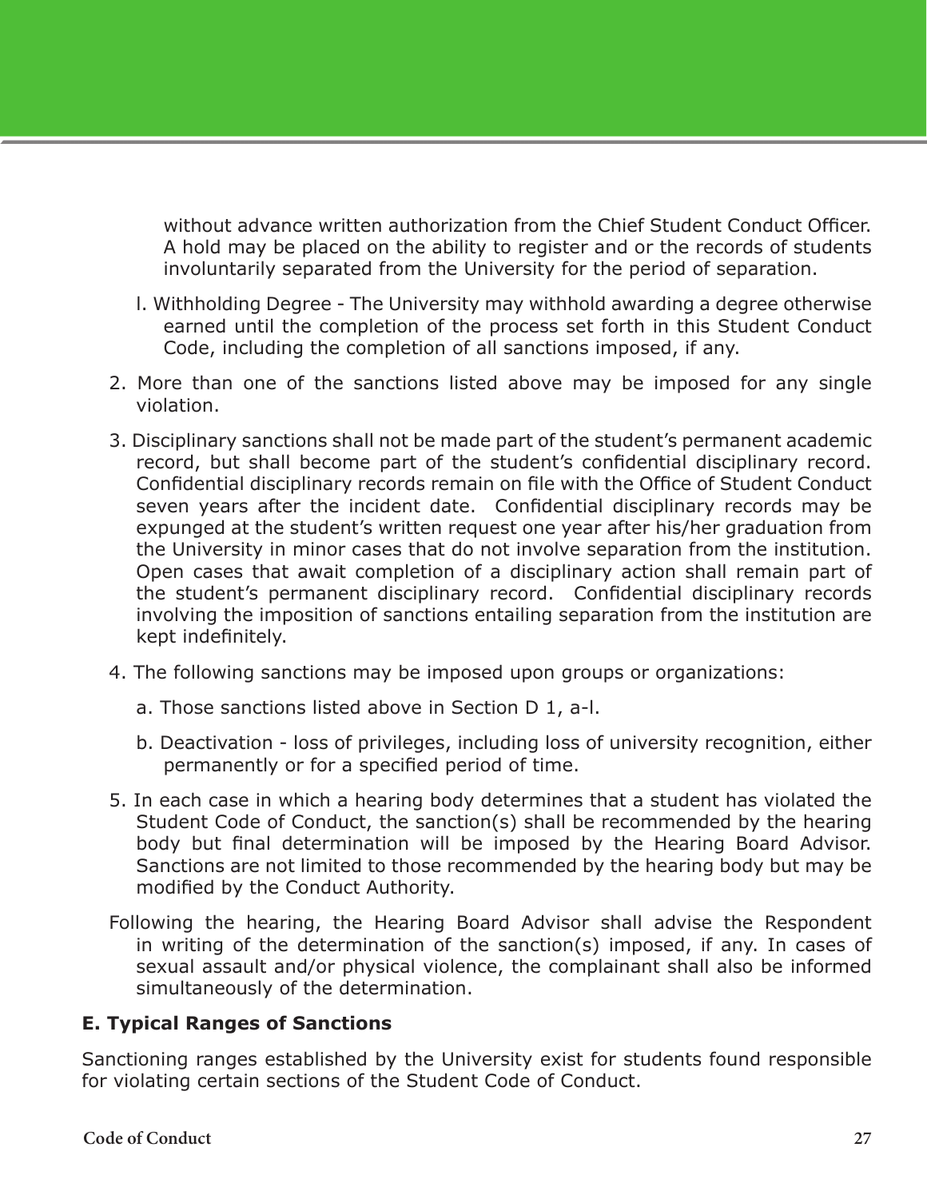without advance written authorization from the Chief Student Conduct Officer. A hold may be placed on the ability to register and or the records of students involuntarily separated from the University for the period of separation.

l. Withholding Degree - The University may withhold awarding a degree otherwise earned until the completion of the process set forth in this Student Conduct Code, including the completion of all sanctions imposed, if any.

2. More than one of the sanctions listed above may be imposed for any single violation.

3. Disciplinary sanctions shall not be made part of the student's permanent academic record, but shall become part of the student's confidential disciplinary record. Confidential disciplinary records remain on file with the Office of Student Conduct seven years after the incident date. Confidential disciplinary records may be expunged at the student's written request one year after his/her graduation from the University in minor cases that do not involve separation from the institution. Open cases that await completion of a disciplinary action shall remain part of the student's permanent disciplinary record. Confidential disciplinary records involving the imposition of sanctions entailing separation from the institution are kept indefinitely.

4. The following sanctions may be imposed upon groups or organizations:

   a. Those sanctions listed above in Section D 1, a-l.

   b. Deactivation - loss of privileges, including loss of university recognition, either permanently or for a specified period of time.

5. In each case in which a hearing body determines that a student has violated the Student Code of Conduct, the sanction(s) shall be recommended by the hearing body but final determination will be imposed by the Hearing Board Advisor. Sanctions are not limited to those recommended by the hearing body but may be modified by the Conduct Authority.

Following the hearing, the Hearing Board Advisor shall advise the Respondent in writing of the determination of the sanction(s) imposed, if any. In cases of sexual assault and/or physical violence, the complainant shall also be informed simultaneously of the determination.

**E. Typical Ranges of Sanctions**

Sanctioning ranges established by the University exist for students found responsible for violating certain sections of the Student Code of Conduct.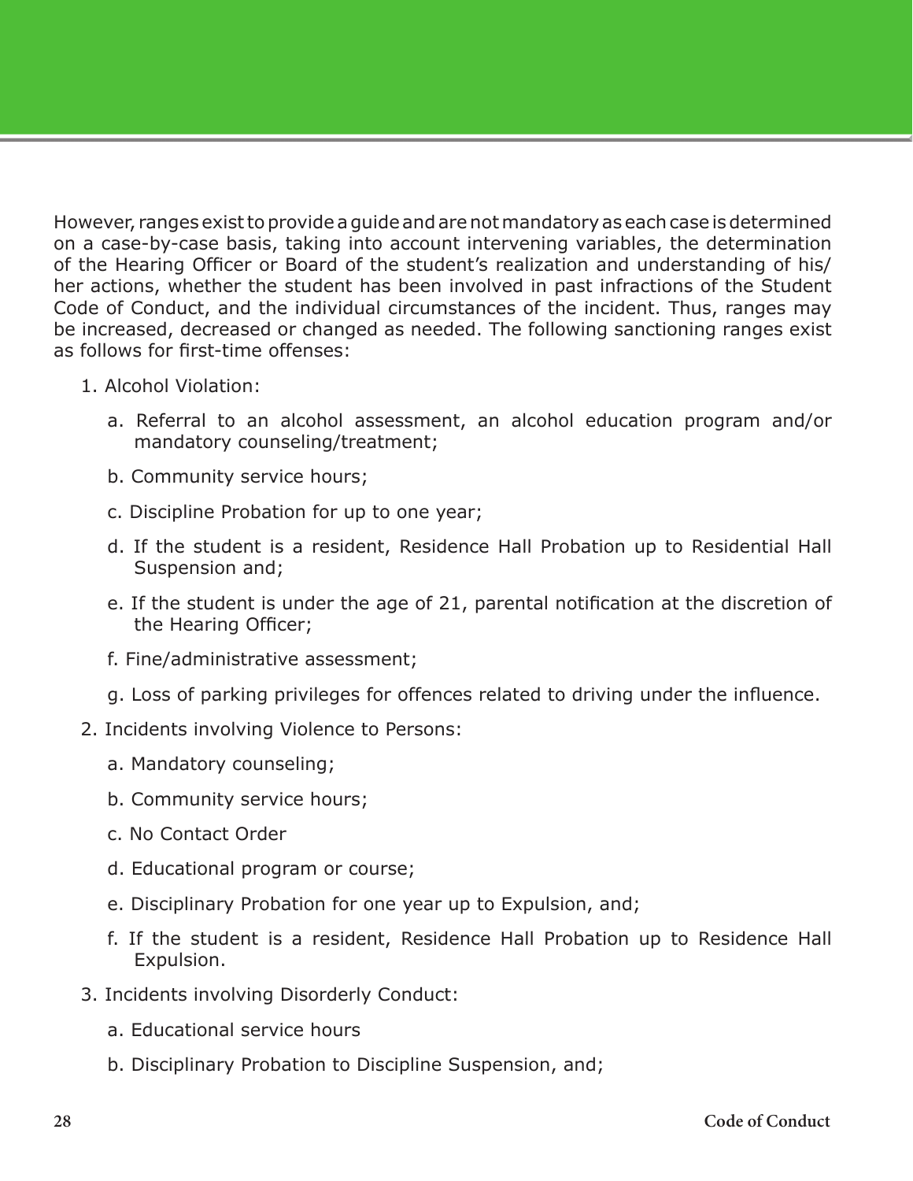However, ranges exist to provide a guide and are not mandatory as each case is determined on a case-by-case basis, taking into account intervening variables, the determination of the Hearing Officer or Board of the student's realization and understanding of his/her actions, whether the student has been involved in past infractions of the Student Code of Conduct, and the individual circumstances of the incident. Thus, ranges may be increased, decreased or changed as needed. The following sanctioning ranges exist as follows for first-time offenses:

1. Alcohol Violation:
   a. Referral to an alcohol assessment, an alcohol education program and/or mandatory counseling/treatment;
   b. Community service hours;
   c. Discipline Probation for up to one year;
   d. If the student is a resident, Residence Hall Probation up to Residential Hall Suspension and;
   e. If the student is under the age of 21, parental notification at the discretion of the Hearing Officer;
   f. Fine/administrative assessment;
   g. Loss of parking privileges for offences related to driving under the influence.
2. Incidents involving Violence to Persons:
   a. Mandatory counseling;
   b. Community service hours;
   c. No Contact Order
   d. Educational program or course;
   e. Disciplinary Probation for one year up to Expulsion, and;
   f. If the student is a resident, Residence Hall Probation up to Residence Hall Expulsion.
3. Incidents involving Disorderly Conduct:
   a. Educational service hours
   b. Disciplinary Probation to Discipline Suspension, and;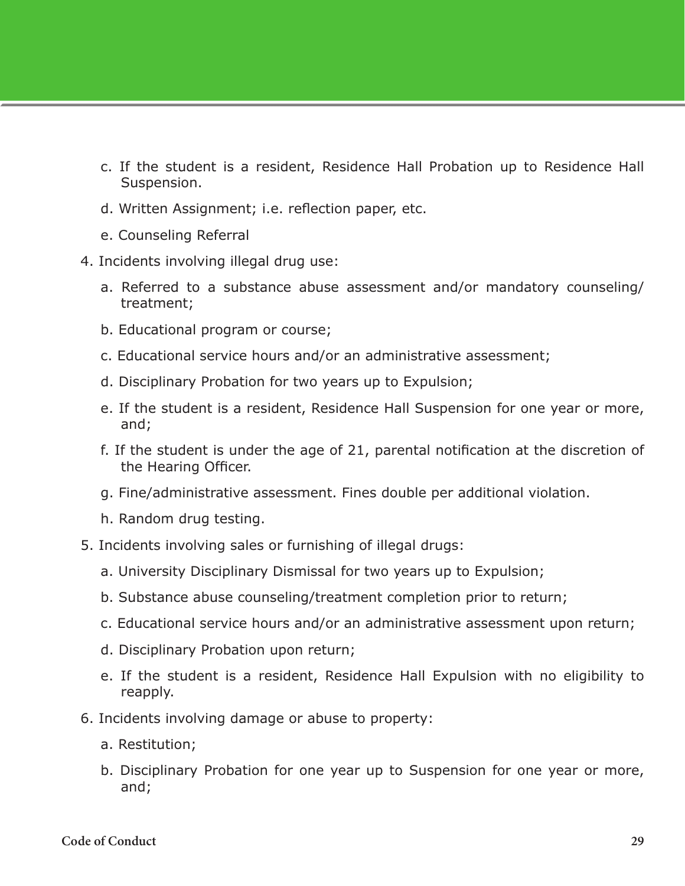c. If the student is a resident, Residence Hall Probation up to Residence Hall Suspension.

d. Written Assignment; i.e. reflection paper, etc.

e. Counseling Referral

4. Incidents involving illegal drug use:

   a. Referred to a substance abuse assessment and/or mandatory counseling/treatment;

   b. Educational program or course;

   c. Educational service hours and/or an administrative assessment;

   d. Disciplinary Probation for two years up to Expulsion;

   e. If the student is a resident, Residence Hall Suspension for one year or more, and;

   f. If the student is under the age of 21, parental notification at the discretion of the Hearing Officer.

   g. Fine/administrative assessment. Fines double per additional violation.

   h. Random drug testing.

5. Incidents involving sales or furnishing of illegal drugs:

   a. University Disciplinary Dismissal for two years up to Expulsion;

   b. Substance abuse counseling/treatment completion prior to return;

   c. Educational service hours and/or an administrative assessment upon return;

   d. Disciplinary Probation upon return;

   e. If the student is a resident, Residence Hall Expulsion with no eligibility to reapply.

6. Incidents involving damage or abuse to property:

   a. Restitution;

   b. Disciplinary Probation for one year up to Suspension for one year or more, and;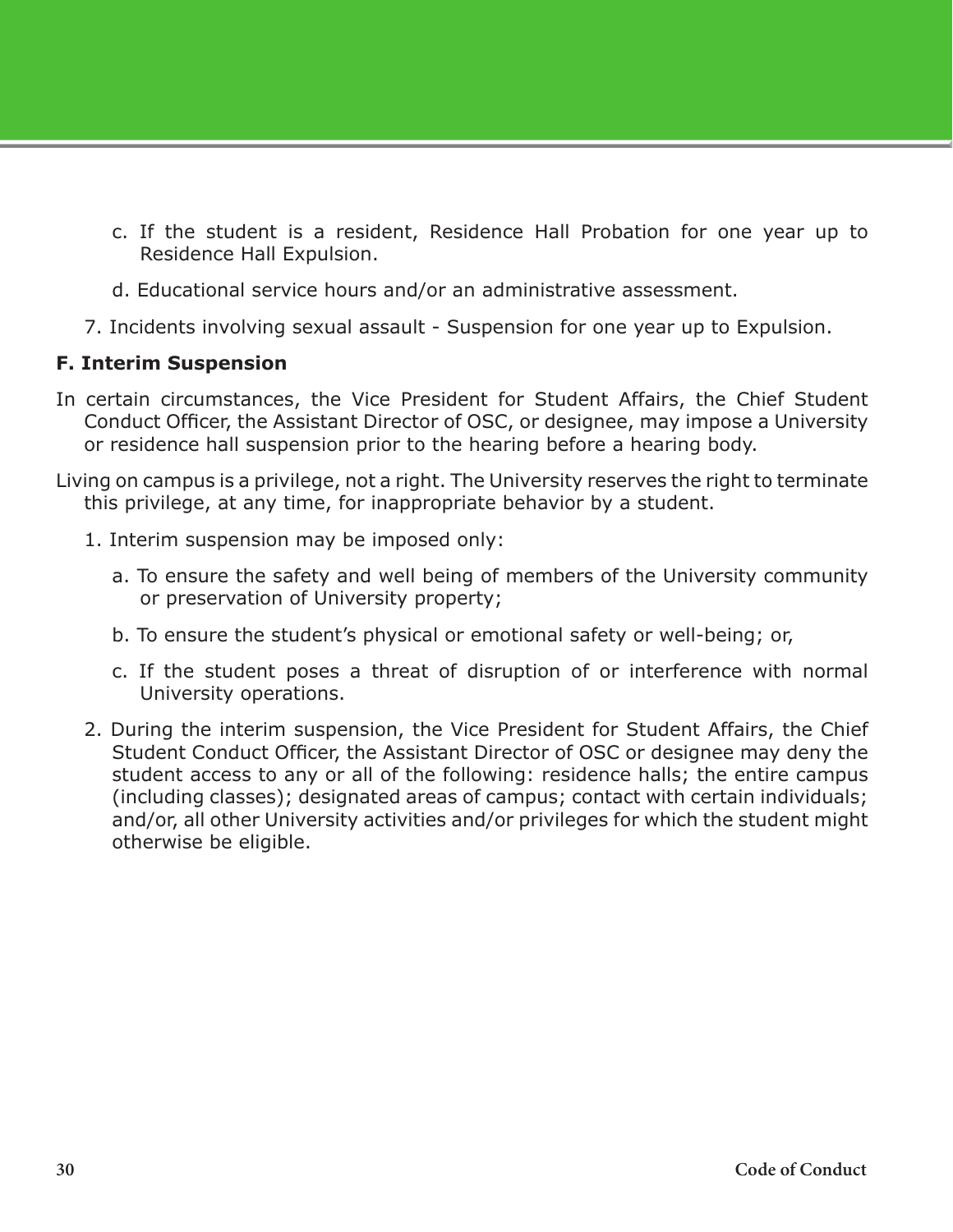c. If the student is a resident, Residence Hall Probation for one year up to Residence Hall Expulsion.

d. Educational service hours and/or an administrative assessment.

7. Incidents involving sexual assault - Suspension for one year up to Expulsion.

**F. Interim Suspension**

In certain circumstances, the Vice President for Student Affairs, the Chief Student Conduct Officer, the Assistant Director of OSC, or designee, may impose a University or residence hall suspension prior to the hearing before a hearing body.

Living on campus is a privilege, not a right. The University reserves the right to terminate this privilege, at any time, for inappropriate behavior by a student.

1. Interim suspension may be imposed only:

   a. To ensure the safety and well being of members of the University community or preservation of University property;

   b. To ensure the student's physical or emotional safety or well-being; or,

   c. If the student poses a threat of disruption of or interference with normal University operations.

2. During the interim suspension, the Vice President for Student Affairs, the Chief Student Conduct Officer, the Assistant Director of OSC or designee may deny the student access to any or all of the following: residence halls; the entire campus (including classes); designated areas of campus; contact with certain individuals; and/or, all other University activities and/or privileges for which the student might otherwise be eligible.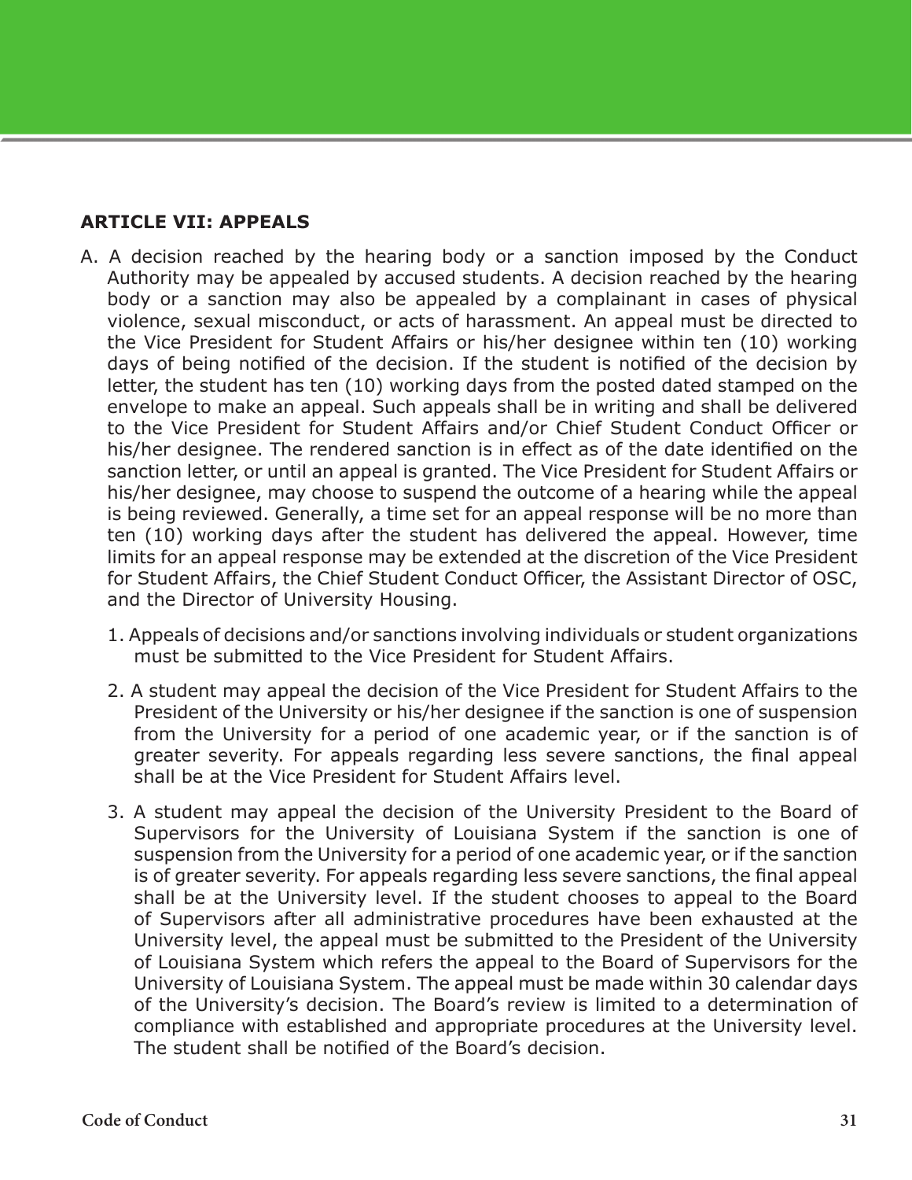**ARTICLE VII: APPEALS**

A. A decision reached by the hearing body or a sanction imposed by the Conduct Authority may be appealed by accused students. A decision reached by the hearing body or a sanction may also be appealed by a complainant in cases of physical violence, sexual misconduct, or acts of harassment. An appeal must be directed to the Vice President for Student Affairs or his/her designee within ten (10) working days of being notified of the decision. If the student is notified of the decision by letter, the student has ten (10) working days from the posted dated stamped on the envelope to make an appeal. Such appeals shall be in writing and shall be delivered to the Vice President for Student Affairs and/or Chief Student Conduct Officer or his/her designee. The rendered sanction is in effect as of the date identified on the sanction letter, or until an appeal is granted. The Vice President for Student Affairs or his/her designee, may choose to suspend the outcome of a hearing while the appeal is being reviewed. Generally, a time set for an appeal response will be no more than ten (10) working days after the student has delivered the appeal. However, time limits for an appeal response may be extended at the discretion of the Vice President for Student Affairs, the Chief Student Conduct Officer, the Assistant Director of OSC, and the Director of University Housing.

1. Appeals of decisions and/or sanctions involving individuals or student organizations must be submitted to the Vice President for Student Affairs.

2. A student may appeal the decision of the Vice President for Student Affairs to the President of the University or his/her designee if the sanction is one of suspension from the University for a period of one academic year, or if the sanction is of greater severity. For appeals regarding less severe sanctions, the final appeal shall be at the Vice President for Student Affairs level.

3. A student may appeal the decision of the University President to the Board of Supervisors for the University of Louisiana System if the sanction is one of suspension from the University for a period of one academic year, or if the sanction is of greater severity. For appeals regarding less severe sanctions, the final appeal shall be at the University level. If the student chooses to appeal to the Board of Supervisors after all administrative procedures have been exhausted at the University level, the appeal must be submitted to the President of the University of Louisiana System which refers the appeal to the Board of Supervisors for the University of Louisiana System. The appeal must be made within 30 calendar days of the University's decision. The Board's review is limited to a determination of compliance with established and appropriate procedures at the University level. The student shall be notified of the Board's decision.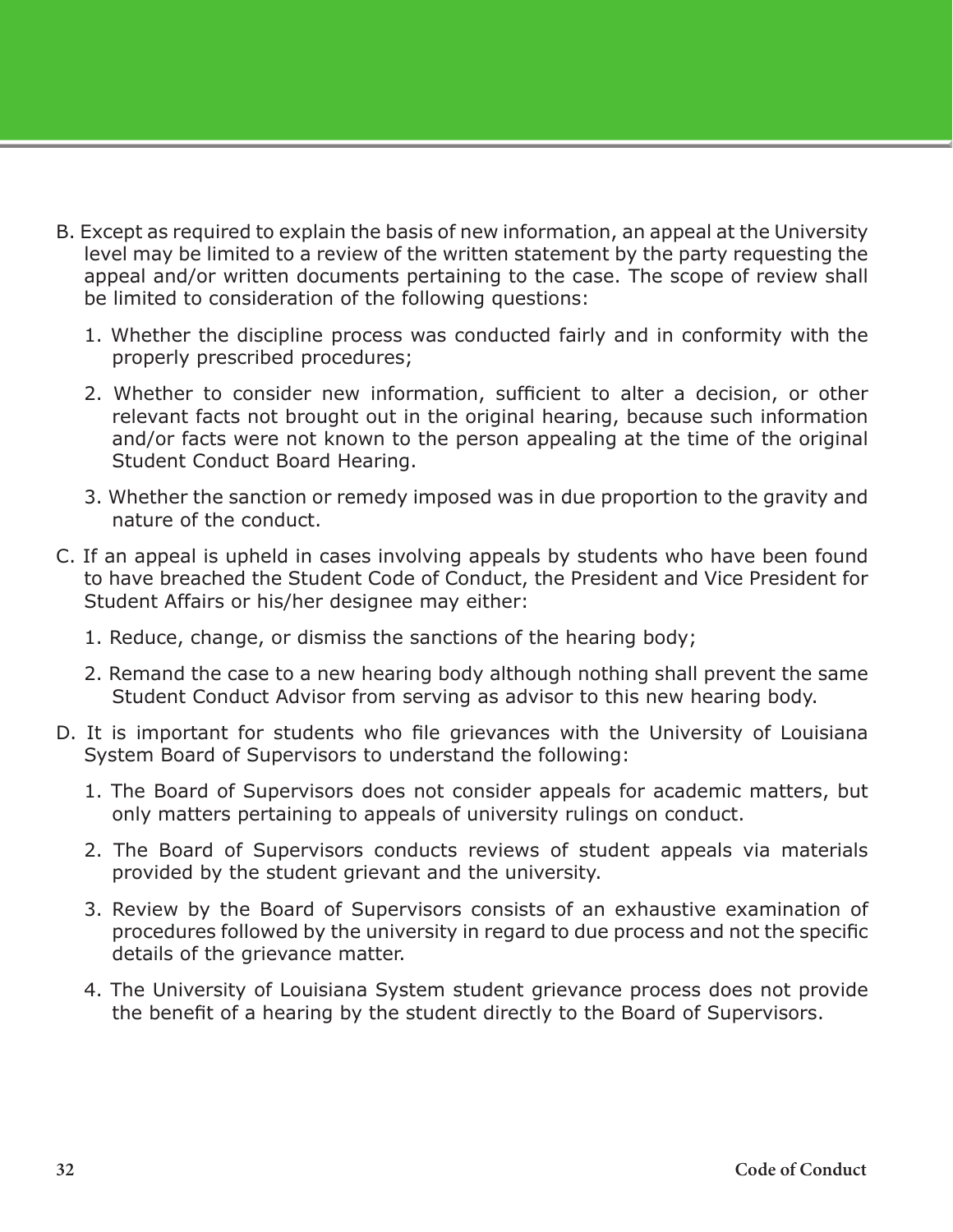B. Except as required to explain the basis of new information, an appeal at the University level may be limited to a review of the written statement by the party requesting the appeal and/or written documents pertaining to the case. The scope of review shall be limited to consideration of the following questions:

   1. Whether the discipline process was conducted fairly and in conformity with the properly prescribed procedures;

   2. Whether to consider new information, sufficient to alter a decision, or other relevant facts not brought out in the original hearing, because such information and/or facts were not known to the person appealing at the time of the original Student Conduct Board Hearing.

   3. Whether the sanction or remedy imposed was in due proportion to the gravity and nature of the conduct.

C. If an appeal is upheld in cases involving appeals by students who have been found to have breached the Student Code of Conduct, the President and Vice President for Student Affairs or his/her designee may either:

   1. Reduce, change, or dismiss the sanctions of the hearing body;

   2. Remand the case to a new hearing body although nothing shall prevent the same Student Conduct Advisor from serving as advisor to this new hearing body.

D. It is important for students who file grievances with the University of Louisiana System Board of Supervisors to understand the following:

   1. The Board of Supervisors does not consider appeals for academic matters, but only matters pertaining to appeals of university rulings on conduct.

   2. The Board of Supervisors conducts reviews of student appeals via materials provided by the student grievant and the university.

   3. Review by the Board of Supervisors consists of an exhaustive examination of procedures followed by the university in regard to due process and not the specific details of the grievance matter.

   4. The University of Louisiana System student grievance process does not provide the benefit of a hearing by the student directly to the Board of Supervisors.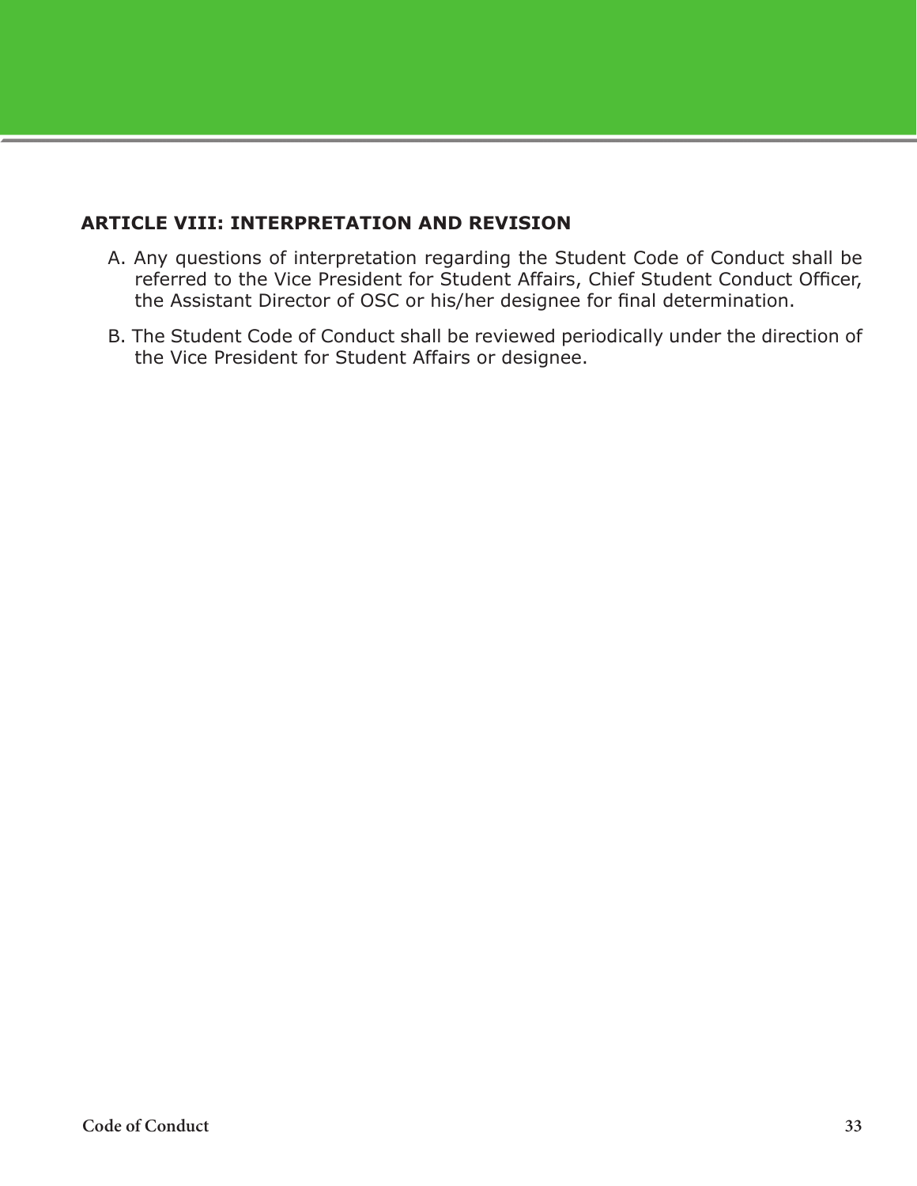## ARTICLE VIII: INTERPRETATION AND REVISION

A. Any questions of interpretation regarding the Student Code of Conduct shall be referred to the Vice President for Student Affairs, Chief Student Conduct Officer, the Assistant Director of OSC or his/her designee for final determination.

B. The Student Code of Conduct shall be reviewed periodically under the direction of the Vice President for Student Affairs or designee.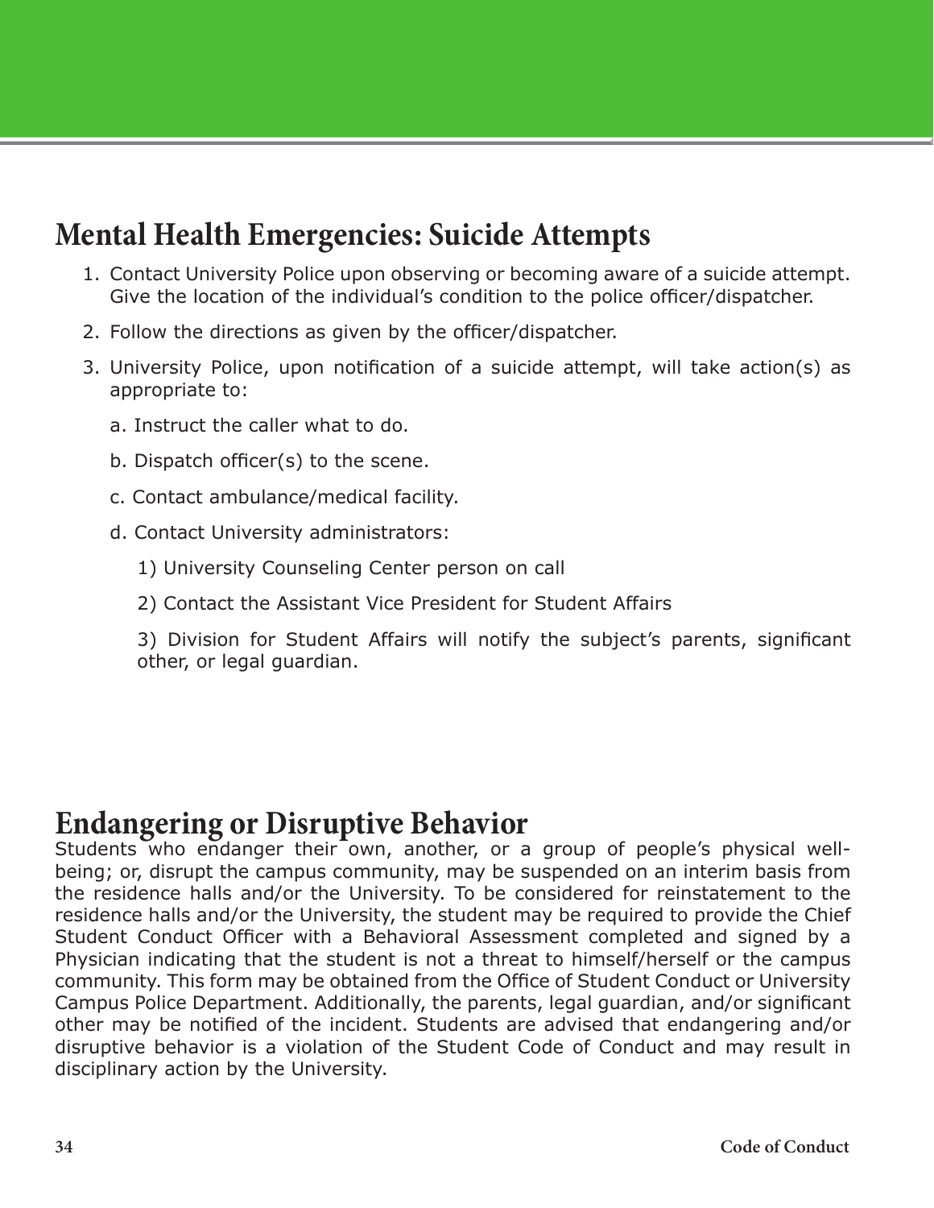## Mental Health Emergencies: Suicide Attempts

1. Contact University Police upon observing or becoming aware of a suicide attempt. Give the location of the individual's condition to the police officer/dispatcher.
2. Follow the directions as given by the officer/dispatcher.
3. University Police, upon notification of a suicide attempt, will take action(s) as appropriate to:

   a. Instruct the caller what to do.

   b. Dispatch officer(s) to the scene.

   c. Contact ambulance/medical facility.

   d. Contact University administrators:

      1) University Counseling Center person on call

      2) Contact the Assistant Vice President for Student Affairs

      3) Division for Student Affairs will notify the subject's parents, significant other, or legal guardian.

## Endangering or Disruptive Behavior

Students who endanger their own, another, or a group of people's physical well-being; or, disrupt the campus community, may be suspended on an interim basis from the residence halls and/or the University. To be considered for reinstatement to the residence halls and/or the University, the student may be required to provide the Chief Student Conduct Officer with a Behavioral Assessment completed and signed by a Physician indicating that the student is not a threat to himself/herself or the campus community. This form may be obtained from the Office of Student Conduct or University Campus Police Department. Additionally, the parents, legal guardian, and/or significant other may be notified of the incident. Students are advised that endangering and/or disruptive behavior is a violation of the Student Code of Conduct and may result in disciplinary action by the University.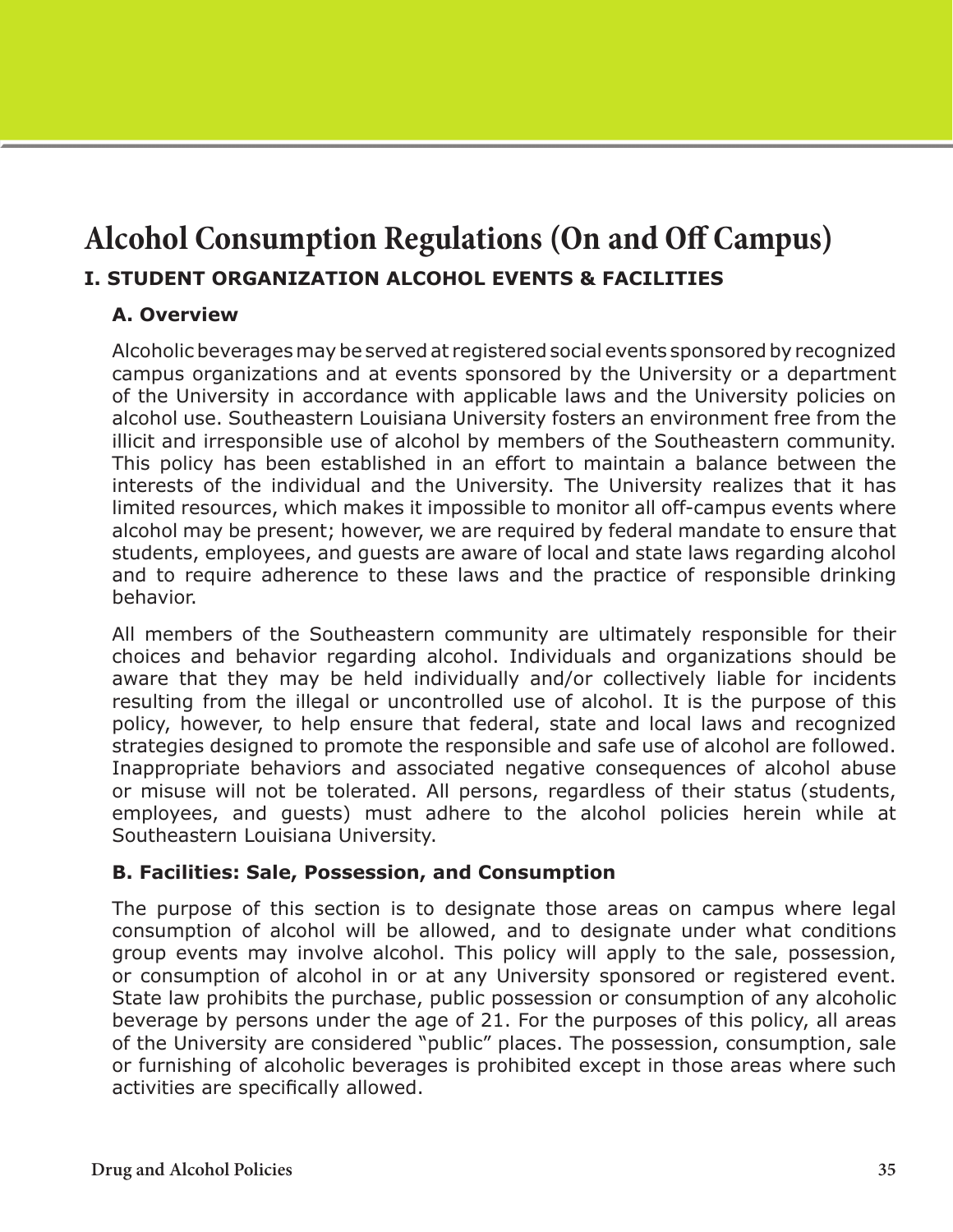# Alcohol Consumption Regulations (On and Off Campus)

## I. STUDENT ORGANIZATION ALCOHOL EVENTS & FACILITIES

### A. Overview

Alcoholic beverages may be served at registered social events sponsored by recognized campus organizations and at events sponsored by the University or a department of the University in accordance with applicable laws and the University policies on alcohol use. Southeastern Louisiana University fosters an environment free from the illicit and irresponsible use of alcohol by members of the Southeastern community. This policy has been established in an effort to maintain a balance between the interests of the individual and the University. The University realizes that it has limited resources, which makes it impossible to monitor all off-campus events where alcohol may be present; however, we are required by federal mandate to ensure that students, employees, and guests are aware of local and state laws regarding alcohol and to require adherence to these laws and the practice of responsible drinking behavior.

All members of the Southeastern community are ultimately responsible for their choices and behavior regarding alcohol. Individuals and organizations should be aware that they may be held individually and/or collectively liable for incidents resulting from the illegal or uncontrolled use of alcohol. It is the purpose of this policy, however, to help ensure that federal, state and local laws and recognized strategies designed to promote the responsible and safe use of alcohol are followed. Inappropriate behaviors and associated negative consequences of alcohol abuse or misuse will not be tolerated. All persons, regardless of their status (students, employees, and guests) must adhere to the alcohol policies herein while at Southeastern Louisiana University.

### B. Facilities: Sale, Possession, and Consumption

The purpose of this section is to designate those areas on campus where legal consumption of alcohol will be allowed, and to designate under what conditions group events may involve alcohol. This policy will apply to the sale, possession, or consumption of alcohol in or at any University sponsored or registered event. State law prohibits the purchase, public possession or consumption of any alcoholic beverage by persons under the age of 21. For the purposes of this policy, all areas of the University are considered "public" places. The possession, consumption, sale or furnishing of alcoholic beverages is prohibited except in those areas where such activities are specifically allowed.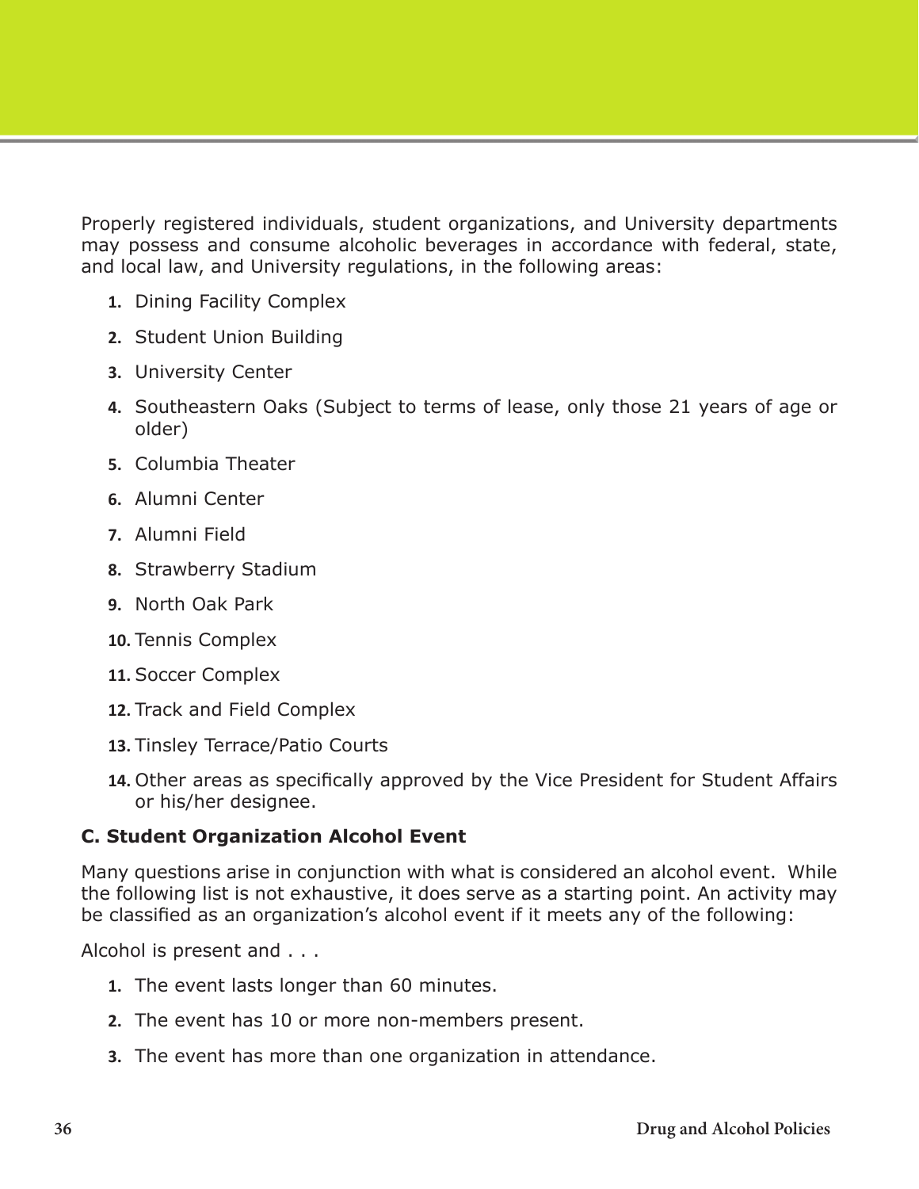Properly registered individuals, student organizations, and University departments may possess and consume alcoholic beverages in accordance with federal, state, and local law, and University regulations, in the following areas:

1. Dining Facility Complex
2. Student Union Building
3. University Center
4. Southeastern Oaks (Subject to terms of lease, only those 21 years of age or older)
5. Columbia Theater
6. Alumni Center
7. Alumni Field
8. Strawberry Stadium
9. North Oak Park
10. Tennis Complex
11. Soccer Complex
12. Track and Field Complex
13. Tinsley Terrace/Patio Courts
14. Other areas as specifically approved by the Vice President for Student Affairs or his/her designee.

**C. Student Organization Alcohol Event**

Many questions arise in conjunction with what is considered an alcohol event. While the following list is not exhaustive, it does serve as a starting point. An activity may be classified as an organization's alcohol event if it meets any of the following:

Alcohol is present and . . .

1. The event lasts longer than 60 minutes.
2. The event has 10 or more non-members present.
3. The event has more than one organization in attendance.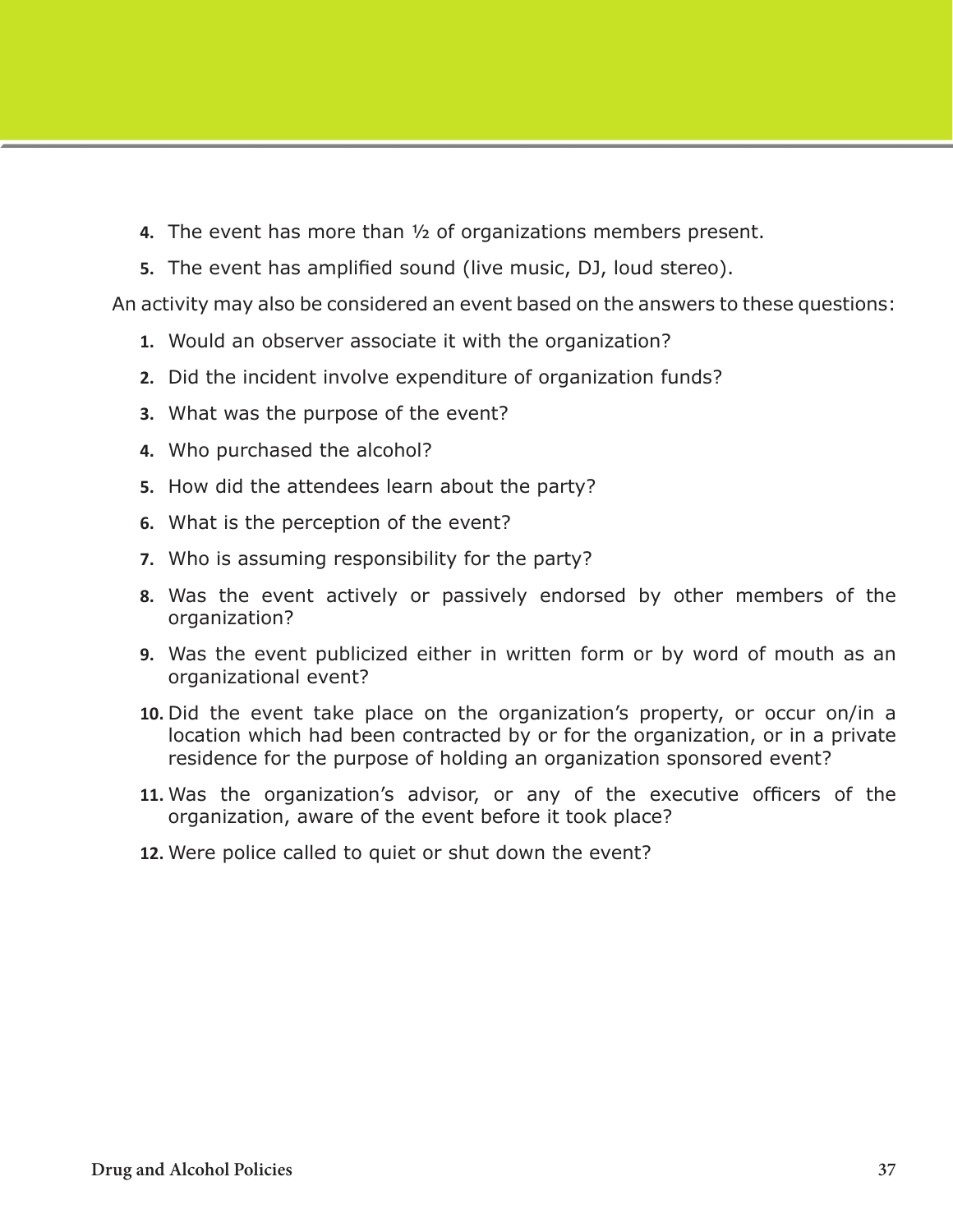4. The event has more than ½ of organizations members present.
5. The event has amplified sound (live music, DJ, loud stereo).

An activity may also be considered an event based on the answers to these questions:

1. Would an observer associate it with the organization?
2. Did the incident involve expenditure of organization funds?
3. What was the purpose of the event?
4. Who purchased the alcohol?
5. How did the attendees learn about the party?
6. What is the perception of the event?
7. Who is assuming responsibility for the party?
8. Was the event actively or passively endorsed by other members of the organization?
9. Was the event publicized either in written form or by word of mouth as an organizational event?
10. Did the event take place on the organization's property, or occur on/in a location which had been contracted by or for the organization, or in a private residence for the purpose of holding an organization sponsored event?
11. Was the organization's advisor, or any of the executive officers of the organization, aware of the event before it took place?
12. Were police called to quiet or shut down the event?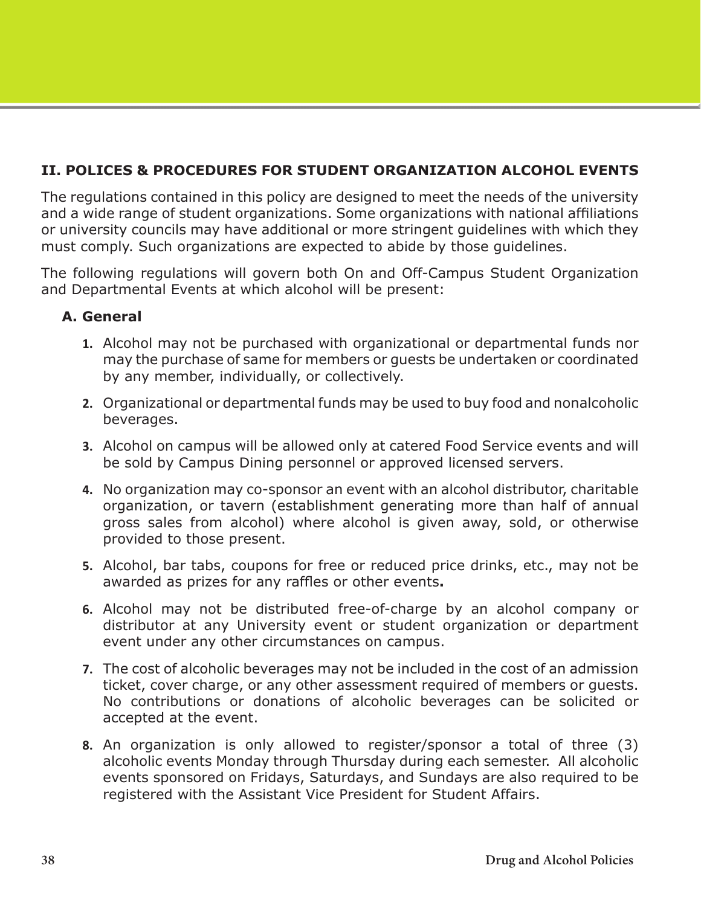## II. POLICES & PROCEDURES FOR STUDENT ORGANIZATION ALCOHOL EVENTS

The regulations contained in this policy are designed to meet the needs of the university and a wide range of student organizations. Some organizations with national affiliations or university councils may have additional or more stringent guidelines with which they must comply. Such organizations are expected to abide by those guidelines.

The following regulations will govern both On and Off-Campus Student Organization and Departmental Events at which alcohol will be present:

### A. General

1. Alcohol may not be purchased with organizational or departmental funds nor may the purchase of same for members or guests be undertaken or coordinated by any member, individually, or collectively.
2. Organizational or departmental funds may be used to buy food and nonalcoholic beverages.
3. Alcohol on campus will be allowed only at catered Food Service events and will be sold by Campus Dining personnel or approved licensed servers.
4. No organization may co-sponsor an event with an alcohol distributor, charitable organization, or tavern (establishment generating more than half of annual gross sales from alcohol) where alcohol is given away, sold, or otherwise provided to those present.
5. Alcohol, bar tabs, coupons for free or reduced price drinks, etc., may not be awarded as prizes for any raffles or other events.
6. Alcohol may not be distributed free-of-charge by an alcohol company or distributor at any University event or student organization or department event under any other circumstances on campus.
7. The cost of alcoholic beverages may not be included in the cost of an admission ticket, cover charge, or any other assessment required of members or guests. No contributions or donations of alcoholic beverages can be solicited or accepted at the event.
8. An organization is only allowed to register/sponsor a total of three (3) alcoholic events Monday through Thursday during each semester. All alcoholic events sponsored on Fridays, Saturdays, and Sundays are also required to be registered with the Assistant Vice President for Student Affairs.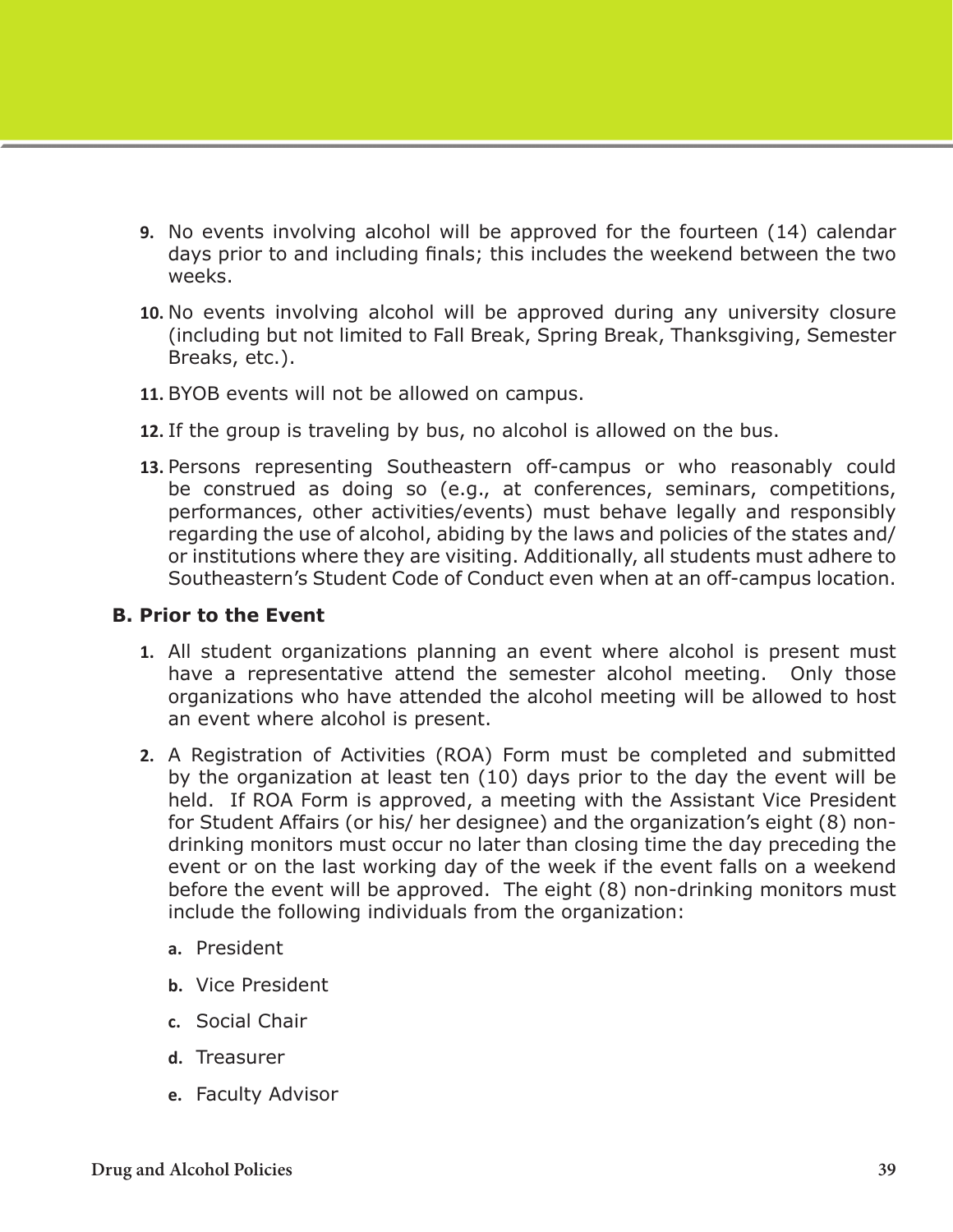9. No events involving alcohol will be approved for the fourteen (14) calendar days prior to and including finals; this includes the weekend between the two weeks.

10. No events involving alcohol will be approved during any university closure (including but not limited to Fall Break, Spring Break, Thanksgiving, Semester Breaks, etc.).

11. BYOB events will not be allowed on campus.

12. If the group is traveling by bus, no alcohol is allowed on the bus.

13. Persons representing Southeastern off-campus or who reasonably could be construed as doing so (e.g., at conferences, seminars, competitions, performances, other activities/events) must behave legally and responsibly regarding the use of alcohol, abiding by the laws and policies of the states and/or institutions where they are visiting. Additionally, all students must adhere to Southeastern's Student Code of Conduct even when at an off-campus location.

**B. Prior to the Event**

1. All student organizations planning an event where alcohol is present must have a representative attend the semester alcohol meeting. Only those organizations who have attended the alcohol meeting will be allowed to host an event where alcohol is present.

2. A Registration of Activities (ROA) Form must be completed and submitted by the organization at least ten (10) days prior to the day the event will be held. If ROA Form is approved, a meeting with the Assistant Vice President for Student Affairs (or his/ her designee) and the organization's eight (8) non-drinking monitors must occur no later than closing time the day preceding the event or on the last working day of the week if the event falls on a weekend before the event will be approved. The eight (8) non-drinking monitors must include the following individuals from the organization:

   a. President

   b. Vice President

   c. Social Chair

   d. Treasurer

   e. Faculty Advisor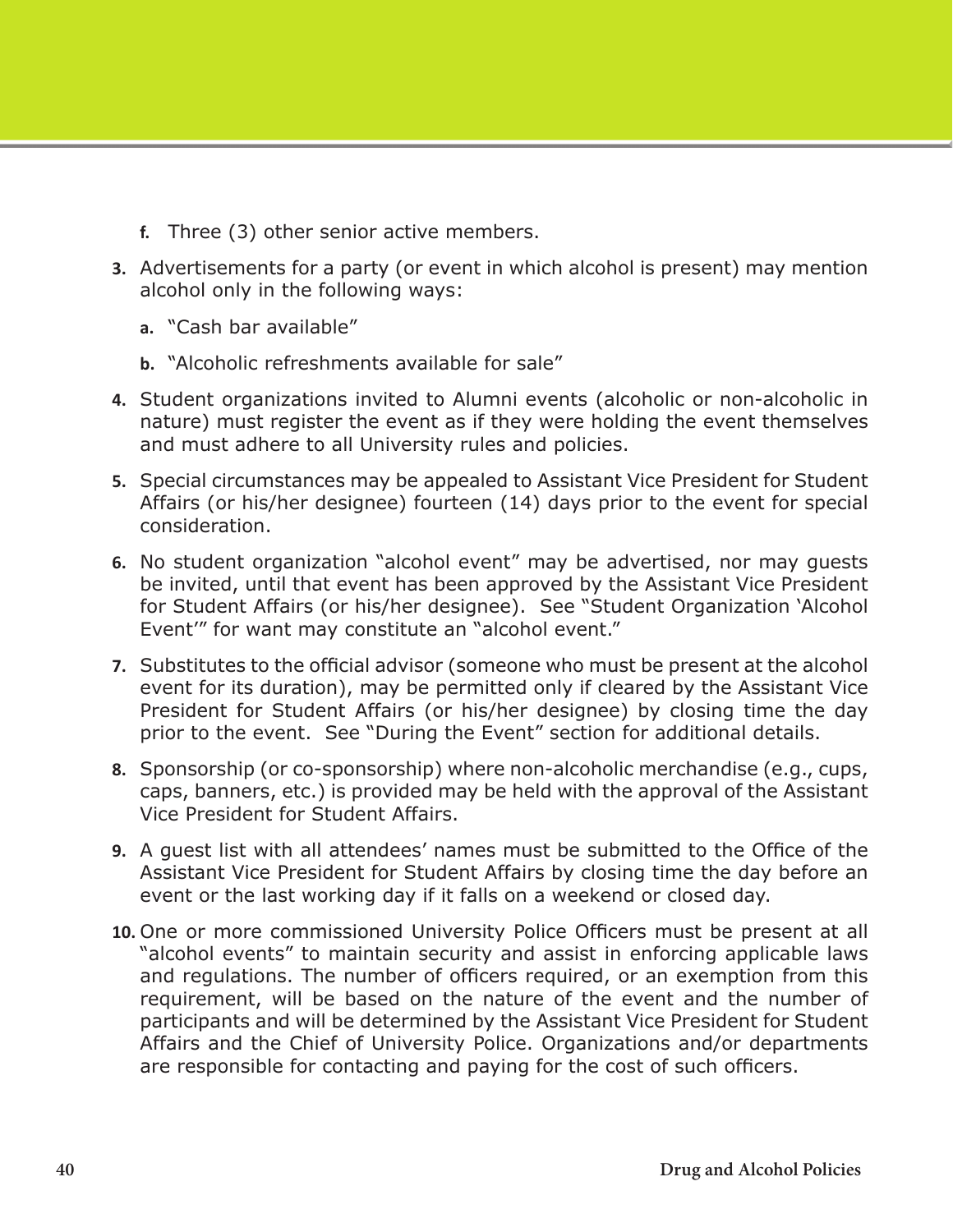f. Three (3) other senior active members.

3. Advertisements for a party (or event in which alcohol is present) may mention alcohol only in the following ways:

    a. "Cash bar available"

    b. "Alcoholic refreshments available for sale"

4. Student organizations invited to Alumni events (alcoholic or non-alcoholic in nature) must register the event as if they were holding the event themselves and must adhere to all University rules and policies.

5. Special circumstances may be appealed to Assistant Vice President for Student Affairs (or his/her designee) fourteen (14) days prior to the event for special consideration.

6. No student organization "alcohol event" may be advertised, nor may guests be invited, until that event has been approved by the Assistant Vice President for Student Affairs (or his/her designee). See "Student Organization 'Alcohol Event'" for want may constitute an "alcohol event."

7. Substitutes to the official advisor (someone who must be present at the alcohol event for its duration), may be permitted only if cleared by the Assistant Vice President for Student Affairs (or his/her designee) by closing time the day prior to the event. See "During the Event" section for additional details.

8. Sponsorship (or co-sponsorship) where non-alcoholic merchandise (e.g., cups, caps, banners, etc.) is provided may be held with the approval of the Assistant Vice President for Student Affairs.

9. A guest list with all attendees' names must be submitted to the Office of the Assistant Vice President for Student Affairs by closing time the day before an event or the last working day if it falls on a weekend or closed day.

10. One or more commissioned University Police Officers must be present at all "alcohol events" to maintain security and assist in enforcing applicable laws and regulations. The number of officers required, or an exemption from this requirement, will be based on the nature of the event and the number of participants and will be determined by the Assistant Vice President for Student Affairs and the Chief of University Police. Organizations and/or departments are responsible for contacting and paying for the cost of such officers.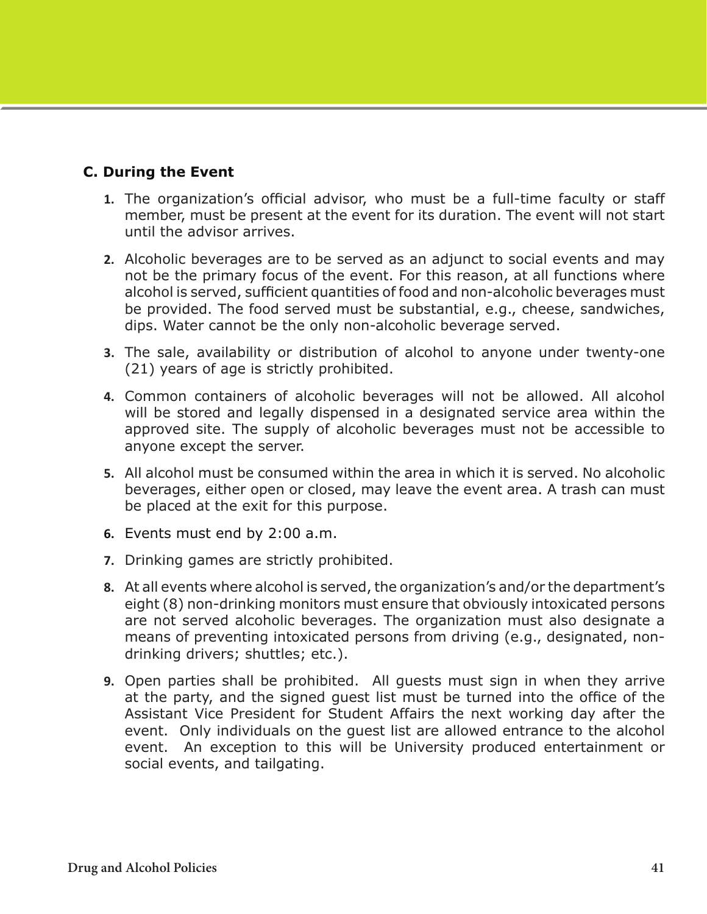### C. During the Event

1. The organization's official advisor, who must be a full-time faculty or staff member, must be present at the event for its duration. The event will not start until the advisor arrives.

2. Alcoholic beverages are to be served as an adjunct to social events and may not be the primary focus of the event. For this reason, at all functions where alcohol is served, sufficient quantities of food and non-alcoholic beverages must be provided. The food served must be substantial, e.g., cheese, sandwiches, dips. Water cannot be the only non-alcoholic beverage served.

3. The sale, availability or distribution of alcohol to anyone under twenty-one (21) years of age is strictly prohibited.

4. Common containers of alcoholic beverages will not be allowed. All alcohol will be stored and legally dispensed in a designated service area within the approved site. The supply of alcoholic beverages must not be accessible to anyone except the server.

5. All alcohol must be consumed within the area in which it is served. No alcoholic beverages, either open or closed, may leave the event area. A trash can must be placed at the exit for this purpose.

6. Events must end by 2:00 a.m.

7. Drinking games are strictly prohibited.

8. At all events where alcohol is served, the organization's and/or the department's eight (8) non-drinking monitors must ensure that obviously intoxicated persons are not served alcoholic beverages. The organization must also designate a means of preventing intoxicated persons from driving (e.g., designated, non-drinking drivers; shuttles; etc.).

9. Open parties shall be prohibited. All guests must sign in when they arrive at the party, and the signed guest list must be turned into the office of the Assistant Vice President for Student Affairs the next working day after the event. Only individuals on the guest list are allowed entrance to the alcohol event. An exception to this will be University produced entertainment or social events, and tailgating.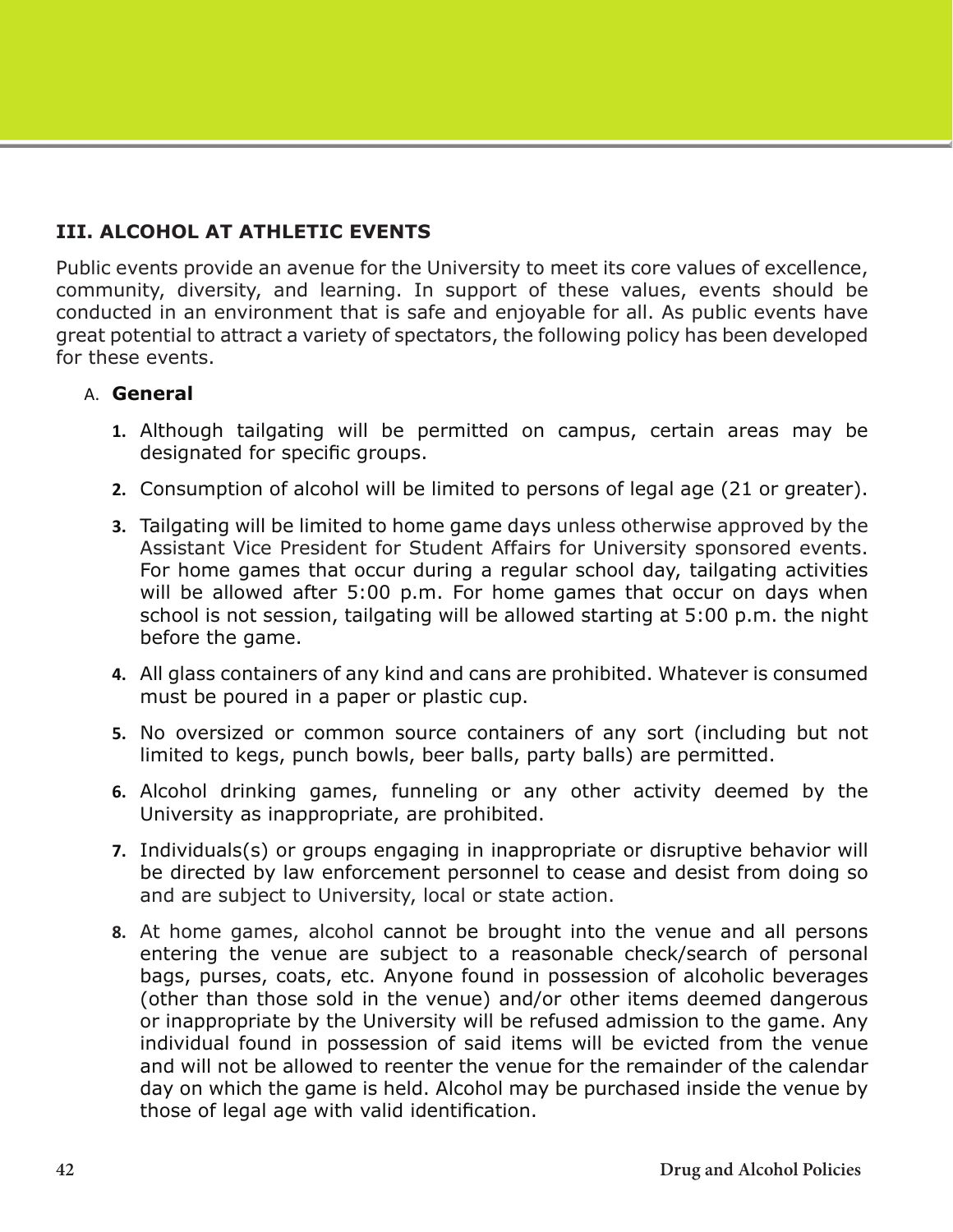## III. ALCOHOL AT ATHLETIC EVENTS

Public events provide an avenue for the University to meet its core values of excellence, community, diversity, and learning. In support of these values, events should be conducted in an environment that is safe and enjoyable for all. As public events have great potential to attract a variety of spectators, the following policy has been developed for these events.

### A. General

1. Although tailgating will be permitted on campus, certain areas may be designated for specific groups.
2. Consumption of alcohol will be limited to persons of legal age (21 or greater).
3. Tailgating will be limited to home game days unless otherwise approved by the Assistant Vice President for Student Affairs for University sponsored events. For home games that occur during a regular school day, tailgating activities will be allowed after 5:00 p.m. For home games that occur on days when school is not session, tailgating will be allowed starting at 5:00 p.m. the night before the game.
4. All glass containers of any kind and cans are prohibited. Whatever is consumed must be poured in a paper or plastic cup.
5. No oversized or common source containers of any sort (including but not limited to kegs, punch bowls, beer balls, party balls) are permitted.
6. Alcohol drinking games, funneling or any other activity deemed by the University as inappropriate, are prohibited.
7. Individuals(s) or groups engaging in inappropriate or disruptive behavior will be directed by law enforcement personnel to cease and desist from doing so and are subject to University, local or state action.
8. At home games, alcohol cannot be brought into the venue and all persons entering the venue are subject to a reasonable check/search of personal bags, purses, coats, etc. Anyone found in possession of alcoholic beverages (other than those sold in the venue) and/or other items deemed dangerous or inappropriate by the University will be refused admission to the game. Any individual found in possession of said items will be evicted from the venue and will not be allowed to reenter the venue for the remainder of the calendar day on which the game is held. Alcohol may be purchased inside the venue by those of legal age with valid identification.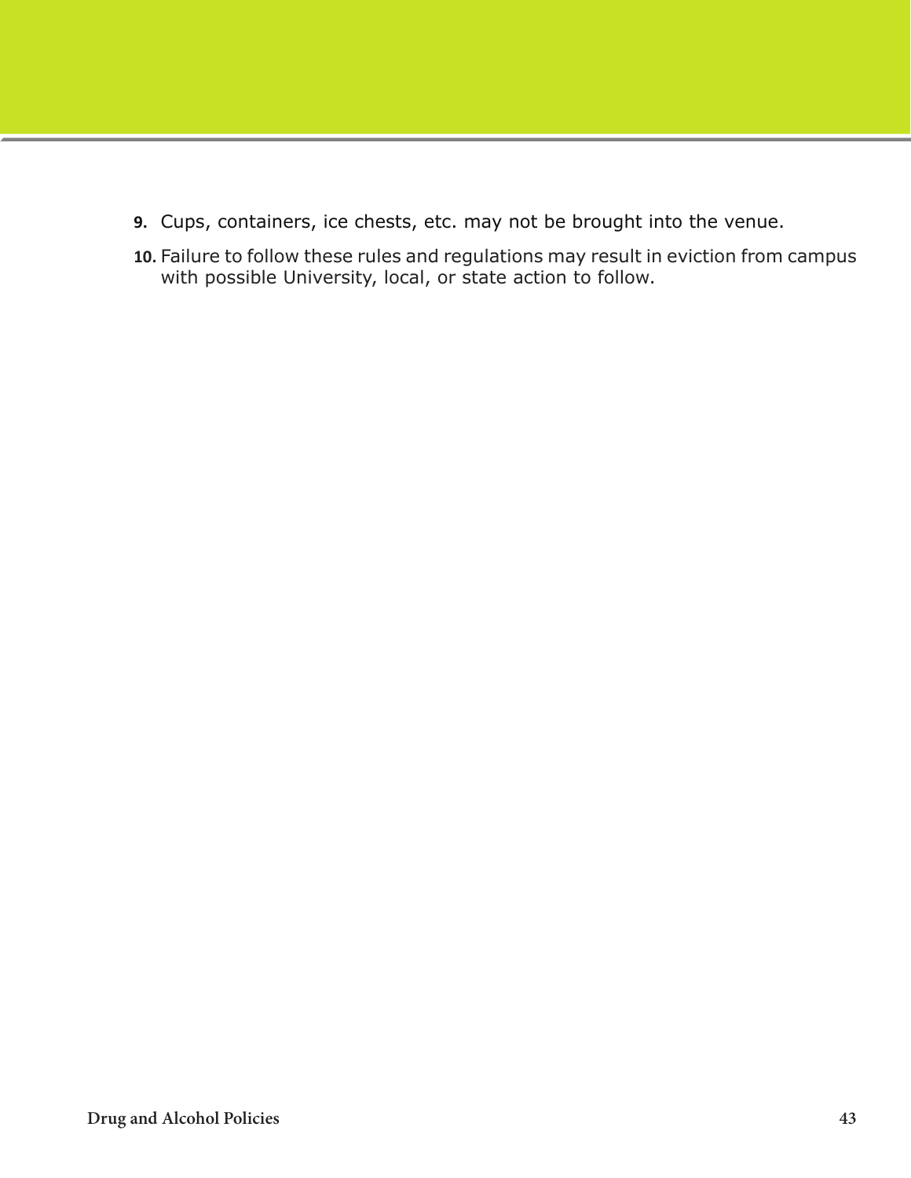9. Cups, containers, ice chests, etc. may not be brought into the venue.
10. Failure to follow these rules and regulations may result in eviction from campus with possible University, local, or state action to follow.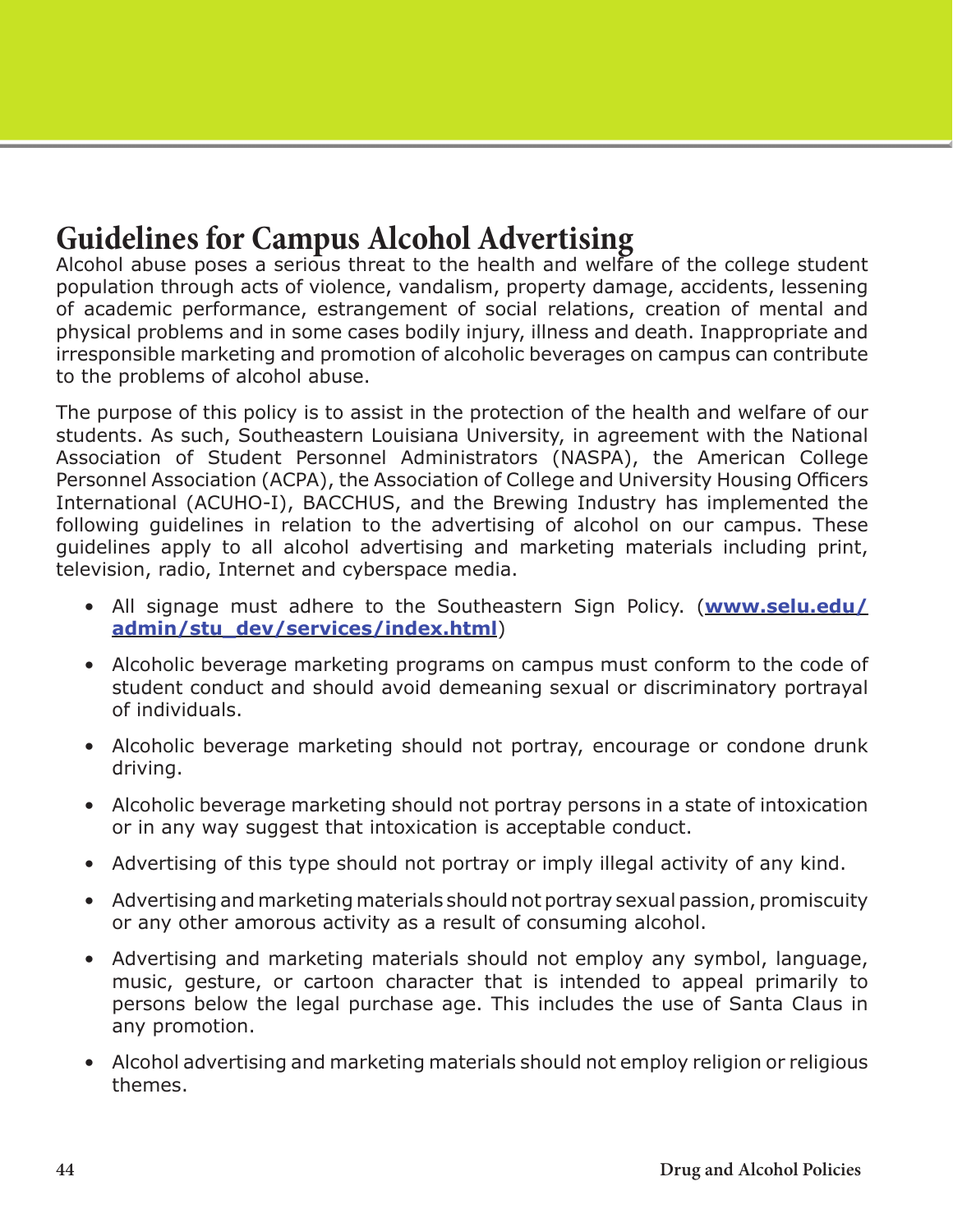# Guidelines for Campus Alcohol Advertising

Alcohol abuse poses a serious threat to the health and welfare of the college student population through acts of violence, vandalism, property damage, accidents, lessening of academic performance, estrangement of social relations, creation of mental and physical problems and in some cases bodily injury, illness and death. Inappropriate and irresponsible marketing and promotion of alcoholic beverages on campus can contribute to the problems of alcohol abuse.

The purpose of this policy is to assist in the protection of the health and welfare of our students. As such, Southeastern Louisiana University, in agreement with the National Association of Student Personnel Administrators (NASPA), the American College Personnel Association (ACPA), the Association of College and University Housing Officers International (ACUHO-I), BACCHUS, and the Brewing Industry has implemented the following guidelines in relation to the advertising of alcohol on our campus. These guidelines apply to all alcohol advertising and marketing materials including print, television, radio, Internet and cyberspace media.

- All signage must adhere to the Southeastern Sign Policy. (**www.selu.edu/admin/stu_dev/services/index.html**)
- Alcoholic beverage marketing programs on campus must conform to the code of student conduct and should avoid demeaning sexual or discriminatory portrayal of individuals.
- Alcoholic beverage marketing should not portray, encourage or condone drunk driving.
- Alcoholic beverage marketing should not portray persons in a state of intoxication or in any way suggest that intoxication is acceptable conduct.
- Advertising of this type should not portray or imply illegal activity of any kind.
- Advertising and marketing materials should not portray sexual passion, promiscuity or any other amorous activity as a result of consuming alcohol.
- Advertising and marketing materials should not employ any symbol, language, music, gesture, or cartoon character that is intended to appeal primarily to persons below the legal purchase age. This includes the use of Santa Claus in any promotion.
- Alcohol advertising and marketing materials should not employ religion or religious themes.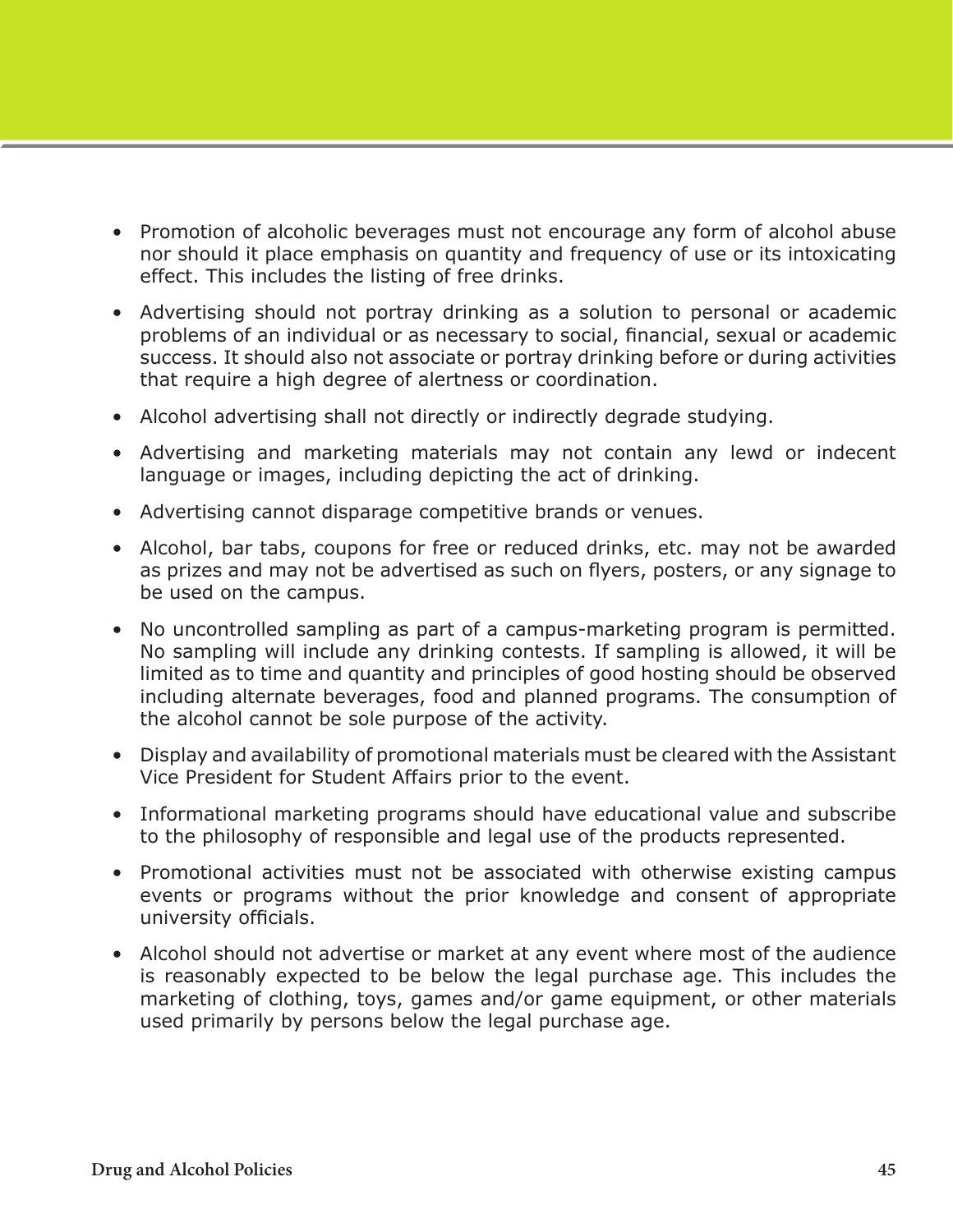- Promotion of alcoholic beverages must not encourage any form of alcohol abuse nor should it place emphasis on quantity and frequency of use or its intoxicating effect. This includes the listing of free drinks.
- Advertising should not portray drinking as a solution to personal or academic problems of an individual or as necessary to social, financial, sexual or academic success. It should also not associate or portray drinking before or during activities that require a high degree of alertness or coordination.
- Alcohol advertising shall not directly or indirectly degrade studying.
- Advertising and marketing materials may not contain any lewd or indecent language or images, including depicting the act of drinking.
- Advertising cannot disparage competitive brands or venues.
- Alcohol, bar tabs, coupons for free or reduced drinks, etc. may not be awarded as prizes and may not be advertised as such on flyers, posters, or any signage to be used on the campus.
- No uncontrolled sampling as part of a campus-marketing program is permitted. No sampling will include any drinking contests. If sampling is allowed, it will be limited as to time and quantity and principles of good hosting should be observed including alternate beverages, food and planned programs. The consumption of the alcohol cannot be sole purpose of the activity.
- Display and availability of promotional materials must be cleared with the Assistant Vice President for Student Affairs prior to the event.
- Informational marketing programs should have educational value and subscribe to the philosophy of responsible and legal use of the products represented.
- Promotional activities must not be associated with otherwise existing campus events or programs without the prior knowledge and consent of appropriate university officials.
- Alcohol should not advertise or market at any event where most of the audience is reasonably expected to be below the legal purchase age. This includes the marketing of clothing, toys, games and/or game equipment, or other materials used primarily by persons below the legal purchase age.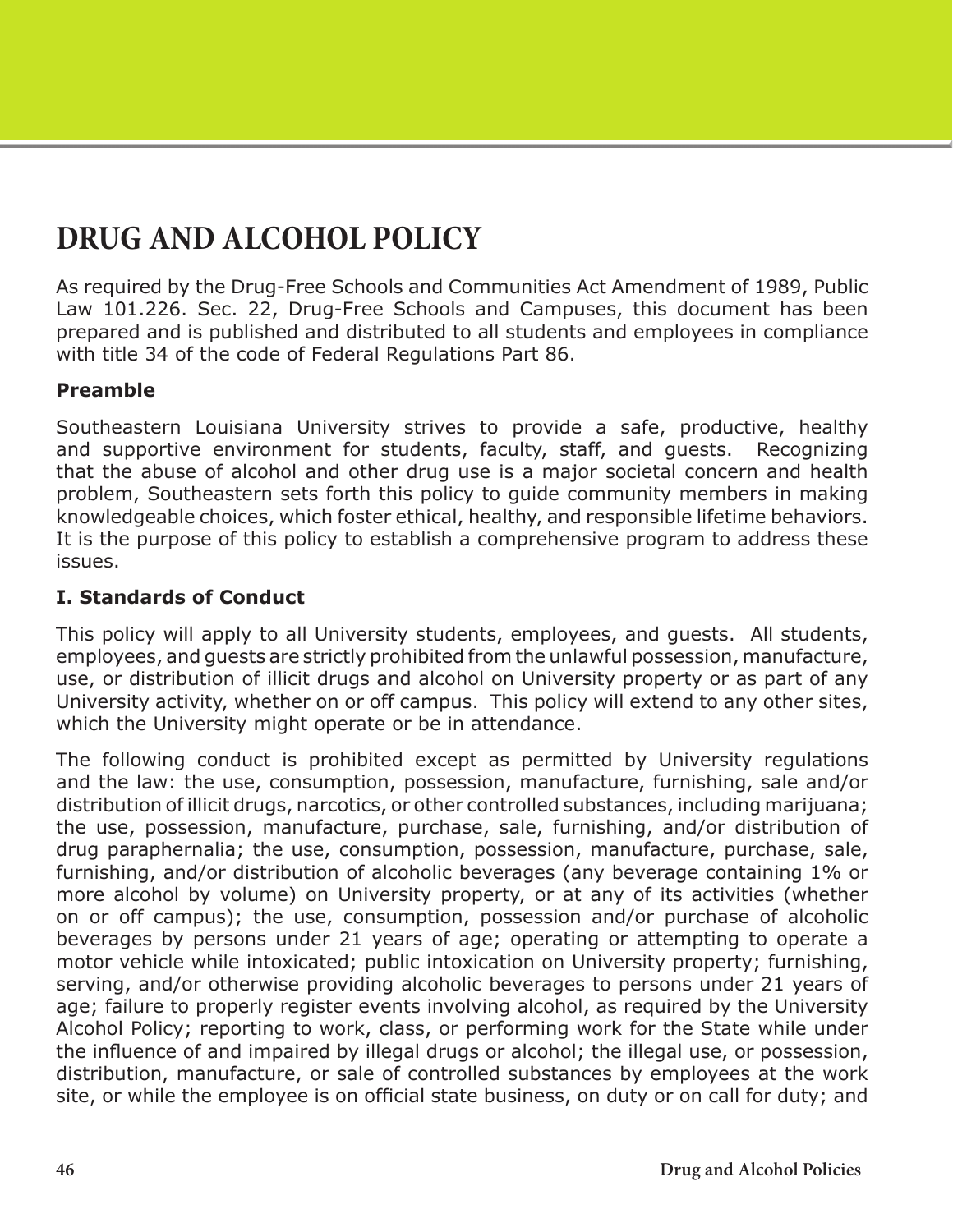# DRUG AND ALCOHOL POLICY

As required by the Drug-Free Schools and Communities Act Amendment of 1989, Public Law 101.226. Sec. 22, Drug-Free Schools and Campuses, this document has been prepared and is published and distributed to all students and employees in compliance with title 34 of the code of Federal Regulations Part 86.

**Preamble**

Southeastern Louisiana University strives to provide a safe, productive, healthy and supportive environment for students, faculty, staff, and guests. Recognizing that the abuse of alcohol and other drug use is a major societal concern and health problem, Southeastern sets forth this policy to guide community members in making knowledgeable choices, which foster ethical, healthy, and responsible lifetime behaviors. It is the purpose of this policy to establish a comprehensive program to address these issues.

**I. Standards of Conduct**

This policy will apply to all University students, employees, and guests. All students, employees, and guests are strictly prohibited from the unlawful possession, manufacture, use, or distribution of illicit drugs and alcohol on University property or as part of any University activity, whether on or off campus. This policy will extend to any other sites, which the University might operate or be in attendance.

The following conduct is prohibited except as permitted by University regulations and the law: the use, consumption, possession, manufacture, furnishing, sale and/or distribution of illicit drugs, narcotics, or other controlled substances, including marijuana; the use, possession, manufacture, purchase, sale, furnishing, and/or distribution of drug paraphernalia; the use, consumption, possession, manufacture, purchase, sale, furnishing, and/or distribution of alcoholic beverages (any beverage containing 1% or more alcohol by volume) on University property, or at any of its activities (whether on or off campus); the use, consumption, possession and/or purchase of alcoholic beverages by persons under 21 years of age; operating or attempting to operate a motor vehicle while intoxicated; public intoxication on University property; furnishing, serving, and/or otherwise providing alcoholic beverages to persons under 21 years of age; failure to properly register events involving alcohol, as required by the University Alcohol Policy; reporting to work, class, or performing work for the State while under the influence of and impaired by illegal drugs or alcohol; the illegal use, or possession, distribution, manufacture, or sale of controlled substances by employees at the work site, or while the employee is on official state business, on duty or on call for duty; and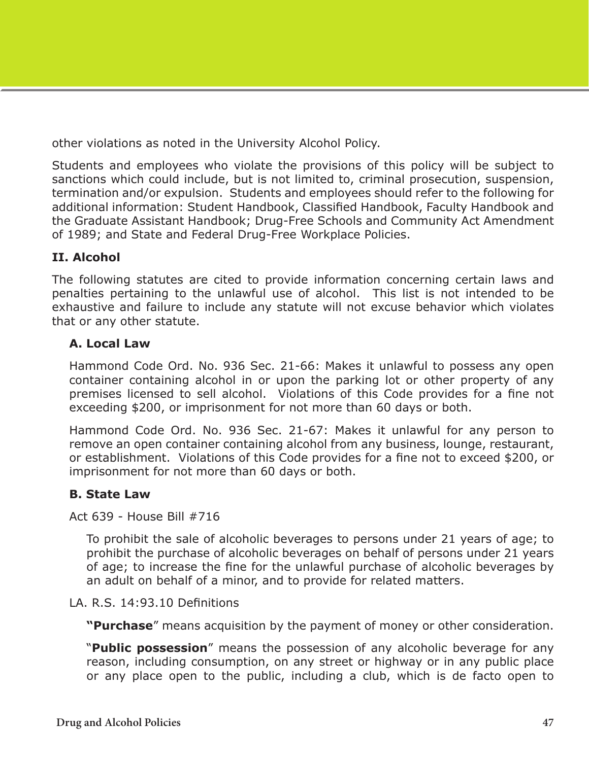other violations as noted in the University Alcohol Policy.

Students and employees who violate the provisions of this policy will be subject to sanctions which could include, but is not limited to, criminal prosecution, suspension, termination and/or expulsion. Students and employees should refer to the following for additional information: Student Handbook, Classified Handbook, Faculty Handbook and the Graduate Assistant Handbook; Drug-Free Schools and Community Act Amendment of 1989; and State and Federal Drug-Free Workplace Policies.

## II. Alcohol

The following statutes are cited to provide information concerning certain laws and penalties pertaining to the unlawful use of alcohol. This list is not intended to be exhaustive and failure to include any statute will not excuse behavior which violates that or any other statute.

### A. Local Law

Hammond Code Ord. No. 936 Sec. 21-66: Makes it unlawful to possess any open container containing alcohol in or upon the parking lot or other property of any premises licensed to sell alcohol. Violations of this Code provides for a fine not exceeding $200, or imprisonment for not more than 60 days or both.

Hammond Code Ord. No. 936 Sec. 21-67: Makes it unlawful for any person to remove an open container containing alcohol from any business, lounge, restaurant, or establishment. Violations of this Code provides for a fine not to exceed $200, or imprisonment for not more than 60 days or both.

### B. State Law

Act 639 - House Bill #716

To prohibit the sale of alcoholic beverages to persons under 21 years of age; to prohibit the purchase of alcoholic beverages on behalf of persons under 21 years of age; to increase the fine for the unlawful purchase of alcoholic beverages by an adult on behalf of a minor, and to provide for related matters.

LA. R.S. 14:93.10 Definitions

**"Purchase"** means acquisition by the payment of money or other consideration.

"**Public possession**" means the possession of any alcoholic beverage for any reason, including consumption, on any street or highway or in any public place or any place open to the public, including a club, which is de facto open to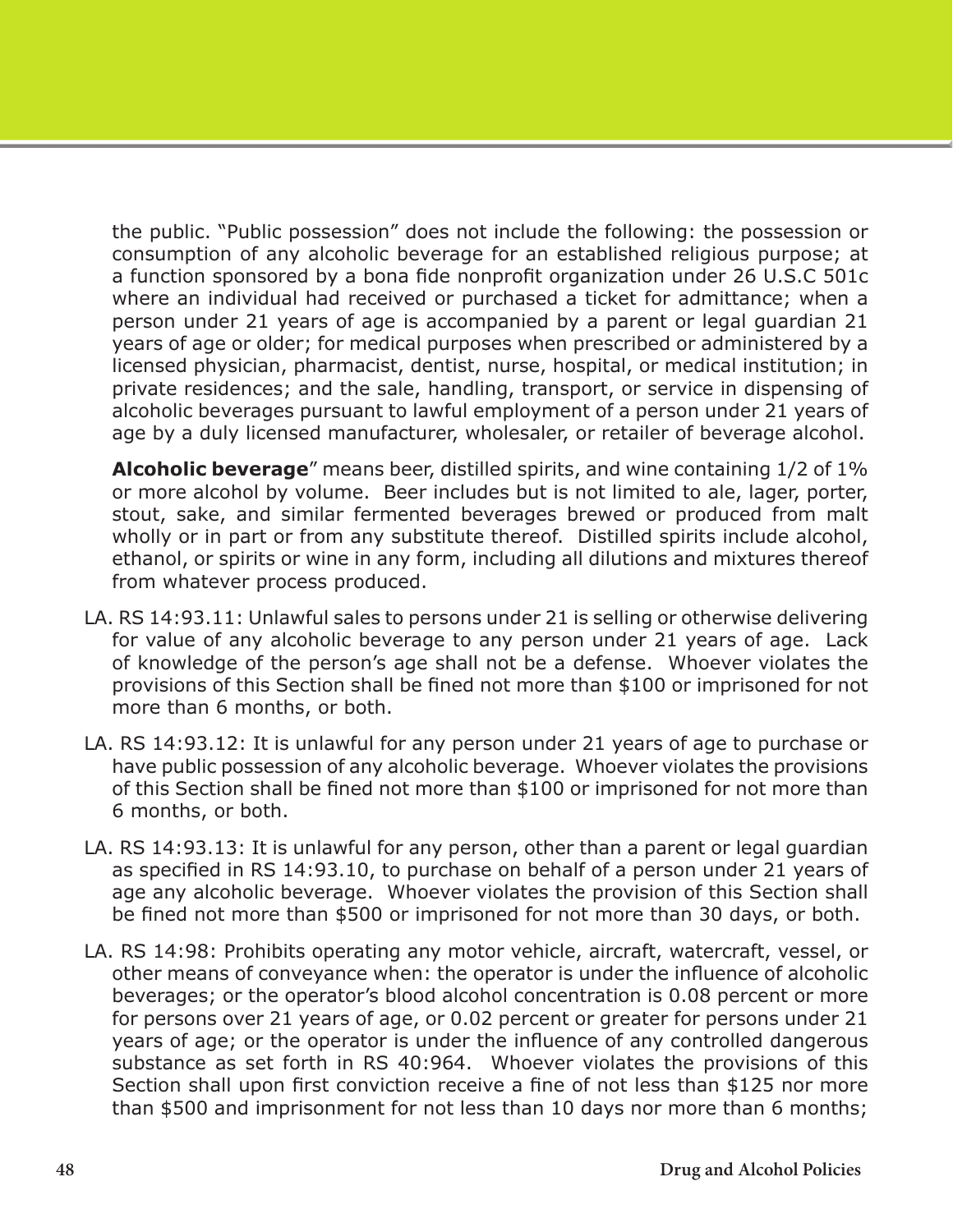the public. "Public possession" does not include the following: the possession or consumption of any alcoholic beverage for an established religious purpose; at a function sponsored by a bona fide nonprofit organization under 26 U.S.C 501c where an individual had received or purchased a ticket for admittance; when a person under 21 years of age is accompanied by a parent or legal guardian 21 years of age or older; for medical purposes when prescribed or administered by a licensed physician, pharmacist, dentist, nurse, hospital, or medical institution; in private residences; and the sale, handling, transport, or service in dispensing of alcoholic beverages pursuant to lawful employment of a person under 21 years of age by a duly licensed manufacturer, wholesaler, or retailer of beverage alcohol.

**Alcoholic beverage**" means beer, distilled spirits, and wine containing 1/2 of 1% or more alcohol by volume. Beer includes but is not limited to ale, lager, porter, stout, sake, and similar fermented beverages brewed or produced from malt wholly or in part or from any substitute thereof. Distilled spirits include alcohol, ethanol, or spirits or wine in any form, including all dilutions and mixtures thereof from whatever process produced.

LA. RS 14:93.11: Unlawful sales to persons under 21 is selling or otherwise delivering for value of any alcoholic beverage to any person under 21 years of age. Lack of knowledge of the person's age shall not be a defense. Whoever violates the provisions of this Section shall be fined not more than $100 or imprisoned for not more than 6 months, or both.

LA. RS 14:93.12: It is unlawful for any person under 21 years of age to purchase or have public possession of any alcoholic beverage. Whoever violates the provisions of this Section shall be fined not more than $100 or imprisoned for not more than 6 months, or both.

LA. RS 14:93.13: It is unlawful for any person, other than a parent or legal guardian as specified in RS 14:93.10, to purchase on behalf of a person under 21 years of age any alcoholic beverage. Whoever violates the provision of this Section shall be fined not more than $500 or imprisoned for not more than 30 days, or both.

LA. RS 14:98: Prohibits operating any motor vehicle, aircraft, watercraft, vessel, or other means of conveyance when: the operator is under the influence of alcoholic beverages; or the operator's blood alcohol concentration is 0.08 percent or more for persons over 21 years of age, or 0.02 percent or greater for persons under 21 years of age; or the operator is under the influence of any controlled dangerous substance as set forth in RS 40:964. Whoever violates the provisions of this Section shall upon first conviction receive a fine of not less than $125 nor more than $500 and imprisonment for not less than 10 days nor more than 6 months;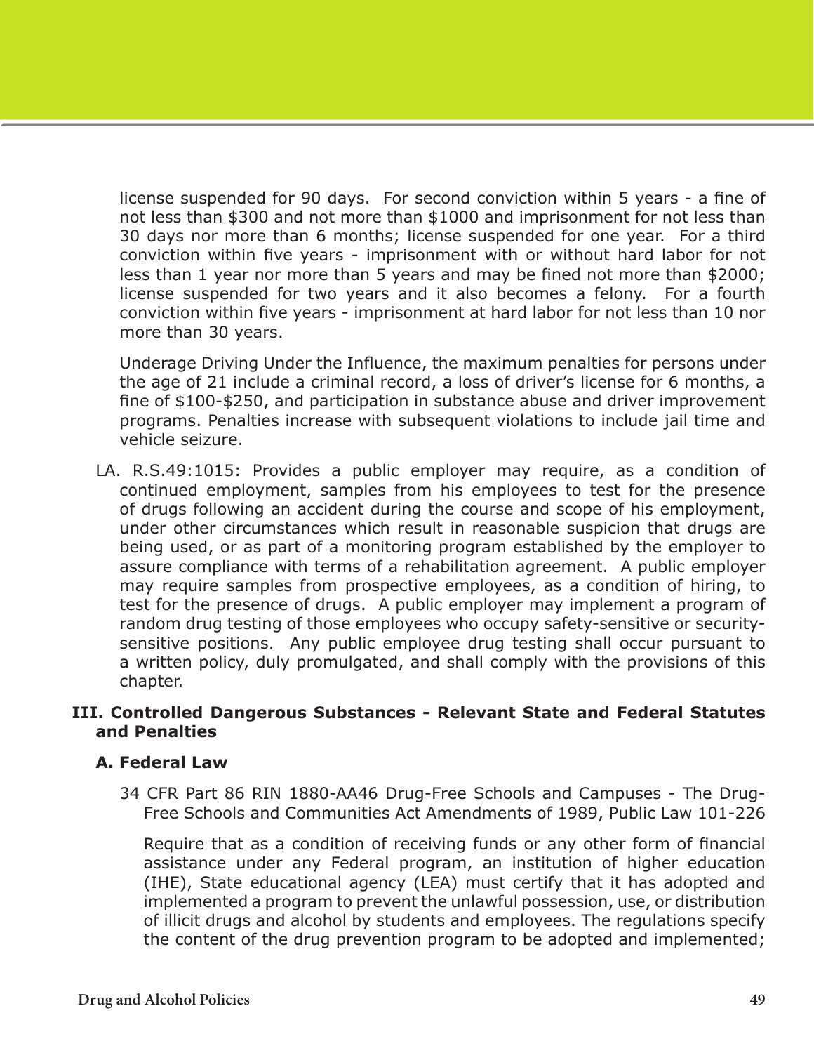license suspended for 90 days. For second conviction within 5 years - a fine of not less than $300 and not more than $1000 and imprisonment for not less than 30 days nor more than 6 months; license suspended for one year. For a third conviction within five years - imprisonment with or without hard labor for not less than 1 year nor more than 5 years and may be fined not more than $2000; license suspended for two years and it also becomes a felony. For a fourth conviction within five years - imprisonment at hard labor for not less than 10 nor more than 30 years.

Underage Driving Under the Influence, the maximum penalties for persons under the age of 21 include a criminal record, a loss of driver's license for 6 months, a fine of $100-$250, and participation in substance abuse and driver improvement programs. Penalties increase with subsequent violations to include jail time and vehicle seizure.

LA. R.S.49:1015: Provides a public employer may require, as a condition of continued employment, samples from his employees to test for the presence of drugs following an accident during the course and scope of his employment, under other circumstances which result in reasonable suspicion that drugs are being used, or as part of a monitoring program established by the employer to assure compliance with terms of a rehabilitation agreement. A public employer may require samples from prospective employees, as a condition of hiring, to test for the presence of drugs. A public employer may implement a program of random drug testing of those employees who occupy safety-sensitive or security-sensitive positions. Any public employee drug testing shall occur pursuant to a written policy, duly promulgated, and shall comply with the provisions of this chapter.

## III. Controlled Dangerous Substances - Relevant State and Federal Statutes and Penalties

### A. Federal Law

34 CFR Part 86 RIN 1880-AA46 Drug-Free Schools and Campuses - The Drug-Free Schools and Communities Act Amendments of 1989, Public Law 101-226

Require that as a condition of receiving funds or any other form of financial assistance under any Federal program, an institution of higher education (IHE), State educational agency (LEA) must certify that it has adopted and implemented a program to prevent the unlawful possession, use, or distribution of illicit drugs and alcohol by students and employees. The regulations specify the content of the drug prevention program to be adopted and implemented;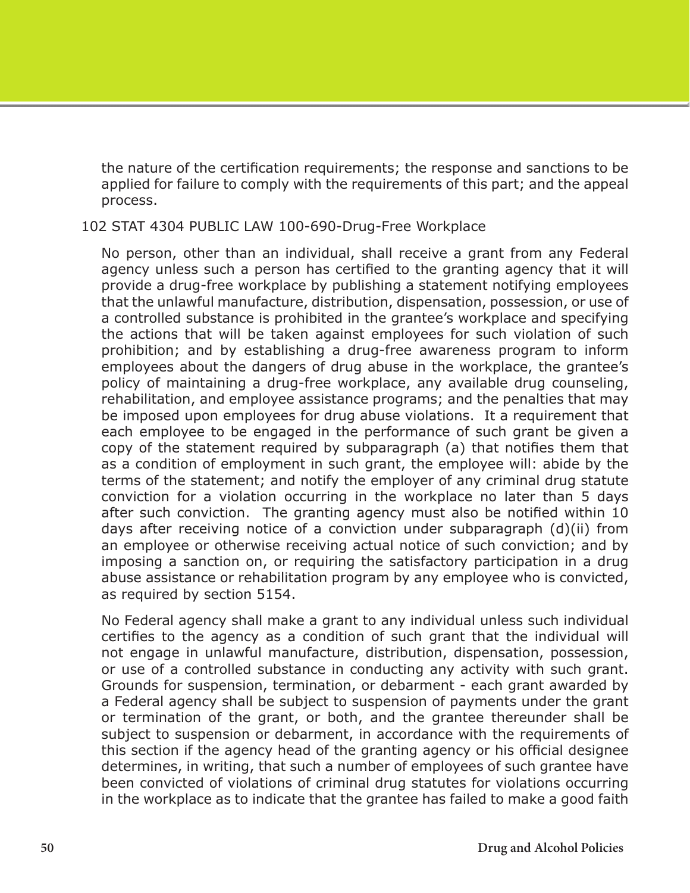the nature of the certification requirements; the response and sanctions to be applied for failure to comply with the requirements of this part; and the appeal process.

102 STAT 4304 PUBLIC LAW 100-690-Drug-Free Workplace

No person, other than an individual, shall receive a grant from any Federal agency unless such a person has certified to the granting agency that it will provide a drug-free workplace by publishing a statement notifying employees that the unlawful manufacture, distribution, dispensation, possession, or use of a controlled substance is prohibited in the grantee's workplace and specifying the actions that will be taken against employees for such violation of such prohibition; and by establishing a drug-free awareness program to inform employees about the dangers of drug abuse in the workplace, the grantee's policy of maintaining a drug-free workplace, any available drug counseling, rehabilitation, and employee assistance programs; and the penalties that may be imposed upon employees for drug abuse violations. It a requirement that each employee to be engaged in the performance of such grant be given a copy of the statement required by subparagraph (a) that notifies them that as a condition of employment in such grant, the employee will: abide by the terms of the statement; and notify the employer of any criminal drug statute conviction for a violation occurring in the workplace no later than 5 days after such conviction. The granting agency must also be notified within 10 days after receiving notice of a conviction under subparagraph (d)(ii) from an employee or otherwise receiving actual notice of such conviction; and by imposing a sanction on, or requiring the satisfactory participation in a drug abuse assistance or rehabilitation program by any employee who is convicted, as required by section 5154.

No Federal agency shall make a grant to any individual unless such individual certifies to the agency as a condition of such grant that the individual will not engage in unlawful manufacture, distribution, dispensation, possession, or use of a controlled substance in conducting any activity with such grant. Grounds for suspension, termination, or debarment - each grant awarded by a Federal agency shall be subject to suspension of payments under the grant or termination of the grant, or both, and the grantee thereunder shall be subject to suspension or debarment, in accordance with the requirements of this section if the agency head of the granting agency or his official designee determines, in writing, that such a number of employees of such grantee have been convicted of violations of criminal drug statutes for violations occurring in the workplace as to indicate that the grantee has failed to make a good faith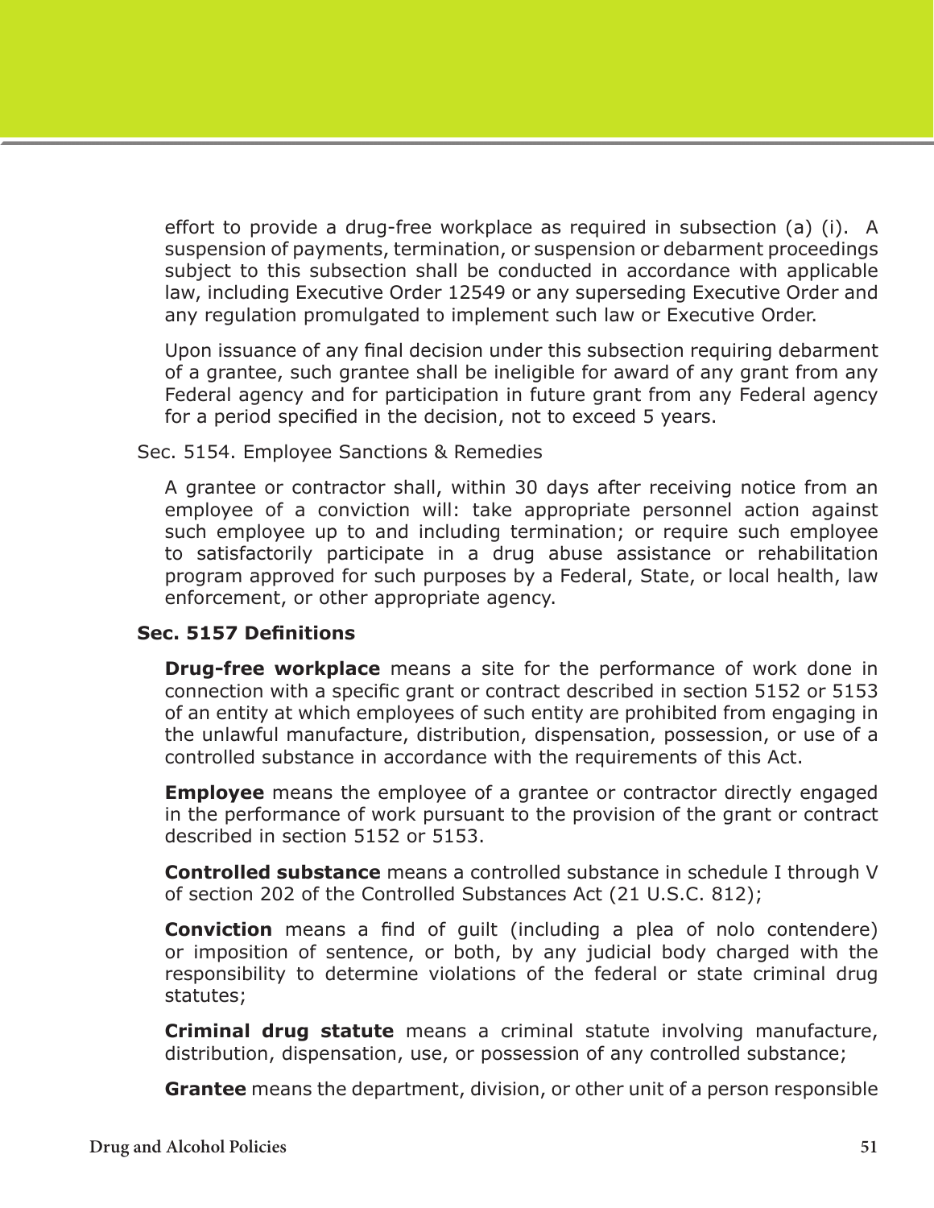effort to provide a drug-free workplace as required in subsection (a) (i). A suspension of payments, termination, or suspension or debarment proceedings subject to this subsection shall be conducted in accordance with applicable law, including Executive Order 12549 or any superseding Executive Order and any regulation promulgated to implement such law or Executive Order.

Upon issuance of any final decision under this subsection requiring debarment of a grantee, such grantee shall be ineligible for award of any grant from any Federal agency and for participation in future grant from any Federal agency for a period specified in the decision, not to exceed 5 years.

Sec. 5154. Employee Sanctions & Remedies

A grantee or contractor shall, within 30 days after receiving notice from an employee of a conviction will: take appropriate personnel action against such employee up to and including termination; or require such employee to satisfactorily participate in a drug abuse assistance or rehabilitation program approved for such purposes by a Federal, State, or local health, law enforcement, or other appropriate agency.

**Sec. 5157 Definitions**

**Drug-free workplace** means a site for the performance of work done in connection with a specific grant or contract described in section 5152 or 5153 of an entity at which employees of such entity are prohibited from engaging in the unlawful manufacture, distribution, dispensation, possession, or use of a controlled substance in accordance with the requirements of this Act.

**Employee** means the employee of a grantee or contractor directly engaged in the performance of work pursuant to the provision of the grant or contract described in section 5152 or 5153.

**Controlled substance** means a controlled substance in schedule I through V of section 202 of the Controlled Substances Act (21 U.S.C. 812);

**Conviction** means a find of guilt (including a plea of nolo contendere) or imposition of sentence, or both, by any judicial body charged with the responsibility to determine violations of the federal or state criminal drug statutes;

**Criminal drug statute** means a criminal statute involving manufacture, distribution, dispensation, use, or possession of any controlled substance;

**Grantee** means the department, division, or other unit of a person responsible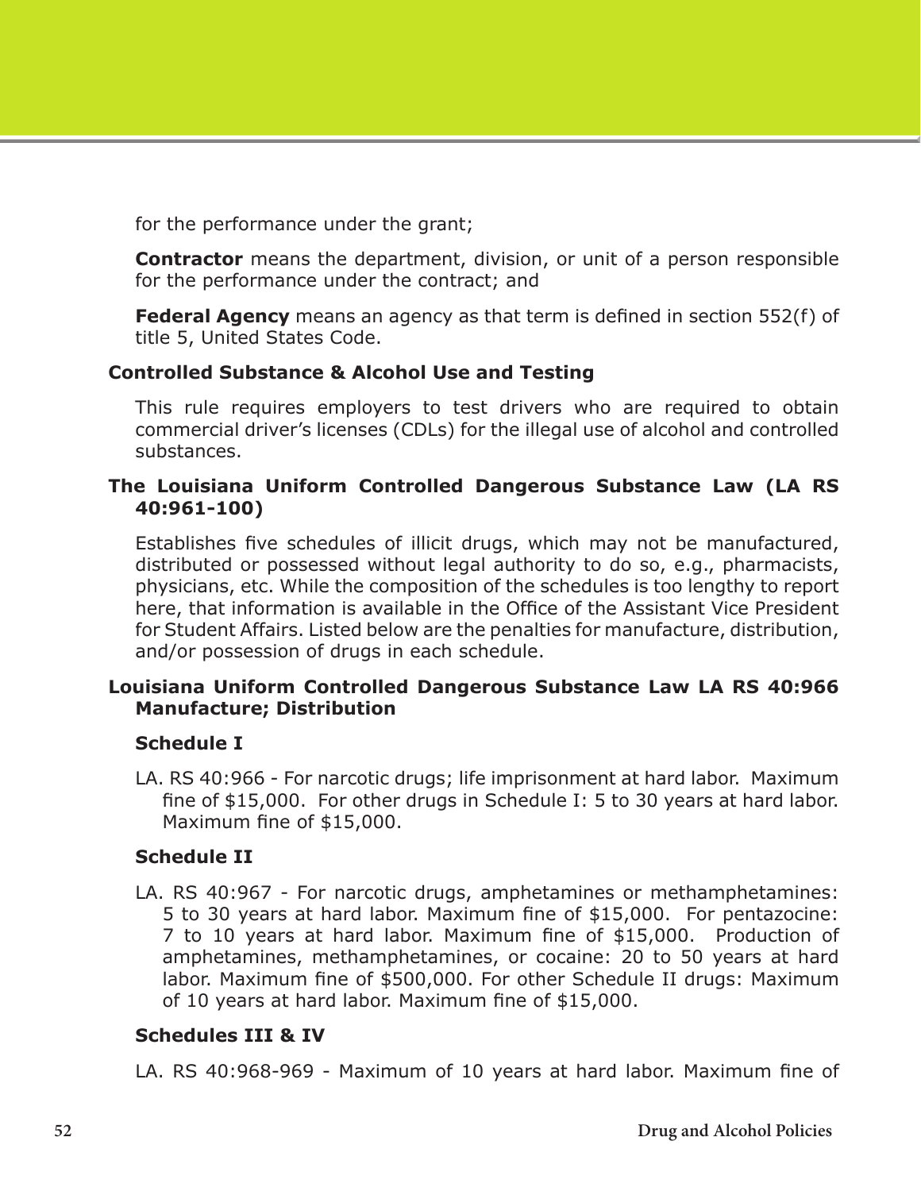for the performance under the grant;

**Contractor** means the department, division, or unit of a person responsible for the performance under the contract; and

**Federal Agency** means an agency as that term is defined in section 552(f) of title 5, United States Code.

**Controlled Substance & Alcohol Use and Testing**

This rule requires employers to test drivers who are required to obtain commercial driver's licenses (CDLs) for the illegal use of alcohol and controlled substances.

**The Louisiana Uniform Controlled Dangerous Substance Law (LA RS 40:961-100)**

Establishes five schedules of illicit drugs, which may not be manufactured, distributed or possessed without legal authority to do so, e.g., pharmacists, physicians, etc. While the composition of the schedules is too lengthy to report here, that information is available in the Office of the Assistant Vice President for Student Affairs. Listed below are the penalties for manufacture, distribution, and/or possession of drugs in each schedule.

**Louisiana Uniform Controlled Dangerous Substance Law LA RS 40:966 Manufacture; Distribution**

**Schedule I**

LA. RS 40:966 - For narcotic drugs; life imprisonment at hard labor. Maximum fine of $15,000. For other drugs in Schedule I: 5 to 30 years at hard labor. Maximum fine of $15,000.

**Schedule II**

LA. RS 40:967 - For narcotic drugs, amphetamines or methamphetamines: 5 to 30 years at hard labor. Maximum fine of $15,000. For pentazocine: 7 to 10 years at hard labor. Maximum fine of $15,000. Production of amphetamines, methamphetamines, or cocaine: 20 to 50 years at hard labor. Maximum fine of $500,000. For other Schedule II drugs: Maximum of 10 years at hard labor. Maximum fine of $15,000.

**Schedules III & IV**

LA. RS 40:968-969 - Maximum of 10 years at hard labor. Maximum fine of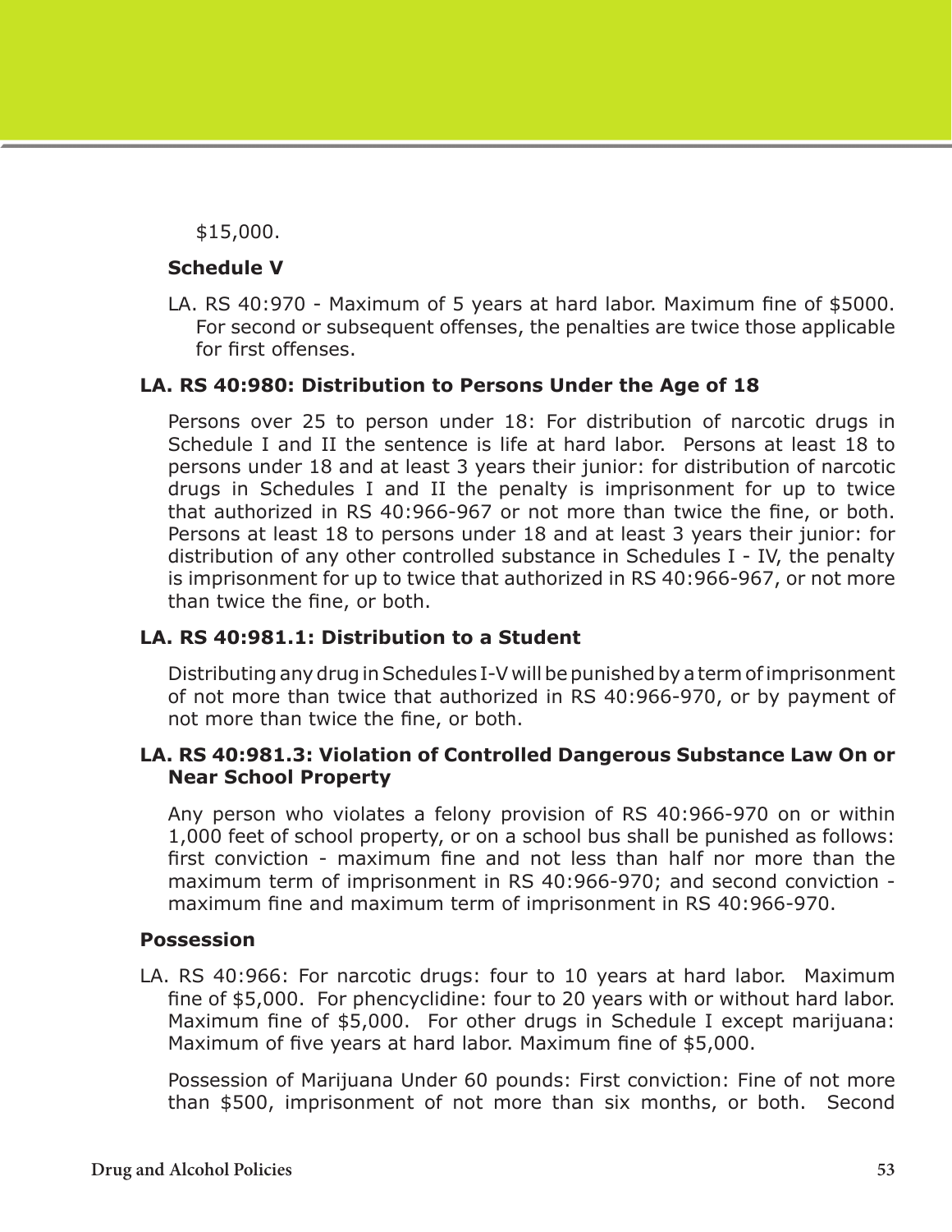$15,000.

**Schedule V**

LA. RS 40:970 - Maximum of 5 years at hard labor. Maximum fine of $5000. For second or subsequent offenses, the penalties are twice those applicable for first offenses.

**LA. RS 40:980: Distribution to Persons Under the Age of 18**

Persons over 25 to person under 18: For distribution of narcotic drugs in Schedule I and II the sentence is life at hard labor. Persons at least 18 to persons under 18 and at least 3 years their junior: for distribution of narcotic drugs in Schedules I and II the penalty is imprisonment for up to twice that authorized in RS 40:966-967 or not more than twice the fine, or both. Persons at least 18 to persons under 18 and at least 3 years their junior: for distribution of any other controlled substance in Schedules I - IV, the penalty is imprisonment for up to twice that authorized in RS 40:966-967, or not more than twice the fine, or both.

**LA. RS 40:981.1: Distribution to a Student**

Distributing any drug in Schedules I-V will be punished by a term of imprisonment of not more than twice that authorized in RS 40:966-970, or by payment of not more than twice the fine, or both.

**LA. RS 40:981.3: Violation of Controlled Dangerous Substance Law On or Near School Property**

Any person who violates a felony provision of RS 40:966-970 on or within 1,000 feet of school property, or on a school bus shall be punished as follows: first conviction - maximum fine and not less than half nor more than the maximum term of imprisonment in RS 40:966-970; and second conviction - maximum fine and maximum term of imprisonment in RS 40:966-970.

**Possession**

LA. RS 40:966: For narcotic drugs: four to 10 years at hard labor. Maximum fine of $5,000. For phencyclidine: four to 20 years with or without hard labor. Maximum fine of $5,000. For other drugs in Schedule I except marijuana: Maximum of five years at hard labor. Maximum fine of $5,000.

Possession of Marijuana Under 60 pounds: First conviction: Fine of not more than $500, imprisonment of not more than six months, or both. Second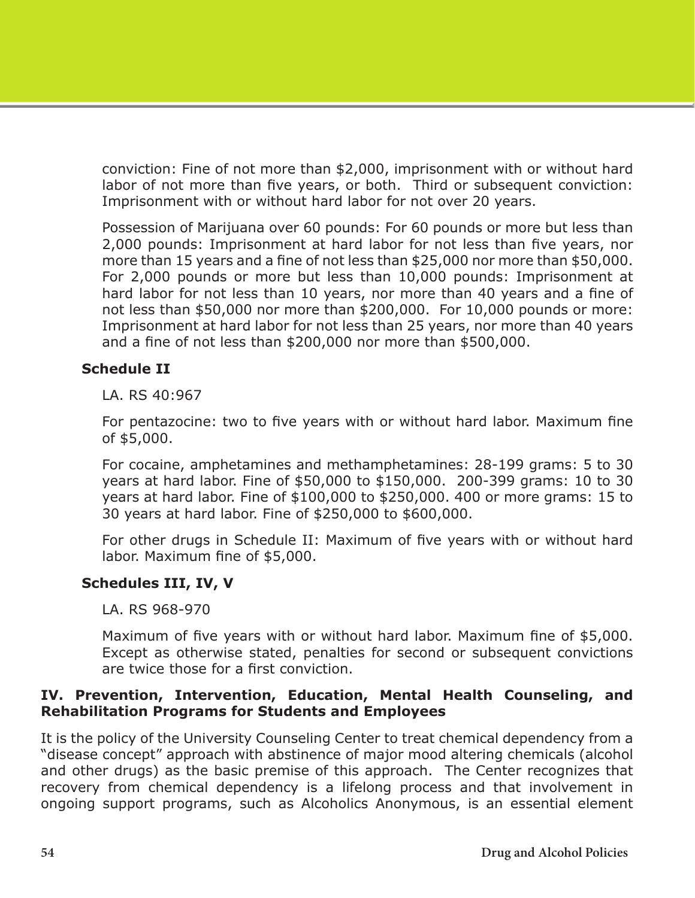conviction: Fine of not more than $2,000, imprisonment with or without hard labor of not more than five years, or both. Third or subsequent conviction: Imprisonment with or without hard labor for not over 20 years.

Possession of Marijuana over 60 pounds: For 60 pounds or more but less than 2,000 pounds: Imprisonment at hard labor for not less than five years, nor more than 15 years and a fine of not less than $25,000 nor more than $50,000. For 2,000 pounds or more but less than 10,000 pounds: Imprisonment at hard labor for not less than 10 years, nor more than 40 years and a fine of not less than $50,000 nor more than $200,000. For 10,000 pounds or more: Imprisonment at hard labor for not less than 25 years, nor more than 40 years and a fine of not less than $200,000 nor more than $500,000.

**Schedule II**

LA. RS 40:967

For pentazocine: two to five years with or without hard labor. Maximum fine of $5,000.

For cocaine, amphetamines and methamphetamines: 28-199 grams: 5 to 30 years at hard labor. Fine of $50,000 to $150,000. 200-399 grams: 10 to 30 years at hard labor. Fine of $100,000 to $250,000. 400 or more grams: 15 to 30 years at hard labor. Fine of $250,000 to $600,000.

For other drugs in Schedule II: Maximum of five years with or without hard labor. Maximum fine of $5,000.

**Schedules III, IV, V**

LA. RS 968-970

Maximum of five years with or without hard labor. Maximum fine of $5,000. Except as otherwise stated, penalties for second or subsequent convictions are twice those for a first conviction.

## IV. Prevention, Intervention, Education, Mental Health Counseling, and Rehabilitation Programs for Students and Employees

It is the policy of the University Counseling Center to treat chemical dependency from a "disease concept" approach with abstinence of major mood altering chemicals (alcohol and other drugs) as the basic premise of this approach. The Center recognizes that recovery from chemical dependency is a lifelong process and that involvement in ongoing support programs, such as Alcoholics Anonymous, is an essential element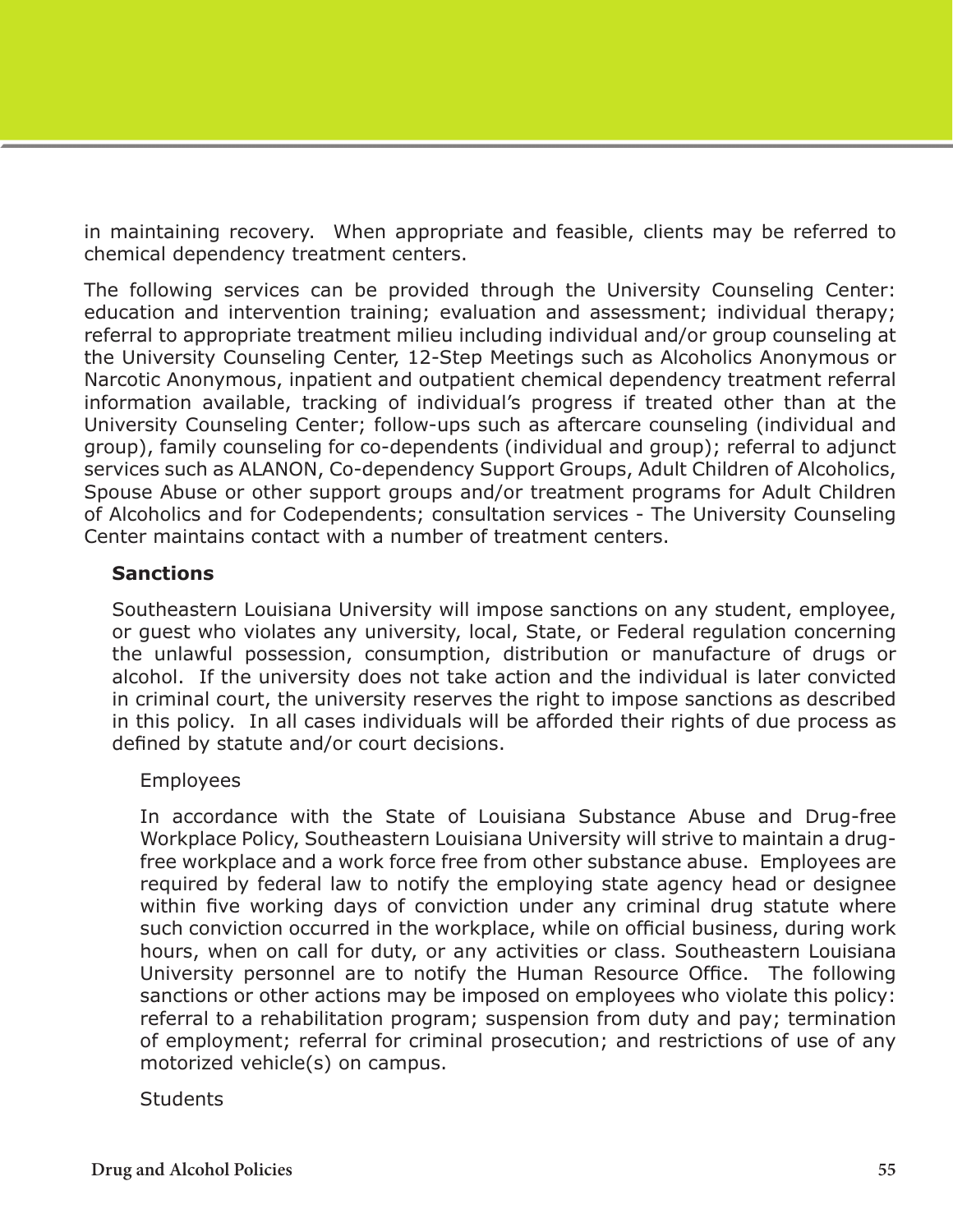in maintaining recovery. When appropriate and feasible, clients may be referred to chemical dependency treatment centers.

The following services can be provided through the University Counseling Center: education and intervention training; evaluation and assessment; individual therapy; referral to appropriate treatment milieu including individual and/or group counseling at the University Counseling Center, 12-Step Meetings such as Alcoholics Anonymous or Narcotic Anonymous, inpatient and outpatient chemical dependency treatment referral information available, tracking of individual's progress if treated other than at the University Counseling Center; follow-ups such as aftercare counseling (individual and group), family counseling for co-dependents (individual and group); referral to adjunct services such as ALANON, Co-dependency Support Groups, Adult Children of Alcoholics, Spouse Abuse or other support groups and/or treatment programs for Adult Children of Alcoholics and for Codependents; consultation services - The University Counseling Center maintains contact with a number of treatment centers.

### Sanctions

Southeastern Louisiana University will impose sanctions on any student, employee, or guest who violates any university, local, State, or Federal regulation concerning the unlawful possession, consumption, distribution or manufacture of drugs or alcohol. If the university does not take action and the individual is later convicted in criminal court, the university reserves the right to impose sanctions as described in this policy. In all cases individuals will be afforded their rights of due process as defined by statute and/or court decisions.

#### Employees

In accordance with the State of Louisiana Substance Abuse and Drug-free Workplace Policy, Southeastern Louisiana University will strive to maintain a drug-free workplace and a work force free from other substance abuse. Employees are required by federal law to notify the employing state agency head or designee within five working days of conviction under any criminal drug statute where such conviction occurred in the workplace, while on official business, during work hours, when on call for duty, or any activities or class. Southeastern Louisiana University personnel are to notify the Human Resource Office. The following sanctions or other actions may be imposed on employees who violate this policy: referral to a rehabilitation program; suspension from duty and pay; termination of employment; referral for criminal prosecution; and restrictions of use of any motorized vehicle(s) on campus.

#### Students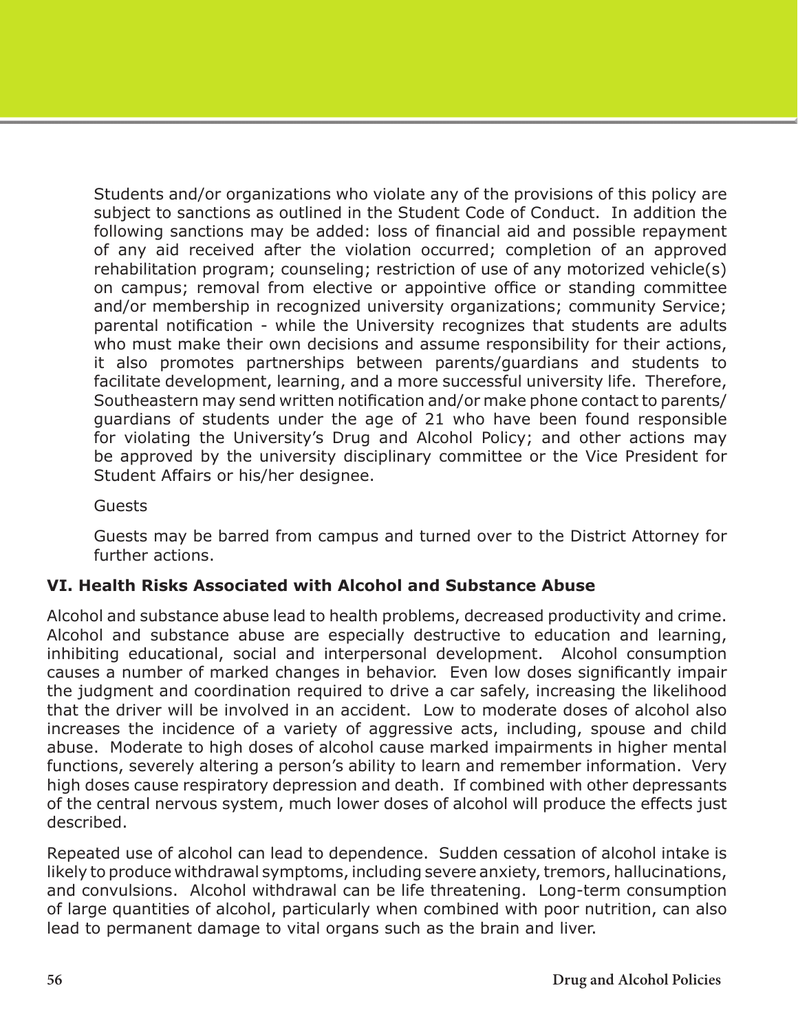Students and/or organizations who violate any of the provisions of this policy are subject to sanctions as outlined in the Student Code of Conduct. In addition the following sanctions may be added: loss of financial aid and possible repayment of any aid received after the violation occurred; completion of an approved rehabilitation program; counseling; restriction of use of any motorized vehicle(s) on campus; removal from elective or appointive office or standing committee and/or membership in recognized university organizations; community Service; parental notification - while the University recognizes that students are adults who must make their own decisions and assume responsibility for their actions, it also promotes partnerships between parents/guardians and students to facilitate development, learning, and a more successful university life. Therefore, Southeastern may send written notification and/or make phone contact to parents/guardians of students under the age of 21 who have been found responsible for violating the University's Drug and Alcohol Policy; and other actions may be approved by the university disciplinary committee or the Vice President for Student Affairs or his/her designee.

Guests

Guests may be barred from campus and turned over to the District Attorney for further actions.

### VI. Health Risks Associated with Alcohol and Substance Abuse

Alcohol and substance abuse lead to health problems, decreased productivity and crime. Alcohol and substance abuse are especially destructive to education and learning, inhibiting educational, social and interpersonal development. Alcohol consumption causes a number of marked changes in behavior. Even low doses significantly impair the judgment and coordination required to drive a car safely, increasing the likelihood that the driver will be involved in an accident. Low to moderate doses of alcohol also increases the incidence of a variety of aggressive acts, including, spouse and child abuse. Moderate to high doses of alcohol cause marked impairments in higher mental functions, severely altering a person's ability to learn and remember information. Very high doses cause respiratory depression and death. If combined with other depressants of the central nervous system, much lower doses of alcohol will produce the effects just described.

Repeated use of alcohol can lead to dependence. Sudden cessation of alcohol intake is likely to produce withdrawal symptoms, including severe anxiety, tremors, hallucinations, and convulsions. Alcohol withdrawal can be life threatening. Long-term consumption of large quantities of alcohol, particularly when combined with poor nutrition, can also lead to permanent damage to vital organs such as the brain and liver.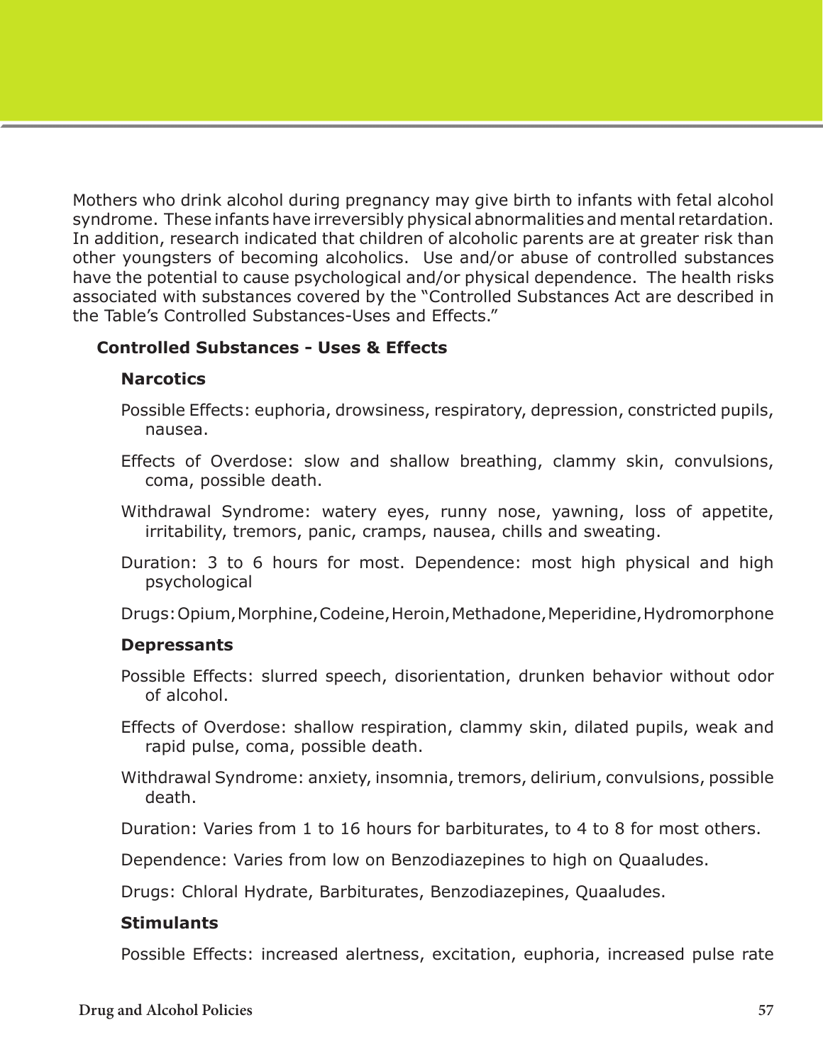Mothers who drink alcohol during pregnancy may give birth to infants with fetal alcohol syndrome. These infants have irreversibly physical abnormalities and mental retardation. In addition, research indicated that children of alcoholic parents are at greater risk than other youngsters of becoming alcoholics. Use and/or abuse of controlled substances have the potential to cause psychological and/or physical dependence. The health risks associated with substances covered by the "Controlled Substances Act are described in the Table's Controlled Substances-Uses and Effects."

**Controlled Substances - Uses & Effects**

**Narcotics**

Possible Effects: euphoria, drowsiness, respiratory, depression, constricted pupils, nausea.

Effects of Overdose: slow and shallow breathing, clammy skin, convulsions, coma, possible death.

Withdrawal Syndrome: watery eyes, runny nose, yawning, loss of appetite, irritability, tremors, panic, cramps, nausea, chills and sweating.

Duration: 3 to 6 hours for most. Dependence: most high physical and high psychological

Drugs: Opium, Morphine, Codeine, Heroin, Methadone, Meperidine, Hydromorphone

**Depressants**

Possible Effects: slurred speech, disorientation, drunken behavior without odor of alcohol.

Effects of Overdose: shallow respiration, clammy skin, dilated pupils, weak and rapid pulse, coma, possible death.

Withdrawal Syndrome: anxiety, insomnia, tremors, delirium, convulsions, possible death.

Duration: Varies from 1 to 16 hours for barbiturates, to 4 to 8 for most others.

Dependence: Varies from low on Benzodiazepines to high on Quaaludes.

Drugs: Chloral Hydrate, Barbiturates, Benzodiazepines, Quaaludes.

**Stimulants**

Possible Effects: increased alertness, excitation, euphoria, increased pulse rate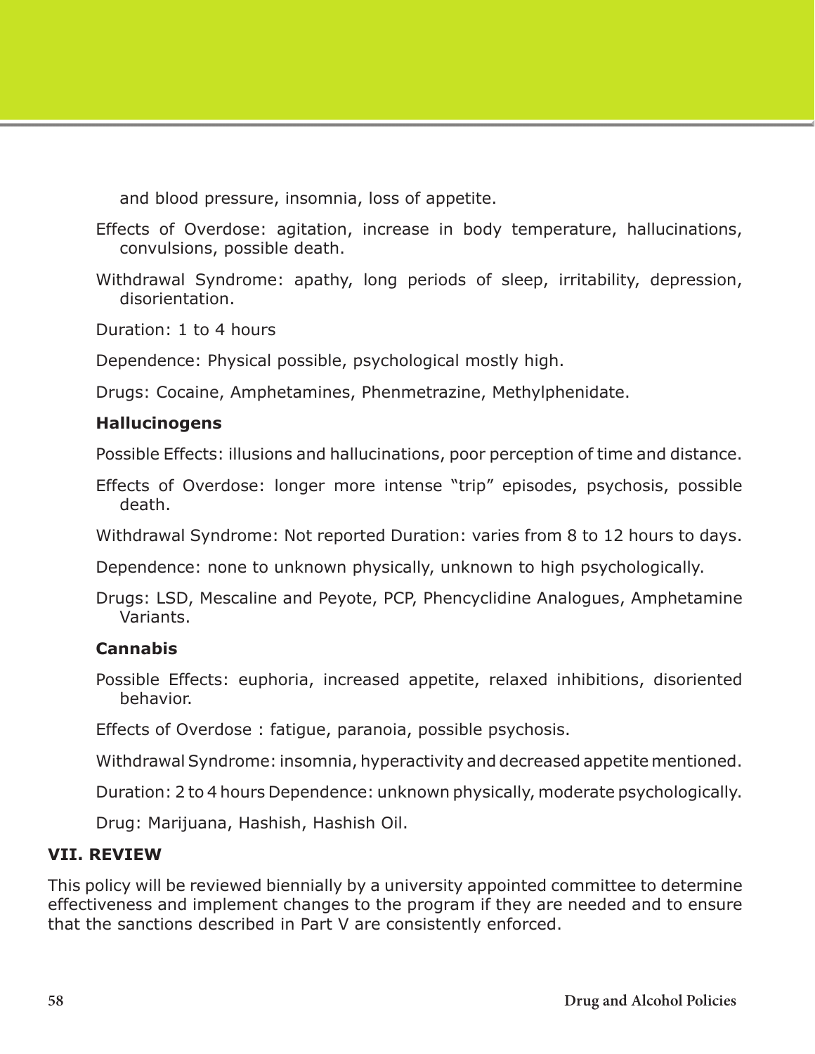and blood pressure, insomnia, loss of appetite.

Effects of Overdose: agitation, increase in body temperature, hallucinations, convulsions, possible death.

Withdrawal Syndrome: apathy, long periods of sleep, irritability, depression, disorientation.

Duration: 1 to 4 hours

Dependence: Physical possible, psychological mostly high.

Drugs: Cocaine, Amphetamines, Phenmetrazine, Methylphenidate.

**Hallucinogens**

Possible Effects: illusions and hallucinations, poor perception of time and distance.

Effects of Overdose: longer more intense "trip" episodes, psychosis, possible death.

Withdrawal Syndrome: Not reported Duration: varies from 8 to 12 hours to days.

Dependence: none to unknown physically, unknown to high psychologically.

Drugs: LSD, Mescaline and Peyote, PCP, Phencyclidine Analogues, Amphetamine Variants.

**Cannabis**

Possible Effects: euphoria, increased appetite, relaxed inhibitions, disoriented behavior.

Effects of Overdose : fatigue, paranoia, possible psychosis.

Withdrawal Syndrome: insomnia, hyperactivity and decreased appetite mentioned.

Duration: 2 to 4 hours Dependence: unknown physically, moderate psychologically.

Drug: Marijuana, Hashish, Hashish Oil.

**VII. REVIEW**

This policy will be reviewed biennially by a university appointed committee to determine effectiveness and implement changes to the program if they are needed and to ensure that the sanctions described in Part V are consistently enforced.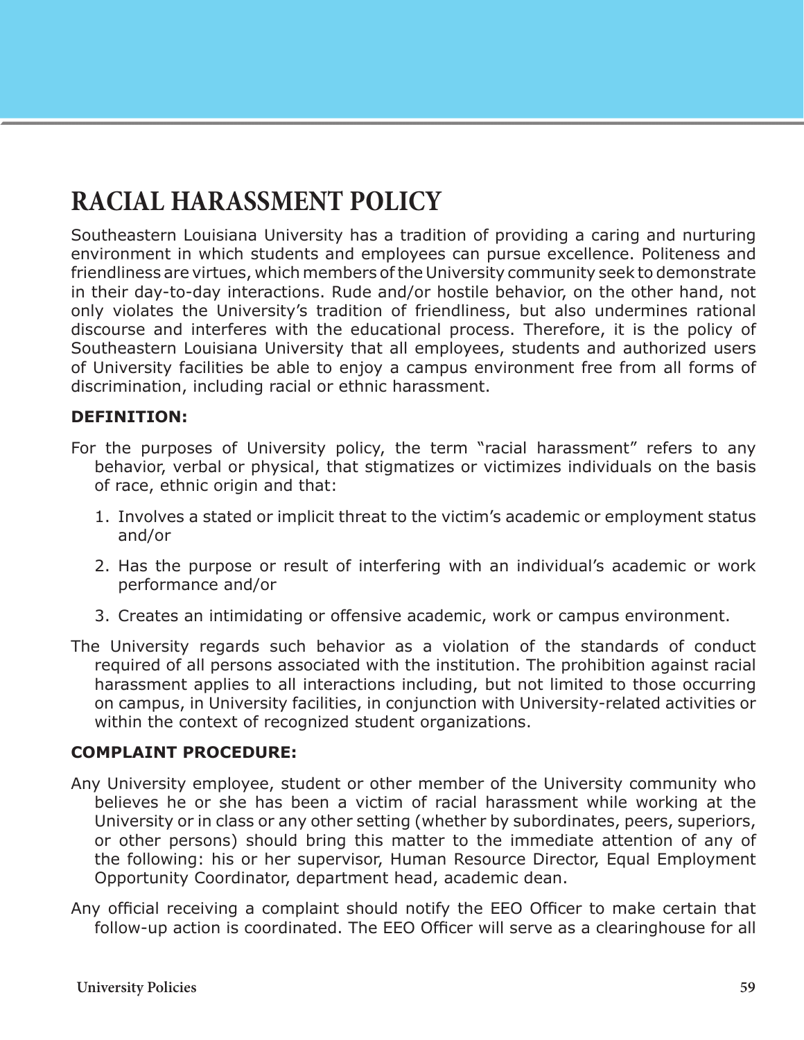# RACIAL HARASSMENT POLICY

Southeastern Louisiana University has a tradition of providing a caring and nurturing environment in which students and employees can pursue excellence. Politeness and friendliness are virtues, which members of the University community seek to demonstrate in their day-to-day interactions. Rude and/or hostile behavior, on the other hand, not only violates the University's tradition of friendliness, but also undermines rational discourse and interferes with the educational process. Therefore, it is the policy of Southeastern Louisiana University that all employees, students and authorized users of University facilities be able to enjoy a campus environment free from all forms of discrimination, including racial or ethnic harassment.

**DEFINITION:**

For the purposes of University policy, the term "racial harassment" refers to any behavior, verbal or physical, that stigmatizes or victimizes individuals on the basis of race, ethnic origin and that:

1. Involves a stated or implicit threat to the victim's academic or employment status and/or
2. Has the purpose or result of interfering with an individual's academic or work performance and/or
3. Creates an intimidating or offensive academic, work or campus environment.

The University regards such behavior as a violation of the standards of conduct required of all persons associated with the institution. The prohibition against racial harassment applies to all interactions including, but not limited to those occurring on campus, in University facilities, in conjunction with University-related activities or within the context of recognized student organizations.

**COMPLAINT PROCEDURE:**

Any University employee, student or other member of the University community who believes he or she has been a victim of racial harassment while working at the University or in class or any other setting (whether by subordinates, peers, superiors, or other persons) should bring this matter to the immediate attention of any of the following: his or her supervisor, Human Resource Director, Equal Employment Opportunity Coordinator, department head, academic dean.

Any official receiving a complaint should notify the EEO Officer to make certain that follow-up action is coordinated. The EEO Officer will serve as a clearinghouse for all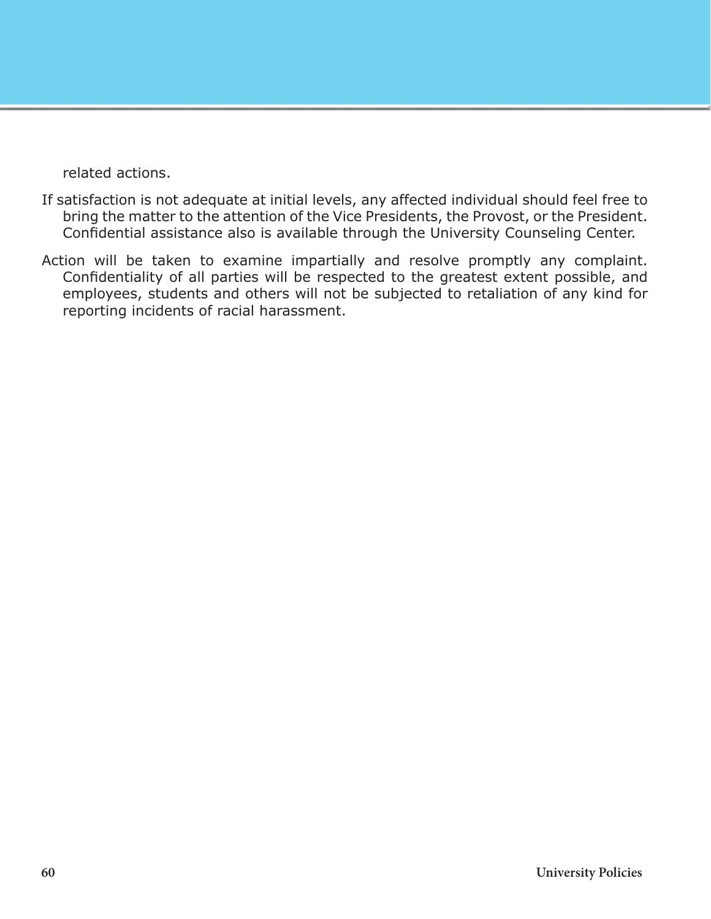related actions.

If satisfaction is not adequate at initial levels, any affected individual should feel free to bring the matter to the attention of the Vice Presidents, the Provost, or the President. Confidential assistance also is available through the University Counseling Center.

Action will be taken to examine impartially and resolve promptly any complaint. Confidentiality of all parties will be respected to the greatest extent possible, and employees, students and others will not be subjected to retaliation of any kind for reporting incidents of racial harassment.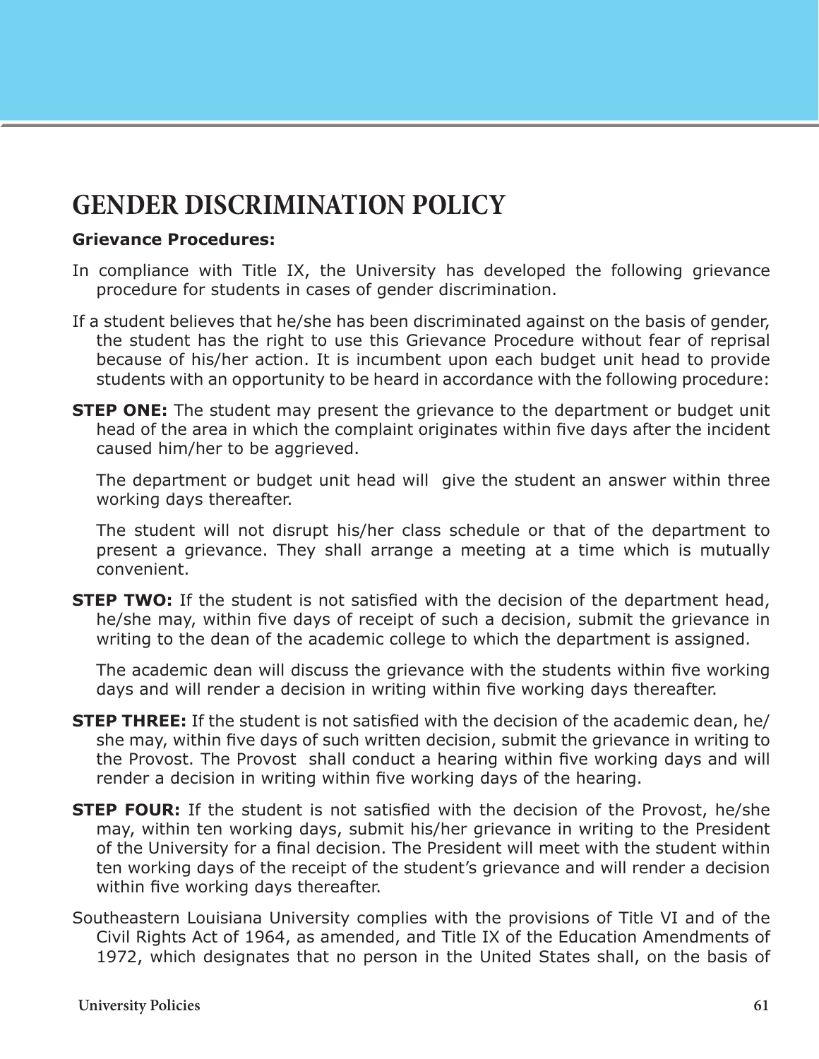# GENDER DISCRIMINATION POLICY

**Grievance Procedures:**

In compliance with Title IX, the University has developed the following grievance procedure for students in cases of gender discrimination.

If a student believes that he/she has been discriminated against on the basis of gender, the student has the right to use this Grievance Procedure without fear of reprisal because of his/her action. It is incumbent upon each budget unit head to provide students with an opportunity to be heard in accordance with the following procedure:

**STEP ONE:** The student may present the grievance to the department or budget unit head of the area in which the complaint originates within five days after the incident caused him/her to be aggrieved.

The department or budget unit head will give the student an answer within three working days thereafter.

The student will not disrupt his/her class schedule or that of the department to present a grievance. They shall arrange a meeting at a time which is mutually convenient.

**STEP TWO:** If the student is not satisfied with the decision of the department head, he/she may, within five days of receipt of such a decision, submit the grievance in writing to the dean of the academic college to which the department is assigned.

The academic dean will discuss the grievance with the students within five working days and will render a decision in writing within five working days thereafter.

**STEP THREE:** If the student is not satisfied with the decision of the academic dean, he/she may, within five days of such written decision, submit the grievance in writing to the Provost. The Provost shall conduct a hearing within five working days and will render a decision in writing within five working days of the hearing.

**STEP FOUR:** If the student is not satisfied with the decision of the Provost, he/she may, within ten working days, submit his/her grievance in writing to the President of the University for a final decision. The President will meet with the student within ten working days of the receipt of the student's grievance and will render a decision within five working days thereafter.

Southeastern Louisiana University complies with the provisions of Title VI and of the Civil Rights Act of 1964, as amended, and Title IX of the Education Amendments of 1972, which designates that no person in the United States shall, on the basis of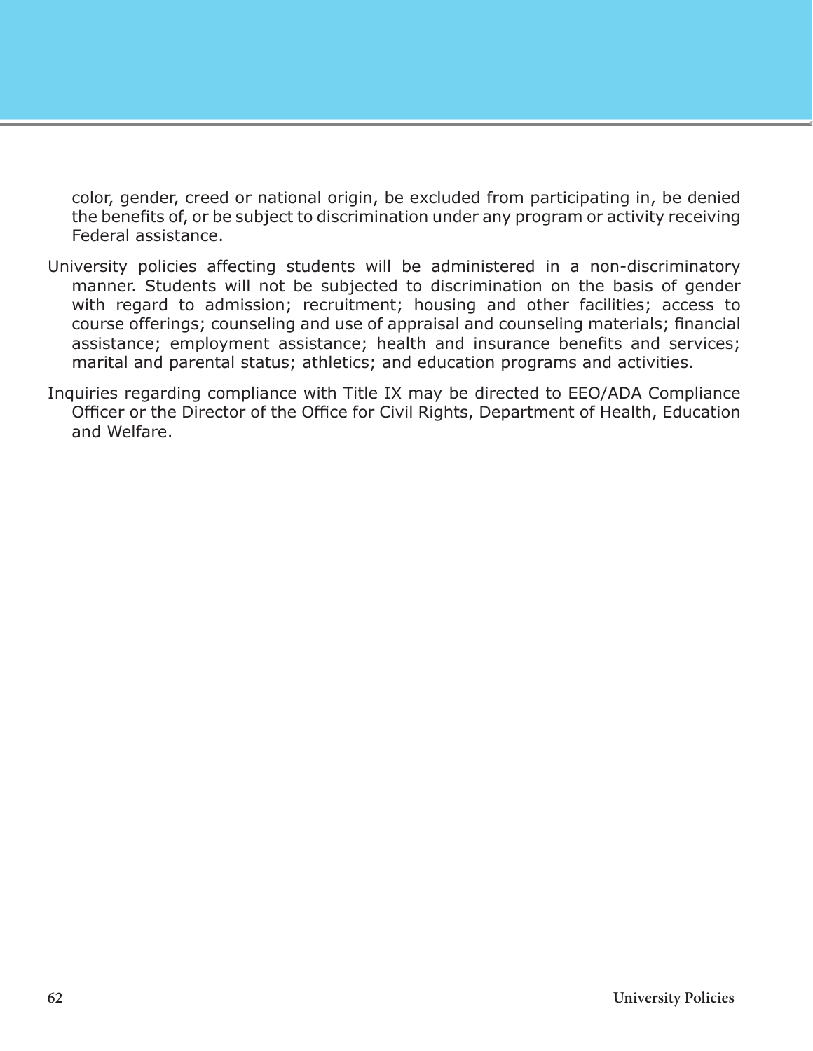color, gender, creed or national origin, be excluded from participating in, be denied the benefits of, or be subject to discrimination under any program or activity receiving Federal assistance.

University policies affecting students will be administered in a non-discriminatory manner. Students will not be subjected to discrimination on the basis of gender with regard to admission; recruitment; housing and other facilities; access to course offerings; counseling and use of appraisal and counseling materials; financial assistance; employment assistance; health and insurance benefits and services; marital and parental status; athletics; and education programs and activities.

Inquiries regarding compliance with Title IX may be directed to EEO/ADA Compliance Officer or the Director of the Office for Civil Rights, Department of Health, Education and Welfare.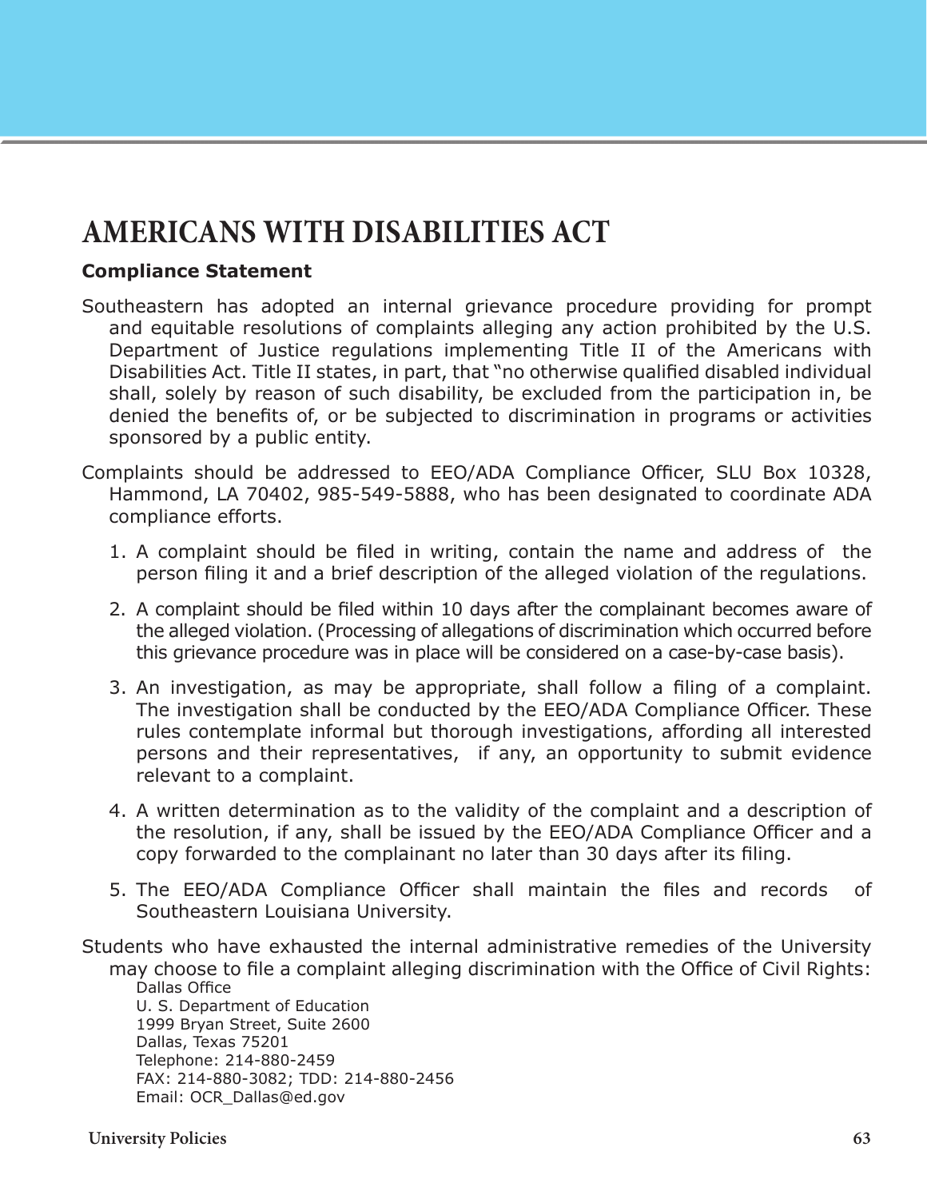# AMERICANS WITH DISABILITIES ACT

**Compliance Statement**

Southeastern has adopted an internal grievance procedure providing for prompt and equitable resolutions of complaints alleging any action prohibited by the U.S. Department of Justice regulations implementing Title II of the Americans with Disabilities Act. Title II states, in part, that "no otherwise qualified disabled individual shall, solely by reason of such disability, be excluded from the participation in, be denied the benefits of, or be subjected to discrimination in programs or activities sponsored by a public entity.

Complaints should be addressed to EEO/ADA Compliance Officer, SLU Box 10328, Hammond, LA 70402, 985-549-5888, who has been designated to coordinate ADA compliance efforts.

1. A complaint should be filed in writing, contain the name and address of the person filing it and a brief description of the alleged violation of the regulations.
2. A complaint should be filed within 10 days after the complainant becomes aware of the alleged violation. (Processing of allegations of discrimination which occurred before this grievance procedure was in place will be considered on a case-by-case basis).
3. An investigation, as may be appropriate, shall follow a filing of a complaint. The investigation shall be conducted by the EEO/ADA Compliance Officer. These rules contemplate informal but thorough investigations, affording all interested persons and their representatives, if any, an opportunity to submit evidence relevant to a complaint.
4. A written determination as to the validity of the complaint and a description of the resolution, if any, shall be issued by the EEO/ADA Compliance Officer and a copy forwarded to the complainant no later than 30 days after its filing.
5. The EEO/ADA Compliance Officer shall maintain the files and records of Southeastern Louisiana University.

Students who have exhausted the internal administrative remedies of the University may choose to file a complaint alleging discrimination with the Office of Civil Rights:

Dallas Office
U. S. Department of Education
1999 Bryan Street, Suite 2600
Dallas, Texas 75201
Telephone: 214-880-2459
FAX: 214-880-3082; TDD: 214-880-2456
Email: OCR_Dallas@ed.gov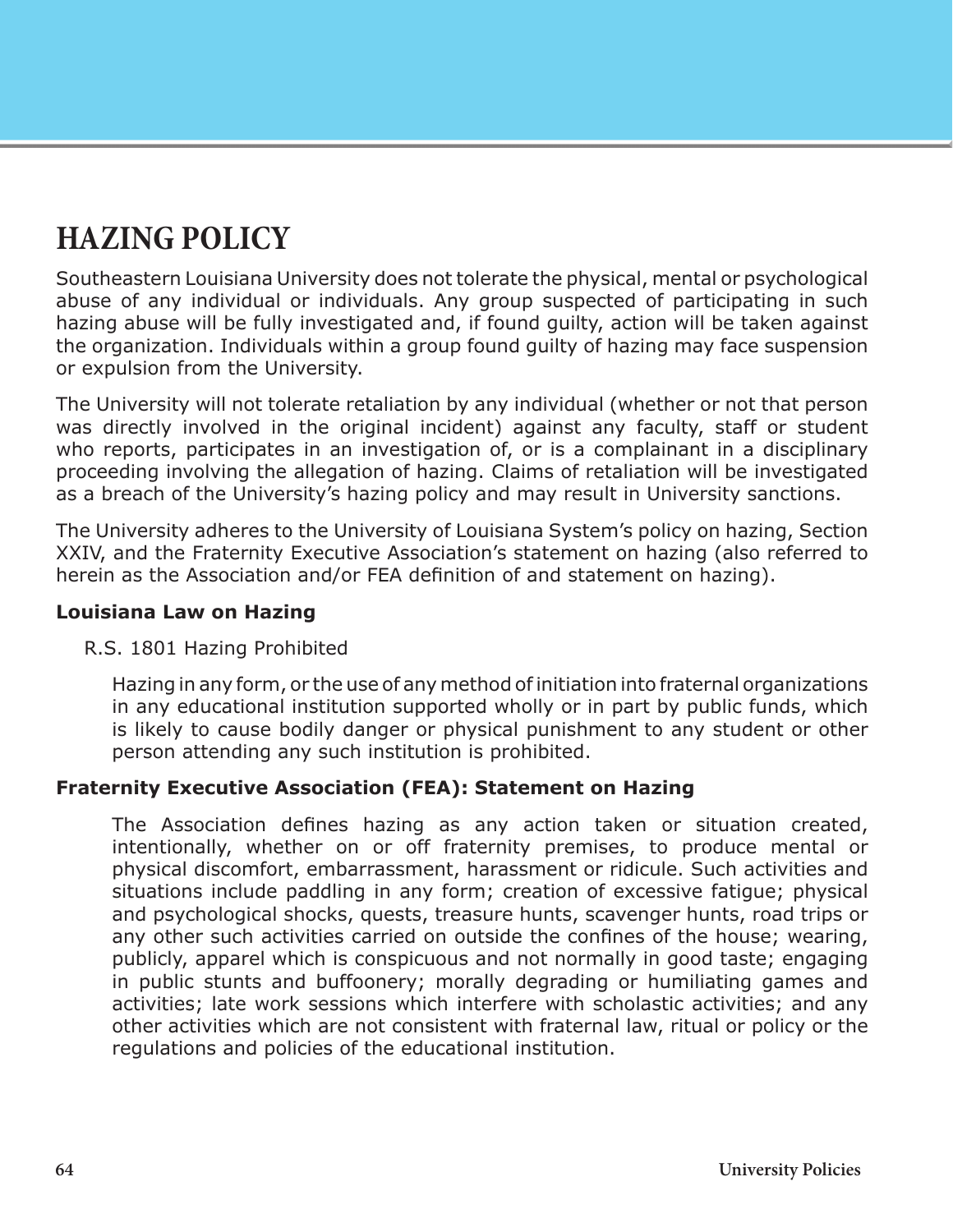# HAZING POLICY

Southeastern Louisiana University does not tolerate the physical, mental or psychological abuse of any individual or individuals. Any group suspected of participating in such hazing abuse will be fully investigated and, if found guilty, action will be taken against the organization. Individuals within a group found guilty of hazing may face suspension or expulsion from the University.

The University will not tolerate retaliation by any individual (whether or not that person was directly involved in the original incident) against any faculty, staff or student who reports, participates in an investigation of, or is a complainant in a disciplinary proceeding involving the allegation of hazing. Claims of retaliation will be investigated as a breach of the University's hazing policy and may result in University sanctions.

The University adheres to the University of Louisiana System's policy on hazing, Section XXIV, and the Fraternity Executive Association's statement on hazing (also referred to herein as the Association and/or FEA definition of and statement on hazing).

**Louisiana Law on Hazing**

R.S. 1801 Hazing Prohibited

> Hazing in any form, or the use of any method of initiation into fraternal organizations in any educational institution supported wholly or in part by public funds, which is likely to cause bodily danger or physical punishment to any student or other person attending any such institution is prohibited.

**Fraternity Executive Association (FEA): Statement on Hazing**

> The Association defines hazing as any action taken or situation created, intentionally, whether on or off fraternity premises, to produce mental or physical discomfort, embarrassment, harassment or ridicule. Such activities and situations include paddling in any form; creation of excessive fatigue; physical and psychological shocks, quests, treasure hunts, scavenger hunts, road trips or any other such activities carried on outside the confines of the house; wearing, publicly, apparel which is conspicuous and not normally in good taste; engaging in public stunts and buffoonery; morally degrading or humiliating games and activities; late work sessions which interfere with scholastic activities; and any other activities which are not consistent with fraternal law, ritual or policy or the regulations and policies of the educational institution.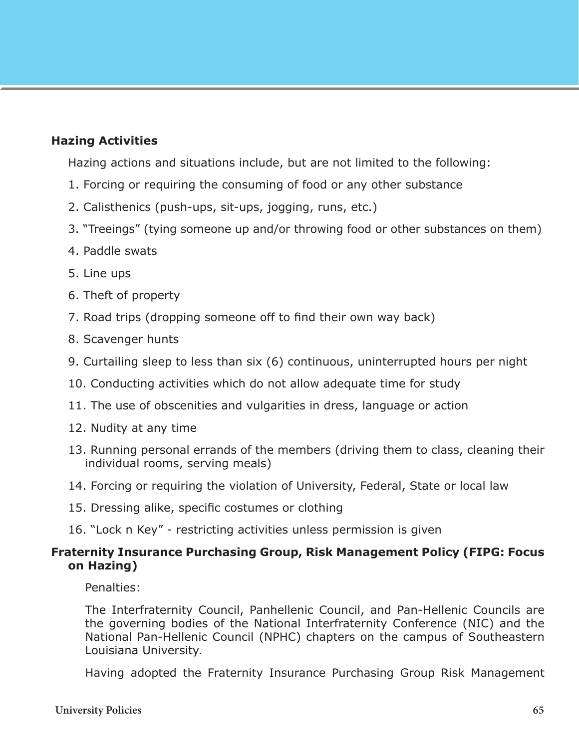### Hazing Activities

Hazing actions and situations include, but are not limited to the following:

1. Forcing or requiring the consuming of food or any other substance
2. Calisthenics (push-ups, sit-ups, jogging, runs, etc.)
3. "Treeings" (tying someone up and/or throwing food or other substances on them)
4. Paddle swats
5. Line ups
6. Theft of property
7. Road trips (dropping someone off to find their own way back)
8. Scavenger hunts
9. Curtailing sleep to less than six (6) continuous, uninterrupted hours per night
10. Conducting activities which do not allow adequate time for study
11. The use of obscenities and vulgarities in dress, language or action
12. Nudity at any time
13. Running personal errands of the members (driving them to class, cleaning their individual rooms, serving meals)
14. Forcing or requiring the violation of University, Federal, State or local law
15. Dressing alike, specific costumes or clothing
16. "Lock n Key" - restricting activities unless permission is given

### Fraternity Insurance Purchasing Group, Risk Management Policy (FIPG: Focus on Hazing)

Penalties:

The Interfraternity Council, Panhellenic Council, and Pan-Hellenic Councils are the governing bodies of the National Interfraternity Conference (NIC) and the National Pan-Hellenic Council (NPHC) chapters on the campus of Southeastern Louisiana University.

Having adopted the Fraternity Insurance Purchasing Group Risk Management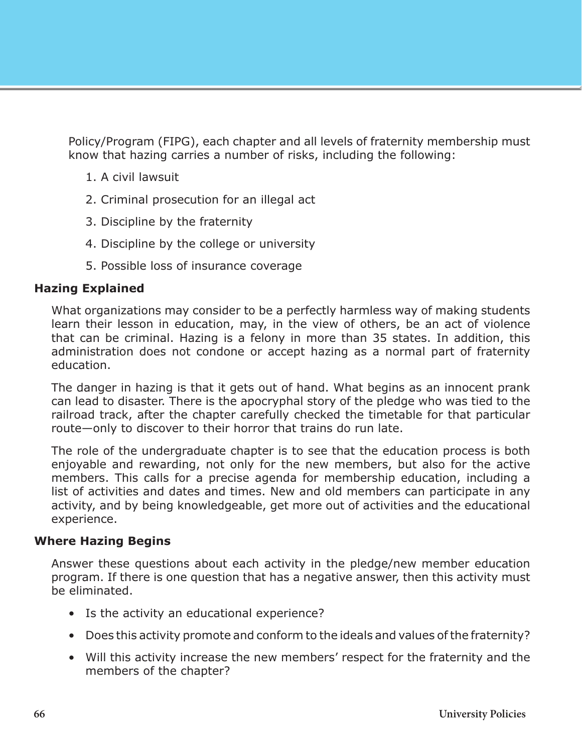Policy/Program (FIPG), each chapter and all levels of fraternity membership must know that hazing carries a number of risks, including the following:

1. A civil lawsuit
2. Criminal prosecution for an illegal act
3. Discipline by the fraternity
4. Discipline by the college or university
5. Possible loss of insurance coverage

**Hazing Explained**

What organizations may consider to be a perfectly harmless way of making students learn their lesson in education, may, in the view of others, be an act of violence that can be criminal. Hazing is a felony in more than 35 states. In addition, this administration does not condone or accept hazing as a normal part of fraternity education.

The danger in hazing is that it gets out of hand. What begins as an innocent prank can lead to disaster. There is the apocryphal story of the pledge who was tied to the railroad track, after the chapter carefully checked the timetable for that particular route—only to discover to their horror that trains do run late.

The role of the undergraduate chapter is to see that the education process is both enjoyable and rewarding, not only for the new members, but also for the active members. This calls for a precise agenda for membership education, including a list of activities and dates and times. New and old members can participate in any activity, and by being knowledgeable, get more out of activities and the educational experience.

**Where Hazing Begins**

Answer these questions about each activity in the pledge/new member education program. If there is one question that has a negative answer, then this activity must be eliminated.

- Is the activity an educational experience?
- Does this activity promote and conform to the ideals and values of the fraternity?
- Will this activity increase the new members' respect for the fraternity and the members of the chapter?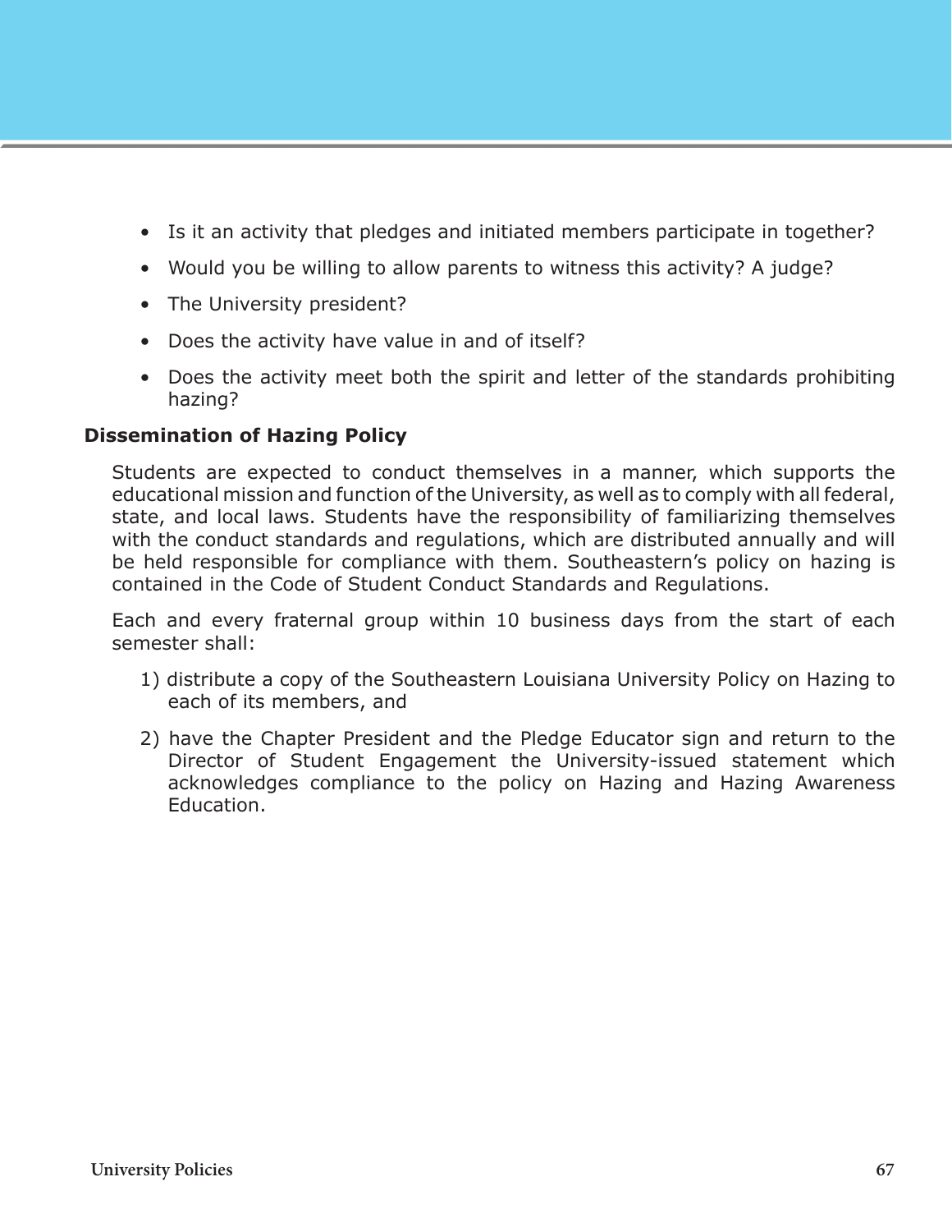- Is it an activity that pledges and initiated members participate in together?
- Would you be willing to allow parents to witness this activity? A judge?
- The University president?
- Does the activity have value in and of itself?
- Does the activity meet both the spirit and letter of the standards prohibiting hazing?

**Dissemination of Hazing Policy**

Students are expected to conduct themselves in a manner, which supports the educational mission and function of the University, as well as to comply with all federal, state, and local laws. Students have the responsibility of familiarizing themselves with the conduct standards and regulations, which are distributed annually and will be held responsible for compliance with them. Southeastern's policy on hazing is contained in the Code of Student Conduct Standards and Regulations.

Each and every fraternal group within 10 business days from the start of each semester shall:

1) distribute a copy of the Southeastern Louisiana University Policy on Hazing to each of its members, and

2) have the Chapter President and the Pledge Educator sign and return to the Director of Student Engagement the University-issued statement which acknowledges compliance to the policy on Hazing and Hazing Awareness Education.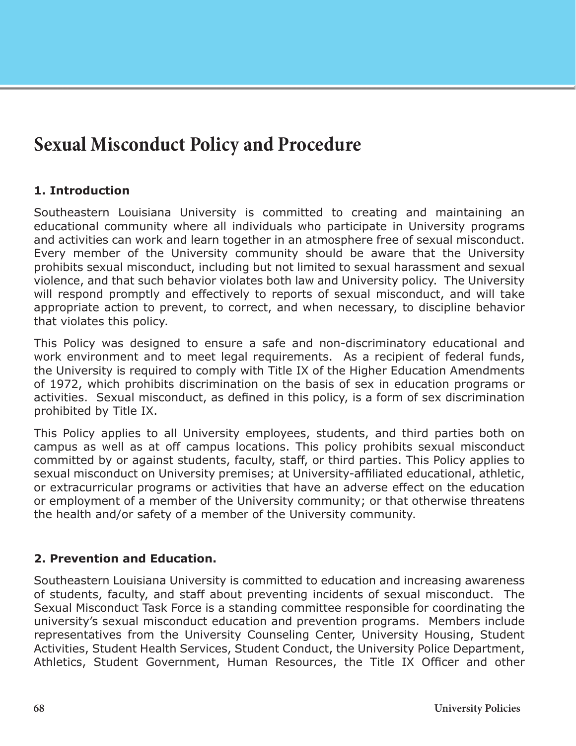# Sexual Misconduct Policy and Procedure

## 1. Introduction

Southeastern Louisiana University is committed to creating and maintaining an educational community where all individuals who participate in University programs and activities can work and learn together in an atmosphere free of sexual misconduct. Every member of the University community should be aware that the University prohibits sexual misconduct, including but not limited to sexual harassment and sexual violence, and that such behavior violates both law and University policy. The University will respond promptly and effectively to reports of sexual misconduct, and will take appropriate action to prevent, to correct, and when necessary, to discipline behavior that violates this policy.

This Policy was designed to ensure a safe and non-discriminatory educational and work environment and to meet legal requirements. As a recipient of federal funds, the University is required to comply with Title IX of the Higher Education Amendments of 1972, which prohibits discrimination on the basis of sex in education programs or activities. Sexual misconduct, as defined in this policy, is a form of sex discrimination prohibited by Title IX.

This Policy applies to all University employees, students, and third parties both on campus as well as at off campus locations. This policy prohibits sexual misconduct committed by or against students, faculty, staff, or third parties. This Policy applies to sexual misconduct on University premises; at University-affiliated educational, athletic, or extracurricular programs or activities that have an adverse effect on the education or employment of a member of the University community; or that otherwise threatens the health and/or safety of a member of the University community.

## 2. Prevention and Education.

Southeastern Louisiana University is committed to education and increasing awareness of students, faculty, and staff about preventing incidents of sexual misconduct. The Sexual Misconduct Task Force is a standing committee responsible for coordinating the university's sexual misconduct education and prevention programs. Members include representatives from the University Counseling Center, University Housing, Student Activities, Student Health Services, Student Conduct, the University Police Department, Athletics, Student Government, Human Resources, the Title IX Officer and other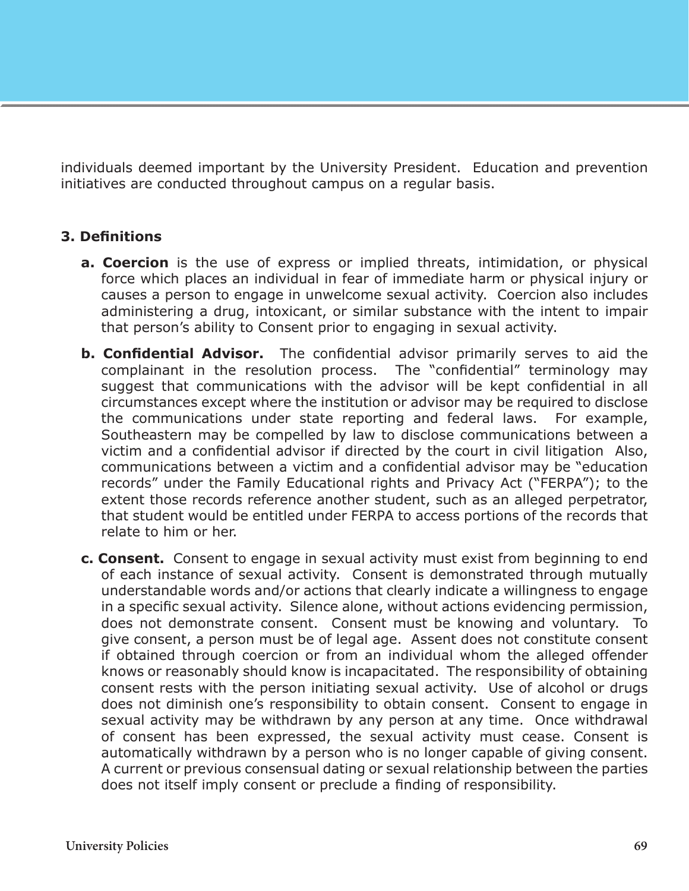individuals deemed important by the University President. Education and prevention initiatives are conducted throughout campus on a regular basis.

**3. Definitions**

**a. Coercion** is the use of express or implied threats, intimidation, or physical force which places an individual in fear of immediate harm or physical injury or causes a person to engage in unwelcome sexual activity. Coercion also includes administering a drug, intoxicant, or similar substance with the intent to impair that person's ability to Consent prior to engaging in sexual activity.

**b. Confidential Advisor.** The confidential advisor primarily serves to aid the complainant in the resolution process. The "confidential" terminology may suggest that communications with the advisor will be kept confidential in all circumstances except where the institution or advisor may be required to disclose the communications under state reporting and federal laws. For example, Southeastern may be compelled by law to disclose communications between a victim and a confidential advisor if directed by the court in civil litigation Also, communications between a victim and a confidential advisor may be "education records" under the Family Educational rights and Privacy Act ("FERPA"); to the extent those records reference another student, such as an alleged perpetrator, that student would be entitled under FERPA to access portions of the records that relate to him or her.

**c. Consent.** Consent to engage in sexual activity must exist from beginning to end of each instance of sexual activity. Consent is demonstrated through mutually understandable words and/or actions that clearly indicate a willingness to engage in a specific sexual activity. Silence alone, without actions evidencing permission, does not demonstrate consent. Consent must be knowing and voluntary. To give consent, a person must be of legal age. Assent does not constitute consent if obtained through coercion or from an individual whom the alleged offender knows or reasonably should know is incapacitated. The responsibility of obtaining consent rests with the person initiating sexual activity. Use of alcohol or drugs does not diminish one's responsibility to obtain consent. Consent to engage in sexual activity may be withdrawn by any person at any time. Once withdrawal of consent has been expressed, the sexual activity must cease. Consent is automatically withdrawn by a person who is no longer capable of giving consent. A current or previous consensual dating or sexual relationship between the parties does not itself imply consent or preclude a finding of responsibility.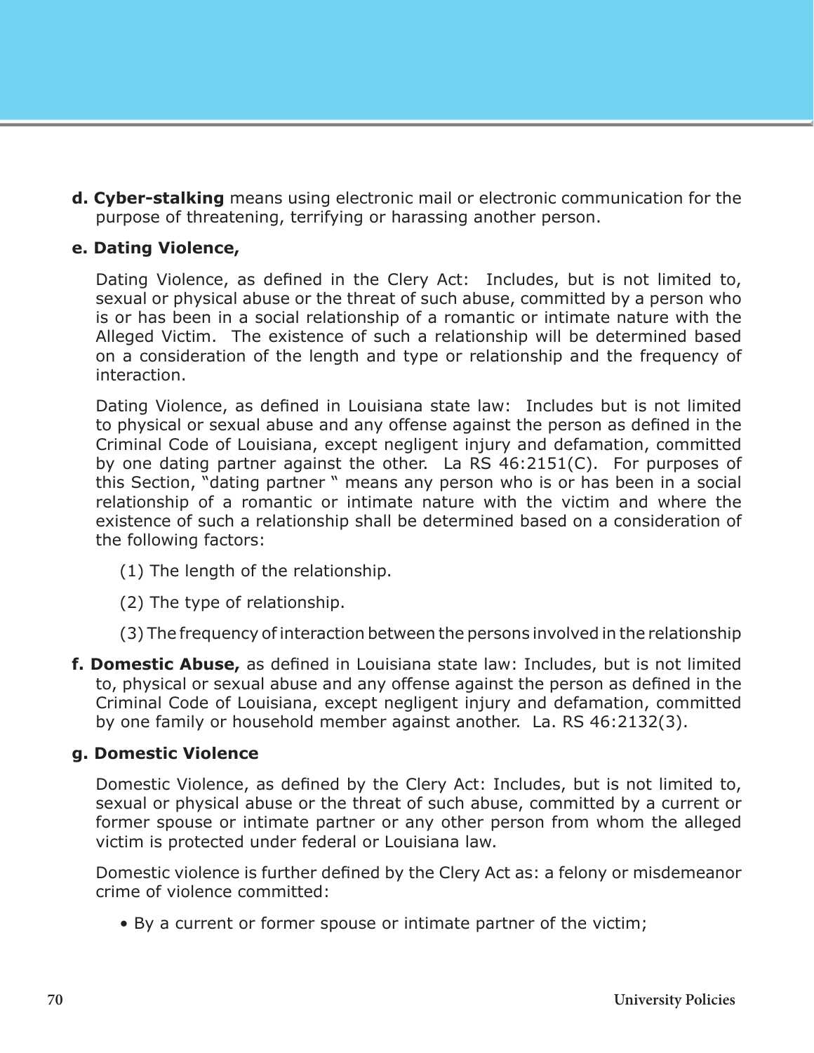**d. Cyber-stalking** means using electronic mail or electronic communication for the purpose of threatening, terrifying or harassing another person.

**e. Dating Violence,**

Dating Violence, as defined in the Clery Act: Includes, but is not limited to, sexual or physical abuse or the threat of such abuse, committed by a person who is or has been in a social relationship of a romantic or intimate nature with the Alleged Victim. The existence of such a relationship will be determined based on a consideration of the length and type or relationship and the frequency of interaction.

Dating Violence, as defined in Louisiana state law: Includes but is not limited to physical or sexual abuse and any offense against the person as defined in the Criminal Code of Louisiana, except negligent injury and defamation, committed by one dating partner against the other. La RS 46:2151(C). For purposes of this Section, "dating partner " means any person who is or has been in a social relationship of a romantic or intimate nature with the victim and where the existence of such a relationship shall be determined based on a consideration of the following factors:

(1) The length of the relationship.

(2) The type of relationship.

(3) The frequency of interaction between the persons involved in the relationship

**f. Domestic Abuse,** as defined in Louisiana state law: Includes, but is not limited to, physical or sexual abuse and any offense against the person as defined in the Criminal Code of Louisiana, except negligent injury and defamation, committed by one family or household member against another. La. RS 46:2132(3).

**g. Domestic Violence**

Domestic Violence, as defined by the Clery Act: Includes, but is not limited to, sexual or physical abuse or the threat of such abuse, committed by a current or former spouse or intimate partner or any other person from whom the alleged victim is protected under federal or Louisiana law.

Domestic violence is further defined by the Clery Act as: a felony or misdemeanor crime of violence committed:

- By a current or former spouse or intimate partner of the victim;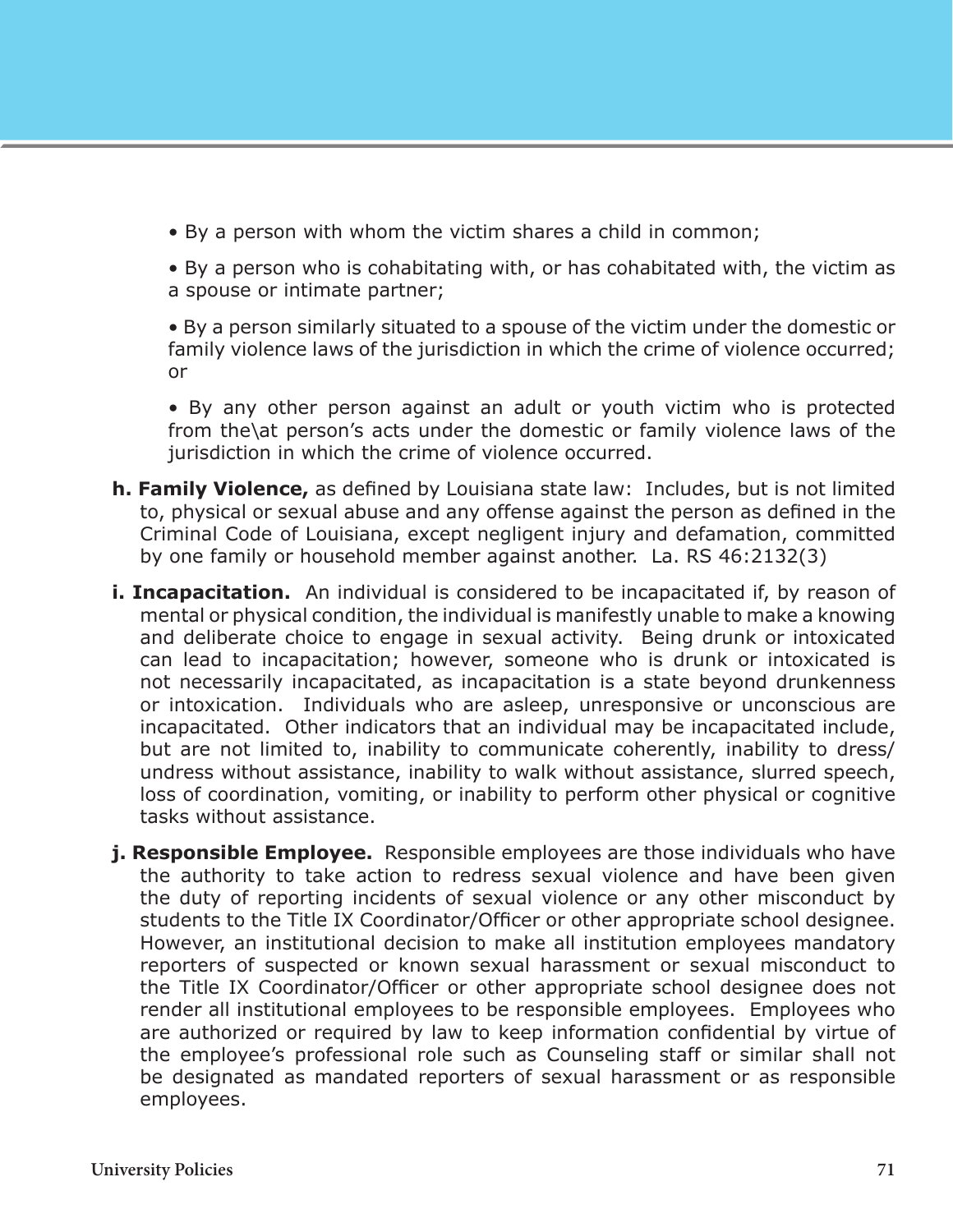- By a person with whom the victim shares a child in common;
- By a person who is cohabitating with, or has cohabitated with, the victim as a spouse or intimate partner;
- By a person similarly situated to a spouse of the victim under the domestic or family violence laws of the jurisdiction in which the crime of violence occurred; or
- By any other person against an adult or youth victim who is protected from the\at person's acts under the domestic or family violence laws of the jurisdiction in which the crime of violence occurred.

**h. Family Violence,** as defined by Louisiana state law: Includes, but is not limited to, physical or sexual abuse and any offense against the person as defined in the Criminal Code of Louisiana, except negligent injury and defamation, committed by one family or household member against another. La. RS 46:2132(3)

**i. Incapacitation.** An individual is considered to be incapacitated if, by reason of mental or physical condition, the individual is manifestly unable to make a knowing and deliberate choice to engage in sexual activity. Being drunk or intoxicated can lead to incapacitation; however, someone who is drunk or intoxicated is not necessarily incapacitated, as incapacitation is a state beyond drunkenness or intoxication. Individuals who are asleep, unresponsive or unconscious are incapacitated. Other indicators that an individual may be incapacitated include, but are not limited to, inability to communicate coherently, inability to dress/undress without assistance, inability to walk without assistance, slurred speech, loss of coordination, vomiting, or inability to perform other physical or cognitive tasks without assistance.

**j. Responsible Employee.** Responsible employees are those individuals who have the authority to take action to redress sexual violence and have been given the duty of reporting incidents of sexual violence or any other misconduct by students to the Title IX Coordinator/Officer or other appropriate school designee. However, an institutional decision to make all institution employees mandatory reporters of suspected or known sexual harassment or sexual misconduct to the Title IX Coordinator/Officer or other appropriate school designee does not render all institutional employees to be responsible employees. Employees who are authorized or required by law to keep information confidential by virtue of the employee's professional role such as Counseling staff or similar shall not be designated as mandated reporters of sexual harassment or as responsible employees.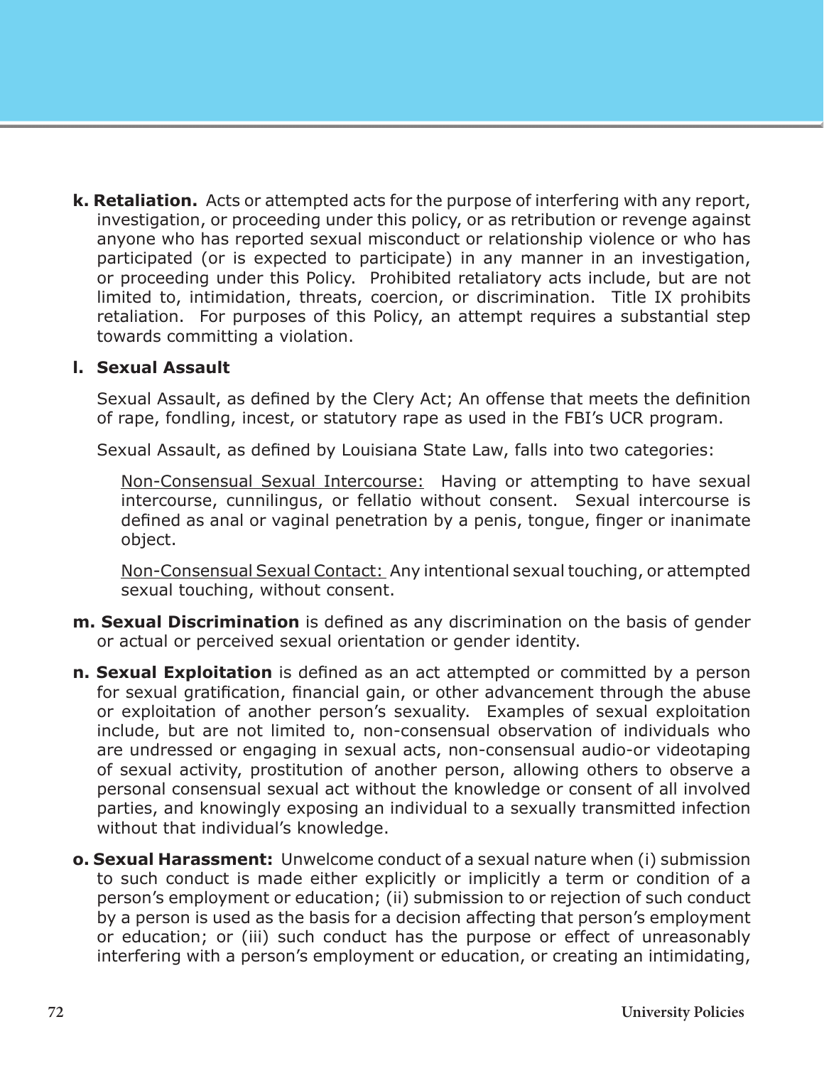**k. Retaliation.** Acts or attempted acts for the purpose of interfering with any report, investigation, or proceeding under this policy, or as retribution or revenge against anyone who has reported sexual misconduct or relationship violence or who has participated (or is expected to participate) in any manner in an investigation, or proceeding under this Policy. Prohibited retaliatory acts include, but are not limited to, intimidation, threats, coercion, or discrimination. Title IX prohibits retaliation. For purposes of this Policy, an attempt requires a substantial step towards committing a violation.

**l. Sexual Assault**

Sexual Assault, as defined by the Clery Act; An offense that meets the definition of rape, fondling, incest, or statutory rape as used in the FBI's UCR program.

Sexual Assault, as defined by Louisiana State Law, falls into two categories:

<u>Non-Consensual Sexual Intercourse:</u> Having or attempting to have sexual intercourse, cunnilingus, or fellatio without consent. Sexual intercourse is defined as anal or vaginal penetration by a penis, tongue, finger or inanimate object.

<u>Non-Consensual Sexual Contact:</u> Any intentional sexual touching, or attempted sexual touching, without consent.

**m. Sexual Discrimination** is defined as any discrimination on the basis of gender or actual or perceived sexual orientation or gender identity.

**n. Sexual Exploitation** is defined as an act attempted or committed by a person for sexual gratification, financial gain, or other advancement through the abuse or exploitation of another person's sexuality. Examples of sexual exploitation include, but are not limited to, non-consensual observation of individuals who are undressed or engaging in sexual acts, non-consensual audio-or videotaping of sexual activity, prostitution of another person, allowing others to observe a personal consensual sexual act without the knowledge or consent of all involved parties, and knowingly exposing an individual to a sexually transmitted infection without that individual's knowledge.

**o. Sexual Harassment:** Unwelcome conduct of a sexual nature when (i) submission to such conduct is made either explicitly or implicitly a term or condition of a person's employment or education; (ii) submission to or rejection of such conduct by a person is used as the basis for a decision affecting that person's employment or education; or (iii) such conduct has the purpose or effect of unreasonably interfering with a person's employment or education, or creating an intimidating,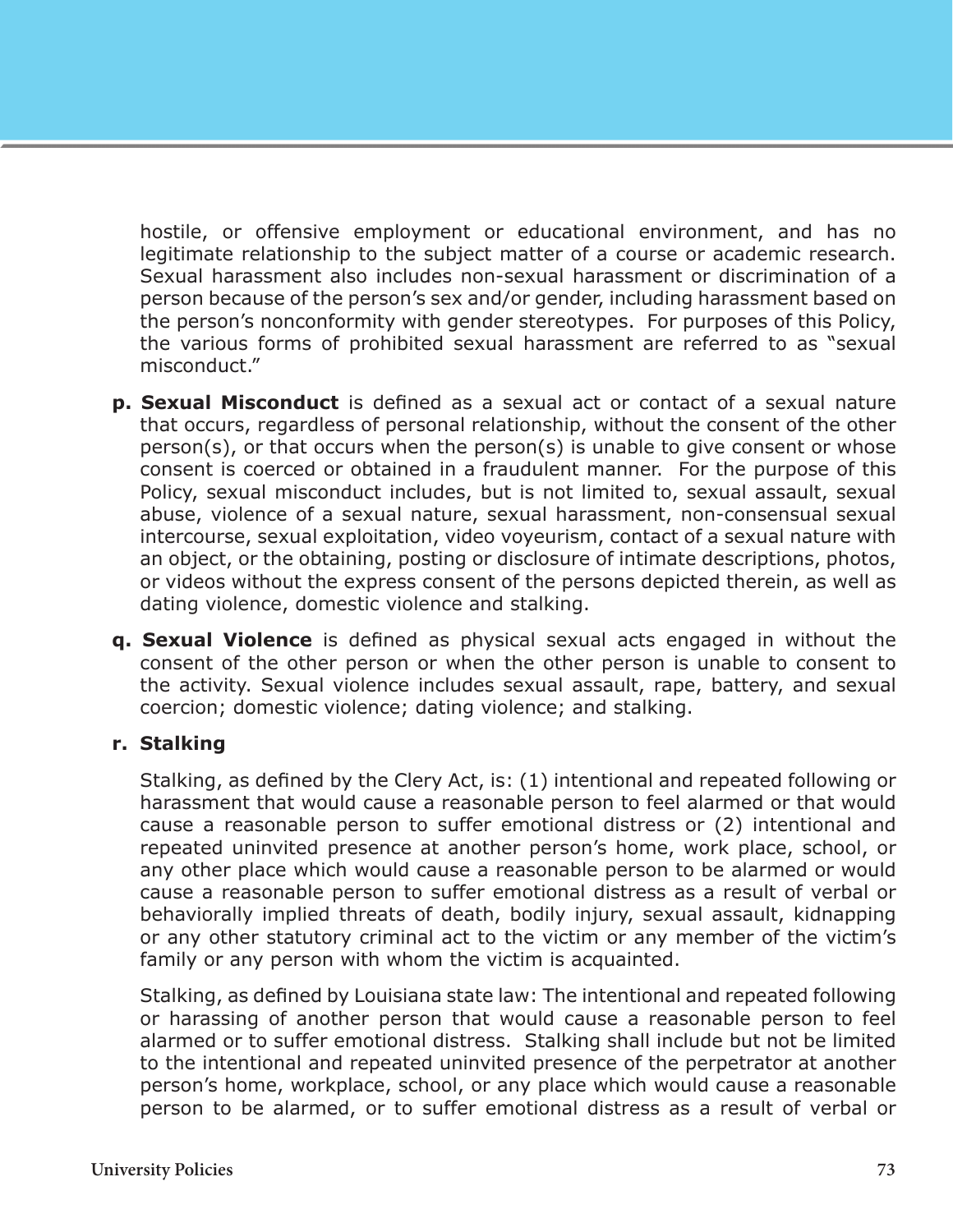hostile, or offensive employment or educational environment, and has no legitimate relationship to the subject matter of a course or academic research. Sexual harassment also includes non-sexual harassment or discrimination of a person because of the person's sex and/or gender, including harassment based on the person's nonconformity with gender stereotypes. For purposes of this Policy, the various forms of prohibited sexual harassment are referred to as "sexual misconduct."

p. **Sexual Misconduct** is defined as a sexual act or contact of a sexual nature that occurs, regardless of personal relationship, without the consent of the other person(s), or that occurs when the person(s) is unable to give consent or whose consent is coerced or obtained in a fraudulent manner. For the purpose of this Policy, sexual misconduct includes, but is not limited to, sexual assault, sexual abuse, violence of a sexual nature, sexual harassment, non-consensual sexual intercourse, sexual exploitation, video voyeurism, contact of a sexual nature with an object, or the obtaining, posting or disclosure of intimate descriptions, photos, or videos without the express consent of the persons depicted therein, as well as dating violence, domestic violence and stalking.

q. **Sexual Violence** is defined as physical sexual acts engaged in without the consent of the other person or when the other person is unable to consent to the activity. Sexual violence includes sexual assault, rape, battery, and sexual coercion; domestic violence; dating violence; and stalking.

r. **Stalking**

Stalking, as defined by the Clery Act, is: (1) intentional and repeated following or harassment that would cause a reasonable person to feel alarmed or that would cause a reasonable person to suffer emotional distress or (2) intentional and repeated uninvited presence at another person's home, work place, school, or any other place which would cause a reasonable person to be alarmed or would cause a reasonable person to suffer emotional distress as a result of verbal or behaviorally implied threats of death, bodily injury, sexual assault, kidnapping or any other statutory criminal act to the victim or any member of the victim's family or any person with whom the victim is acquainted.

Stalking, as defined by Louisiana state law: The intentional and repeated following or harassing of another person that would cause a reasonable person to feel alarmed or to suffer emotional distress. Stalking shall include but not be limited to the intentional and repeated uninvited presence of the perpetrator at another person's home, workplace, school, or any place which would cause a reasonable person to be alarmed, or to suffer emotional distress as a result of verbal or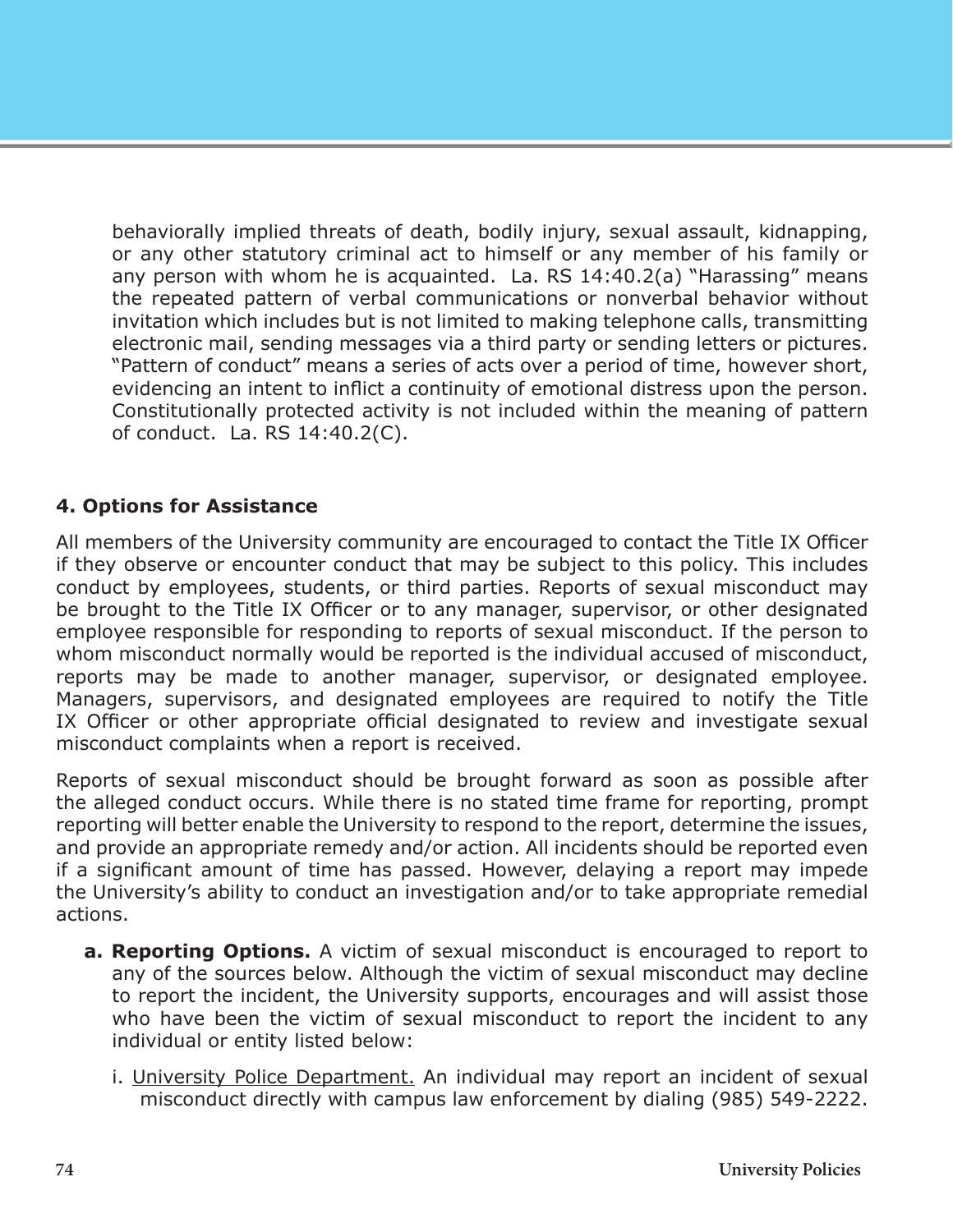behaviorally implied threats of death, bodily injury, sexual assault, kidnapping, or any other statutory criminal act to himself or any member of his family or any person with whom he is acquainted. La. RS 14:40.2(a) "Harassing" means the repeated pattern of verbal communications or nonverbal behavior without invitation which includes but is not limited to making telephone calls, transmitting electronic mail, sending messages via a third party or sending letters or pictures. "Pattern of conduct" means a series of acts over a period of time, however short, evidencing an intent to inflict a continuity of emotional distress upon the person. Constitutionally protected activity is not included within the meaning of pattern of conduct. La. RS 14:40.2(C).

**4. Options for Assistance**

All members of the University community are encouraged to contact the Title IX Officer if they observe or encounter conduct that may be subject to this policy. This includes conduct by employees, students, or third parties. Reports of sexual misconduct may be brought to the Title IX Officer or to any manager, supervisor, or other designated employee responsible for responding to reports of sexual misconduct. If the person to whom misconduct normally would be reported is the individual accused of misconduct, reports may be made to another manager, supervisor, or designated employee. Managers, supervisors, and designated employees are required to notify the Title IX Officer or other appropriate official designated to review and investigate sexual misconduct complaints when a report is received.

Reports of sexual misconduct should be brought forward as soon as possible after the alleged conduct occurs. While there is no stated time frame for reporting, prompt reporting will better enable the University to respond to the report, determine the issues, and provide an appropriate remedy and/or action. All incidents should be reported even if a significant amount of time has passed. However, delaying a report may impede the University's ability to conduct an investigation and/or to take appropriate remedial actions.

**a. Reporting Options.** A victim of sexual misconduct is encouraged to report to any of the sources below. Although the victim of sexual misconduct may decline to report the incident, the University supports, encourages and will assist those who have been the victim of sexual misconduct to report the incident to any individual or entity listed below:

i. <u>University Police Department.</u> An individual may report an incident of sexual misconduct directly with campus law enforcement by dialing (985) 549-2222.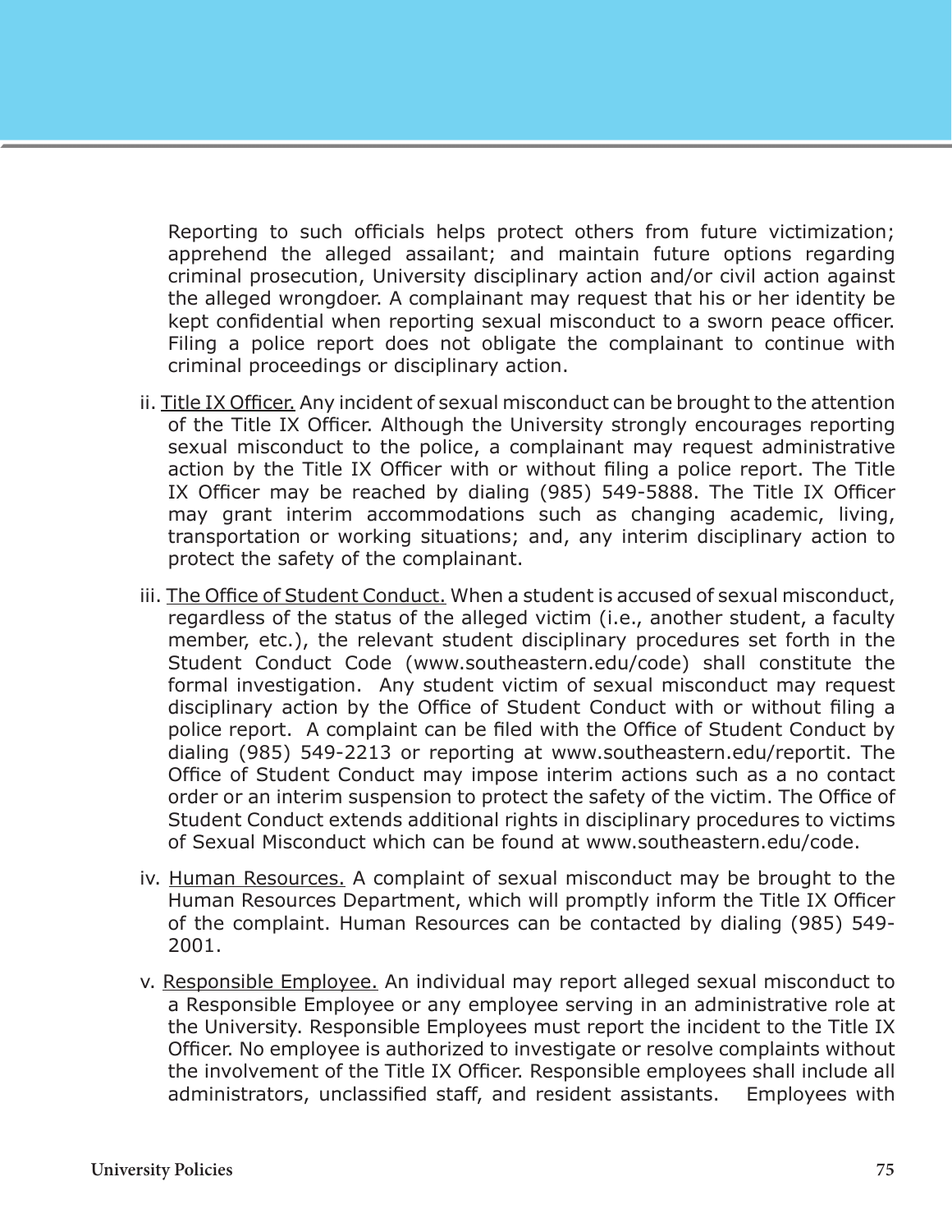Reporting to such officials helps protect others from future victimization; apprehend the alleged assailant; and maintain future options regarding criminal prosecution, University disciplinary action and/or civil action against the alleged wrongdoer. A complainant may request that his or her identity be kept confidential when reporting sexual misconduct to a sworn peace officer. Filing a police report does not obligate the complainant to continue with criminal proceedings or disciplinary action.

ii. <u>Title IX Officer.</u> Any incident of sexual misconduct can be brought to the attention of the Title IX Officer. Although the University strongly encourages reporting sexual misconduct to the police, a complainant may request administrative action by the Title IX Officer with or without filing a police report. The Title IX Officer may be reached by dialing (985) 549-5888. The Title IX Officer may grant interim accommodations such as changing academic, living, transportation or working situations; and, any interim disciplinary action to protect the safety of the complainant.

iii. <u>The Office of Student Conduct.</u> When a student is accused of sexual misconduct, regardless of the status of the alleged victim (i.e., another student, a faculty member, etc.), the relevant student disciplinary procedures set forth in the Student Conduct Code (www.southeastern.edu/code) shall constitute the formal investigation. Any student victim of sexual misconduct may request disciplinary action by the Office of Student Conduct with or without filing a police report. A complaint can be filed with the Office of Student Conduct by dialing (985) 549-2213 or reporting at www.southeastern.edu/reportit. The Office of Student Conduct may impose interim actions such as a no contact order or an interim suspension to protect the safety of the victim. The Office of Student Conduct extends additional rights in disciplinary procedures to victims of Sexual Misconduct which can be found at www.southeastern.edu/code.

iv. <u>Human Resources.</u> A complaint of sexual misconduct may be brought to the Human Resources Department, which will promptly inform the Title IX Officer of the complaint. Human Resources can be contacted by dialing (985) 549-2001.

v. <u>Responsible Employee.</u> An individual may report alleged sexual misconduct to a Responsible Employee or any employee serving in an administrative role at the University. Responsible Employees must report the incident to the Title IX Officer. No employee is authorized to investigate or resolve complaints without the involvement of the Title IX Officer. Responsible employees shall include all administrators, unclassified staff, and resident assistants. Employees with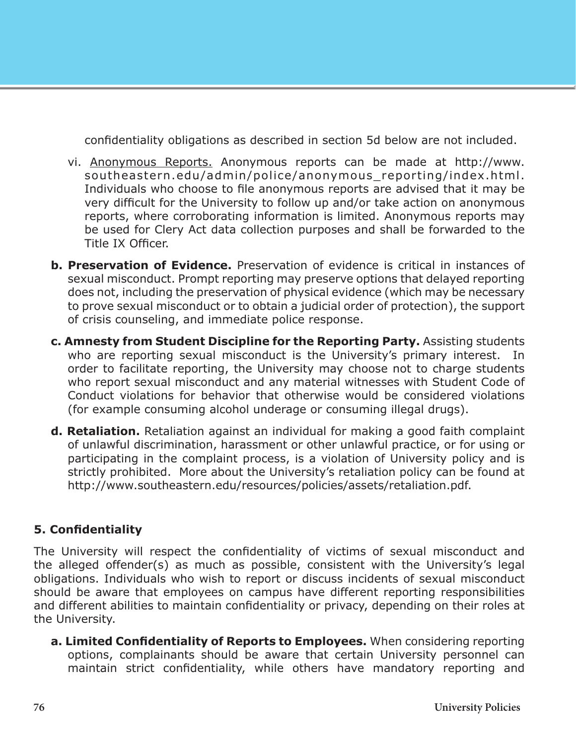confidentiality obligations as described in section 5d below are not included.

vi. Anonymous Reports. Anonymous reports can be made at http://www.southeastern.edu/admin/police/anonymous_reporting/index.html. Individuals who choose to file anonymous reports are advised that it may be very difficult for the University to follow up and/or take action on anonymous reports, where corroborating information is limited. Anonymous reports may be used for Clery Act data collection purposes and shall be forwarded to the Title IX Officer.

**b. Preservation of Evidence.** Preservation of evidence is critical in instances of sexual misconduct. Prompt reporting may preserve options that delayed reporting does not, including the preservation of physical evidence (which may be necessary to prove sexual misconduct or to obtain a judicial order of protection), the support of crisis counseling, and immediate police response.

**c. Amnesty from Student Discipline for the Reporting Party.** Assisting students who are reporting sexual misconduct is the University's primary interest. In order to facilitate reporting, the University may choose not to charge students who report sexual misconduct and any material witnesses with Student Code of Conduct violations for behavior that otherwise would be considered violations (for example consuming alcohol underage or consuming illegal drugs).

**d. Retaliation.** Retaliation against an individual for making a good faith complaint of unlawful discrimination, harassment or other unlawful practice, or for using or participating in the complaint process, is a violation of University policy and is strictly prohibited. More about the University's retaliation policy can be found at http://www.southeastern.edu/resources/policies/assets/retaliation.pdf.

### 5. Confidentiality

The University will respect the confidentiality of victims of sexual misconduct and the alleged offender(s) as much as possible, consistent with the University's legal obligations. Individuals who wish to report or discuss incidents of sexual misconduct should be aware that employees on campus have different reporting responsibilities and different abilities to maintain confidentiality or privacy, depending on their roles at the University.

**a. Limited Confidentiality of Reports to Employees.** When considering reporting options, complainants should be aware that certain University personnel can maintain strict confidentiality, while others have mandatory reporting and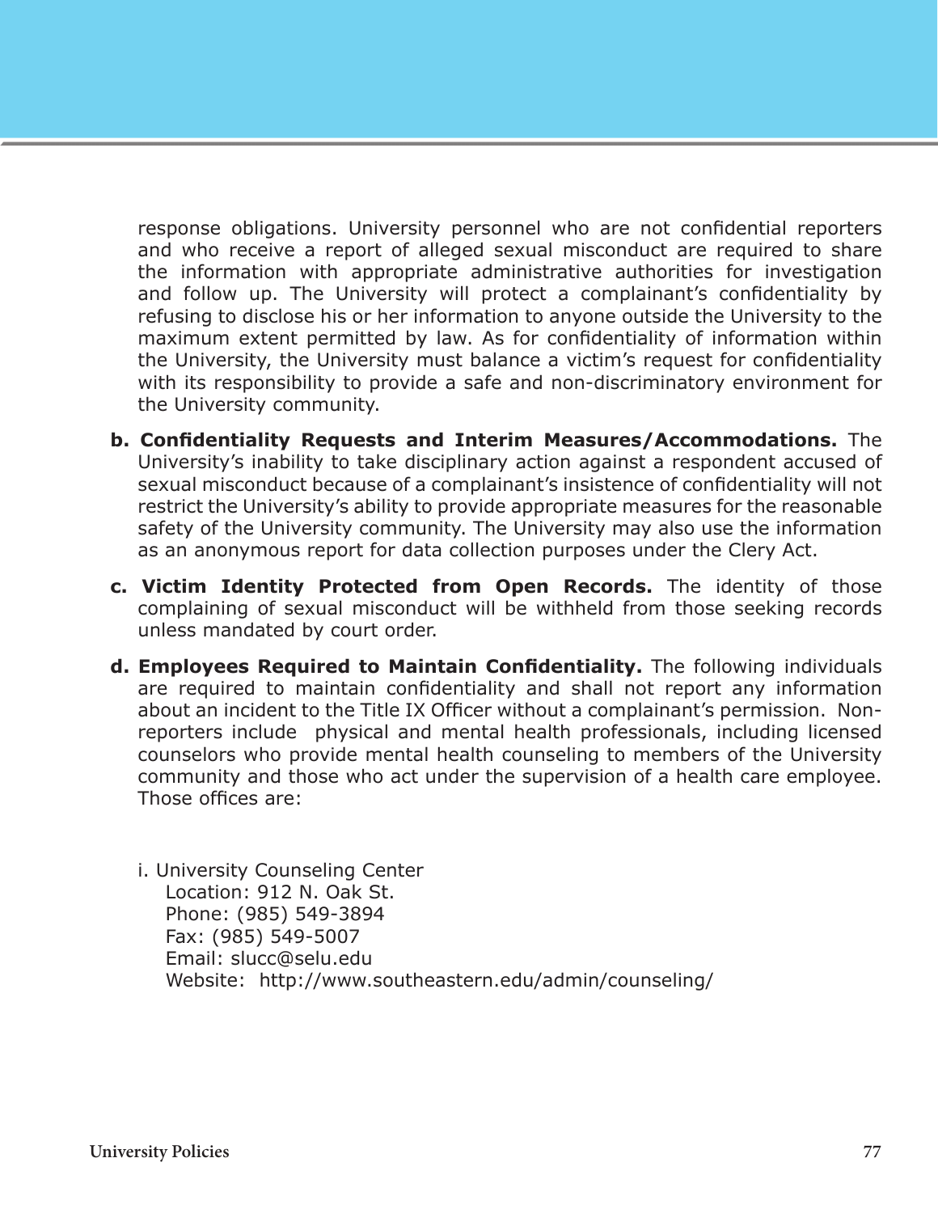response obligations. University personnel who are not confidential reporters and who receive a report of alleged sexual misconduct are required to share the information with appropriate administrative authorities for investigation and follow up. The University will protect a complainant's confidentiality by refusing to disclose his or her information to anyone outside the University to the maximum extent permitted by law. As for confidentiality of information within the University, the University must balance a victim's request for confidentiality with its responsibility to provide a safe and non-discriminatory environment for the University community.

**b. Confidentiality Requests and Interim Measures/Accommodations.** The University's inability to take disciplinary action against a respondent accused of sexual misconduct because of a complainant's insistence of confidentiality will not restrict the University's ability to provide appropriate measures for the reasonable safety of the University community. The University may also use the information as an anonymous report for data collection purposes under the Clery Act.

**c. Victim Identity Protected from Open Records.** The identity of those complaining of sexual misconduct will be withheld from those seeking records unless mandated by court order.

**d. Employees Required to Maintain Confidentiality.** The following individuals are required to maintain confidentiality and shall not report any information about an incident to the Title IX Officer without a complainant's permission. Non-reporters include physical and mental health professionals, including licensed counselors who provide mental health counseling to members of the University community and those who act under the supervision of a health care employee. Those offices are:

i. University Counseling Center
Location: 912 N. Oak St.
Phone: (985) 549-3894
Fax: (985) 549-5007
Email: slucc@selu.edu
Website: http://www.southeastern.edu/admin/counseling/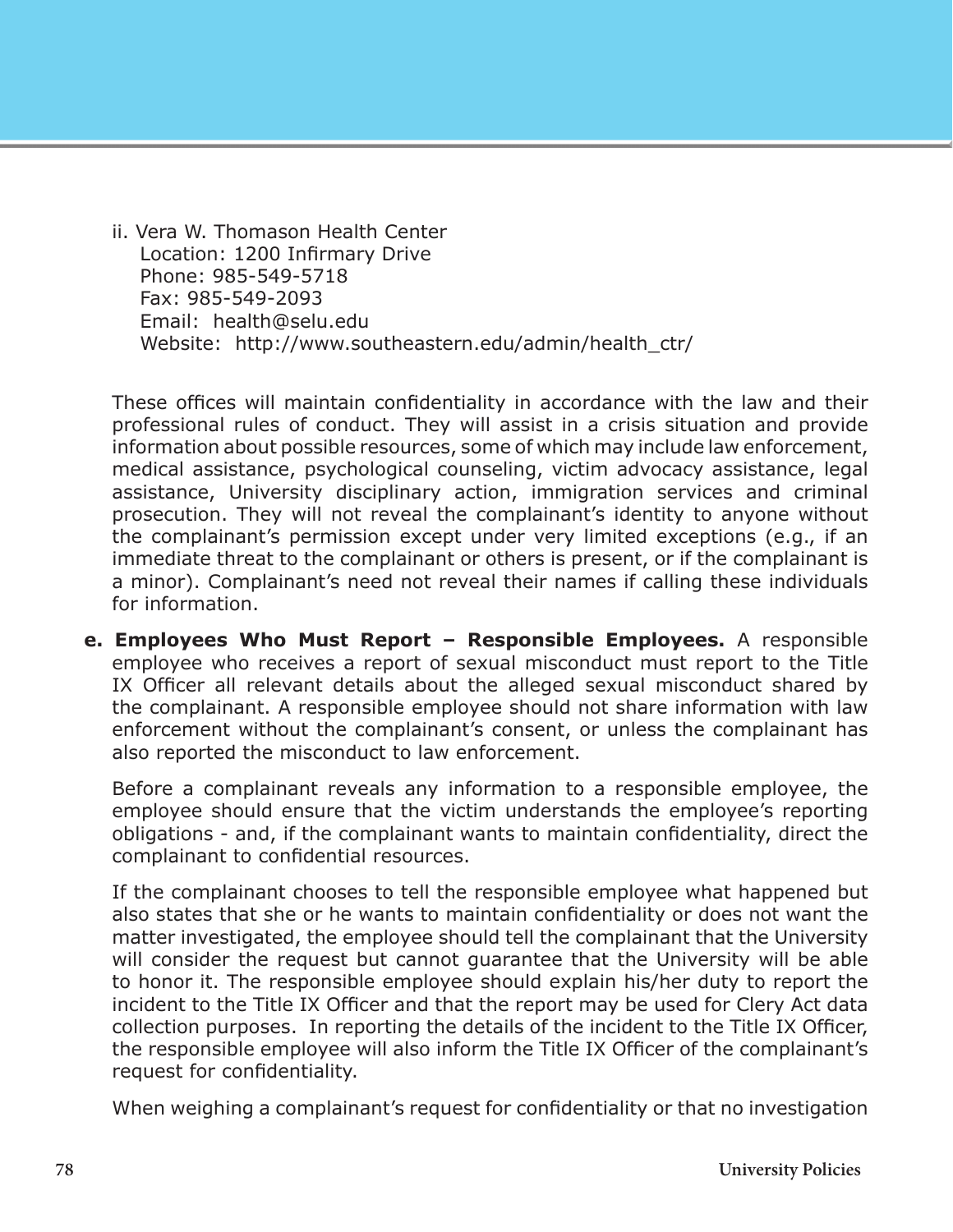ii. Vera W. Thomason Health Center
   Location: 1200 Infirmary Drive
   Phone: 985-549-5718
   Fax: 985-549-2093
   Email: health@selu.edu
   Website: http://www.southeastern.edu/admin/health_ctr/

These offices will maintain confidentiality in accordance with the law and their professional rules of conduct. They will assist in a crisis situation and provide information about possible resources, some of which may include law enforcement, medical assistance, psychological counseling, victim advocacy assistance, legal assistance, University disciplinary action, immigration services and criminal prosecution. They will not reveal the complainant's identity to anyone without the complainant's permission except under very limited exceptions (e.g., if an immediate threat to the complainant or others is present, or if the complainant is a minor). Complainant's need not reveal their names if calling these individuals for information.

**e. Employees Who Must Report – Responsible Employees.** A responsible employee who receives a report of sexual misconduct must report to the Title IX Officer all relevant details about the alleged sexual misconduct shared by the complainant. A responsible employee should not share information with law enforcement without the complainant's consent, or unless the complainant has also reported the misconduct to law enforcement.

Before a complainant reveals any information to a responsible employee, the employee should ensure that the victim understands the employee's reporting obligations - and, if the complainant wants to maintain confidentiality, direct the complainant to confidential resources.

If the complainant chooses to tell the responsible employee what happened but also states that she or he wants to maintain confidentiality or does not want the matter investigated, the employee should tell the complainant that the University will consider the request but cannot guarantee that the University will be able to honor it. The responsible employee should explain his/her duty to report the incident to the Title IX Officer and that the report may be used for Clery Act data collection purposes. In reporting the details of the incident to the Title IX Officer, the responsible employee will also inform the Title IX Officer of the complainant's request for confidentiality.

When weighing a complainant's request for confidentiality or that no investigation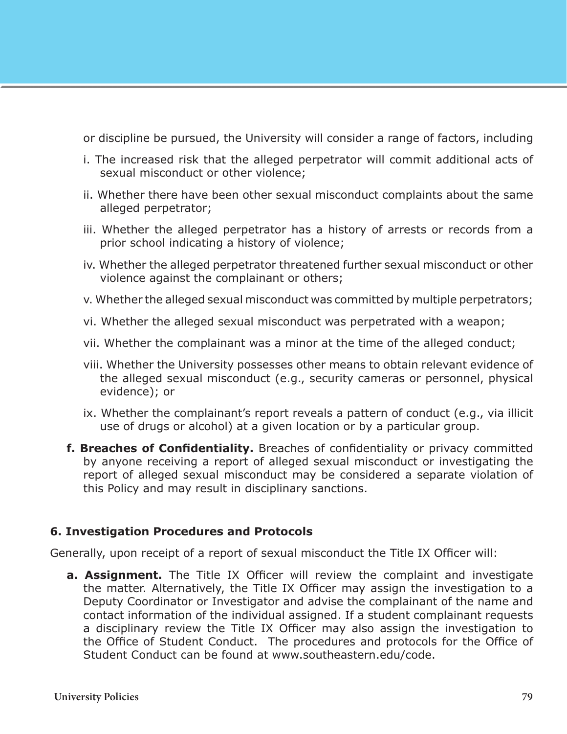or discipline be pursued, the University will consider a range of factors, including

i. The increased risk that the alleged perpetrator will commit additional acts of sexual misconduct or other violence;

ii. Whether there have been other sexual misconduct complaints about the same alleged perpetrator;

iii. Whether the alleged perpetrator has a history of arrests or records from a prior school indicating a history of violence;

iv. Whether the alleged perpetrator threatened further sexual misconduct or other violence against the complainant or others;

v. Whether the alleged sexual misconduct was committed by multiple perpetrators;

vi. Whether the alleged sexual misconduct was perpetrated with a weapon;

vii. Whether the complainant was a minor at the time of the alleged conduct;

viii. Whether the University possesses other means to obtain relevant evidence of the alleged sexual misconduct (e.g., security cameras or personnel, physical evidence); or

ix. Whether the complainant's report reveals a pattern of conduct (e.g., via illicit use of drugs or alcohol) at a given location or by a particular group.

**f. Breaches of Confidentiality.** Breaches of confidentiality or privacy committed by anyone receiving a report of alleged sexual misconduct or investigating the report of alleged sexual misconduct may be considered a separate violation of this Policy and may result in disciplinary sanctions.

### 6. Investigation Procedures and Protocols

Generally, upon receipt of a report of sexual misconduct the Title IX Officer will:

**a. Assignment.** The Title IX Officer will review the complaint and investigate the matter. Alternatively, the Title IX Officer may assign the investigation to a Deputy Coordinator or Investigator and advise the complainant of the name and contact information of the individual assigned. If a student complainant requests a disciplinary review the Title IX Officer may also assign the investigation to the Office of Student Conduct. The procedures and protocols for the Office of Student Conduct can be found at www.southeastern.edu/code.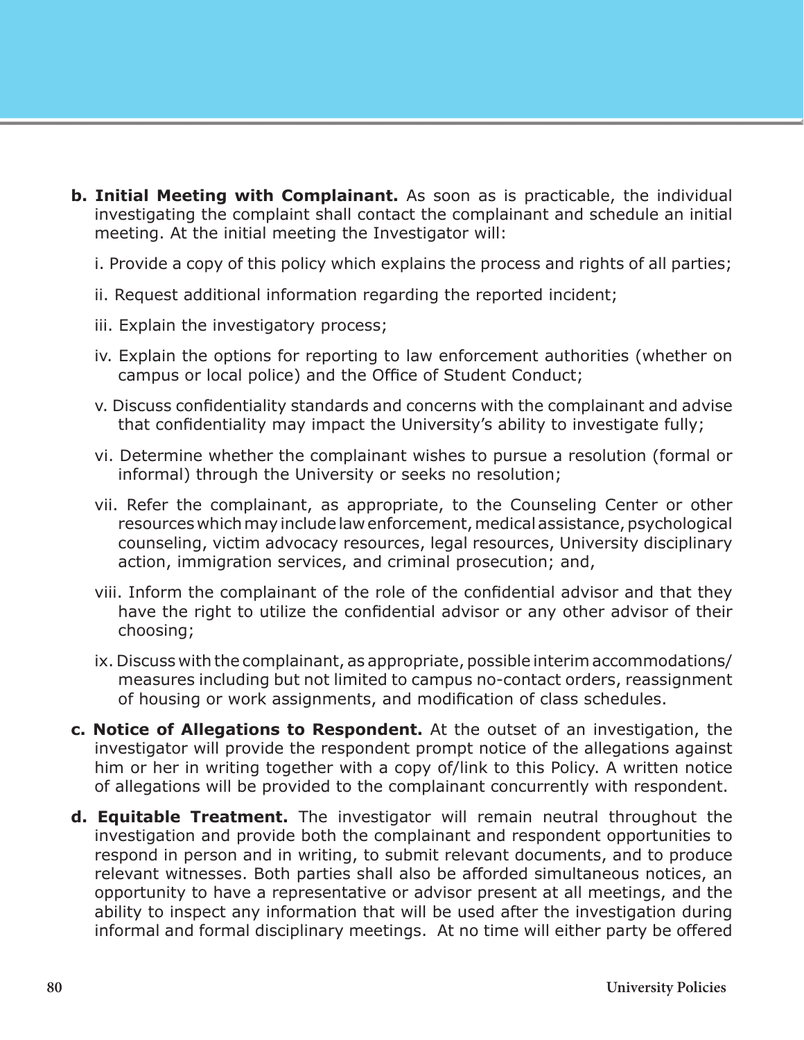**b. Initial Meeting with Complainant.** As soon as is practicable, the individual investigating the complaint shall contact the complainant and schedule an initial meeting. At the initial meeting the Investigator will:

i. Provide a copy of this policy which explains the process and rights of all parties;

ii. Request additional information regarding the reported incident;

iii. Explain the investigatory process;

iv. Explain the options for reporting to law enforcement authorities (whether on campus or local police) and the Office of Student Conduct;

v. Discuss confidentiality standards and concerns with the complainant and advise that confidentiality may impact the University's ability to investigate fully;

vi. Determine whether the complainant wishes to pursue a resolution (formal or informal) through the University or seeks no resolution;

vii. Refer the complainant, as appropriate, to the Counseling Center or other resources which may include law enforcement, medical assistance, psychological counseling, victim advocacy resources, legal resources, University disciplinary action, immigration services, and criminal prosecution; and,

viii. Inform the complainant of the role of the confidential advisor and that they have the right to utilize the confidential advisor or any other advisor of their choosing;

ix. Discuss with the complainant, as appropriate, possible interim accommodations/measures including but not limited to campus no-contact orders, reassignment of housing or work assignments, and modification of class schedules.

**c. Notice of Allegations to Respondent.** At the outset of an investigation, the investigator will provide the respondent prompt notice of the allegations against him or her in writing together with a copy of/link to this Policy. A written notice of allegations will be provided to the complainant concurrently with respondent.

**d. Equitable Treatment.** The investigator will remain neutral throughout the investigation and provide both the complainant and respondent opportunities to respond in person and in writing, to submit relevant documents, and to produce relevant witnesses. Both parties shall also be afforded simultaneous notices, an opportunity to have a representative or advisor present at all meetings, and the ability to inspect any information that will be used after the investigation during informal and formal disciplinary meetings. At no time will either party be offered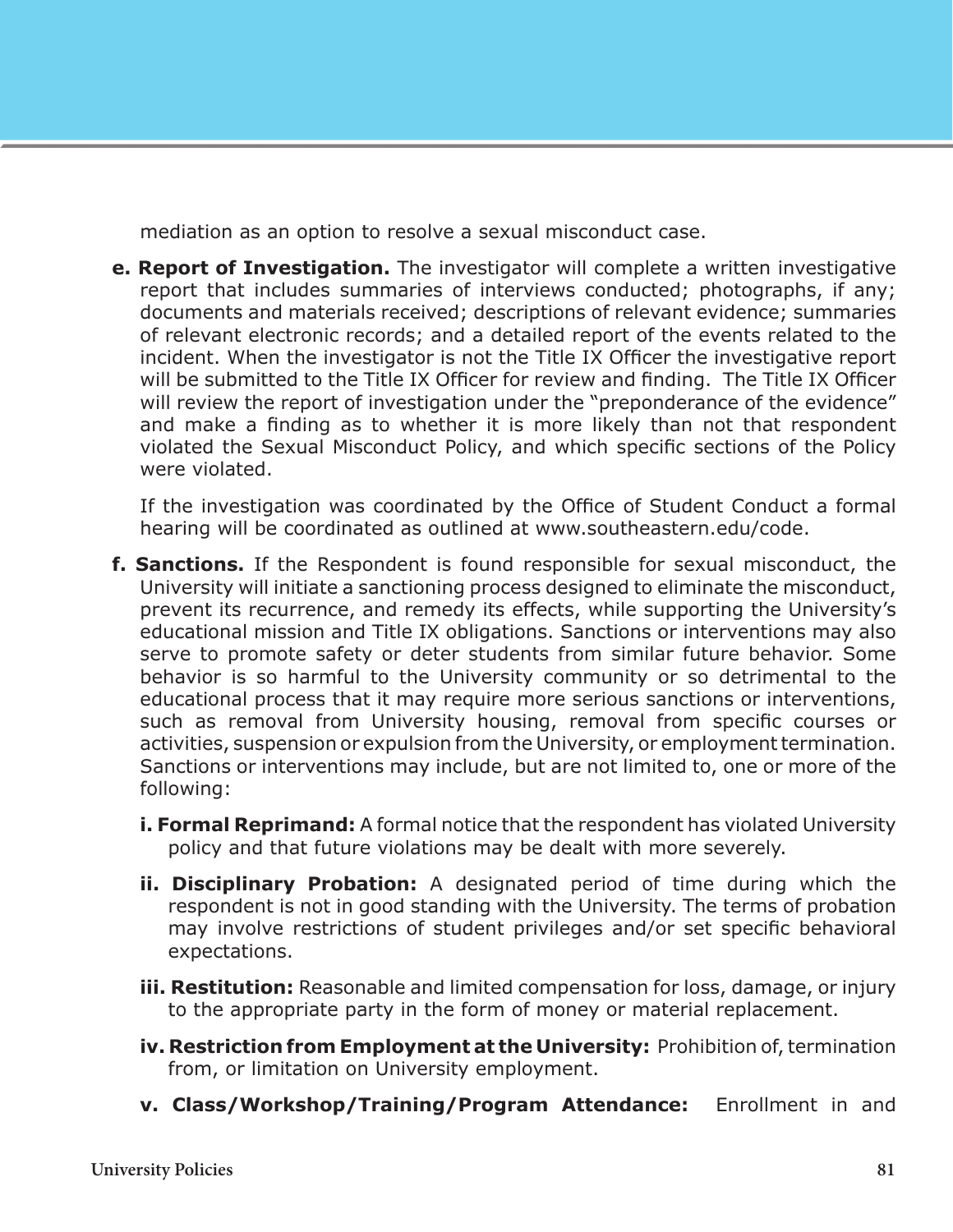mediation as an option to resolve a sexual misconduct case.

**e. Report of Investigation.** The investigator will complete a written investigative report that includes summaries of interviews conducted; photographs, if any; documents and materials received; descriptions of relevant evidence; summaries of relevant electronic records; and a detailed report of the events related to the incident. When the investigator is not the Title IX Officer the investigative report will be submitted to the Title IX Officer for review and finding. The Title IX Officer will review the report of investigation under the "preponderance of the evidence" and make a finding as to whether it is more likely than not that respondent violated the Sexual Misconduct Policy, and which specific sections of the Policy were violated.

If the investigation was coordinated by the Office of Student Conduct a formal hearing will be coordinated as outlined at www.southeastern.edu/code.

**f. Sanctions.** If the Respondent is found responsible for sexual misconduct, the University will initiate a sanctioning process designed to eliminate the misconduct, prevent its recurrence, and remedy its effects, while supporting the University's educational mission and Title IX obligations. Sanctions or interventions may also serve to promote safety or deter students from similar future behavior. Some behavior is so harmful to the University community or so detrimental to the educational process that it may require more serious sanctions or interventions, such as removal from University housing, removal from specific courses or activities, suspension or expulsion from the University, or employment termination. Sanctions or interventions may include, but are not limited to, one or more of the following:

**i. Formal Reprimand:** A formal notice that the respondent has violated University policy and that future violations may be dealt with more severely.

**ii. Disciplinary Probation:** A designated period of time during which the respondent is not in good standing with the University. The terms of probation may involve restrictions of student privileges and/or set specific behavioral expectations.

**iii. Restitution:** Reasonable and limited compensation for loss, damage, or injury to the appropriate party in the form of money or material replacement.

**iv. Restriction from Employment at the University:** Prohibition of, termination from, or limitation on University employment.

**v. Class/Workshop/Training/Program Attendance:** Enrollment in and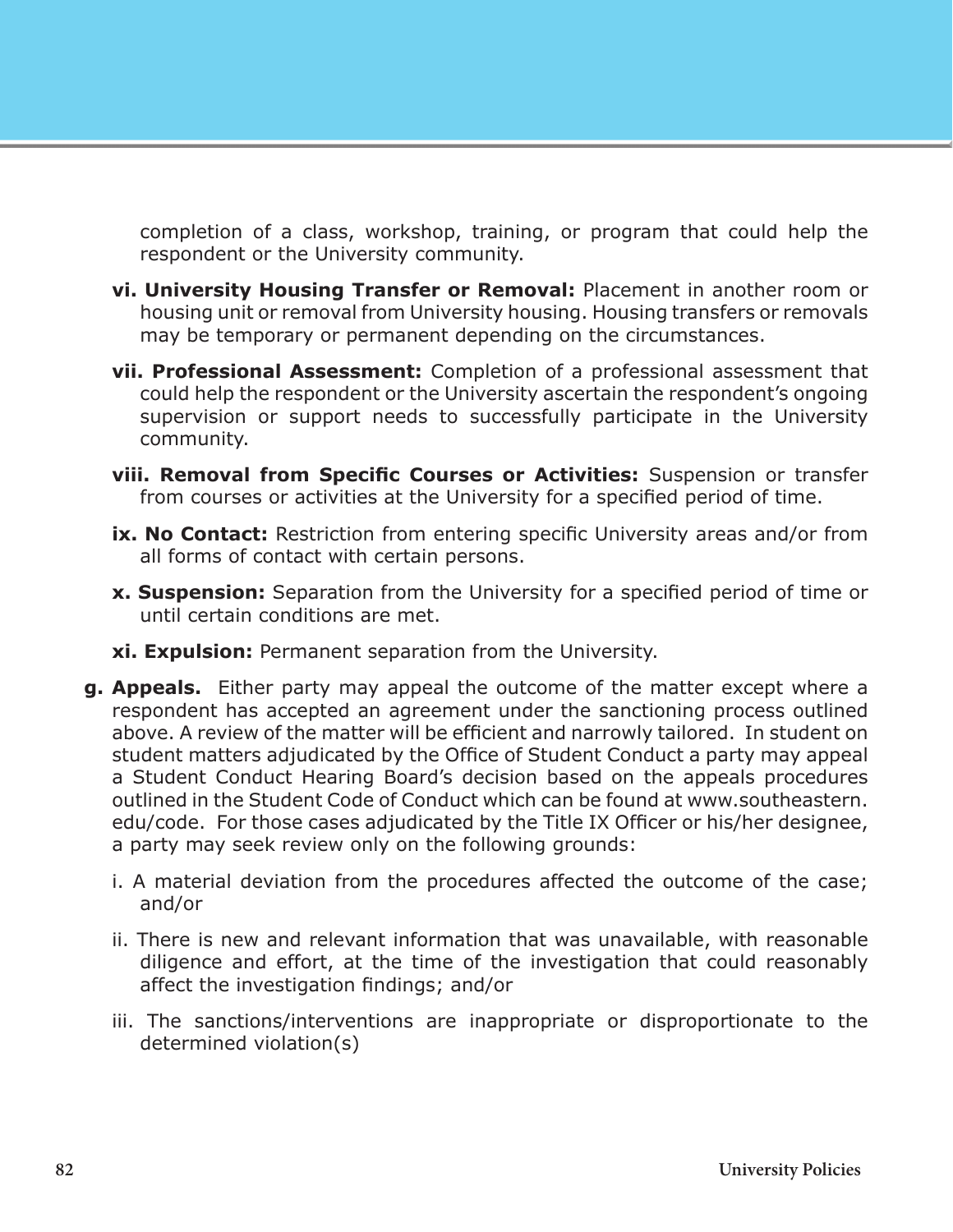completion of a class, workshop, training, or program that could help the respondent or the University community.

- **vi. University Housing Transfer or Removal:** Placement in another room or housing unit or removal from University housing. Housing transfers or removals may be temporary or permanent depending on the circumstances.
- **vii. Professional Assessment:** Completion of a professional assessment that could help the respondent or the University ascertain the respondent's ongoing supervision or support needs to successfully participate in the University community.
- **viii. Removal from Specific Courses or Activities:** Suspension or transfer from courses or activities at the University for a specified period of time.
- **ix. No Contact:** Restriction from entering specific University areas and/or from all forms of contact with certain persons.
- **x. Suspension:** Separation from the University for a specified period of time or until certain conditions are met.
- **xi. Expulsion:** Permanent separation from the University.

**g. Appeals.** Either party may appeal the outcome of the matter except where a respondent has accepted an agreement under the sanctioning process outlined above. A review of the matter will be efficient and narrowly tailored. In student on student matters adjudicated by the Office of Student Conduct a party may appeal a Student Conduct Hearing Board's decision based on the appeals procedures outlined in the Student Code of Conduct which can be found at www.southeastern.edu/code. For those cases adjudicated by the Title IX Officer or his/her designee, a party may seek review only on the following grounds:

- i. A material deviation from the procedures affected the outcome of the case; and/or
- ii. There is new and relevant information that was unavailable, with reasonable diligence and effort, at the time of the investigation that could reasonably affect the investigation findings; and/or
- iii. The sanctions/interventions are inappropriate or disproportionate to the determined violation(s)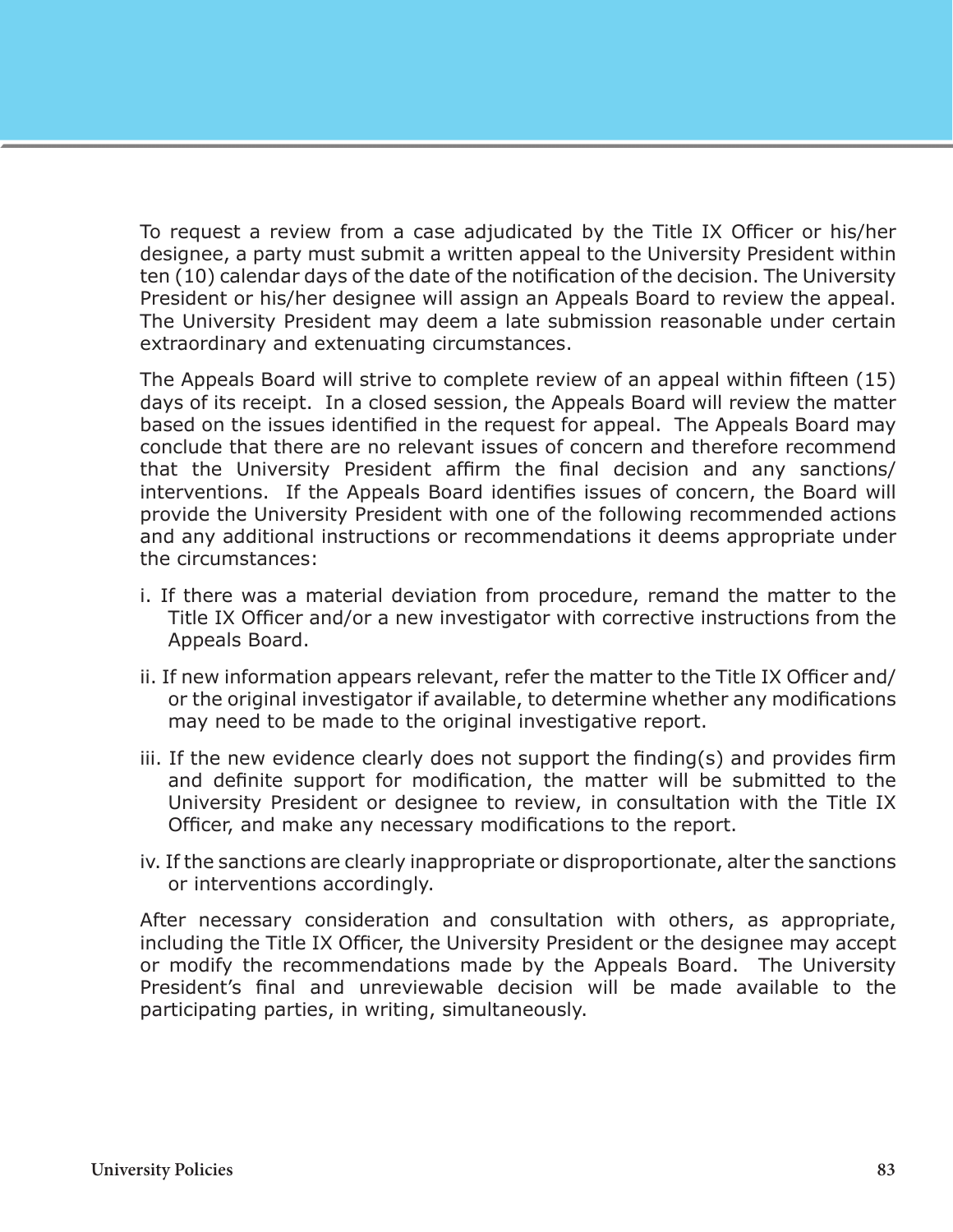To request a review from a case adjudicated by the Title IX Officer or his/her designee, a party must submit a written appeal to the University President within ten (10) calendar days of the date of the notification of the decision. The University President or his/her designee will assign an Appeals Board to review the appeal. The University President may deem a late submission reasonable under certain extraordinary and extenuating circumstances.

The Appeals Board will strive to complete review of an appeal within fifteen (15) days of its receipt. In a closed session, the Appeals Board will review the matter based on the issues identified in the request for appeal. The Appeals Board may conclude that there are no relevant issues of concern and therefore recommend that the University President affirm the final decision and any sanctions/interventions. If the Appeals Board identifies issues of concern, the Board will provide the University President with one of the following recommended actions and any additional instructions or recommendations it deems appropriate under the circumstances:

i. If there was a material deviation from procedure, remand the matter to the Title IX Officer and/or a new investigator with corrective instructions from the Appeals Board.

ii. If new information appears relevant, refer the matter to the Title IX Officer and/or the original investigator if available, to determine whether any modifications may need to be made to the original investigative report.

iii. If the new evidence clearly does not support the finding(s) and provides firm and definite support for modification, the matter will be submitted to the University President or designee to review, in consultation with the Title IX Officer, and make any necessary modifications to the report.

iv. If the sanctions are clearly inappropriate or disproportionate, alter the sanctions or interventions accordingly.

After necessary consideration and consultation with others, as appropriate, including the Title IX Officer, the University President or the designee may accept or modify the recommendations made by the Appeals Board. The University President's final and unreviewable decision will be made available to the participating parties, in writing, simultaneously.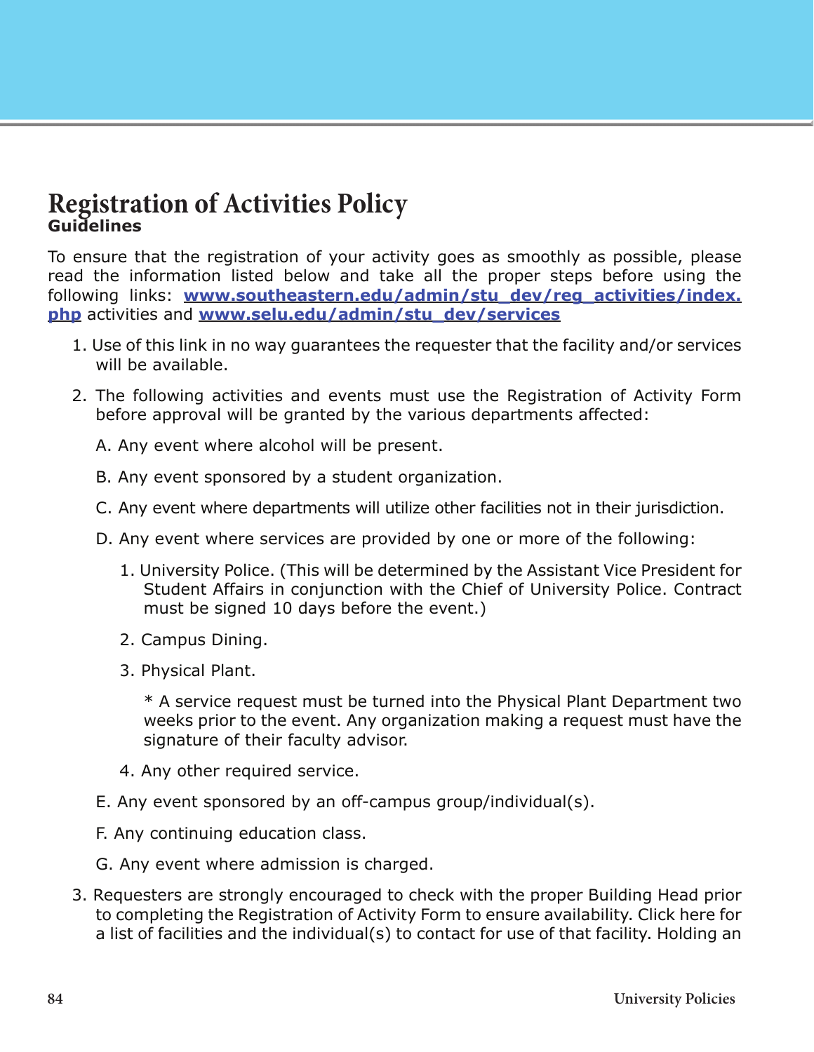# Registration of Activities Policy

**Guidelines**

To ensure that the registration of your activity goes as smoothly as possible, please read the information listed below and take all the proper steps before using the following links: **[www.southeastern.edu/admin/stu_dev/reg_activities/index.php](www.southeastern.edu/admin/stu_dev/reg_activities/index.php)** activities and **[www.selu.edu/admin/stu_dev/services](www.selu.edu/admin/stu_dev/services)**

1. Use of this link in no way guarantees the requester that the facility and/or services will be available.
2. The following activities and events must use the Registration of Activity Form before approval will be granted by the various departments affected:

   A. Any event where alcohol will be present.

   B. Any event sponsored by a student organization.

   C. Any event where departments will utilize other facilities not in their jurisdiction.

   D. Any event where services are provided by one or more of the following:

      1. University Police. (This will be determined by the Assistant Vice President for Student Affairs in conjunction with the Chief of University Police. Contract must be signed 10 days before the event.)
      2. Campus Dining.
      3. Physical Plant.

         * A service request must be turned into the Physical Plant Department two weeks prior to the event. Any organization making a request must have the signature of their faculty advisor.

      4. Any other required service.

   E. Any event sponsored by an off-campus group/individual(s).

   F. Any continuing education class.

   G. Any event where admission is charged.

3. Requesters are strongly encouraged to check with the proper Building Head prior to completing the Registration of Activity Form to ensure availability. Click here for a list of facilities and the individual(s) to contact for use of that facility. Holding an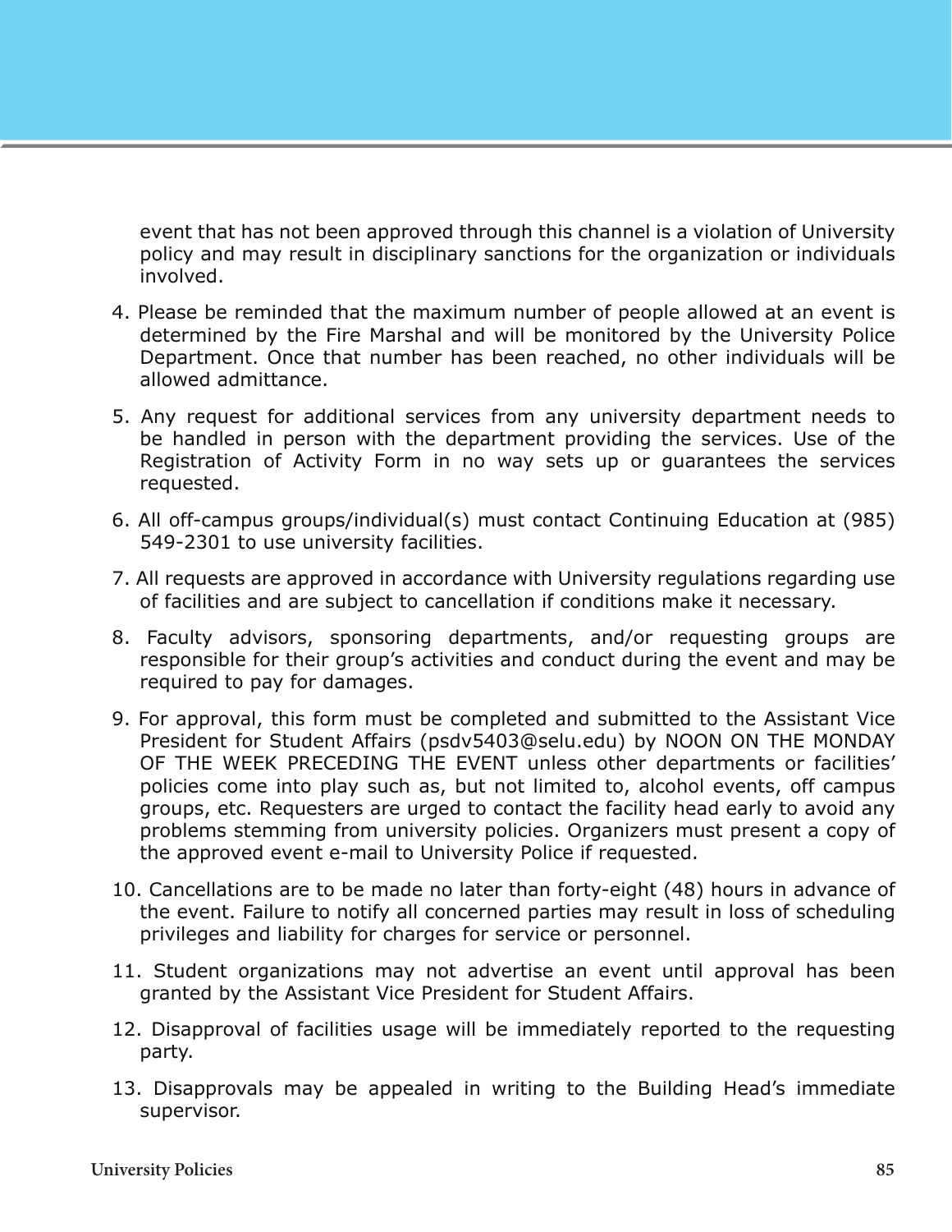event that has not been approved through this channel is a violation of University policy and may result in disciplinary sanctions for the organization or individuals involved.

4. Please be reminded that the maximum number of people allowed at an event is determined by the Fire Marshal and will be monitored by the University Police Department. Once that number has been reached, no other individuals will be allowed admittance.

5. Any request for additional services from any university department needs to be handled in person with the department providing the services. Use of the Registration of Activity Form in no way sets up or guarantees the services requested.

6. All off-campus groups/individual(s) must contact Continuing Education at (985) 549-2301 to use university facilities.

7. All requests are approved in accordance with University regulations regarding use of facilities and are subject to cancellation if conditions make it necessary.

8. Faculty advisors, sponsoring departments, and/or requesting groups are responsible for their group's activities and conduct during the event and may be required to pay for damages.

9. For approval, this form must be completed and submitted to the Assistant Vice President for Student Affairs (psdv5403@selu.edu) by NOON ON THE MONDAY OF THE WEEK PRECEDING THE EVENT unless other departments or facilities' policies come into play such as, but not limited to, alcohol events, off campus groups, etc. Requesters are urged to contact the facility head early to avoid any problems stemming from university policies. Organizers must present a copy of the approved event e-mail to University Police if requested.

10. Cancellations are to be made no later than forty-eight (48) hours in advance of the event. Failure to notify all concerned parties may result in loss of scheduling privileges and liability for charges for service or personnel.

11. Student organizations may not advertise an event until approval has been granted by the Assistant Vice President for Student Affairs.

12. Disapproval of facilities usage will be immediately reported to the requesting party.

13. Disapprovals may be appealed in writing to the Building Head's immediate supervisor.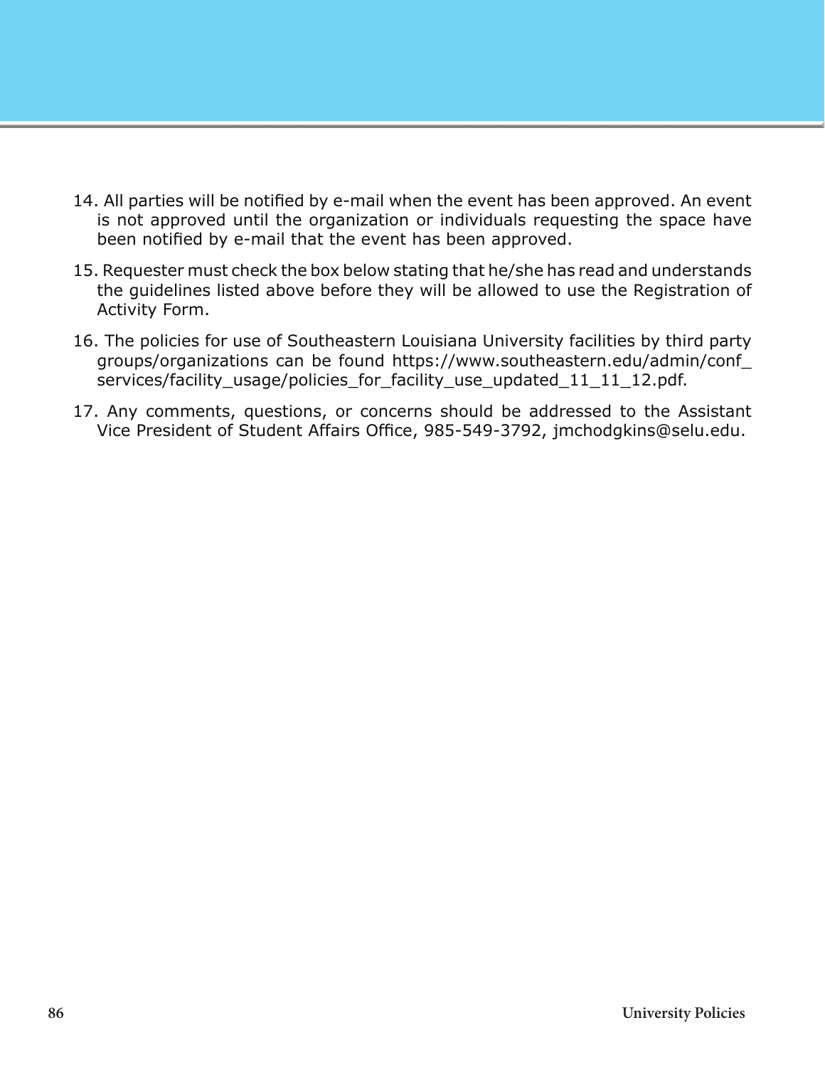14. All parties will be notified by e-mail when the event has been approved. An event is not approved until the organization or individuals requesting the space have been notified by e-mail that the event has been approved.
15. Requester must check the box below stating that he/she has read and understands the guidelines listed above before they will be allowed to use the Registration of Activity Form.
16. The policies for use of Southeastern Louisiana University facilities by third party groups/organizations can be found https://www.southeastern.edu/admin/conf_services/facility_usage/policies_for_facility_use_updated_11_11_12.pdf.
17. Any comments, questions, or concerns should be addressed to the Assistant Vice President of Student Affairs Office, 985-549-3792, jmchodgkins@selu.edu.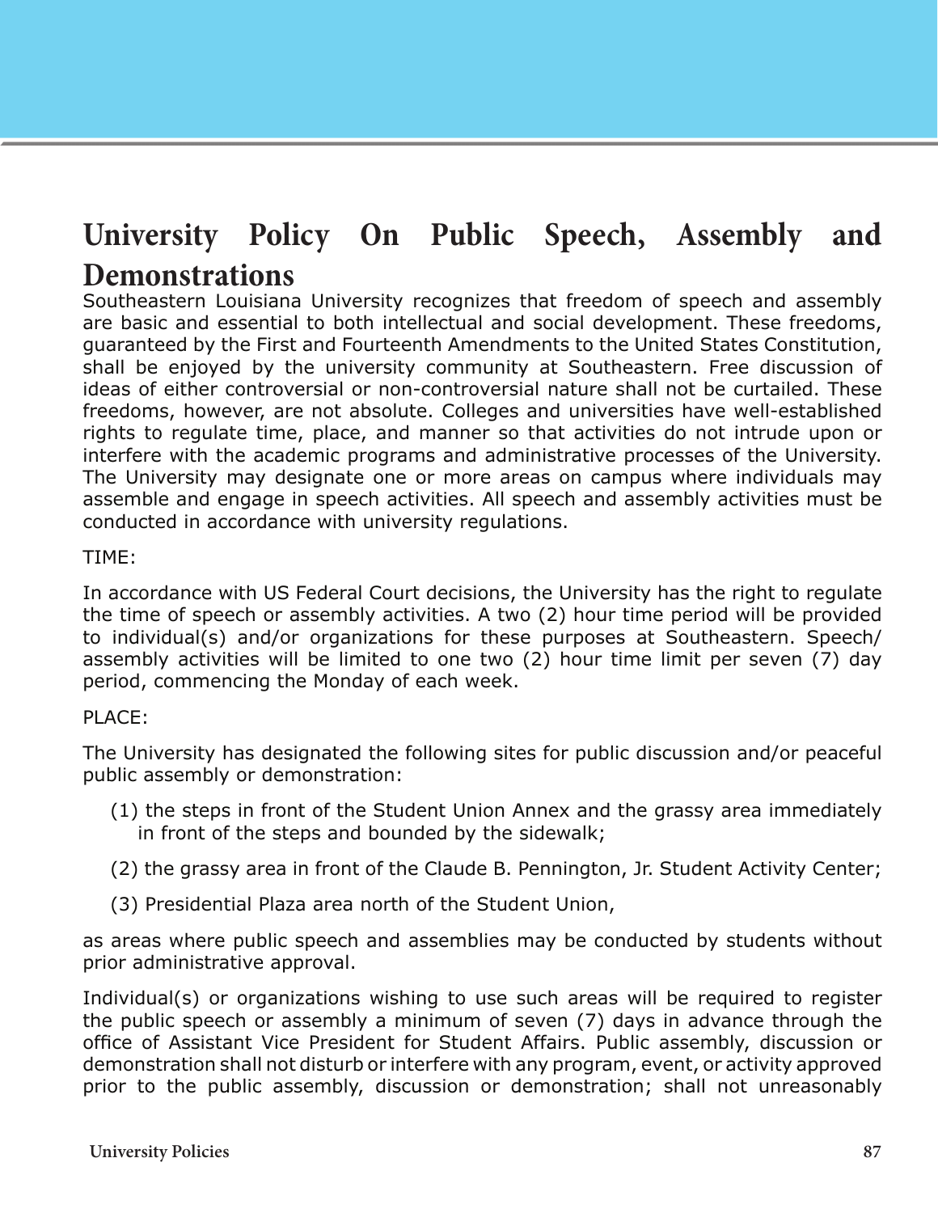# University Policy On Public Speech, Assembly and Demonstrations

Southeastern Louisiana University recognizes that freedom of speech and assembly are basic and essential to both intellectual and social development. These freedoms, guaranteed by the First and Fourteenth Amendments to the United States Constitution, shall be enjoyed by the university community at Southeastern. Free discussion of ideas of either controversial or non-controversial nature shall not be curtailed. These freedoms, however, are not absolute. Colleges and universities have well-established rights to regulate time, place, and manner so that activities do not intrude upon or interfere with the academic programs and administrative processes of the University. The University may designate one or more areas on campus where individuals may assemble and engage in speech activities. All speech and assembly activities must be conducted in accordance with university regulations.

TIME:

In accordance with US Federal Court decisions, the University has the right to regulate the time of speech or assembly activities. A two (2) hour time period will be provided to individual(s) and/or organizations for these purposes at Southeastern. Speech/assembly activities will be limited to one two (2) hour time limit per seven (7) day period, commencing the Monday of each week.

PLACE:

The University has designated the following sites for public discussion and/or peaceful public assembly or demonstration:

(1) the steps in front of the Student Union Annex and the grassy area immediately in front of the steps and bounded by the sidewalk;

(2) the grassy area in front of the Claude B. Pennington, Jr. Student Activity Center;

(3) Presidential Plaza area north of the Student Union,

as areas where public speech and assemblies may be conducted by students without prior administrative approval.

Individual(s) or organizations wishing to use such areas will be required to register the public speech or assembly a minimum of seven (7) days in advance through the office of Assistant Vice President for Student Affairs. Public assembly, discussion or demonstration shall not disturb or interfere with any program, event, or activity approved prior to the public assembly, discussion or demonstration; shall not unreasonably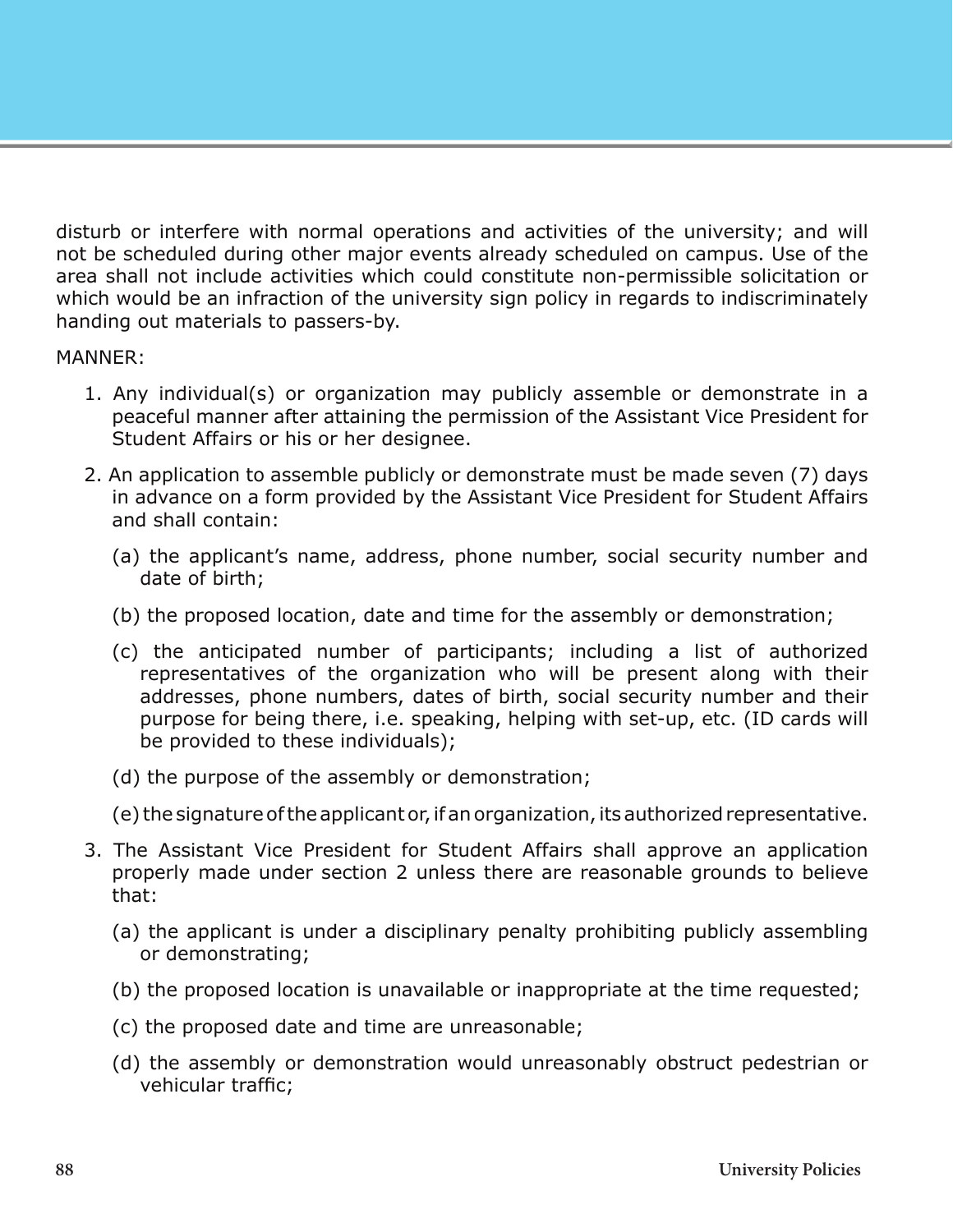disturb or interfere with normal operations and activities of the university; and will not be scheduled during other major events already scheduled on campus. Use of the area shall not include activities which could constitute non-permissible solicitation or which would be an infraction of the university sign policy in regards to indiscriminately handing out materials to passers-by.

MANNER:

1. Any individual(s) or organization may publicly assemble or demonstrate in a peaceful manner after attaining the permission of the Assistant Vice President for Student Affairs or his or her designee.

2. An application to assemble publicly or demonstrate must be made seven (7) days in advance on a form provided by the Assistant Vice President for Student Affairs and shall contain:

   (a) the applicant's name, address, phone number, social security number and date of birth;

   (b) the proposed location, date and time for the assembly or demonstration;

   (c) the anticipated number of participants; including a list of authorized representatives of the organization who will be present along with their addresses, phone numbers, dates of birth, social security number and their purpose for being there, i.e. speaking, helping with set-up, etc. (ID cards will be provided to these individuals);

   (d) the purpose of the assembly or demonstration;

   (e) the signature of the applicant or, if an organization, its authorized representative.

3. The Assistant Vice President for Student Affairs shall approve an application properly made under section 2 unless there are reasonable grounds to believe that:

   (a) the applicant is under a disciplinary penalty prohibiting publicly assembling or demonstrating;

   (b) the proposed location is unavailable or inappropriate at the time requested;

   (c) the proposed date and time are unreasonable;

   (d) the assembly or demonstration would unreasonably obstruct pedestrian or vehicular traffic;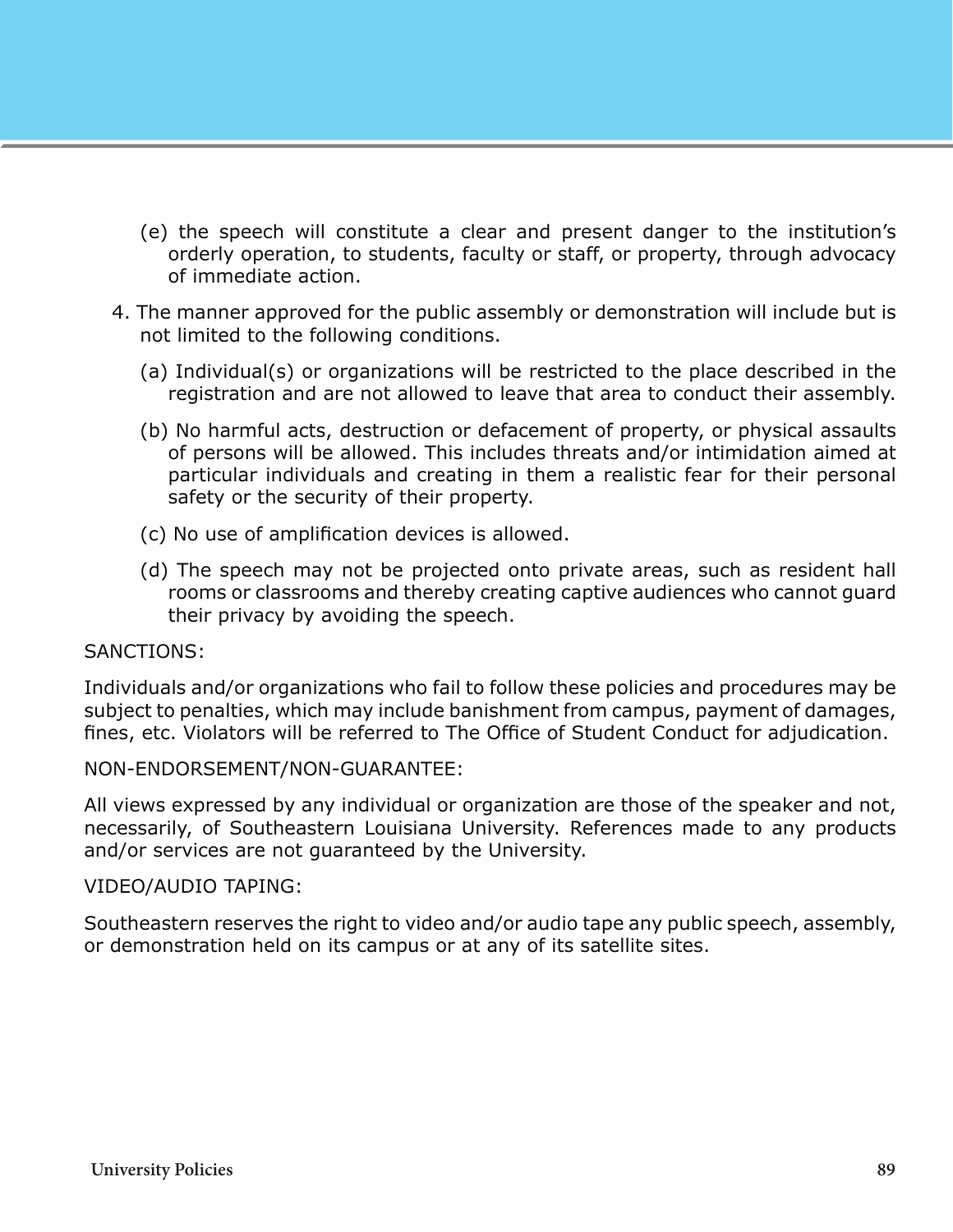(e) the speech will constitute a clear and present danger to the institution's orderly operation, to students, faculty or staff, or property, through advocacy of immediate action.

4. The manner approved for the public assembly or demonstration will include but is not limited to the following conditions.

    (a) Individual(s) or organizations will be restricted to the place described in the registration and are not allowed to leave that area to conduct their assembly.

    (b) No harmful acts, destruction or defacement of property, or physical assaults of persons will be allowed. This includes threats and/or intimidation aimed at particular individuals and creating in them a realistic fear for their personal safety or the security of their property.

    (c) No use of amplification devices is allowed.

    (d) The speech may not be projected onto private areas, such as resident hall rooms or classrooms and thereby creating captive audiences who cannot guard their privacy by avoiding the speech.

SANCTIONS:

Individuals and/or organizations who fail to follow these policies and procedures may be subject to penalties, which may include banishment from campus, payment of damages, fines, etc. Violators will be referred to The Office of Student Conduct for adjudication.

NON-ENDORSEMENT/NON-GUARANTEE:

All views expressed by any individual or organization are those of the speaker and not, necessarily, of Southeastern Louisiana University. References made to any products and/or services are not guaranteed by the University.

VIDEO/AUDIO TAPING:

Southeastern reserves the right to video and/or audio tape any public speech, assembly, or demonstration held on its campus or at any of its satellite sites.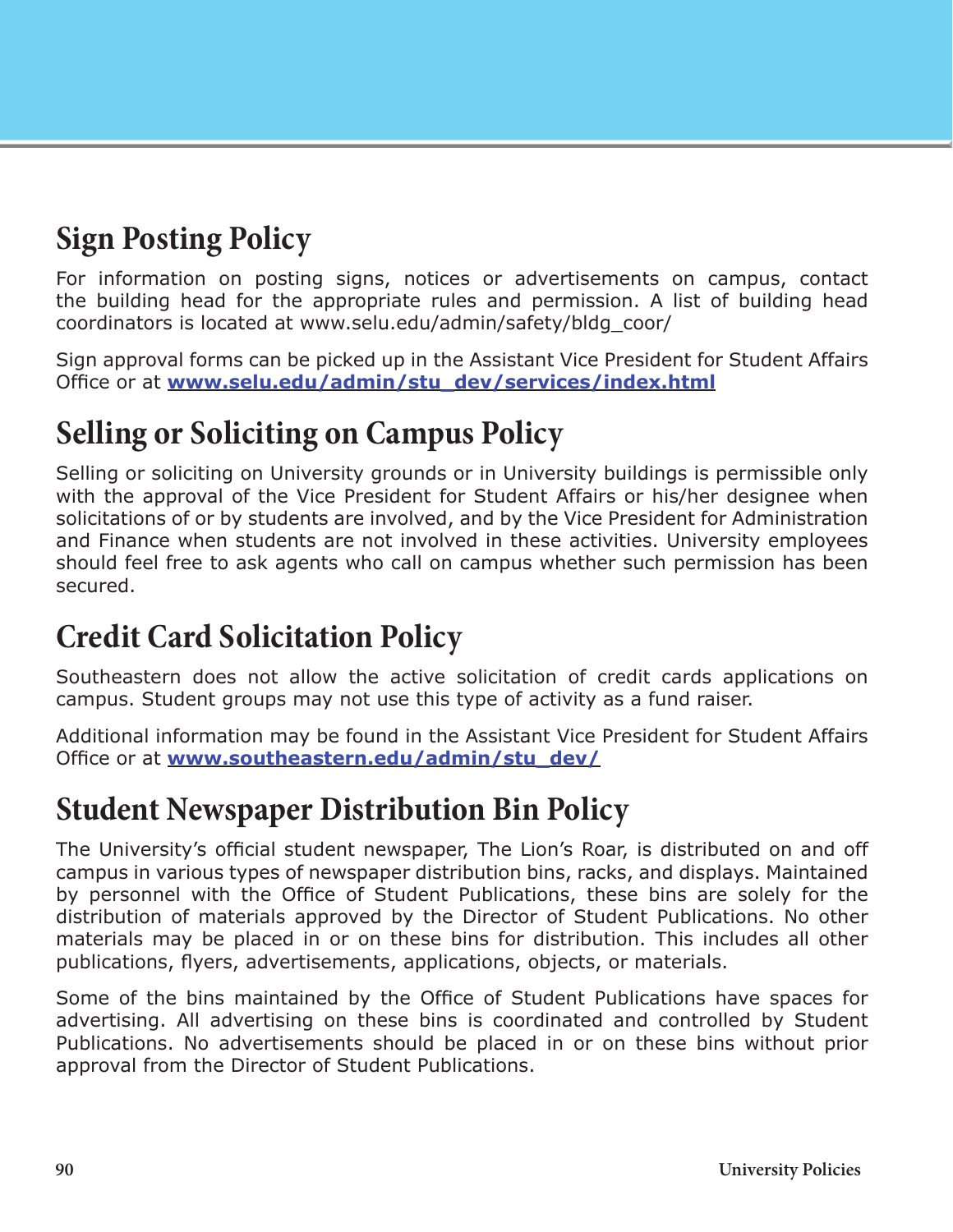## Sign Posting Policy

For information on posting signs, notices or advertisements on campus, contact the building head for the appropriate rules and permission. A list of building head coordinators is located at www.selu.edu/admin/safety/bldg_coor/

Sign approval forms can be picked up in the Assistant Vice President for Student Affairs Office or at **www.selu.edu/admin/stu_dev/services/index.html**

## Selling or Soliciting on Campus Policy

Selling or soliciting on University grounds or in University buildings is permissible only with the approval of the Vice President for Student Affairs or his/her designee when solicitations of or by students are involved, and by the Vice President for Administration and Finance when students are not involved in these activities. University employees should feel free to ask agents who call on campus whether such permission has been secured.

## Credit Card Solicitation Policy

Southeastern does not allow the active solicitation of credit cards applications on campus. Student groups may not use this type of activity as a fund raiser.

Additional information may be found in the Assistant Vice President for Student Affairs Office or at **www.southeastern.edu/admin/stu_dev/**

## Student Newspaper Distribution Bin Policy

The University's official student newspaper, The Lion's Roar, is distributed on and off campus in various types of newspaper distribution bins, racks, and displays. Maintained by personnel with the Office of Student Publications, these bins are solely for the distribution of materials approved by the Director of Student Publications. No other materials may be placed in or on these bins for distribution. This includes all other publications, flyers, advertisements, applications, objects, or materials.

Some of the bins maintained by the Office of Student Publications have spaces for advertising. All advertising on these bins is coordinated and controlled by Student Publications. No advertisements should be placed in or on these bins without prior approval from the Director of Student Publications.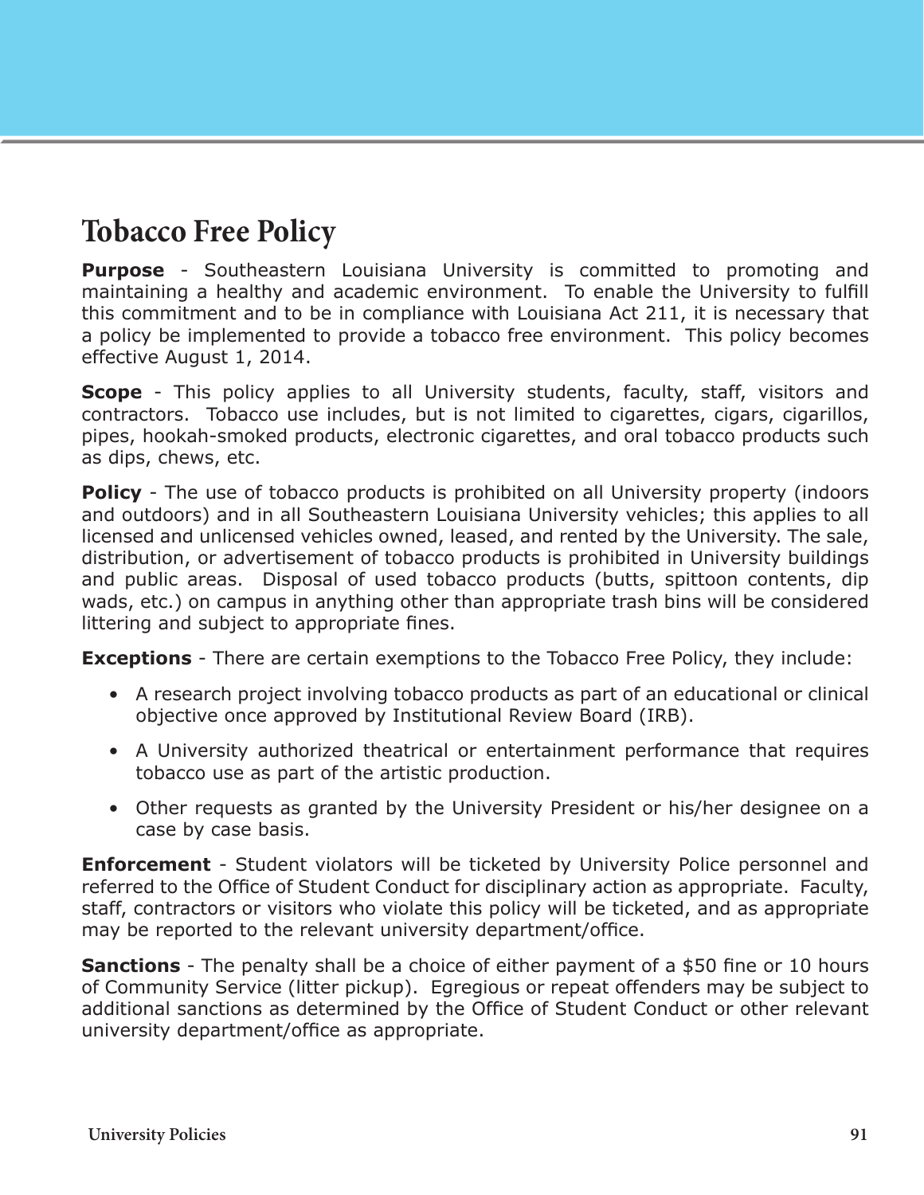# Tobacco Free Policy

**Purpose** - Southeastern Louisiana University is committed to promoting and maintaining a healthy and academic environment. To enable the University to fulfill this commitment and to be in compliance with Louisiana Act 211, it is necessary that a policy be implemented to provide a tobacco free environment. This policy becomes effective August 1, 2014.

**Scope** - This policy applies to all University students, faculty, staff, visitors and contractors. Tobacco use includes, but is not limited to cigarettes, cigars, cigarillos, pipes, hookah-smoked products, electronic cigarettes, and oral tobacco products such as dips, chews, etc.

**Policy** - The use of tobacco products is prohibited on all University property (indoors and outdoors) and in all Southeastern Louisiana University vehicles; this applies to all licensed and unlicensed vehicles owned, leased, and rented by the University. The sale, distribution, or advertisement of tobacco products is prohibited in University buildings and public areas. Disposal of used tobacco products (butts, spittoon contents, dip wads, etc.) on campus in anything other than appropriate trash bins will be considered littering and subject to appropriate fines.

**Exceptions** - There are certain exemptions to the Tobacco Free Policy, they include:

- A research project involving tobacco products as part of an educational or clinical objective once approved by Institutional Review Board (IRB).
- A University authorized theatrical or entertainment performance that requires tobacco use as part of the artistic production.
- Other requests as granted by the University President or his/her designee on a case by case basis.

**Enforcement** - Student violators will be ticketed by University Police personnel and referred to the Office of Student Conduct for disciplinary action as appropriate. Faculty, staff, contractors or visitors who violate this policy will be ticketed, and as appropriate may be reported to the relevant university department/office.

**Sanctions** - The penalty shall be a choice of either payment of a $50 fine or 10 hours of Community Service (litter pickup). Egregious or repeat offenders may be subject to additional sanctions as determined by the Office of Student Conduct or other relevant university department/office as appropriate.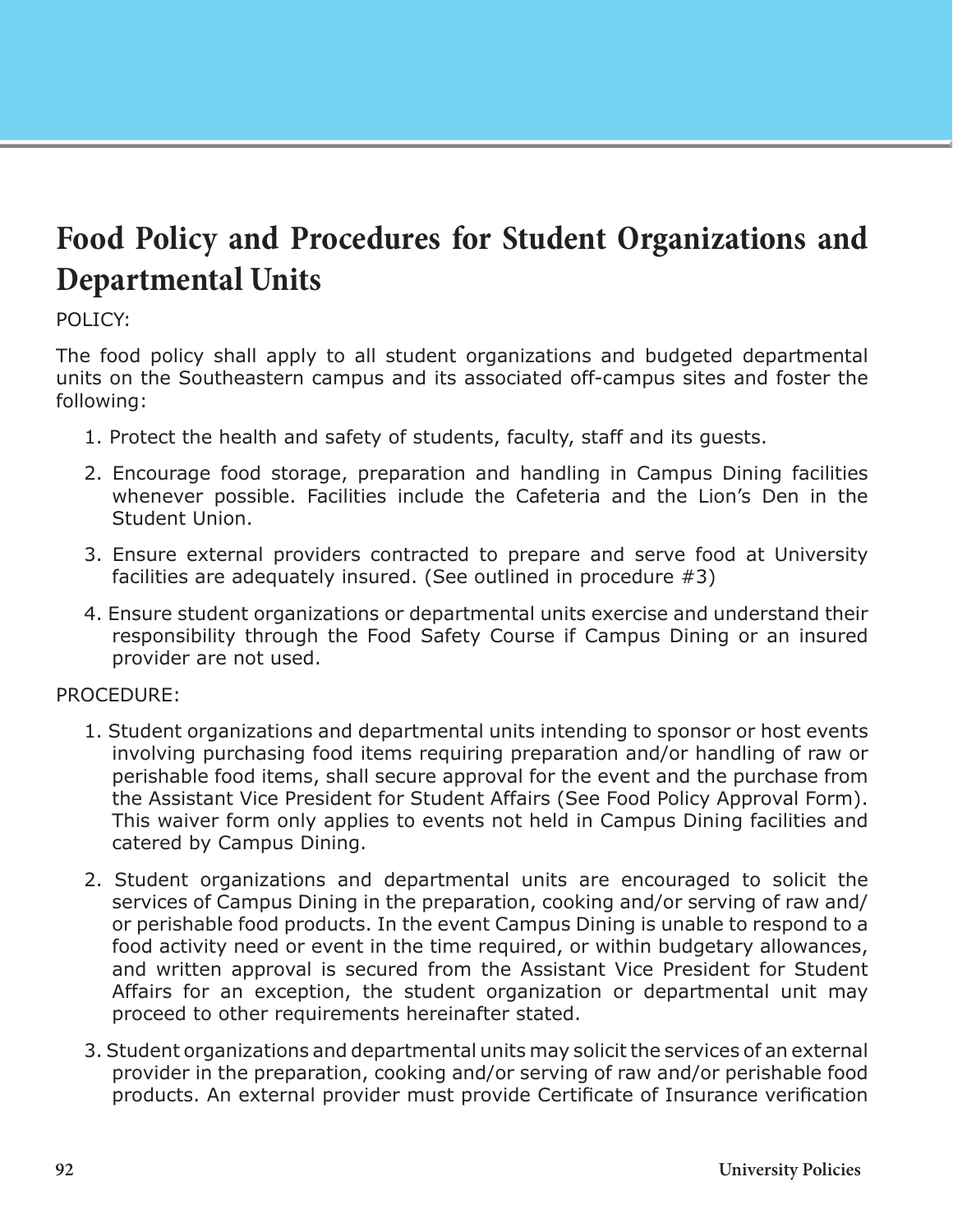# Food Policy and Procedures for Student Organizations and Departmental Units

POLICY:

The food policy shall apply to all student organizations and budgeted departmental units on the Southeastern campus and its associated off-campus sites and foster the following:

1. Protect the health and safety of students, faculty, staff and its guests.
2. Encourage food storage, preparation and handling in Campus Dining facilities whenever possible. Facilities include the Cafeteria and the Lion's Den in the Student Union.
3. Ensure external providers contracted to prepare and serve food at University facilities are adequately insured. (See outlined in procedure #3)
4. Ensure student organizations or departmental units exercise and understand their responsibility through the Food Safety Course if Campus Dining or an insured provider are not used.

PROCEDURE:

1. Student organizations and departmental units intending to sponsor or host events involving purchasing food items requiring preparation and/or handling of raw or perishable food items, shall secure approval for the event and the purchase from the Assistant Vice President for Student Affairs (See Food Policy Approval Form). This waiver form only applies to events not held in Campus Dining facilities and catered by Campus Dining.
2. Student organizations and departmental units are encouraged to solicit the services of Campus Dining in the preparation, cooking and/or serving of raw and/or perishable food products. In the event Campus Dining is unable to respond to a food activity need or event in the time required, or within budgetary allowances, and written approval is secured from the Assistant Vice President for Student Affairs for an exception, the student organization or departmental unit may proceed to other requirements hereinafter stated.
3. Student organizations and departmental units may solicit the services of an external provider in the preparation, cooking and/or serving of raw and/or perishable food products. An external provider must provide Certificate of Insurance verification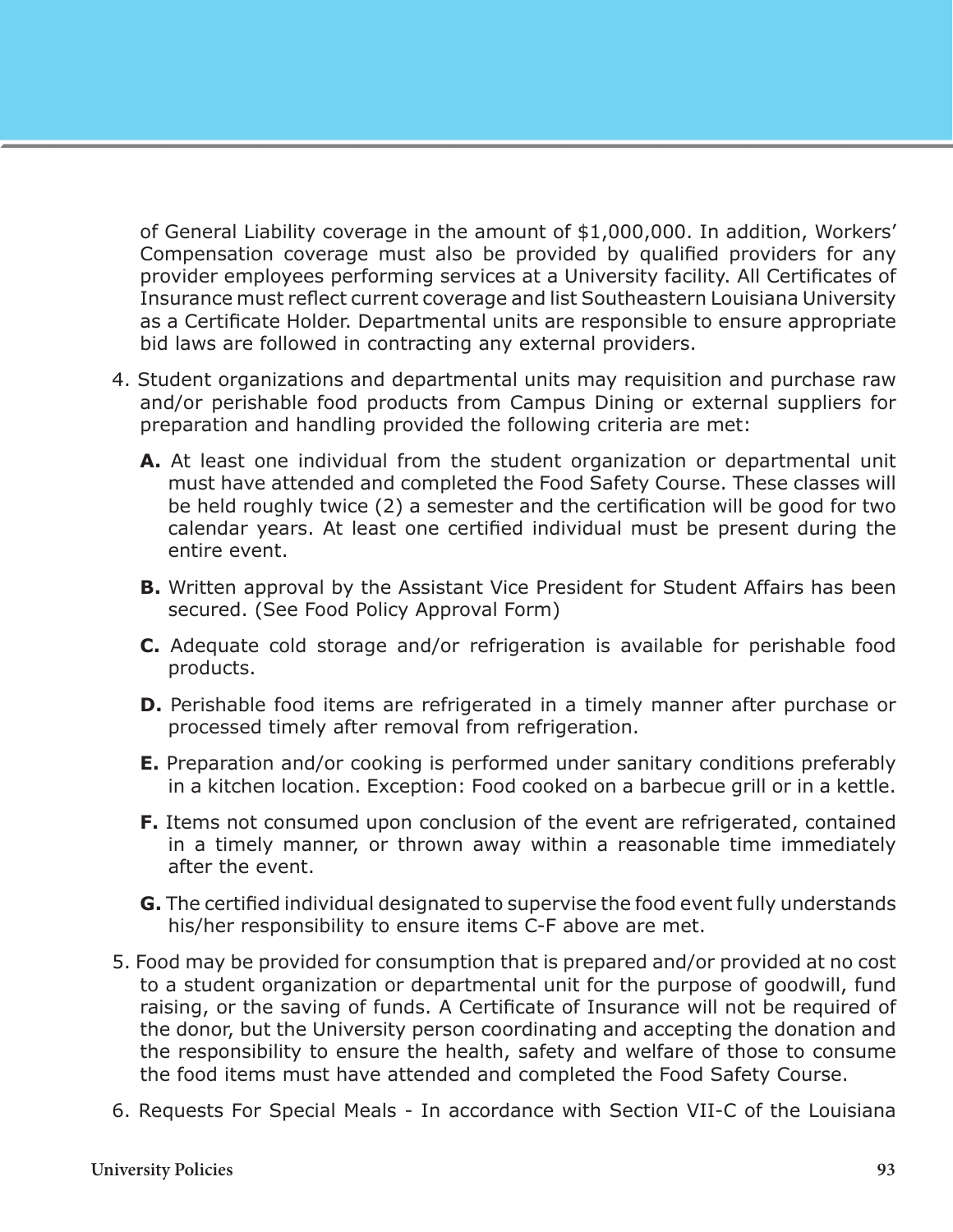of General Liability coverage in the amount of $1,000,000. In addition, Workers' Compensation coverage must also be provided by qualified providers for any provider employees performing services at a University facility. All Certificates of Insurance must reflect current coverage and list Southeastern Louisiana University as a Certificate Holder. Departmental units are responsible to ensure appropriate bid laws are followed in contracting any external providers.

4. Student organizations and departmental units may requisition and purchase raw and/or perishable food products from Campus Dining or external suppliers for preparation and handling provided the following criteria are met:

   **A.** At least one individual from the student organization or departmental unit must have attended and completed the Food Safety Course. These classes will be held roughly twice (2) a semester and the certification will be good for two calendar years. At least one certified individual must be present during the entire event.

   **B.** Written approval by the Assistant Vice President for Student Affairs has been secured. (See Food Policy Approval Form)

   **C.** Adequate cold storage and/or refrigeration is available for perishable food products.

   **D.** Perishable food items are refrigerated in a timely manner after purchase or processed timely after removal from refrigeration.

   **E.** Preparation and/or cooking is performed under sanitary conditions preferably in a kitchen location. Exception: Food cooked on a barbecue grill or in a kettle.

   **F.** Items not consumed upon conclusion of the event are refrigerated, contained in a timely manner, or thrown away within a reasonable time immediately after the event.

   **G.** The certified individual designated to supervise the food event fully understands his/her responsibility to ensure items C-F above are met.

5. Food may be provided for consumption that is prepared and/or provided at no cost to a student organization or departmental unit for the purpose of goodwill, fund raising, or the saving of funds. A Certificate of Insurance will not be required of the donor, but the University person coordinating and accepting the donation and the responsibility to ensure the health, safety and welfare of those to consume the food items must have attended and completed the Food Safety Course.

6. Requests For Special Meals - In accordance with Section VII-C of the Louisiana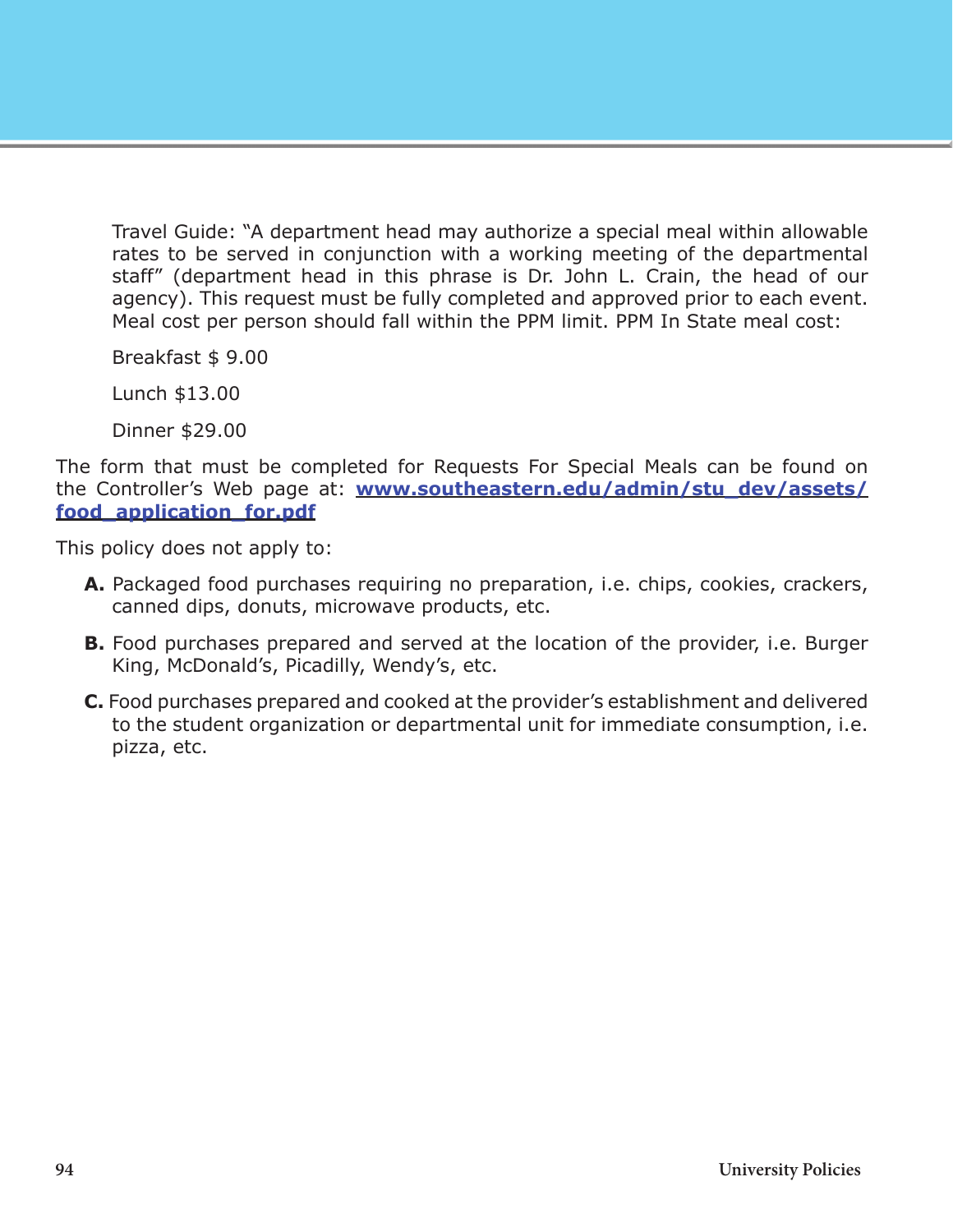Travel Guide: "A department head may authorize a special meal within allowable rates to be served in conjunction with a working meeting of the departmental staff" (department head in this phrase is Dr. John L. Crain, the head of our agency). This request must be fully completed and approved prior to each event. Meal cost per person should fall within the PPM limit. PPM In State meal cost:

Breakfast $ 9.00

Lunch $13.00

Dinner $29.00

The form that must be completed for Requests For Special Meals can be found on the Controller's Web page at: **[www.southeastern.edu/admin/stu_dev/assets/food_application_for.pdf](www.southeastern.edu/admin/stu_dev/assets/food_application_for.pdf)**

This policy does not apply to:

**A.** Packaged food purchases requiring no preparation, i.e. chips, cookies, crackers, canned dips, donuts, microwave products, etc.

**B.** Food purchases prepared and served at the location of the provider, i.e. Burger King, McDonald's, Picadilly, Wendy's, etc.

**C.** Food purchases prepared and cooked at the provider's establishment and delivered to the student organization or departmental unit for immediate consumption, i.e. pizza, etc.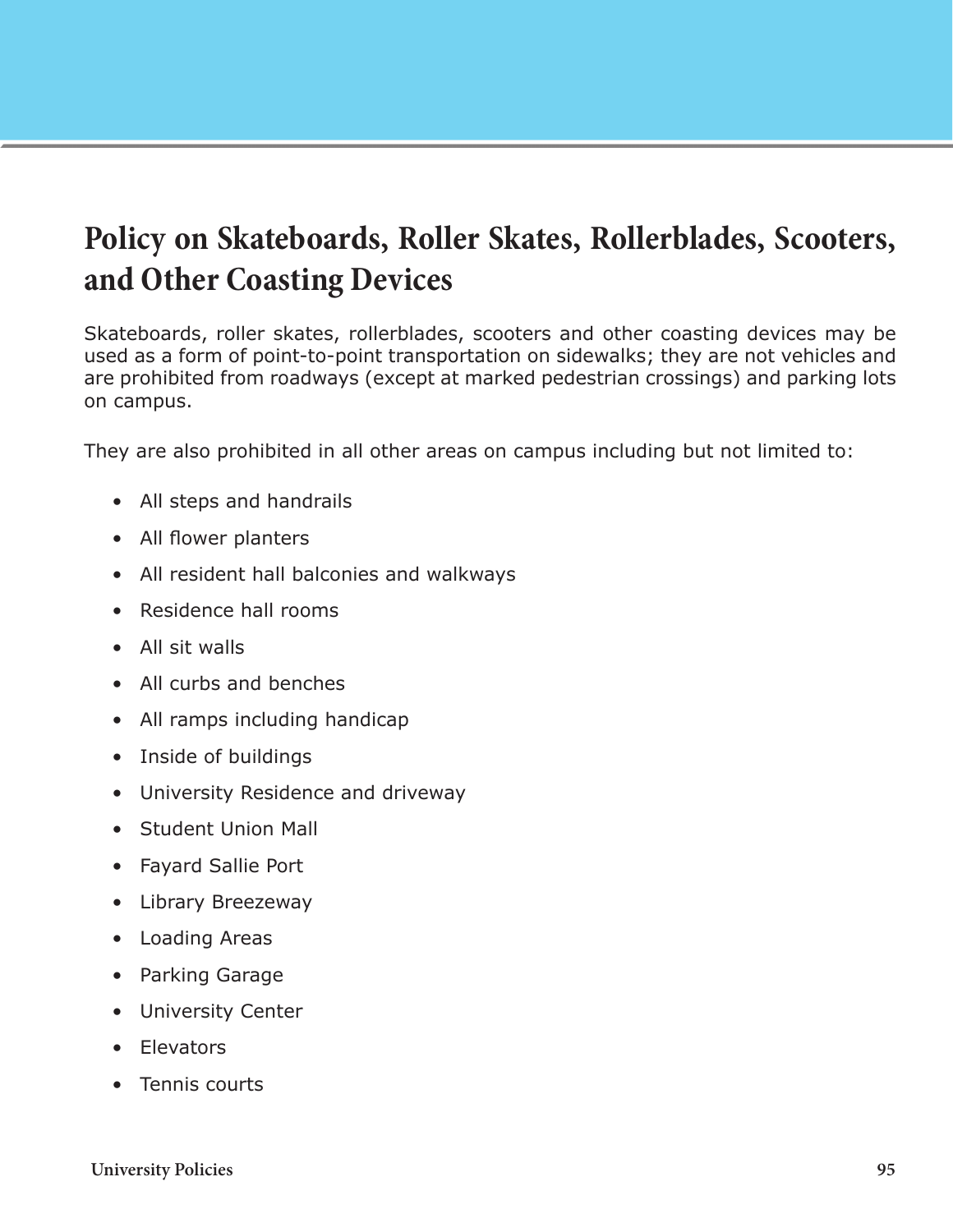# Policy on Skateboards, Roller Skates, Rollerblades, Scooters, and Other Coasting Devices

Skateboards, roller skates, rollerblades, scooters and other coasting devices may be used as a form of point-to-point transportation on sidewalks; they are not vehicles and are prohibited from roadways (except at marked pedestrian crossings) and parking lots on campus.

They are also prohibited in all other areas on campus including but not limited to:

- All steps and handrails
- All flower planters
- All resident hall balconies and walkways
- Residence hall rooms
- All sit walls
- All curbs and benches
- All ramps including handicap
- Inside of buildings
- University Residence and driveway
- Student Union Mall
- Fayard Sallie Port
- Library Breezeway
- Loading Areas
- Parking Garage
- University Center
- Elevators
- Tennis courts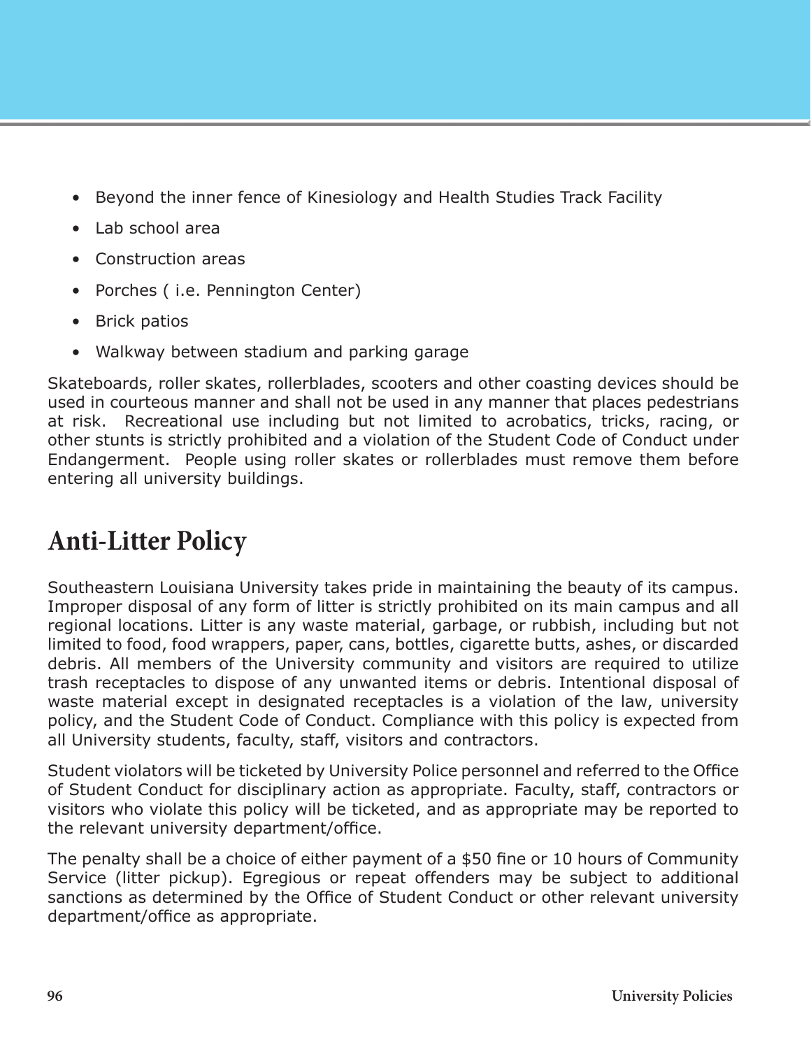- Beyond the inner fence of Kinesiology and Health Studies Track Facility
- Lab school area
- Construction areas
- Porches ( i.e. Pennington Center)
- Brick patios
- Walkway between stadium and parking garage

Skateboards, roller skates, rollerblades, scooters and other coasting devices should be used in courteous manner and shall not be used in any manner that places pedestrians at risk. Recreational use including but not limited to acrobatics, tricks, racing, or other stunts is strictly prohibited and a violation of the Student Code of Conduct under Endangerment. People using roller skates or rollerblades must remove them before entering all university buildings.

## Anti-Litter Policy

Southeastern Louisiana University takes pride in maintaining the beauty of its campus. Improper disposal of any form of litter is strictly prohibited on its main campus and all regional locations. Litter is any waste material, garbage, or rubbish, including but not limited to food, food wrappers, paper, cans, bottles, cigarette butts, ashes, or discarded debris. All members of the University community and visitors are required to utilize trash receptacles to dispose of any unwanted items or debris. Intentional disposal of waste material except in designated receptacles is a violation of the law, university policy, and the Student Code of Conduct. Compliance with this policy is expected from all University students, faculty, staff, visitors and contractors.

Student violators will be ticketed by University Police personnel and referred to the Office of Student Conduct for disciplinary action as appropriate. Faculty, staff, contractors or visitors who violate this policy will be ticketed, and as appropriate may be reported to the relevant university department/office.

The penalty shall be a choice of either payment of a $50 fine or 10 hours of Community Service (litter pickup). Egregious or repeat offenders may be subject to additional sanctions as determined by the Office of Student Conduct or other relevant university department/office as appropriate.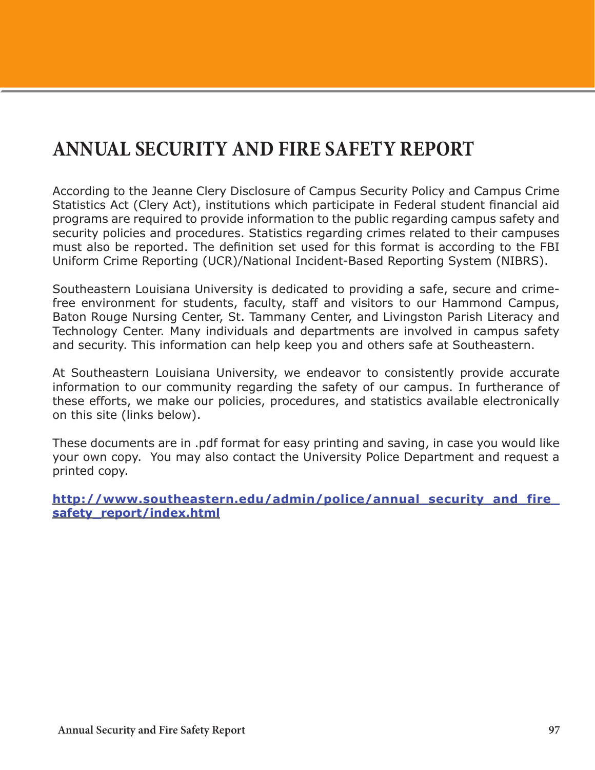# ANNUAL SECURITY AND FIRE SAFETY REPORT

According to the Jeanne Clery Disclosure of Campus Security Policy and Campus Crime Statistics Act (Clery Act), institutions which participate in Federal student financial aid programs are required to provide information to the public regarding campus safety and security policies and procedures. Statistics regarding crimes related to their campuses must also be reported. The definition set used for this format is according to the FBI Uniform Crime Reporting (UCR)/National Incident-Based Reporting System (NIBRS).

Southeastern Louisiana University is dedicated to providing a safe, secure and crime-free environment for students, faculty, staff and visitors to our Hammond Campus, Baton Rouge Nursing Center, St. Tammany Center, and Livingston Parish Literacy and Technology Center. Many individuals and departments are involved in campus safety and security. This information can help keep you and others safe at Southeastern.

At Southeastern Louisiana University, we endeavor to consistently provide accurate information to our community regarding the safety of our campus. In furtherance of these efforts, we make our policies, procedures, and statistics available electronically on this site (links below).

These documents are in .pdf format for easy printing and saving, in case you would like your own copy. You may also contact the University Police Department and request a printed copy.

**http://www.southeastern.edu/admin/police/annual_security_and_fire_safety_report/index.html**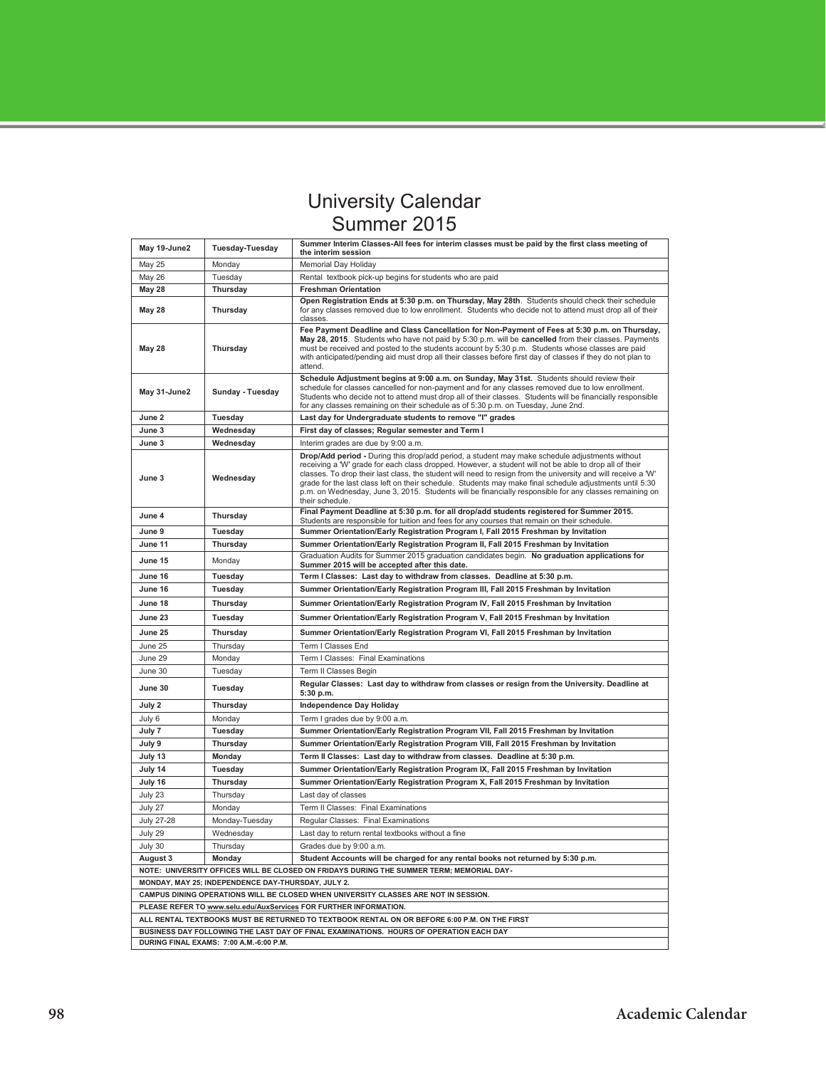# University Calendar
## Summer 2015

| | | |
|---|---|---|
| **May 19-June2** | **Tuesday-Tuesday** | **Summer Interim Classes-All fees for interim classes must be paid by the first class meeting of the interim session** |
| May 25 | Monday | Memorial Day Holiday |
| May 26 | Tuesday | Rental textbook pick-up begins for students who are paid |
| **May 28** | **Thursday** | **Freshman Orientation** |
| **May 28** | **Thursday** | **Open Registration Ends at 5:30 p.m. on Thursday, May 28th**. Students should check their schedule for any classes removed due to low enrollment. Students who decide not to attend must drop all of their classes. |
| **May 28** | **Thursday** | **Fee Payment Deadline and Class Cancellation for Non-Payment of Fees at 5:30 p.m. on Thursday, May 28, 2015**. Students who have not paid by 5:30 p.m. will be **cancelled** from their classes. Payments must be received and posted to the students account by 5:30 p.m. Students whose classes are paid with anticipated/pending aid must drop all their classes before first day of classes if they do not plan to attend. |
| **May 31-June2** | **Sunday - Tuesday** | **Schedule Adjustment begins at 9:00 a.m. on Sunday, May 31st.** Students should review their schedule for classes cancelled for non-payment and for any classes removed due to low enrollment. Students who decide not to attend must drop all of their classes. Students will be financially responsible for any classes remaining on their schedule as of 5:30 p.m. on Tuesday, June 2nd. |
| **June 2** | **Tuesday** | **Last day for Undergraduate students to remove "I" grades** |
| **June 3** | **Wednesday** | **First day of classes; Regular semester and Term I** |
| **June 3** | **Wednesday** | Interim grades are due by 9:00 a.m. |
| **June 3** | **Wednesday** | **Drop/Add period -** During this drop/add period, a student may make schedule adjustments without receiving a 'W' grade for each class dropped. However, a student will not be able to drop all of their classes. To drop their last class, the student will need to resign from the university and will receive a 'W' grade for the last class left on their schedule. Students may make final schedule adjustments until 5:30 p.m. on Wednesday, June 3, 2015. Students will be financially responsible for any classes remaining on their schedule. |
| **June 4** | **Thursday** | **Final Payment Deadline at 5:30 p.m. for all drop/add students registered for Summer 2015.** Students are responsible for tuition and fees for any courses that remain on their schedule. |
| **June 9** | **Tuesday** | **Summer Orientation/Early Registration Program I, Fall 2015 Freshman by Invitation** |
| **June 11** | **Thursday** | **Summer Orientation/Early Registration Program II, Fall 2015 Freshman by Invitation** |
| **June 15** | Monday | Graduation Audits for Summer 2015 graduation candidates begin. **No graduation applications for Summer 2015 will be accepted after this date.** |
| **June 16** | **Tuesday** | **Term I Classes: Last day to withdraw from classes. Deadline at 5:30 p.m.** |
| **June 16** | **Tuesday** | **Summer Orientation/Early Registration Program III, Fall 2015 Freshman by Invitation** |
| **June 18** | **Thursday** | **Summer Orientation/Early Registration Program IV, Fall 2015 Freshman by Invitation** |
| **June 23** | **Tuesday** | **Summer Orientation/Early Registration Program V, Fall 2015 Freshman by Invitation** |
| **June 25** | **Thursday** | **Summer Orientation/Early Registration Program VI, Fall 2015 Freshman by Invitation** |
| June 25 | Thursday | Term I Classes End |
| June 29 | Monday | Term I Classes: Final Examinations |
| June 30 | Tuesday | Term II Classes Begin |
| **June 30** | **Tuesday** | **Regular Classes: Last day to withdraw from classes or resign from the University. Deadline at 5:30 p.m.** |
| **July 2** | **Thursday** | **Independence Day Holiday** |
| July 6 | Monday | Term I grades due by 9:00 a.m. |
| **July 7** | **Tuesday** | **Summer Orientation/Early Registration Program VII, Fall 2015 Freshman by Invitation** |
| **July 9** | **Thursday** | **Summer Orientation/Early Registration Program VIII, Fall 2015 Freshman by Invitation** |
| **July 13** | **Monday** | **Term II Classes: Last day to withdraw from classes. Deadline at 5:30 p.m.** |
| **July 14** | **Tuesday** | **Summer Orientation/Early Registration Program IX, Fall 2015 Freshman by Invitation** |
| **July 16** | **Thursday** | **Summer Orientation/Early Registration Program X, Fall 2015 Freshman by Invitation** |
| July 23 | Thursday | Last day of classes |
| July 27 | Monday | Term II Classes: Final Examinations |
| July 27-28 | Monday-Tuesday | Regular Classes: Final Examinations |
| July 29 | Wednesday | Last day to return rental textbooks without a fine |
| July 30 | Thursday | Grades due by 9:00 a.m. |
| **August 3** | **Monday** | **Student Accounts will be charged for any rental books not returned by 5:30 p.m.** |

**NOTE: UNIVERSITY OFFICES WILL BE CLOSED ON FRIDAYS DURING THE SUMMER TERM; MEMORIAL DAY-MONDAY, MAY 25; INDEPENDENCE DAY-THURSDAY, JULY 2.**

**CAMPUS DINING OPERATIONS WILL BE CLOSED WHEN UNIVERSITY CLASSES ARE NOT IN SESSION.**

**PLEASE REFER TO www.selu.edu/AuxServices FOR FURTHER INFORMATION.**

**ALL RENTAL TEXTBOOKS MUST BE RETURNED TO TEXTBOOK RENTAL ON OR BEFORE 6:00 P.M. ON THE FIRST BUSINESS DAY FOLLOWING THE LAST DAY OF FINAL EXAMINATIONS. HOURS OF OPERATION EACH DAY DURING FINAL EXAMS: 7:00 A.M.-6:00 P.M.**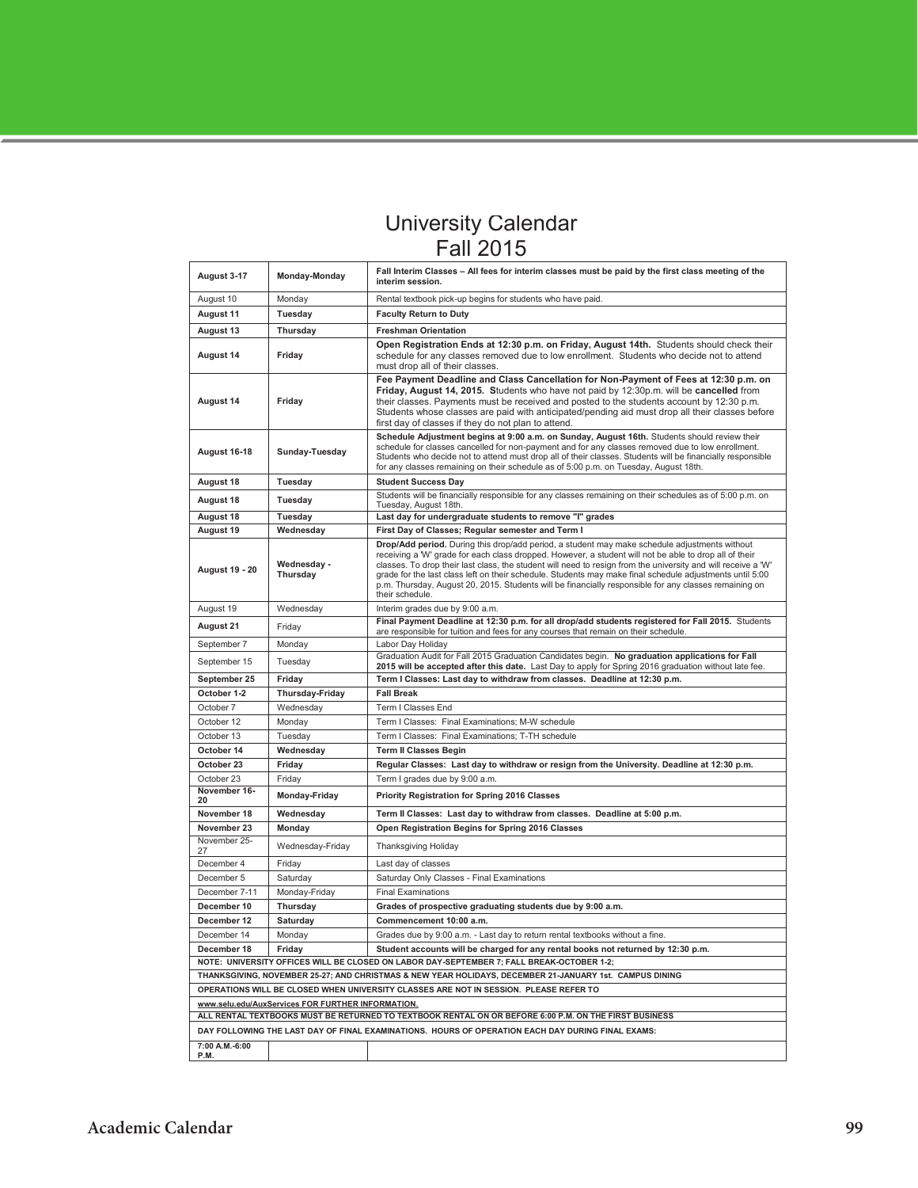# University Calendar
## Fall 2015

| Date | Day | Event |
|---|---|---|
| **August 3-17** | **Monday-Monday** | **Fall Interim Classes – All fees for interim classes must be paid by the first class meeting of the interim session.** |
| August 10 | Monday | Rental textbook pick-up begins for students who have paid. |
| **August 11** | **Tuesday** | **Faculty Return to Duty** |
| **August 13** | **Thursday** | **Freshman Orientation** |
| **August 14** | **Friday** | **Open Registration Ends at 12:30 p.m. on Friday, August 14th.** Students should check their schedule for any classes removed due to low enrollment. Students who decide not to attend must drop all of their classes. |
| **August 14** | **Friday** | **Fee Payment Deadline and Class Cancellation for Non-Payment of Fees at 12:30 p.m. on Friday, August 14, 2015. S**tudents who have not paid by 12:30p.m. will be **cancelled** from their classes. Payments must be received and posted to the students account by 12:30 p.m. Students whose classes are paid with anticipated/pending aid must drop all their classes before first day of classes if they do not plan to attend. |
| **August 16-18** | **Sunday-Tuesday** | **Schedule Adjustment begins at 9:00 a.m. on Sunday, August 16th.** Students should review their schedule for classes cancelled for non-payment and for any classes removed due to low enrollment. Students who decide not to attend must drop all of their classes. Students will be financially responsible for any classes remaining on their schedule as of 5:00 p.m. on Tuesday, August 18th. |
| **August 18** | **Tuesday** | **Student Success Day** |
| **August 18** | **Tuesday** | Students will be financially responsible for any classes remaining on their schedules as of 5:00 p.m. on Tuesday, August 18th. |
| **August 18** | **Tuesday** | **Last day for undergraduate students to remove "I" grades** |
| **August 19** | **Wednesday** | **First Day of Classes; Regular semester and Term I** |
| **August 19 - 20** | **Wednesday - Thursday** | **Drop/Add period.** During this drop/add period, a student may make schedule adjustments without receiving a 'W' grade for each class dropped. However, a student will not be able to drop all of their classes. To drop their last class, the student will need to resign from the university and will receive a 'W' grade for the last class left on their schedule. Students may make final schedule adjustments until 5:00 p.m. Thursday, August 20, 2015. Students will be financially responsible for any classes remaining on their schedule. |
| August 19 | Wednesday | Interim grades due by 9:00 a.m. |
| **August 21** | Friday | **Final Payment Deadline at 12:30 p.m. for all drop/add students registered for Fall 2015.** Students are responsible for tuition and fees for any courses that remain on their schedule. |
| September 7 | Monday | Labor Day Holiday |
| September 15 | Tuesday | Graduation Audit for Fall 2015 Graduation Candidates begin. **No graduation applications for Fall 2015 will be accepted after this date.** Last Day to apply for Spring 2016 graduation without late fee. |
| **September 25** | **Friday** | **Term I Classes: Last day to withdraw from classes. Deadline at 12:30 p.m.** |
| **October 1-2** | **Thursday-Friday** | **Fall Break** |
| October 7 | Wednesday | Term I Classes End |
| October 12 | Monday | Term I Classes: Final Examinations; M-W schedule |
| October 13 | Tuesday | Term I Classes: Final Examinations; T-TH schedule |
| **October 14** | **Wednesday** | **Term II Classes Begin** |
| **October 23** | **Friday** | **Regular Classes: Last day to withdraw or resign from the University. Deadline at 12:30 p.m.** |
| October 23 | Friday | Term I grades due by 9:00 a.m. |
| **November 16-20** | **Monday-Friday** | **Priority Registration for Spring 2016 Classes** |
| **November 18** | **Wednesday** | **Term II Classes: Last day to withdraw from classes. Deadline at 5:00 p.m.** |
| **November 23** | **Monday** | **Open Registration Begins for Spring 2016 Classes** |
| November 25-27 | Wednesday-Friday | Thanksgiving Holiday |
| December 4 | Friday | Last day of classes |
| December 5 | Saturday | Saturday Only Classes - Final Examinations |
| December 7-11 | Monday-Friday | Final Examinations |
| **December 10** | **Thursday** | **Grades of prospective graduating students due by 9:00 a.m.** |
| **December 12** | **Saturday** | **Commencement 10:00 a.m.** |
| December 14 | Monday | Grades due by 9:00 a.m. - Last day to return rental textbooks without a fine. |
| **December 18** | **Friday** | **Student accounts will be charged for any rental books not returned by 12:30 p.m.** |

**NOTE: UNIVERSITY OFFICES WILL BE CLOSED ON LABOR DAY-SEPTEMBER 7; FALL BREAK-OCTOBER 1-2; THANKSGIVING, NOVEMBER 25-27; AND CHRISTMAS & NEW YEAR HOLIDAYS, DECEMBER 21-JANUARY 1st. CAMPUS DINING OPERATIONS WILL BE CLOSED WHEN UNIVERSITY CLASSES ARE NOT IN SESSION. PLEASE REFER TO www.selu.edu/AuxServices FOR FURTHER INFORMATION.**

**ALL RENTAL TEXTBOOKS MUST BE RETURNED TO TEXTBOOK RENTAL ON OR BEFORE 6:00 P.M. ON THE FIRST BUSINESS DAY FOLLOWING THE LAST DAY OF FINAL EXAMINATIONS. HOURS OF OPERATION EACH DAY DURING FINAL EXAMS: 7:00 A.M.-6:00 P.M.**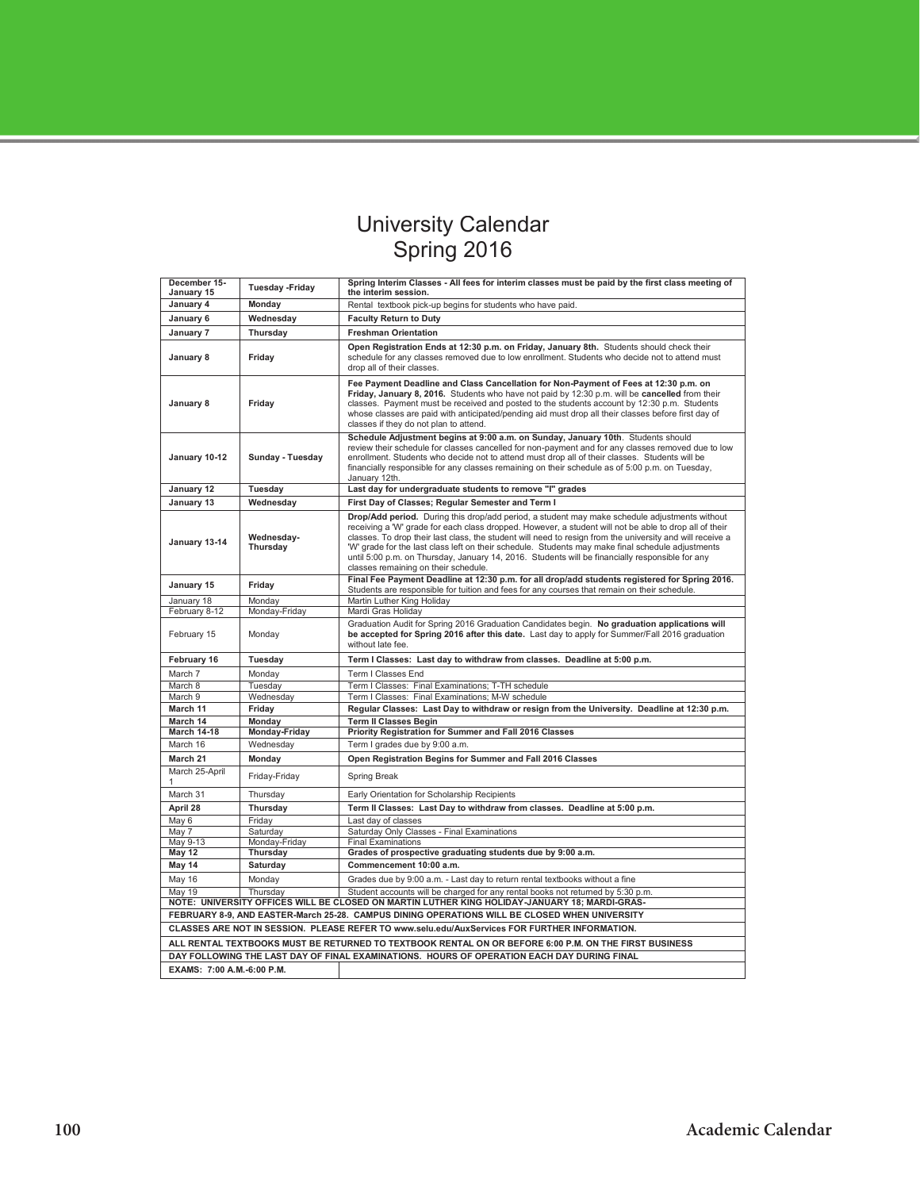# University Calendar Spring 2016

| | | |
|---|---|---|
| **December 15-January 15** | **Tuesday -Friday** | **Spring Interim Classes - All fees for interim classes must be paid by the first class meeting of the interim session.** |
| **January 4** | **Monday** | Rental textbook pick-up begins for students who have paid. |
| **January 6** | **Wednesday** | **Faculty Return to Duty** |
| **January 7** | **Thursday** | **Freshman Orientation** |
| **January 8** | **Friday** | **Open Registration Ends at 12:30 p.m. on Friday, January 8th.** Students should check their schedule for any classes removed due to low enrollment. Students who decide not to attend must drop all of their classes. |
| **January 8** | **Friday** | **Fee Payment Deadline and Class Cancellation for Non-Payment of Fees at 12:30 p.m. on Friday, January 8, 2016.** Students who have not paid by 12:30 p.m. will be **cancelled** from their classes. Payment must be received and posted to the students account by 12:30 p.m. Students whose classes are paid with anticipated/pending aid must drop all their classes before first day of classes if they do not plan to attend. |
| **January 10-12** | **Sunday - Tuesday** | **Schedule Adjustment begins at 9:00 a.m. on Sunday, January 10th**. Students should review their schedule for classes cancelled for non-payment and for any classes removed due to low enrollment. Students who decide not to attend must drop all of their classes. Students will be financially responsible for any classes remaining on their schedule as of 5:00 p.m. on Tuesday, January 12th. |
| **January 12** | **Tuesday** | **Last day for undergraduate students to remove "I" grades** |
| **January 13** | **Wednesday** | **First Day of Classes; Regular Semester and Term I** |
| **January 13-14** | **Wednesday-Thursday** | **Drop/Add period.** During this drop/add period, a student may make schedule adjustments without receiving a 'W' grade for each class dropped. However, a student will not be able to drop all of their classes. To drop their last class, the student will need to resign from the university and will receive a 'W' grade for the last class left on their schedule. Students may make final schedule adjustments until 5:00 p.m. on Thursday, January 14, 2016. Students will be financially responsible for any classes remaining on their schedule. |
| **January 15** | **Friday** | **Final Fee Payment Deadline at 12:30 p.m. for all drop/add students registered for Spring 2016.** Students are responsible for tuition and fees for any courses that remain on their schedule. |
| January 18 | Monday | Martin Luther King Holiday |
| February 8-12 | Monday-Friday | Mardi Gras Holiday |
| February 15 | Monday | Graduation Audit for Spring 2016 Graduation Candidates begin. **No graduation applications will be accepted for Spring 2016 after this date.** Last day to apply for Summer/Fall 2016 graduation without late fee. |
| **February 16** | **Tuesday** | **Term I Classes: Last day to withdraw from classes. Deadline at 5:00 p.m.** |
| March 7 | Monday | Term I Classes End |
| March 8 | Tuesday | Term I Classes: Final Examinations; T-TH schedule |
| March 9 | Wednesday | Term I Classes: Final Examinations; M-W schedule |
| **March 11** | **Friday** | **Regular Classes: Last Day to withdraw or resign from the University. Deadline at 12:30 p.m.** |
| **March 14** | **Monday** | **Term II Classes Begin** |
| **March 14-18** | **Monday-Friday** | **Priority Registration for Summer and Fall 2016 Classes** |
| March 16 | Wednesday | Term I grades due by 9:00 a.m. |
| **March 21** | **Monday** | **Open Registration Begins for Summer and Fall 2016 Classes** |
| March 25-April 1 | Friday-Friday | Spring Break |
| March 31 | Thursday | Early Orientation for Scholarship Recipients |
| **April 28** | **Thursday** | **Term II Classes: Last Day to withdraw from classes. Deadline at 5:00 p.m.** |
| May 6 | Friday | Last day of classes |
| May 7 | Saturday | Saturday Only Classes - Final Examinations |
| May 9-13 | Monday-Friday | Final Examinations |
| **May 12** | **Thursday** | **Grades of prospective graduating students due by 9:00 a.m.** |
| **May 14** | **Saturday** | **Commencement 10:00 a.m.** |
| May 16 | Monday | Grades due by 9:00 a.m. - Last day to return rental textbooks without a fine |
| May 19 | Thursday | Student accounts will be charged for any rental books not returned by 5:30 p.m. |

**NOTE: UNIVERSITY OFFICES WILL BE CLOSED ON MARTIN LUTHER KING HOLIDAY-JANUARY 18; MARDI-GRAS-FEBRUARY 8-9, AND EASTER-March 25-28. CAMPUS DINING OPERATIONS WILL BE CLOSED WHEN UNIVERSITY CLASSES ARE NOT IN SESSION. PLEASE REFER TO www.selu.edu/AuxServices FOR FURTHER INFORMATION.**

**ALL RENTAL TEXTBOOKS MUST BE RETURNED TO TEXTBOOK RENTAL ON OR BEFORE 6:00 P.M. ON THE FIRST BUSINESS DAY FOLLOWING THE LAST DAY OF FINAL EXAMINATIONS. HOURS OF OPERATION EACH DAY DURING FINAL EXAMS: 7:00 A.M.-6:00 P.M.**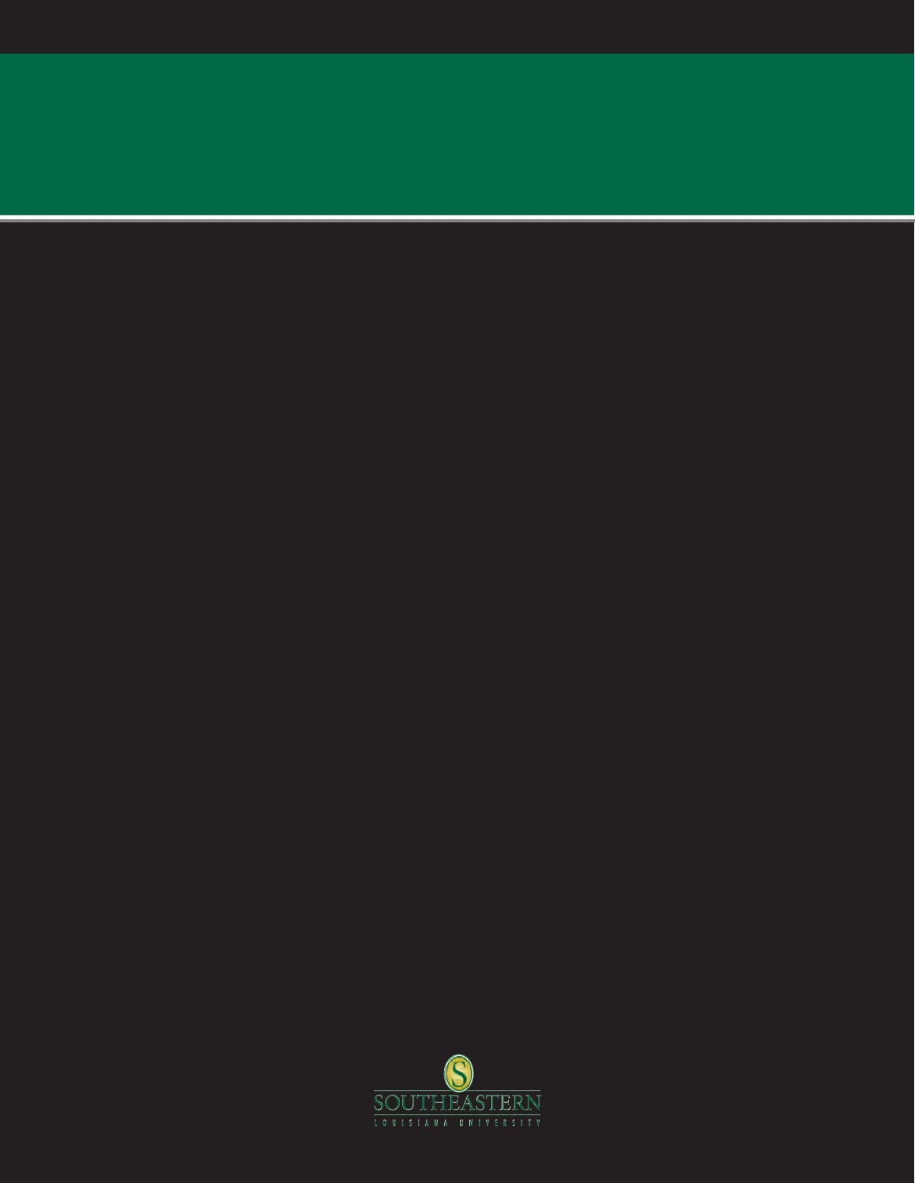SOUTHEASTERN

LOUISIANA UNIVERSITY